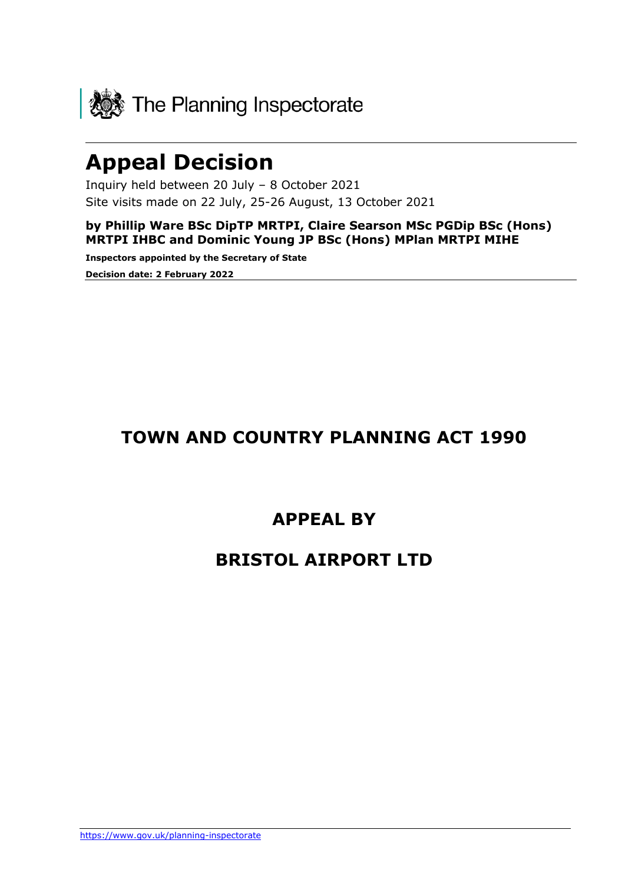The Planning Inspectorate

# Appeal Decision

Inquiry held between 20 July – 8 October 2021

Site visits made on 22 July, 25-26 August, 13 October 2021

**by Phillip Ware BSc DipTP MRTPI, Claire Searson MSc PGDip BSc (Hons) MRTPI IHBC and Dominic Young JP BSc (Hons) MPlan MRTPI MIHE**

**Inspectors appointed by the Secretary of State**

**Decision date: 2 February 2022**

## TOWN AND COUNTRY PLANNING ACT 1990

## APPEAL BY

## BRISTOL AIRPORT LTD

https://www.gov.uk/planning-inspectorate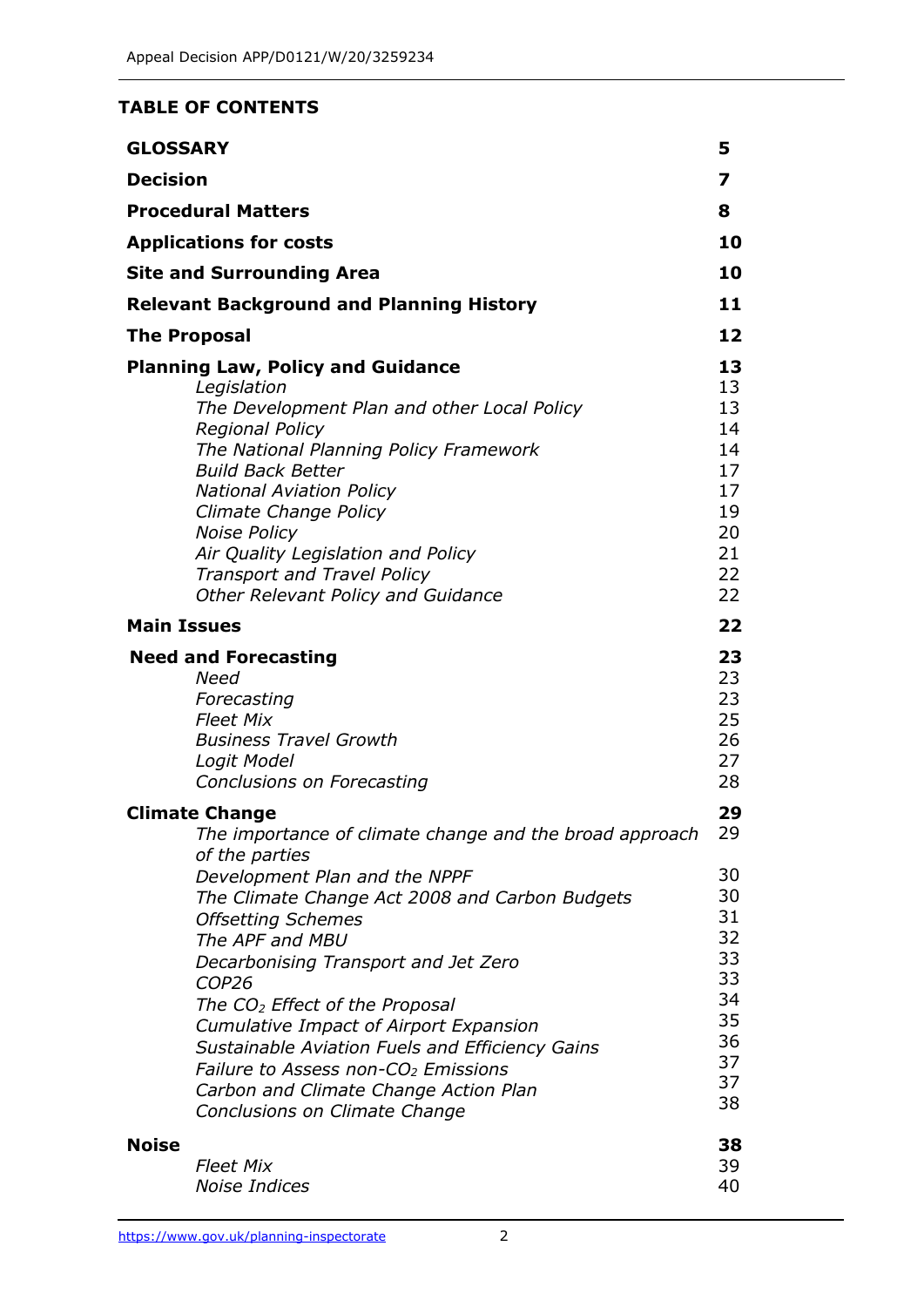**TABLE OF CONTENTS**

| | |
|---|---|
| **GLOSSARY** | **5** |
| **Decision** | **7** |
| **Procedural Matters** | **8** |
| **Applications for costs** | **10** |
| **Site and Surrounding Area** | **10** |
| **Relevant Background and Planning History** | **11** |
| **The Proposal** | **12** |
| **Planning Law, Policy and Guidance** | **13** |
| *Legislation* | 13 |
| *The Development Plan and other Local Policy* | 13 |
| *Regional Policy* | 14 |
| *The National Planning Policy Framework* | 14 |
| *Build Back Better* | 17 |
| *National Aviation Policy* | 17 |
| *Climate Change Policy* | 19 |
| *Noise Policy* | 20 |
| *Air Quality Legislation and Policy* | 21 |
| *Transport and Travel Policy* | 22 |
| *Other Relevant Policy and Guidance* | 22 |
| **Main Issues** | **22** |
| **Need and Forecasting** | **23** |
| *Need* | 23 |
| *Forecasting* | 23 |
| *Fleet Mix* | 25 |
| *Business Travel Growth* | 26 |
| *Logit Model* | 27 |
| *Conclusions on Forecasting* | 28 |
| **Climate Change** | **29** |
| *The importance of climate change and the broad approach of the parties* | 29 |
| *Development Plan and the NPPF* | 30 |
| *The Climate Change Act 2008 and Carbon Budgets* | 30 |
| *Offsetting Schemes* | 31 |
| *The APF and MBU* | 32 |
| *Decarbonising Transport and Jet Zero* | 33 |
| *COP26* | 33 |
| *The $CO_2$ Effect of the Proposal* | 34 |
| *Cumulative Impact of Airport Expansion* | 35 |
| *Sustainable Aviation Fuels and Efficiency Gains* | 36 |
| *Failure to Assess non-$CO_2$ Emissions* | 37 |
| *Carbon and Climate Change Action Plan* | 37 |
| *Conclusions on Climate Change* | 38 |
| **Noise** | **38** |
| *Fleet Mix* | 39 |
| *Noise Indices* | 40 |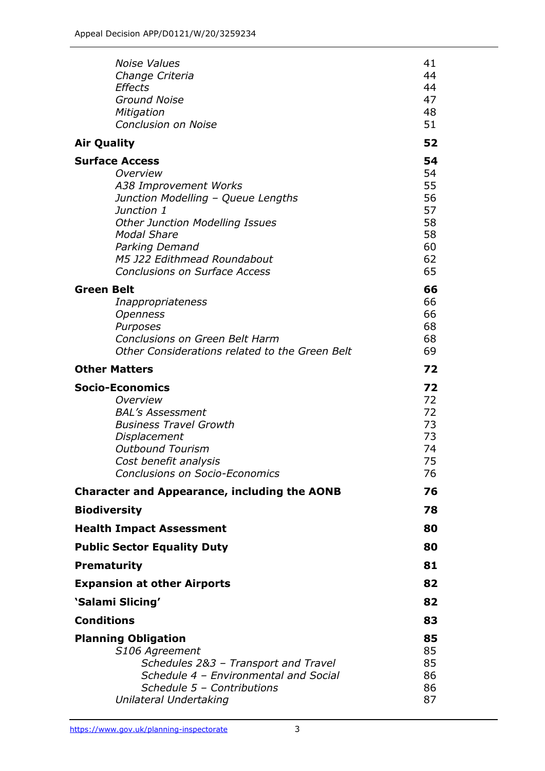| | |
|---|---|
| *Noise Values* | 41 |
| *Change Criteria* | 44 |
| *Effects* | 44 |
| *Ground Noise* | 47 |
| *Mitigation* | 48 |
| *Conclusion on Noise* | 51 |
| **Air Quality** | **52** |
| **Surface Access** | **54** |
| *Overview* | 54 |
| *A38 Improvement Works* | 55 |
| *Junction Modelling – Queue Lengths* | 56 |
| *Junction 1* | 57 |
| *Other Junction Modelling Issues* | 58 |
| *Modal Share* | 58 |
| *Parking Demand* | 60 |
| *M5 J22 Edithmead Roundabout* | 62 |
| *Conclusions on Surface Access* | 65 |
| **Green Belt** | **66** |
| *Inappropriateness* | 66 |
| *Openness* | 66 |
| *Purposes* | 68 |
| *Conclusions on Green Belt Harm* | 68 |
| *Other Considerations related to the Green Belt* | 69 |
| **Other Matters** | **72** |
| **Socio-Economics** | **72** |
| *Overview* | 72 |
| *BAL's Assessment* | 72 |
| *Business Travel Growth* | 73 |
| *Displacement* | 73 |
| *Outbound Tourism* | 74 |
| *Cost benefit analysis* | 75 |
| *Conclusions on Socio-Economics* | 76 |
| **Character and Appearance, including the AONB** | **76** |
| **Biodiversity** | **78** |
| **Health Impact Assessment** | **80** |
| **Public Sector Equality Duty** | **80** |
| **Prematurity** | **81** |
| **Expansion at other Airports** | **82** |
| **'Salami Slicing'** | **82** |
| **Conditions** | **83** |
| **Planning Obligation** | **85** |
| *S106 Agreement* | 85 |
| *Schedules 2&3 – Transport and Travel* | 85 |
| *Schedule 4 – Environmental and Social* | 86 |
| *Schedule 5 – Contributions* | 86 |
| *Unilateral Undertaking* | 87 |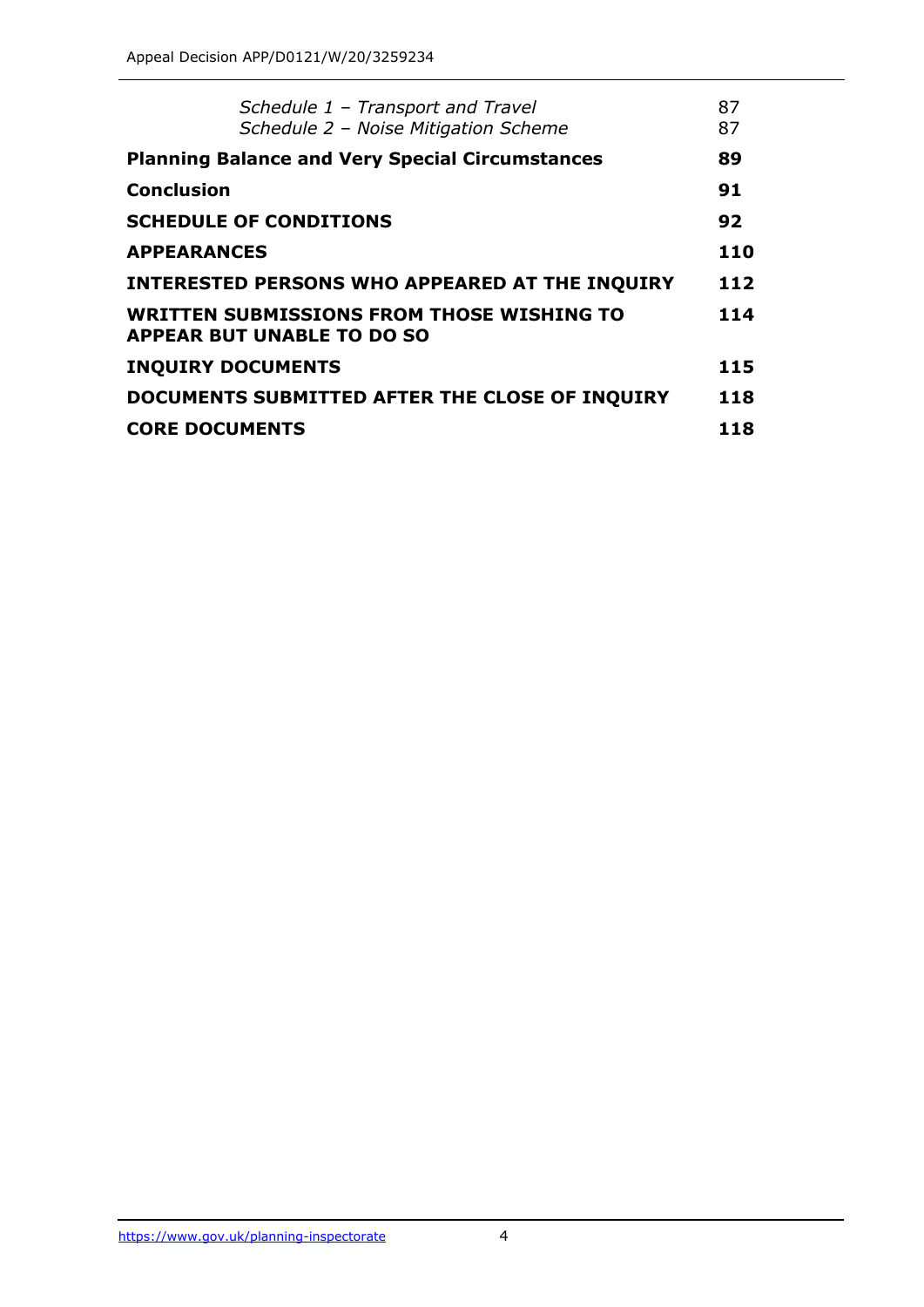| | |
|---|---|
| *Schedule 1 – Transport and Travel* | 87 |
| *Schedule 2 – Noise Mitigation Scheme* | 87 |
| **Planning Balance and Very Special Circumstances** | **89** |
| **Conclusion** | **91** |
| **SCHEDULE OF CONDITIONS** | **92** |
| **APPEARANCES** | **110** |
| **INTERESTED PERSONS WHO APPEARED AT THE INQUIRY** | **112** |
| **WRITTEN SUBMISSIONS FROM THOSE WISHING TO APPEAR BUT UNABLE TO DO SO** | **114** |
| **INQUIRY DOCUMENTS** | **115** |
| **DOCUMENTS SUBMITTED AFTER THE CLOSE OF INQUIRY** | **118** |
| **CORE DOCUMENTS** | **118** |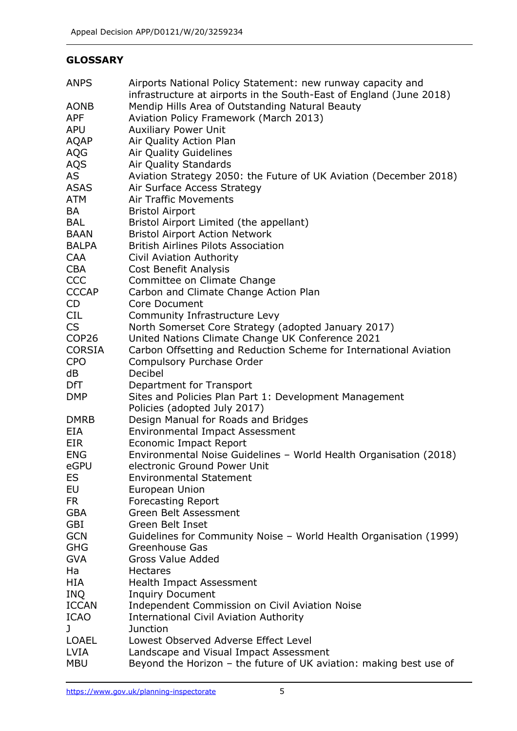## GLOSSARY

| | |
|---|---|
| ANPS | Airports National Policy Statement: new runway capacity and infrastructure at airports in the South-East of England (June 2018) |
| AONB | Mendip Hills Area of Outstanding Natural Beauty |
| APF | Aviation Policy Framework (March 2013) |
| APU | Auxiliary Power Unit |
| AQAP | Air Quality Action Plan |
| AQG | Air Quality Guidelines |
| AQS | Air Quality Standards |
| AS | Aviation Strategy 2050: the Future of UK Aviation (December 2018) |
| ASAS | Air Surface Access Strategy |
| ATM | Air Traffic Movements |
| BA | Bristol Airport |
| BAL | Bristol Airport Limited (the appellant) |
| BAAN | Bristol Airport Action Network |
| BALPA | British Airlines Pilots Association |
| CAA | Civil Aviation Authority |
| CBA | Cost Benefit Analysis |
| CCC | Committee on Climate Change |
| CCCAP | Carbon and Climate Change Action Plan |
| CD | Core Document |
| CIL | Community Infrastructure Levy |
| CS | North Somerset Core Strategy (adopted January 2017) |
| COP26 | United Nations Climate Change UK Conference 2021 |
| CORSIA | Carbon Offsetting and Reduction Scheme for International Aviation |
| CPO | Compulsory Purchase Order |
| dB | Decibel |
| DfT | Department for Transport |
| DMP | Sites and Policies Plan Part 1: Development Management Policies (adopted July 2017) |
| DMRB | Design Manual for Roads and Bridges |
| EIA | Environmental Impact Assessment |
| EIR | Economic Impact Report |
| ENG | Environmental Noise Guidelines – World Health Organisation (2018) |
| eGPU | electronic Ground Power Unit |
| ES | Environmental Statement |
| EU | European Union |
| FR | Forecasting Report |
| GBA | Green Belt Assessment |
| GBI | Green Belt Inset |
| GCN | Guidelines for Community Noise – World Health Organisation (1999) |
| GHG | Greenhouse Gas |
| GVA | Gross Value Added |
| Ha | Hectares |
| HIA | Health Impact Assessment |
| INQ | Inquiry Document |
| ICCAN | Independent Commission on Civil Aviation Noise |
| ICAO | International Civil Aviation Authority |
| J | Junction |
| LOAEL | Lowest Observed Adverse Effect Level |
| LVIA | Landscape and Visual Impact Assessment |
| MBU | Beyond the Horizon – the future of UK aviation: making best use of |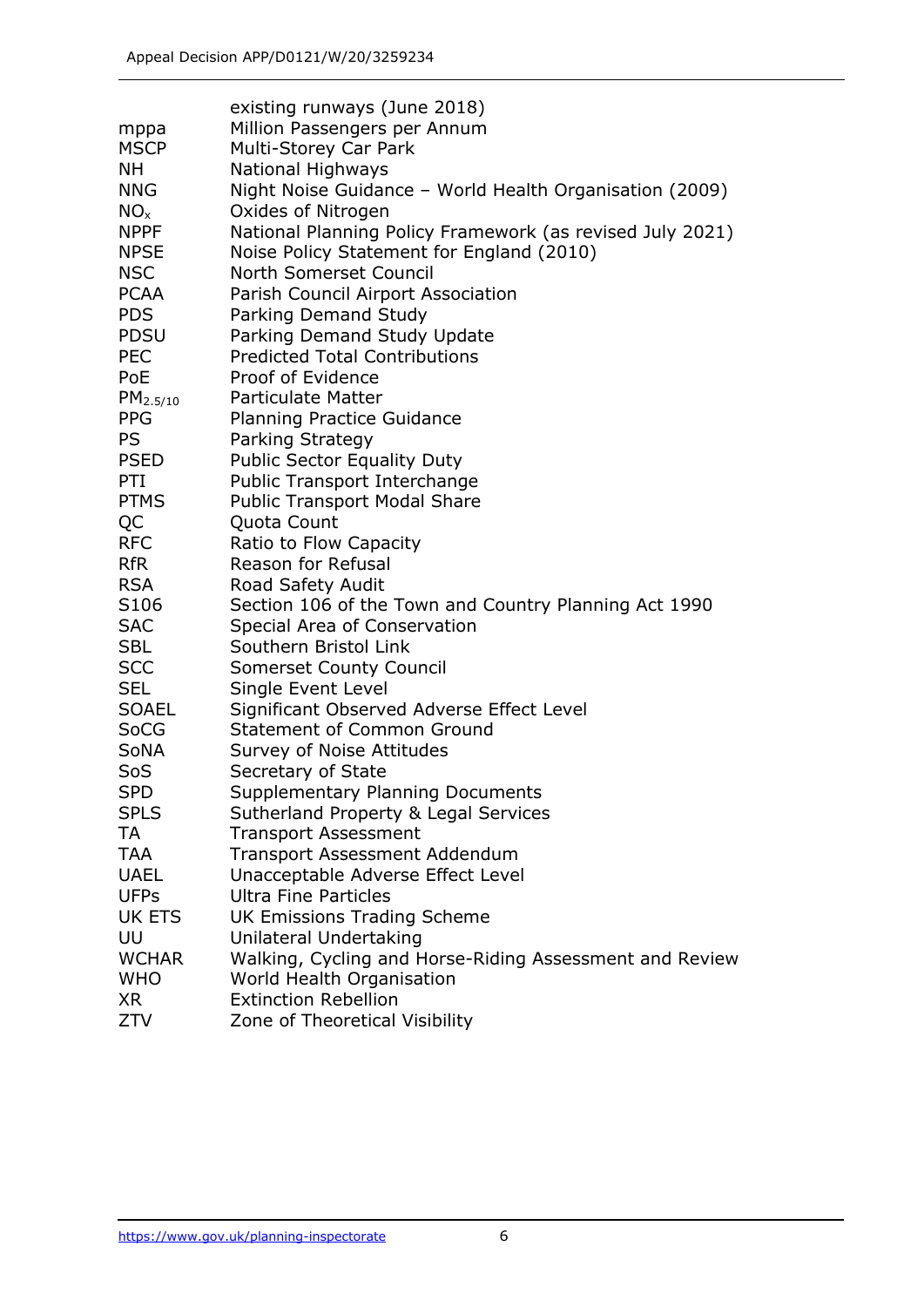| | |
|---|---|
| | existing runways (June 2018) |
| mppa | Million Passengers per Annum |
| MSCP | Multi-Storey Car Park |
| NH | National Highways |
| NNG | Night Noise Guidance – World Health Organisation (2009) |
| $NO_x$ | Oxides of Nitrogen |
| NPPF | National Planning Policy Framework (as revised July 2021) |
| NPSE | Noise Policy Statement for England (2010) |
| NSC | North Somerset Council |
| PCAA | Parish Council Airport Association |
| PDS | Parking Demand Study |
| PDSU | Parking Demand Study Update |
| PEC | Predicted Total Contributions |
| PoE | Proof of Evidence |
| $PM_{2.5/10}$ | Particulate Matter |
| PPG | Planning Practice Guidance |
| PS | Parking Strategy |
| PSED | Public Sector Equality Duty |
| PTI | Public Transport Interchange |
| PTMS | Public Transport Modal Share |
| QC | Quota Count |
| RFC | Ratio to Flow Capacity |
| RfR | Reason for Refusal |
| RSA | Road Safety Audit |
| S106 | Section 106 of the Town and Country Planning Act 1990 |
| SAC | Special Area of Conservation |
| SBL | Southern Bristol Link |
| SCC | Somerset County Council |
| SEL | Single Event Level |
| SOAEL | Significant Observed Adverse Effect Level |
| SoCG | Statement of Common Ground |
| SoNA | Survey of Noise Attitudes |
| SoS | Secretary of State |
| SPD | Supplementary Planning Documents |
| SPLS | Sutherland Property & Legal Services |
| TA | Transport Assessment |
| TAA | Transport Assessment Addendum |
| UAEL | Unacceptable Adverse Effect Level |
| UFPs | Ultra Fine Particles |
| UK ETS | UK Emissions Trading Scheme |
| UU | Unilateral Undertaking |
| WCHAR | Walking, Cycling and Horse-Riding Assessment and Review |
| WHO | World Health Organisation |
| XR | Extinction Rebellion |
| ZTV | Zone of Theoretical Visibility |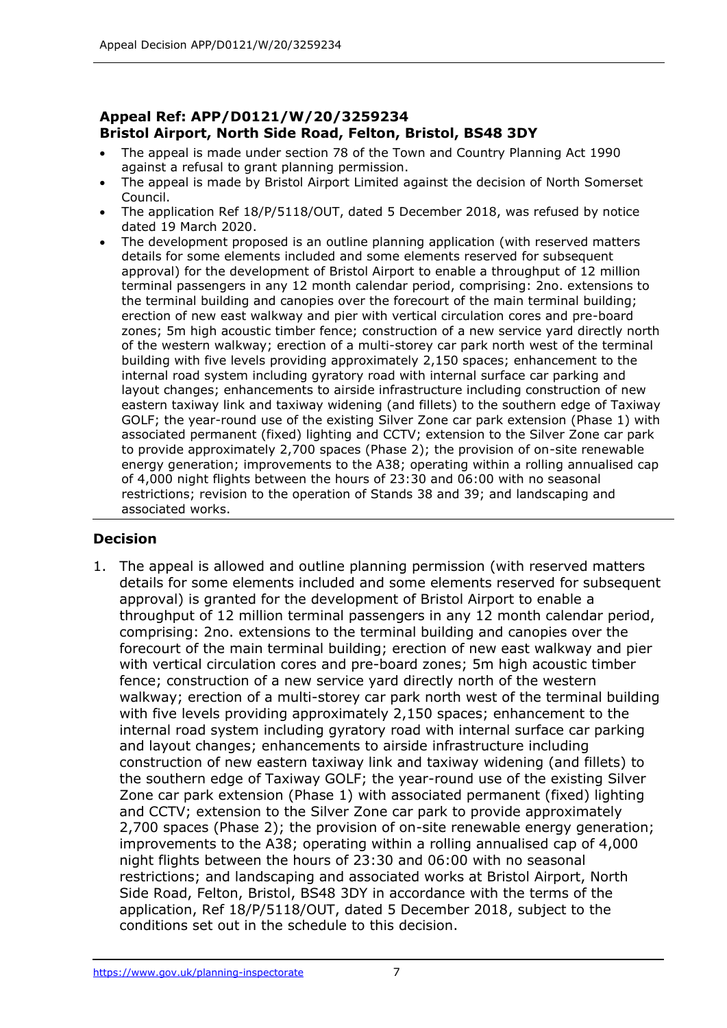**Appeal Ref: APP/D0121/W/20/3259234**
**Bristol Airport, North Side Road, Felton, Bristol, BS48 3DY**

- The appeal is made under section 78 of the Town and Country Planning Act 1990 against a refusal to grant planning permission.
- The appeal is made by Bristol Airport Limited against the decision of North Somerset Council.
- The application Ref 18/P/5118/OUT, dated 5 December 2018, was refused by notice dated 19 March 2020.
- The development proposed is an outline planning application (with reserved matters details for some elements included and some elements reserved for subsequent approval) for the development of Bristol Airport to enable a throughput of 12 million terminal passengers in any 12 month calendar period, comprising: 2no. extensions to the terminal building and canopies over the forecourt of the main terminal building; erection of new east walkway and pier with vertical circulation cores and pre-board zones; 5m high acoustic timber fence; construction of a new service yard directly north of the western walkway; erection of a multi-storey car park north west of the terminal building with five levels providing approximately 2,150 spaces; enhancement to the internal road system including gyratory road with internal surface car parking and layout changes; enhancements to airside infrastructure including construction of new eastern taxiway link and taxiway widening (and fillets) to the southern edge of Taxiway GOLF; the year-round use of the existing Silver Zone car park extension (Phase 1) with associated permanent (fixed) lighting and CCTV; extension to the Silver Zone car park to provide approximately 2,700 spaces (Phase 2); the provision of on-site renewable energy generation; improvements to the A38; operating within a rolling annualised cap of 4,000 night flights between the hours of 23:30 and 06:00 with no seasonal restrictions; revision to the operation of Stands 38 and 39; and landscaping and associated works.

## Decision

1. The appeal is allowed and outline planning permission (with reserved matters details for some elements included and some elements reserved for subsequent approval) is granted for the development of Bristol Airport to enable a throughput of 12 million terminal passengers in any 12 month calendar period, comprising: 2no. extensions to the terminal building and canopies over the forecourt of the main terminal building; erection of new east walkway and pier with vertical circulation cores and pre-board zones; 5m high acoustic timber fence; construction of a new service yard directly north of the western walkway; erection of a multi-storey car park north west of the terminal building with five levels providing approximately 2,150 spaces; enhancement to the internal road system including gyratory road with internal surface car parking and layout changes; enhancements to airside infrastructure including construction of new eastern taxiway link and taxiway widening (and fillets) to the southern edge of Taxiway GOLF; the year-round use of the existing Silver Zone car park extension (Phase 1) with associated permanent (fixed) lighting and CCTV; extension to the Silver Zone car park to provide approximately 2,700 spaces (Phase 2); the provision of on-site renewable energy generation; improvements to the A38; operating within a rolling annualised cap of 4,000 night flights between the hours of 23:30 and 06:00 with no seasonal restrictions; and landscaping and associated works at Bristol Airport, North Side Road, Felton, Bristol, BS48 3DY in accordance with the terms of the application, Ref 18/P/5118/OUT, dated 5 December 2018, subject to the conditions set out in the schedule to this decision.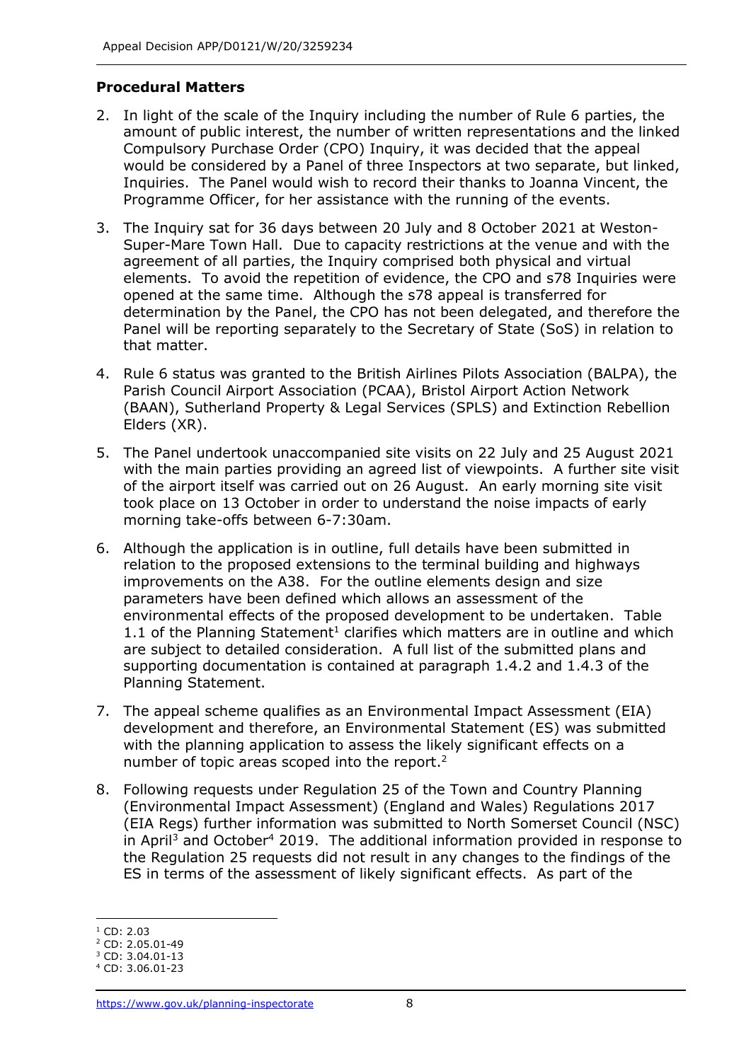## Procedural Matters

2. In light of the scale of the Inquiry including the number of Rule 6 parties, the amount of public interest, the number of written representations and the linked Compulsory Purchase Order (CPO) Inquiry, it was decided that the appeal would be considered by a Panel of three Inspectors at two separate, but linked, Inquiries. The Panel would wish to record their thanks to Joanna Vincent, the Programme Officer, for her assistance with the running of the events.

3. The Inquiry sat for 36 days between 20 July and 8 October 2021 at Weston-Super-Mare Town Hall. Due to capacity restrictions at the venue and with the agreement of all parties, the Inquiry comprised both physical and virtual elements. To avoid the repetition of evidence, the CPO and s78 Inquiries were opened at the same time. Although the s78 appeal is transferred for determination by the Panel, the CPO has not been delegated, and therefore the Panel will be reporting separately to the Secretary of State (SoS) in relation to that matter.

4. Rule 6 status was granted to the British Airlines Pilots Association (BALPA), the Parish Council Airport Association (PCAA), Bristol Airport Action Network (BAAN), Sutherland Property & Legal Services (SPLS) and Extinction Rebellion Elders (XR).

5. The Panel undertook unaccompanied site visits on 22 July and 25 August 2021 with the main parties providing an agreed list of viewpoints. A further site visit of the airport itself was carried out on 26 August. An early morning site visit took place on 13 October in order to understand the noise impacts of early morning take-offs between 6-7:30am.

6. Although the application is in outline, full details have been submitted in relation to the proposed extensions to the terminal building and highways improvements on the A38. For the outline elements design and size parameters have been defined which allows an assessment of the environmental effects of the proposed development to be undertaken. Table 1.1 of the Planning Statement[1] clarifies which matters are in outline and which are subject to detailed consideration. A full list of the submitted plans and supporting documentation is contained at paragraph 1.4.2 and 1.4.3 of the Planning Statement.

7. The appeal scheme qualifies as an Environmental Impact Assessment (EIA) development and therefore, an Environmental Statement (ES) was submitted with the planning application to assess the likely significant effects on a number of topic areas scoped into the report.[2]

8. Following requests under Regulation 25 of the Town and Country Planning (Environmental Impact Assessment) (England and Wales) Regulations 2017 (EIA Regs) further information was submitted to North Somerset Council (NSC) in April[3] and October[4] 2019. The additional information provided in response to the Regulation 25 requests did not result in any changes to the findings of the ES in terms of the assessment of likely significant effects. As part of the

---

[1] CD: 2.03
[2] CD: 2.05.01-49
[3] CD: 3.04.01-13
[4] CD: 3.06.01-23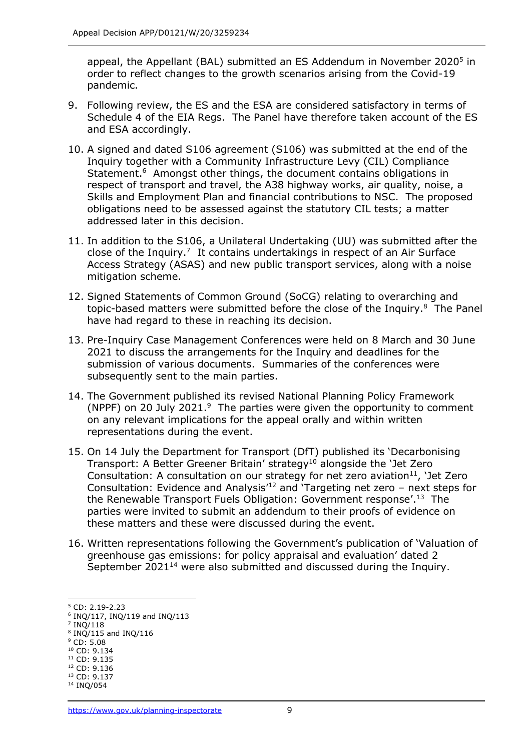appeal, the Appellant (BAL) submitted an ES Addendum in November 2020[5] in order to reflect changes to the growth scenarios arising from the Covid-19 pandemic.

9. Following review, the ES and the ESA are considered satisfactory in terms of Schedule 4 of the EIA Regs. The Panel have therefore taken account of the ES and ESA accordingly.

10. A signed and dated S106 agreement (S106) was submitted at the end of the Inquiry together with a Community Infrastructure Levy (CIL) Compliance Statement.[6] Amongst other things, the document contains obligations in respect of transport and travel, the A38 highway works, air quality, noise, a Skills and Employment Plan and financial contributions to NSC. The proposed obligations need to be assessed against the statutory CIL tests; a matter addressed later in this decision.

11. In addition to the S106, a Unilateral Undertaking (UU) was submitted after the close of the Inquiry.[7] It contains undertakings in respect of an Air Surface Access Strategy (ASAS) and new public transport services, along with a noise mitigation scheme.

12. Signed Statements of Common Ground (SoCG) relating to overarching and topic-based matters were submitted before the close of the Inquiry.[8] The Panel have had regard to these in reaching its decision.

13. Pre-Inquiry Case Management Conferences were held on 8 March and 30 June 2021 to discuss the arrangements for the Inquiry and deadlines for the submission of various documents. Summaries of the conferences were subsequently sent to the main parties.

14. The Government published its revised National Planning Policy Framework (NPPF) on 20 July 2021.[9] The parties were given the opportunity to comment on any relevant implications for the appeal orally and within written representations during the event.

15. On 14 July the Department for Transport (DfT) published its 'Decarbonising Transport: A Better Greener Britain' strategy[10] alongside the 'Jet Zero Consultation: A consultation on our strategy for net zero aviation[11], 'Jet Zero Consultation: Evidence and Analysis'[12] and 'Targeting net zero – next steps for the Renewable Transport Fuels Obligation: Government response'.[13] The parties were invited to submit an addendum to their proofs of evidence on these matters and these were discussed during the event.

16. Written representations following the Government's publication of 'Valuation of greenhouse gas emissions: for policy appraisal and evaluation' dated 2 September 2021[14] were also submitted and discussed during the Inquiry.

---

[5] CD: 2.19-2.23
[6] INQ/117, INQ/119 and INQ/113
[7] INQ/118
[8] INQ/115 and INQ/116
[9] CD: 5.08
[10] CD: 9.134
[11] CD: 9.135
[12] CD: 9.136
[13] CD: 9.137
[14] INQ/054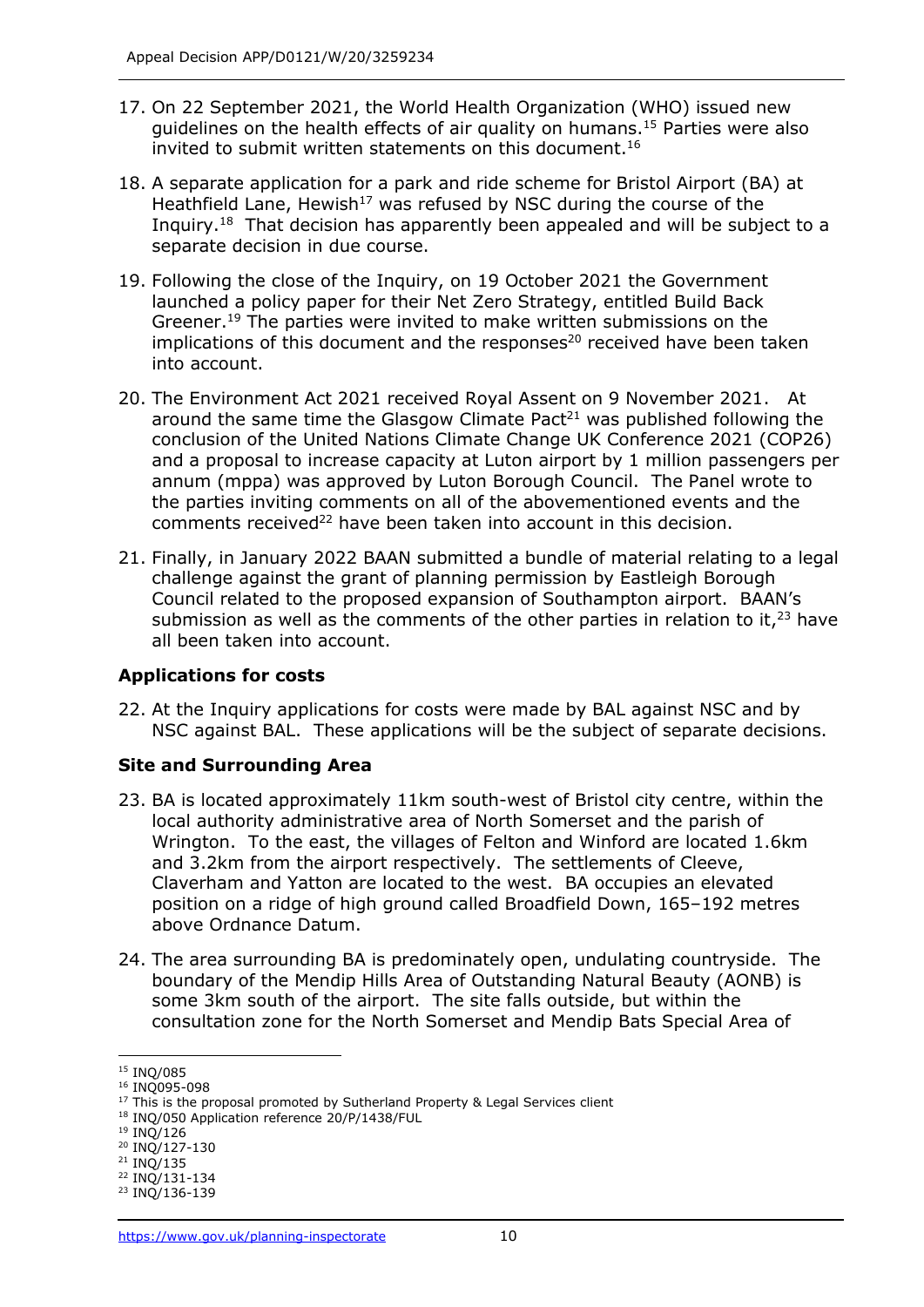17. On 22 September 2021, the World Health Organization (WHO) issued new guidelines on the health effects of air quality on humans.[15] Parties were also invited to submit written statements on this document.[16]

18. A separate application for a park and ride scheme for Bristol Airport (BA) at Heathfield Lane, Hewish[17] was refused by NSC during the course of the Inquiry.[18] That decision has apparently been appealed and will be subject to a separate decision in due course.

19. Following the close of the Inquiry, on 19 October 2021 the Government launched a policy paper for their Net Zero Strategy, entitled Build Back Greener.[19] The parties were invited to make written submissions on the implications of this document and the responses[20] received have been taken into account.

20. The Environment Act 2021 received Royal Assent on 9 November 2021. At around the same time the Glasgow Climate Pact[21] was published following the conclusion of the United Nations Climate Change UK Conference 2021 (COP26) and a proposal to increase capacity at Luton airport by 1 million passengers per annum (mppa) was approved by Luton Borough Council. The Panel wrote to the parties inviting comments on all of the abovementioned events and the comments received[22] have been taken into account in this decision.

21. Finally, in January 2022 BAAN submitted a bundle of material relating to a legal challenge against the grant of planning permission by Eastleigh Borough Council related to the proposed expansion of Southampton airport. BAAN's submission as well as the comments of the other parties in relation to it,[23] have all been taken into account.

## Applications for costs

22. At the Inquiry applications for costs were made by BAL against NSC and by NSC against BAL. These applications will be the subject of separate decisions.

## Site and Surrounding Area

23. BA is located approximately 11km south-west of Bristol city centre, within the local authority administrative area of North Somerset and the parish of Wrington. To the east, the villages of Felton and Winford are located 1.6km and 3.2km from the airport respectively. The settlements of Cleeve, Claverham and Yatton are located to the west. BA occupies an elevated position on a ridge of high ground called Broadfield Down, 165–192 metres above Ordnance Datum.

24. The area surrounding BA is predominately open, undulating countryside. The boundary of the Mendip Hills Area of Outstanding Natural Beauty (AONB) is some 3km south of the airport. The site falls outside, but within the consultation zone for the North Somerset and Mendip Bats Special Area of

---

[15] INQ/085

[16] INQ095-098

[17] This is the proposal promoted by Sutherland Property & Legal Services client

[18] INQ/050 Application reference 20/P/1438/FUL

[19] INQ/126

[20] INQ/127-130

[21] INQ/135

[22] INQ/131-134

[23] INQ/136-139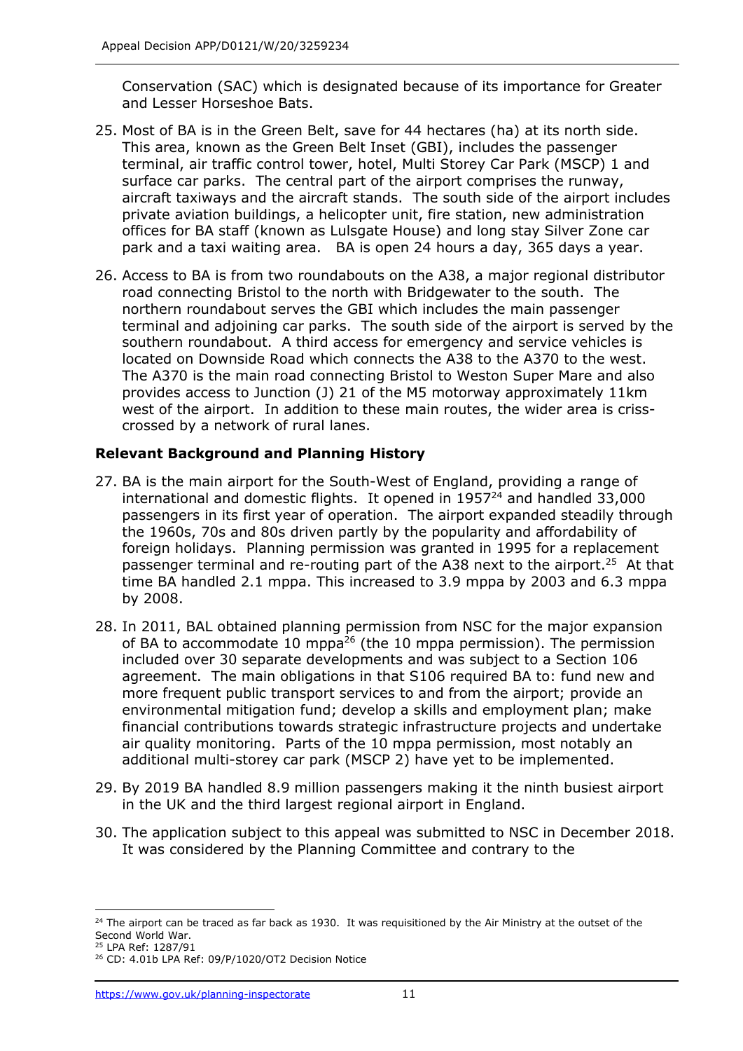Conservation (SAC) which is designated because of its importance for Greater and Lesser Horseshoe Bats.

25. Most of BA is in the Green Belt, save for 44 hectares (ha) at its north side. This area, known as the Green Belt Inset (GBI), includes the passenger terminal, air traffic control tower, hotel, Multi Storey Car Park (MSCP) 1 and surface car parks. The central part of the airport comprises the runway, aircraft taxiways and the aircraft stands. The south side of the airport includes private aviation buildings, a helicopter unit, fire station, new administration offices for BA staff (known as Lulsgate House) and long stay Silver Zone car park and a taxi waiting area. BA is open 24 hours a day, 365 days a year.

26. Access to BA is from two roundabouts on the A38, a major regional distributor road connecting Bristol to the north with Bridgewater to the south. The northern roundabout serves the GBI which includes the main passenger terminal and adjoining car parks. The south side of the airport is served by the southern roundabout. A third access for emergency and service vehicles is located on Downside Road which connects the A38 to the A370 to the west. The A370 is the main road connecting Bristol to Weston Super Mare and also provides access to Junction (J) 21 of the M5 motorway approximately 11km west of the airport. In addition to these main routes, the wider area is criss-crossed by a network of rural lanes.

## Relevant Background and Planning History

27. BA is the main airport for the South-West of England, providing a range of international and domestic flights. It opened in 1957[24] and handled 33,000 passengers in its first year of operation. The airport expanded steadily through the 1960s, 70s and 80s driven partly by the popularity and affordability of foreign holidays. Planning permission was granted in 1995 for a replacement passenger terminal and re-routing part of the A38 next to the airport.[25] At that time BA handled 2.1 mppa. This increased to 3.9 mppa by 2003 and 6.3 mppa by 2008.

28. In 2011, BAL obtained planning permission from NSC for the major expansion of BA to accommodate 10 mppa[26] (the 10 mppa permission). The permission included over 30 separate developments and was subject to a Section 106 agreement. The main obligations in that S106 required BA to: fund new and more frequent public transport services to and from the airport; provide an environmental mitigation fund; develop a skills and employment plan; make financial contributions towards strategic infrastructure projects and undertake air quality monitoring. Parts of the 10 mppa permission, most notably an additional multi-storey car park (MSCP 2) have yet to be implemented.

29. By 2019 BA handled 8.9 million passengers making it the ninth busiest airport in the UK and the third largest regional airport in England.

30. The application subject to this appeal was submitted to NSC in December 2018. It was considered by the Planning Committee and contrary to the

---

[24] The airport can be traced as far back as 1930. It was requisitioned by the Air Ministry at the outset of the Second World War.

[25] LPA Ref: 1287/91

[26] CD: 4.01b LPA Ref: 09/P/1020/OT2 Decision Notice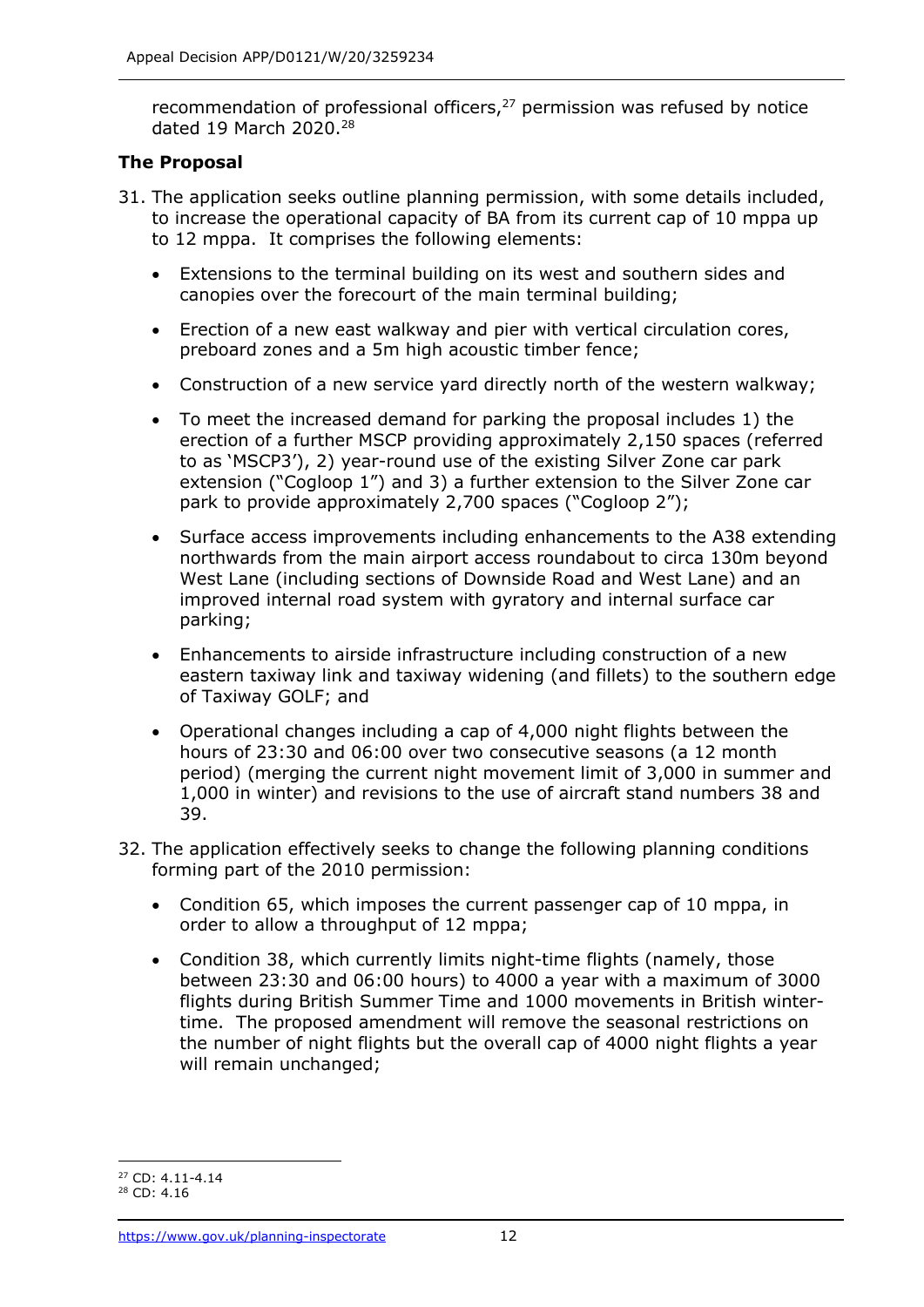recommendation of professional officers,[27] permission was refused by notice dated 19 March 2020.[28]

## The Proposal

31. The application seeks outline planning permission, with some details included, to increase the operational capacity of BA from its current cap of 10 mppa up to 12 mppa. It comprises the following elements:

    - Extensions to the terminal building on its west and southern sides and canopies over the forecourt of the main terminal building;
    - Erection of a new east walkway and pier with vertical circulation cores, preboard zones and a 5m high acoustic timber fence;
    - Construction of a new service yard directly north of the western walkway;
    - To meet the increased demand for parking the proposal includes 1) the erection of a further MSCP providing approximately 2,150 spaces (referred to as 'MSCP3'), 2) year-round use of the existing Silver Zone car park extension ("Cogloop 1") and 3) a further extension to the Silver Zone car park to provide approximately 2,700 spaces ("Cogloop 2");
    - Surface access improvements including enhancements to the A38 extending northwards from the main airport access roundabout to circa 130m beyond West Lane (including sections of Downside Road and West Lane) and an improved internal road system with gyratory and internal surface car parking;
    - Enhancements to airside infrastructure including construction of a new eastern taxiway link and taxiway widening (and fillets) to the southern edge of Taxiway GOLF; and
    - Operational changes including a cap of 4,000 night flights between the hours of 23:30 and 06:00 over two consecutive seasons (a 12 month period) (merging the current night movement limit of 3,000 in summer and 1,000 in winter) and revisions to the use of aircraft stand numbers 38 and 39.

32. The application effectively seeks to change the following planning conditions forming part of the 2010 permission:

    - Condition 65, which imposes the current passenger cap of 10 mppa, in order to allow a throughput of 12 mppa;
    - Condition 38, which currently limits night-time flights (namely, those between 23:30 and 06:00 hours) to 4000 a year with a maximum of 3000 flights during British Summer Time and 1000 movements in British winter-time. The proposed amendment will remove the seasonal restrictions on the number of night flights but the overall cap of 4000 night flights a year will remain unchanged;

---

[27] CD: 4.11-4.14

[28] CD: 4.16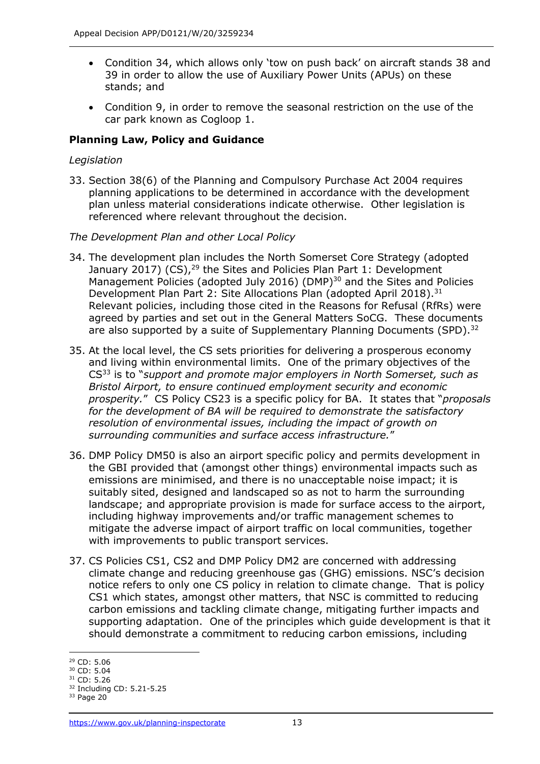- Condition 34, which allows only 'tow on push back' on aircraft stands 38 and 39 in order to allow the use of Auxiliary Power Units (APUs) on these stands; and
- Condition 9, in order to remove the seasonal restriction on the use of the car park known as Cogloop 1.

## Planning Law, Policy and Guidance

*Legislation*

33. Section 38(6) of the Planning and Compulsory Purchase Act 2004 requires planning applications to be determined in accordance with the development plan unless material considerations indicate otherwise. Other legislation is referenced where relevant throughout the decision.

*The Development Plan and other Local Policy*

34. The development plan includes the North Somerset Core Strategy (adopted January 2017) (CS),[29] the Sites and Policies Plan Part 1: Development Management Policies (adopted July 2016) (DMP)[30] and the Sites and Policies Development Plan Part 2: Site Allocations Plan (adopted April 2018).[31] Relevant policies, including those cited in the Reasons for Refusal (RfRs) were agreed by parties and set out in the General Matters SoCG. These documents are also supported by a suite of Supplementary Planning Documents (SPD).[32]

35. At the local level, the CS sets priorities for delivering a prosperous economy and living within environmental limits. One of the primary objectives of the CS[33] is to "*support and promote major employers in North Somerset, such as Bristol Airport, to ensure continued employment security and economic prosperity.*" CS Policy CS23 is a specific policy for BA. It states that "*proposals for the development of BA will be required to demonstrate the satisfactory resolution of environmental issues, including the impact of growth on surrounding communities and surface access infrastructure.*"

36. DMP Policy DM50 is also an airport specific policy and permits development in the GBI provided that (amongst other things) environmental impacts such as emissions are minimised, and there is no unacceptable noise impact; it is suitably sited, designed and landscaped so as not to harm the surrounding landscape; and appropriate provision is made for surface access to the airport, including highway improvements and/or traffic management schemes to mitigate the adverse impact of airport traffic on local communities, together with improvements to public transport services.

37. CS Policies CS1, CS2 and DMP Policy DM2 are concerned with addressing climate change and reducing greenhouse gas (GHG) emissions. NSC's decision notice refers to only one CS policy in relation to climate change. That is policy CS1 which states, amongst other matters, that NSC is committed to reducing carbon emissions and tackling climate change, mitigating further impacts and supporting adaptation. One of the principles which guide development is that it should demonstrate a commitment to reducing carbon emissions, including

[29] CD: 5.06

[30] CD: 5.04

[31] CD: 5.26

[32] Including CD: 5.21-5.25

[33] Page 20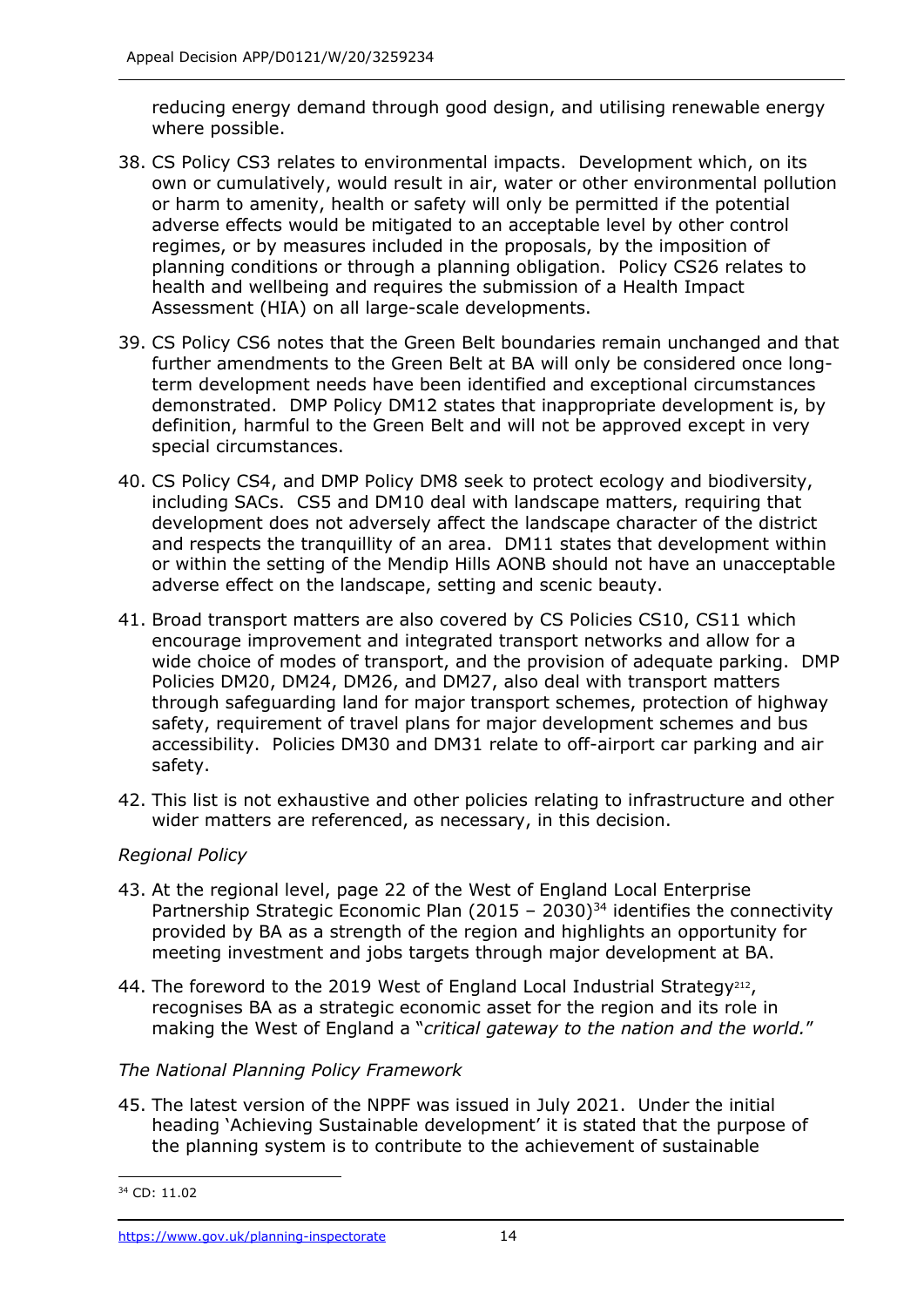reducing energy demand through good design, and utilising renewable energy where possible.

38. CS Policy CS3 relates to environmental impacts. Development which, on its own or cumulatively, would result in air, water or other environmental pollution or harm to amenity, health or safety will only be permitted if the potential adverse effects would be mitigated to an acceptable level by other control regimes, or by measures included in the proposals, by the imposition of planning conditions or through a planning obligation. Policy CS26 relates to health and wellbeing and requires the submission of a Health Impact Assessment (HIA) on all large-scale developments.

39. CS Policy CS6 notes that the Green Belt boundaries remain unchanged and that further amendments to the Green Belt at BA will only be considered once long-term development needs have been identified and exceptional circumstances demonstrated. DMP Policy DM12 states that inappropriate development is, by definition, harmful to the Green Belt and will not be approved except in very special circumstances.

40. CS Policy CS4, and DMP Policy DM8 seek to protect ecology and biodiversity, including SACs. CS5 and DM10 deal with landscape matters, requiring that development does not adversely affect the landscape character of the district and respects the tranquillity of an area. DM11 states that development within or within the setting of the Mendip Hills AONB should not have an unacceptable adverse effect on the landscape, setting and scenic beauty.

41. Broad transport matters are also covered by CS Policies CS10, CS11 which encourage improvement and integrated transport networks and allow for a wide choice of modes of transport, and the provision of adequate parking. DMP Policies DM20, DM24, DM26, and DM27, also deal with transport matters through safeguarding land for major transport schemes, protection of highway safety, requirement of travel plans for major development schemes and bus accessibility. Policies DM30 and DM31 relate to off-airport car parking and air safety.

42. This list is not exhaustive and other policies relating to infrastructure and other wider matters are referenced, as necessary, in this decision.

*Regional Policy*

43. At the regional level, page 22 of the West of England Local Enterprise Partnership Strategic Economic Plan (2015 – 2030)[34] identifies the connectivity provided by BA as a strength of the region and highlights an opportunity for meeting investment and jobs targets through major development at BA.

44. The foreword to the 2019 West of England Local Industrial Strategy[212], recognises BA as a strategic economic asset for the region and its role in making the West of England a "*critical gateway to the nation and the world.*"

*The National Planning Policy Framework*

45. The latest version of the NPPF was issued in July 2021. Under the initial heading 'Achieving Sustainable development' it is stated that the purpose of the planning system is to contribute to the achievement of sustainable

[34] CD: 11.02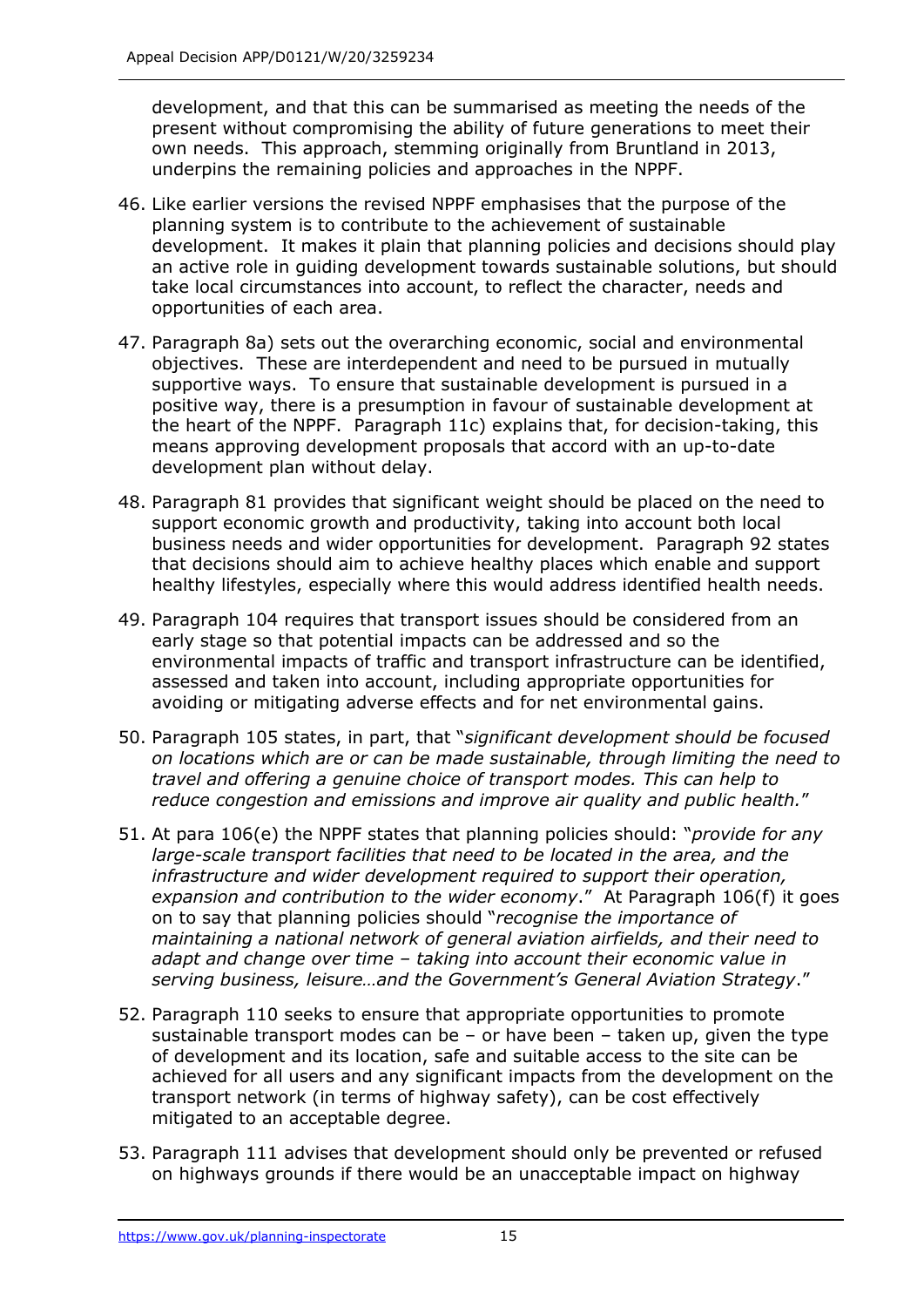development, and that this can be summarised as meeting the needs of the present without compromising the ability of future generations to meet their own needs. This approach, stemming originally from Bruntland in 2013, underpins the remaining policies and approaches in the NPPF.

46. Like earlier versions the revised NPPF emphasises that the purpose of the planning system is to contribute to the achievement of sustainable development. It makes it plain that planning policies and decisions should play an active role in guiding development towards sustainable solutions, but should take local circumstances into account, to reflect the character, needs and opportunities of each area.

47. Paragraph 8a) sets out the overarching economic, social and environmental objectives. These are interdependent and need to be pursued in mutually supportive ways. To ensure that sustainable development is pursued in a positive way, there is a presumption in favour of sustainable development at the heart of the NPPF. Paragraph 11c) explains that, for decision-taking, this means approving development proposals that accord with an up-to-date development plan without delay.

48. Paragraph 81 provides that significant weight should be placed on the need to support economic growth and productivity, taking into account both local business needs and wider opportunities for development. Paragraph 92 states that decisions should aim to achieve healthy places which enable and support healthy lifestyles, especially where this would address identified health needs.

49. Paragraph 104 requires that transport issues should be considered from an early stage so that potential impacts can be addressed and so the environmental impacts of traffic and transport infrastructure can be identified, assessed and taken into account, including appropriate opportunities for avoiding or mitigating adverse effects and for net environmental gains.

50. Paragraph 105 states, in part, that "*significant development should be focused on locations which are or can be made sustainable, through limiting the need to travel and offering a genuine choice of transport modes. This can help to reduce congestion and emissions and improve air quality and public health.*"

51. At para 106(e) the NPPF states that planning policies should: "*provide for any large-scale transport facilities that need to be located in the area, and the infrastructure and wider development required to support their operation, expansion and contribution to the wider economy*." At Paragraph 106(f) it goes on to say that planning policies should "*recognise the importance of maintaining a national network of general aviation airfields, and their need to adapt and change over time – taking into account their economic value in serving business, leisure…and the Government's General Aviation Strategy*."

52. Paragraph 110 seeks to ensure that appropriate opportunities to promote sustainable transport modes can be – or have been – taken up, given the type of development and its location, safe and suitable access to the site can be achieved for all users and any significant impacts from the development on the transport network (in terms of highway safety), can be cost effectively mitigated to an acceptable degree.

53. Paragraph 111 advises that development should only be prevented or refused on highways grounds if there would be an unacceptable impact on highway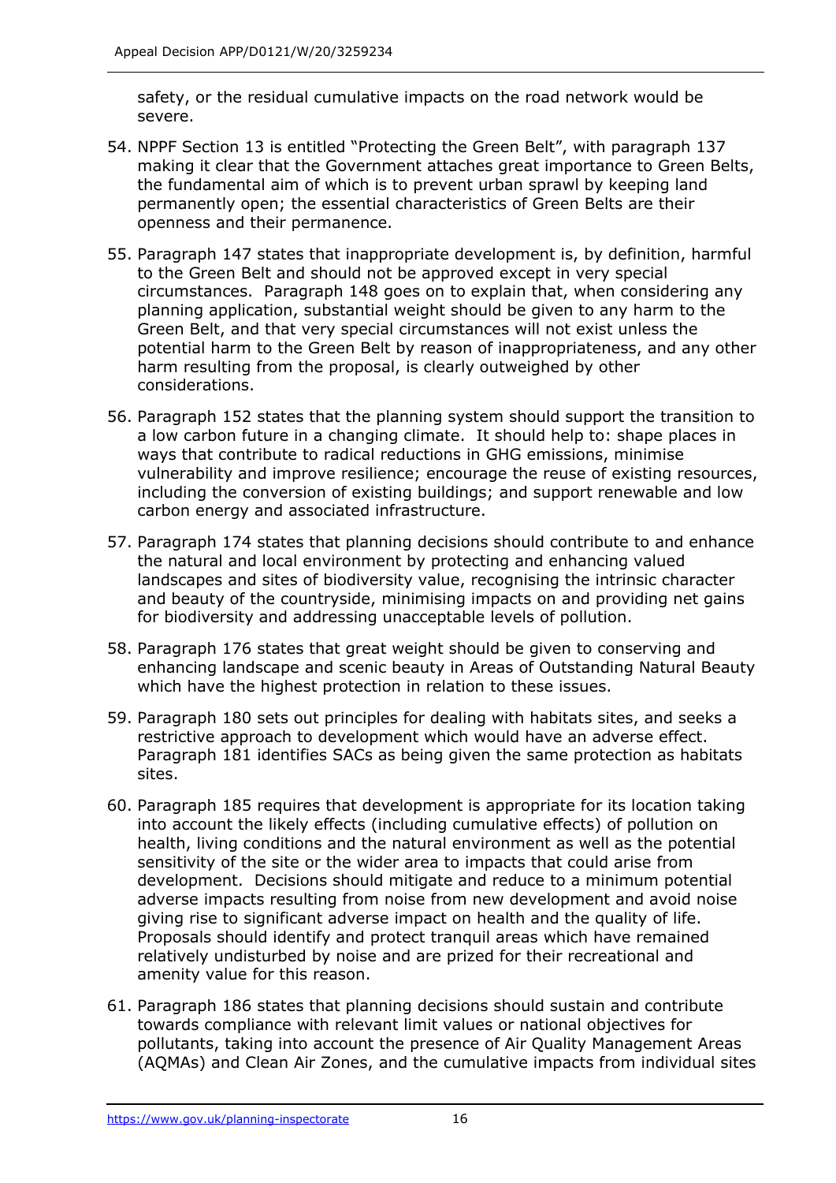safety, or the residual cumulative impacts on the road network would be severe.

54. NPPF Section 13 is entitled "Protecting the Green Belt", with paragraph 137 making it clear that the Government attaches great importance to Green Belts, the fundamental aim of which is to prevent urban sprawl by keeping land permanently open; the essential characteristics of Green Belts are their openness and their permanence.

55. Paragraph 147 states that inappropriate development is, by definition, harmful to the Green Belt and should not be approved except in very special circumstances. Paragraph 148 goes on to explain that, when considering any planning application, substantial weight should be given to any harm to the Green Belt, and that very special circumstances will not exist unless the potential harm to the Green Belt by reason of inappropriateness, and any other harm resulting from the proposal, is clearly outweighed by other considerations.

56. Paragraph 152 states that the planning system should support the transition to a low carbon future in a changing climate. It should help to: shape places in ways that contribute to radical reductions in GHG emissions, minimise vulnerability and improve resilience; encourage the reuse of existing resources, including the conversion of existing buildings; and support renewable and low carbon energy and associated infrastructure.

57. Paragraph 174 states that planning decisions should contribute to and enhance the natural and local environment by protecting and enhancing valued landscapes and sites of biodiversity value, recognising the intrinsic character and beauty of the countryside, minimising impacts on and providing net gains for biodiversity and addressing unacceptable levels of pollution.

58. Paragraph 176 states that great weight should be given to conserving and enhancing landscape and scenic beauty in Areas of Outstanding Natural Beauty which have the highest protection in relation to these issues.

59. Paragraph 180 sets out principles for dealing with habitats sites, and seeks a restrictive approach to development which would have an adverse effect. Paragraph 181 identifies SACs as being given the same protection as habitats sites.

60. Paragraph 185 requires that development is appropriate for its location taking into account the likely effects (including cumulative effects) of pollution on health, living conditions and the natural environment as well as the potential sensitivity of the site or the wider area to impacts that could arise from development. Decisions should mitigate and reduce to a minimum potential adverse impacts resulting from noise from new development and avoid noise giving rise to significant adverse impact on health and the quality of life. Proposals should identify and protect tranquil areas which have remained relatively undisturbed by noise and are prized for their recreational and amenity value for this reason.

61. Paragraph 186 states that planning decisions should sustain and contribute towards compliance with relevant limit values or national objectives for pollutants, taking into account the presence of Air Quality Management Areas (AQMAs) and Clean Air Zones, and the cumulative impacts from individual sites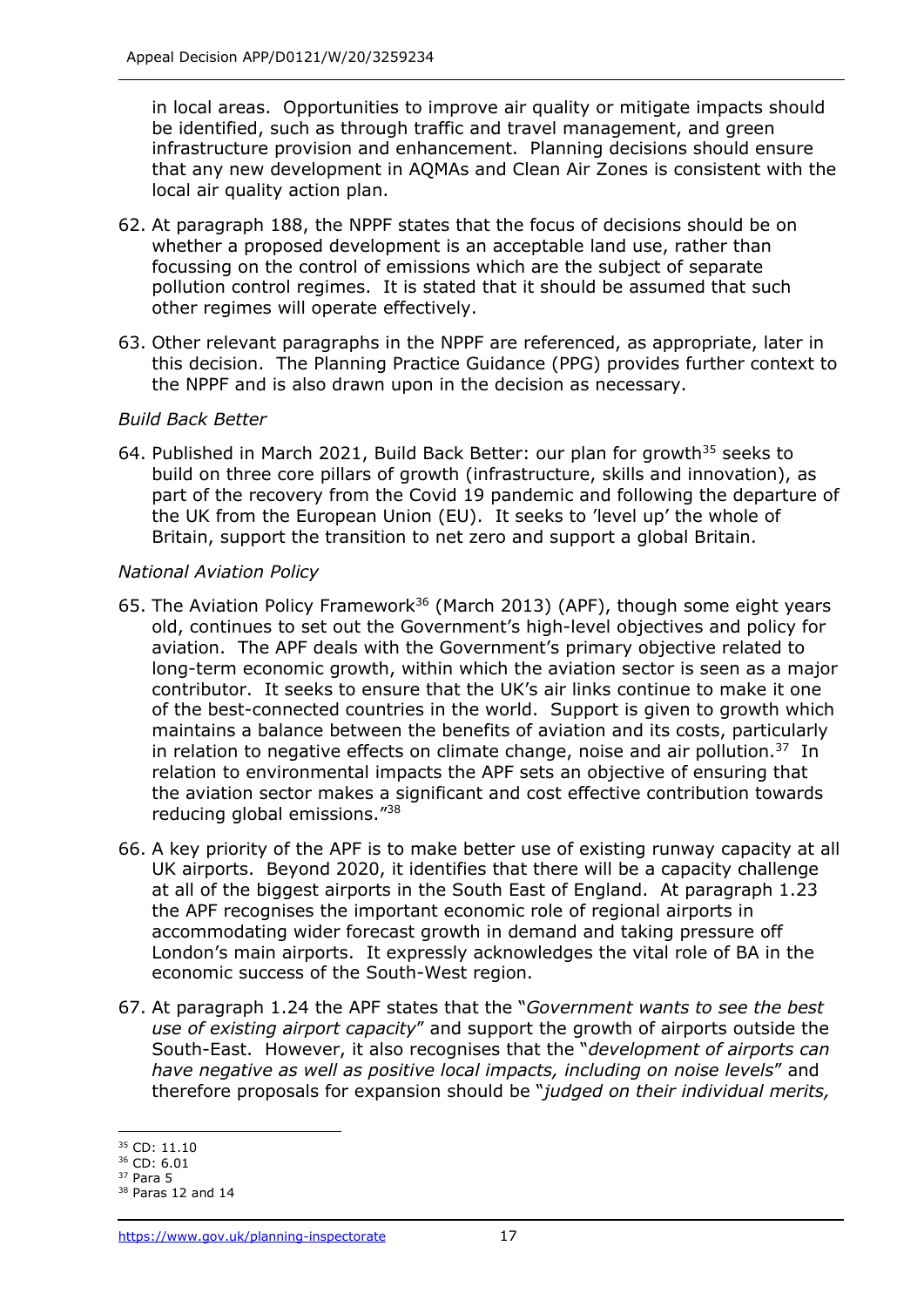in local areas. Opportunities to improve air quality or mitigate impacts should be identified, such as through traffic and travel management, and green infrastructure provision and enhancement. Planning decisions should ensure that any new development in AQMAs and Clean Air Zones is consistent with the local air quality action plan.

62. At paragraph 188, the NPPF states that the focus of decisions should be on whether a proposed development is an acceptable land use, rather than focussing on the control of emissions which are the subject of separate pollution control regimes. It is stated that it should be assumed that such other regimes will operate effectively.

63. Other relevant paragraphs in the NPPF are referenced, as appropriate, later in this decision. The Planning Practice Guidance (PPG) provides further context to the NPPF and is also drawn upon in the decision as necessary.

*Build Back Better*

64. Published in March 2021, Build Back Better: our plan for growth[35] seeks to build on three core pillars of growth (infrastructure, skills and innovation), as part of the recovery from the Covid 19 pandemic and following the departure of the UK from the European Union (EU). It seeks to 'level up' the whole of Britain, support the transition to net zero and support a global Britain.

*National Aviation Policy*

65. The Aviation Policy Framework[36] (March 2013) (APF), though some eight years old, continues to set out the Government's high-level objectives and policy for aviation. The APF deals with the Government's primary objective related to long-term economic growth, within which the aviation sector is seen as a major contributor. It seeks to ensure that the UK's air links continue to make it one of the best-connected countries in the world. Support is given to growth which maintains a balance between the benefits of aviation and its costs, particularly in relation to negative effects on climate change, noise and air pollution.[37] In relation to environmental impacts the APF sets an objective of ensuring that the aviation sector makes a significant and cost effective contribution towards reducing global emissions."[38]

66. A key priority of the APF is to make better use of existing runway capacity at all UK airports. Beyond 2020, it identifies that there will be a capacity challenge at all of the biggest airports in the South East of England. At paragraph 1.23 the APF recognises the important economic role of regional airports in accommodating wider forecast growth in demand and taking pressure off London's main airports. It expressly acknowledges the vital role of BA in the economic success of the South-West region.

67. At paragraph 1.24 the APF states that the "*Government wants to see the best use of existing airport capacity*" and support the growth of airports outside the South-East. However, it also recognises that the "*development of airports can have negative as well as positive local impacts, including on noise levels*" and therefore proposals for expansion should be "*judged on their individual merits,*

[35] CD: 11.10
[36] CD: 6.01
[37] Para 5
[38] Paras 12 and 14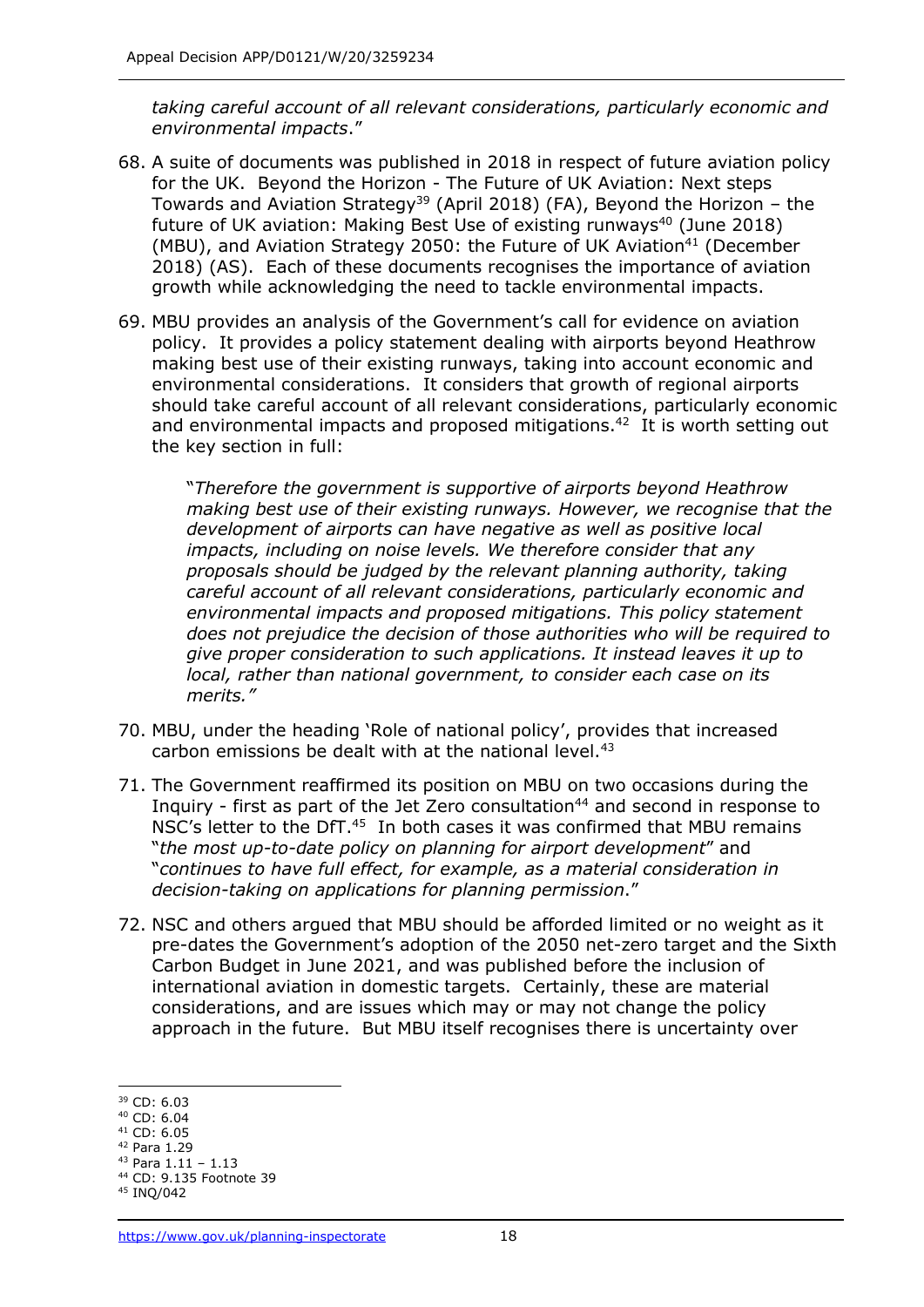*taking careful account of all relevant considerations, particularly economic and environmental impacts*."

68. A suite of documents was published in 2018 in respect of future aviation policy for the UK. Beyond the Horizon - The Future of UK Aviation: Next steps Towards and Aviation Strategy[39] (April 2018) (FA), Beyond the Horizon – the future of UK aviation: Making Best Use of existing runways[40] (June 2018) (MBU), and Aviation Strategy 2050: the Future of UK Aviation[41] (December 2018) (AS). Each of these documents recognises the importance of aviation growth while acknowledging the need to tackle environmental impacts.

69. MBU provides an analysis of the Government's call for evidence on aviation policy. It provides a policy statement dealing with airports beyond Heathrow making best use of their existing runways, taking into account economic and environmental considerations. It considers that growth of regional airports should take careful account of all relevant considerations, particularly economic and environmental impacts and proposed mitigations.[42] It is worth setting out the key section in full:

   "*Therefore the government is supportive of airports beyond Heathrow making best use of their existing runways. However, we recognise that the development of airports can have negative as well as positive local impacts, including on noise levels. We therefore consider that any proposals should be judged by the relevant planning authority, taking careful account of all relevant considerations, particularly economic and environmental impacts and proposed mitigations. This policy statement does not prejudice the decision of those authorities who will be required to give proper consideration to such applications. It instead leaves it up to local, rather than national government, to consider each case on its merits.*"

70. MBU, under the heading 'Role of national policy', provides that increased carbon emissions be dealt with at the national level.[43]

71. The Government reaffirmed its position on MBU on two occasions during the Inquiry - first as part of the Jet Zero consultation[44] and second in response to NSC's letter to the DfT.[45] In both cases it was confirmed that MBU remains "*the most up-to-date policy on planning for airport development*" and "*continues to have full effect, for example, as a material consideration in decision-taking on applications for planning permission*."

72. NSC and others argued that MBU should be afforded limited or no weight as it pre-dates the Government's adoption of the 2050 net-zero target and the Sixth Carbon Budget in June 2021, and was published before the inclusion of international aviation in domestic targets. Certainly, these are material considerations, and are issues which may or may not change the policy approach in the future. But MBU itself recognises there is uncertainty over

---

[39] CD: 6.03
[40] CD: 6.04
[41] CD: 6.05
[42] Para 1.29
[43] Para 1.11 – 1.13
[44] CD: 9.135 Footnote 39
[45] INQ/042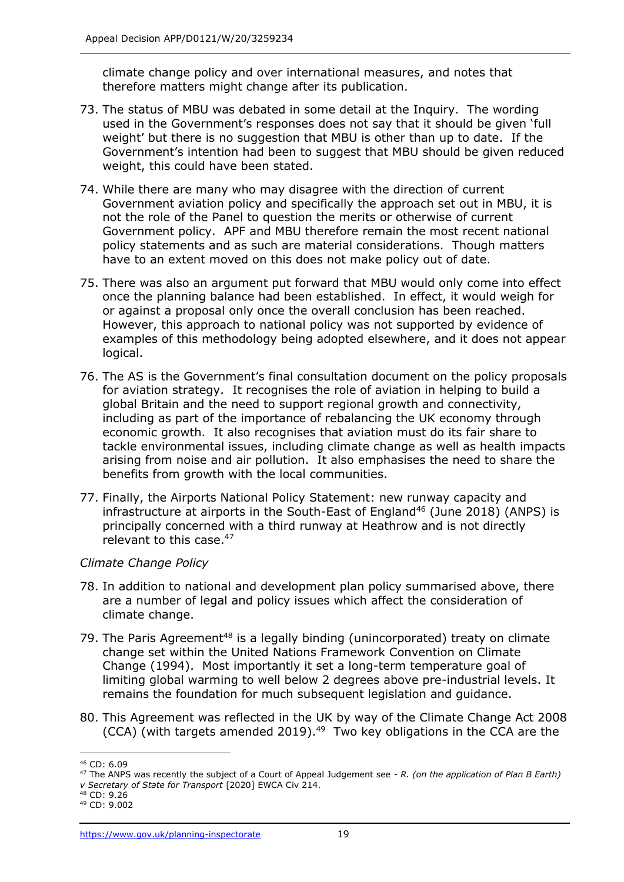climate change policy and over international measures, and notes that therefore matters might change after its publication.

73. The status of MBU was debated in some detail at the Inquiry. The wording used in the Government's responses does not say that it should be given 'full weight' but there is no suggestion that MBU is other than up to date. If the Government's intention had been to suggest that MBU should be given reduced weight, this could have been stated.

74. While there are many who may disagree with the direction of current Government aviation policy and specifically the approach set out in MBU, it is not the role of the Panel to question the merits or otherwise of current Government policy. APF and MBU therefore remain the most recent national policy statements and as such are material considerations. Though matters have to an extent moved on this does not make policy out of date.

75. There was also an argument put forward that MBU would only come into effect once the planning balance had been established. In effect, it would weigh for or against a proposal only once the overall conclusion has been reached. However, this approach to national policy was not supported by evidence of examples of this methodology being adopted elsewhere, and it does not appear logical.

76. The AS is the Government's final consultation document on the policy proposals for aviation strategy. It recognises the role of aviation in helping to build a global Britain and the need to support regional growth and connectivity, including as part of the importance of rebalancing the UK economy through economic growth. It also recognises that aviation must do its fair share to tackle environmental issues, including climate change as well as health impacts arising from noise and air pollution. It also emphasises the need to share the benefits from growth with the local communities.

77. Finally, the Airports National Policy Statement: new runway capacity and infrastructure at airports in the South-East of England[46] (June 2018) (ANPS) is principally concerned with a third runway at Heathrow and is not directly relevant to this case.[47]

*Climate Change Policy*

78. In addition to national and development plan policy summarised above, there are a number of legal and policy issues which affect the consideration of climate change.

79. The Paris Agreement[48] is a legally binding (unincorporated) treaty on climate change set within the United Nations Framework Convention on Climate Change (1994). Most importantly it set a long-term temperature goal of limiting global warming to well below 2 degrees above pre-industrial levels. It remains the foundation for much subsequent legislation and guidance.

80. This Agreement was reflected in the UK by way of the Climate Change Act 2008 (CCA) (with targets amended 2019).[49] Two key obligations in the CCA are the

---

[46] CD: 6.09

[47] The ANPS was recently the subject of a Court of Appeal Judgement see - *R. (on the application of Plan B Earth) v Secretary of State for Transport* [2020] EWCA Civ 214.

[48] CD: 9.26

[49] CD: 9.002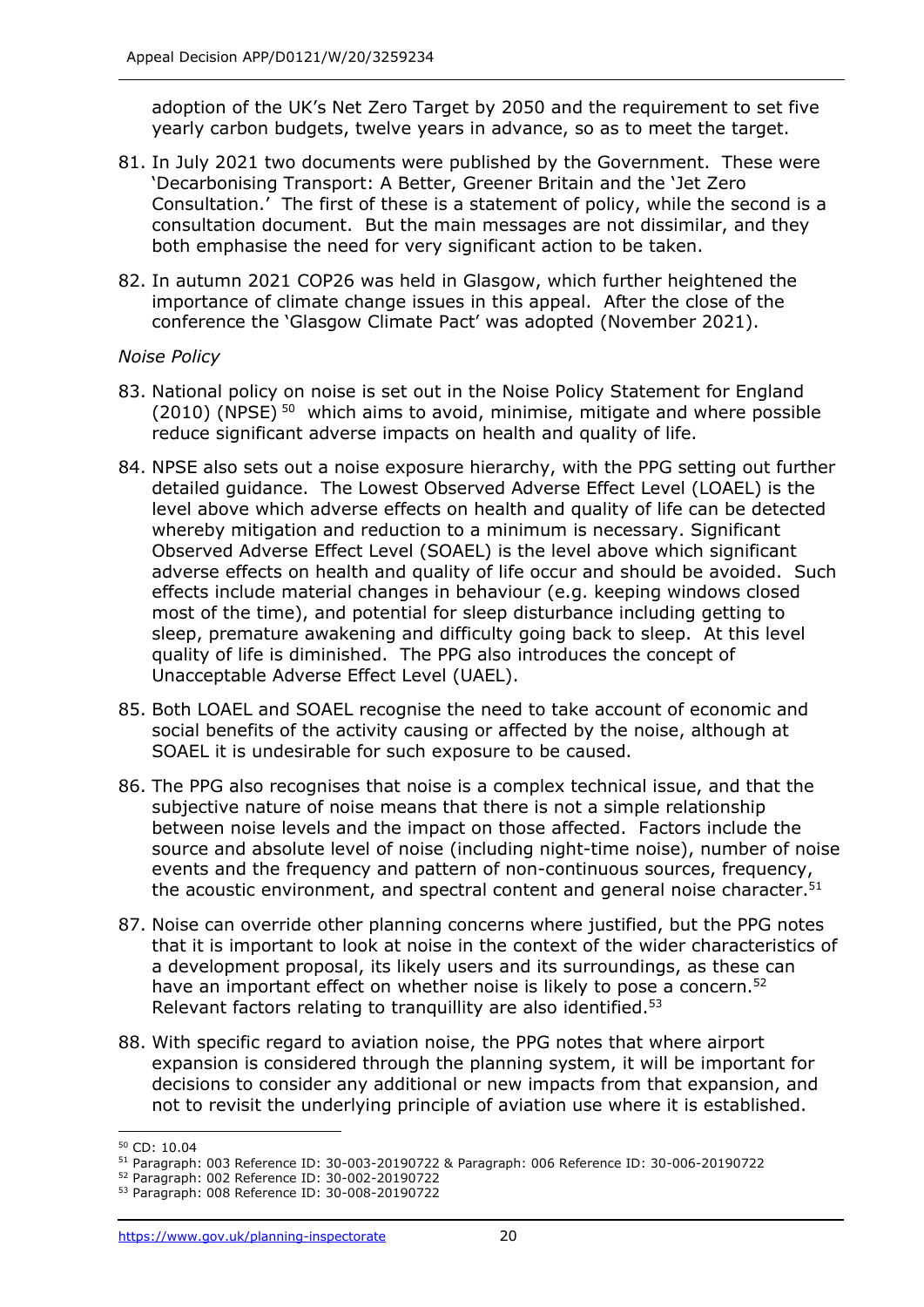adoption of the UK's Net Zero Target by 2050 and the requirement to set five yearly carbon budgets, twelve years in advance, so as to meet the target.

81. In July 2021 two documents were published by the Government. These were 'Decarbonising Transport: A Better, Greener Britain and the 'Jet Zero Consultation.' The first of these is a statement of policy, while the second is a consultation document. But the main messages are not dissimilar, and they both emphasise the need for very significant action to be taken.

82. In autumn 2021 COP26 was held in Glasgow, which further heightened the importance of climate change issues in this appeal. After the close of the conference the 'Glasgow Climate Pact' was adopted (November 2021).

*Noise Policy*

83. National policy on noise is set out in the Noise Policy Statement for England (2010) (NPSE) [50] which aims to avoid, minimise, mitigate and where possible reduce significant adverse impacts on health and quality of life.

84. NPSE also sets out a noise exposure hierarchy, with the PPG setting out further detailed guidance. The Lowest Observed Adverse Effect Level (LOAEL) is the level above which adverse effects on health and quality of life can be detected whereby mitigation and reduction to a minimum is necessary. Significant Observed Adverse Effect Level (SOAEL) is the level above which significant adverse effects on health and quality of life occur and should be avoided. Such effects include material changes in behaviour (e.g. keeping windows closed most of the time), and potential for sleep disturbance including getting to sleep, premature awakening and difficulty going back to sleep. At this level quality of life is diminished. The PPG also introduces the concept of Unacceptable Adverse Effect Level (UAEL).

85. Both LOAEL and SOAEL recognise the need to take account of economic and social benefits of the activity causing or affected by the noise, although at SOAEL it is undesirable for such exposure to be caused.

86. The PPG also recognises that noise is a complex technical issue, and that the subjective nature of noise means that there is not a simple relationship between noise levels and the impact on those affected. Factors include the source and absolute level of noise (including night-time noise), number of noise events and the frequency and pattern of non-continuous sources, frequency, the acoustic environment, and spectral content and general noise character.[51]

87. Noise can override other planning concerns where justified, but the PPG notes that it is important to look at noise in the context of the wider characteristics of a development proposal, its likely users and its surroundings, as these can have an important effect on whether noise is likely to pose a concern.[52] Relevant factors relating to tranquillity are also identified.[53]

88. With specific regard to aviation noise, the PPG notes that where airport expansion is considered through the planning system, it will be important for decisions to consider any additional or new impacts from that expansion, and not to revisit the underlying principle of aviation use where it is established.

---

[50] CD: 10.04

[51] Paragraph: 003 Reference ID: 30-003-20190722 & Paragraph: 006 Reference ID: 30-006-20190722

[52] Paragraph: 002 Reference ID: 30-002-20190722

[53] Paragraph: 008 Reference ID: 30-008-20190722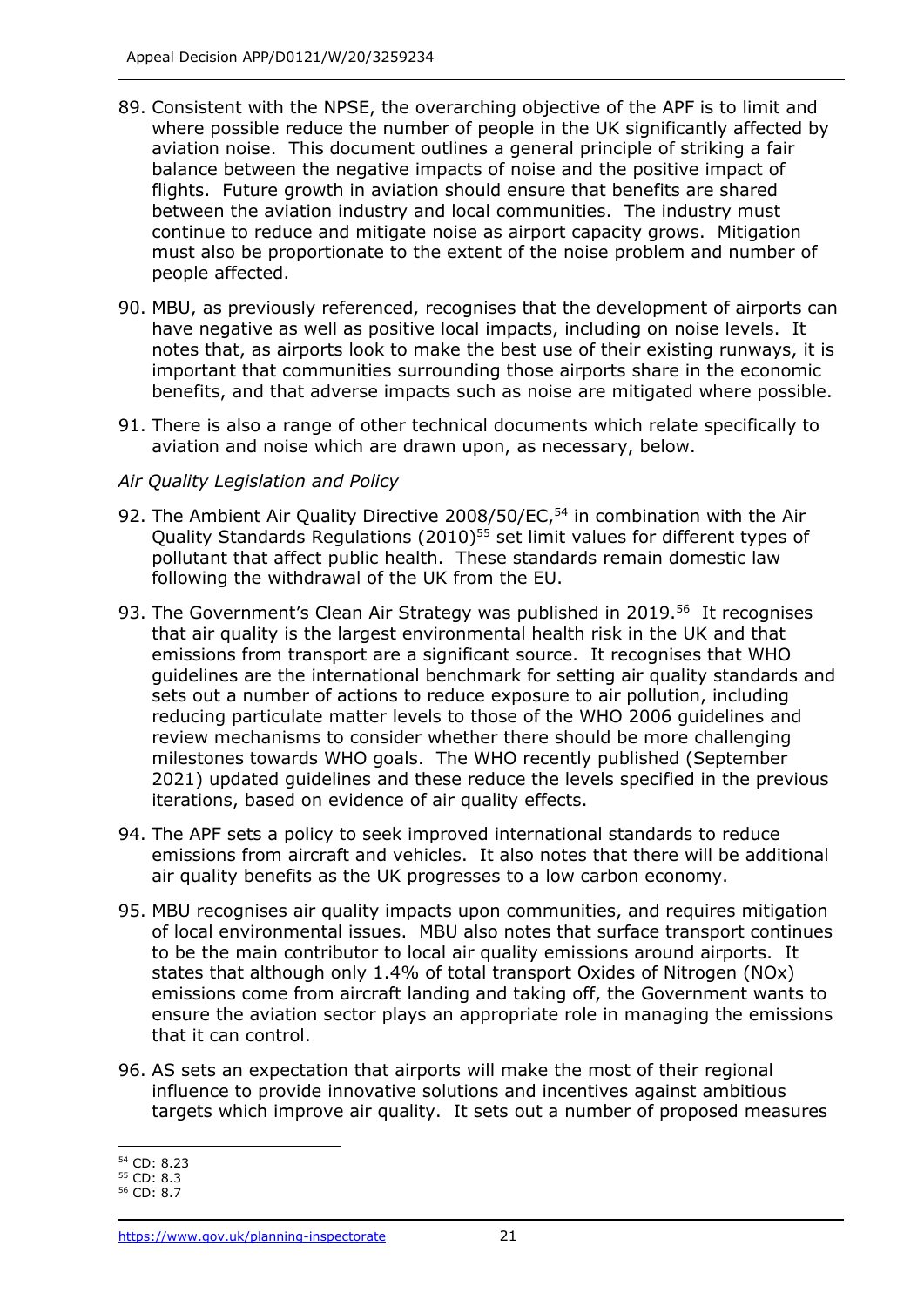89. Consistent with the NPSE, the overarching objective of the APF is to limit and where possible reduce the number of people in the UK significantly affected by aviation noise. This document outlines a general principle of striking a fair balance between the negative impacts of noise and the positive impact of flights. Future growth in aviation should ensure that benefits are shared between the aviation industry and local communities. The industry must continue to reduce and mitigate noise as airport capacity grows. Mitigation must also be proportionate to the extent of the noise problem and number of people affected.

90. MBU, as previously referenced, recognises that the development of airports can have negative as well as positive local impacts, including on noise levels. It notes that, as airports look to make the best use of their existing runways, it is important that communities surrounding those airports share in the economic benefits, and that adverse impacts such as noise are mitigated where possible.

91. There is also a range of other technical documents which relate specifically to aviation and noise which are drawn upon, as necessary, below.

*Air Quality Legislation and Policy*

92. The Ambient Air Quality Directive 2008/50/EC,[54] in combination with the Air Quality Standards Regulations (2010)[55] set limit values for different types of pollutant that affect public health. These standards remain domestic law following the withdrawal of the UK from the EU.

93. The Government's Clean Air Strategy was published in 2019.[56] It recognises that air quality is the largest environmental health risk in the UK and that emissions from transport are a significant source. It recognises that WHO guidelines are the international benchmark for setting air quality standards and sets out a number of actions to reduce exposure to air pollution, including reducing particulate matter levels to those of the WHO 2006 guidelines and review mechanisms to consider whether there should be more challenging milestones towards WHO goals. The WHO recently published (September 2021) updated guidelines and these reduce the levels specified in the previous iterations, based on evidence of air quality effects.

94. The APF sets a policy to seek improved international standards to reduce emissions from aircraft and vehicles. It also notes that there will be additional air quality benefits as the UK progresses to a low carbon economy.

95. MBU recognises air quality impacts upon communities, and requires mitigation of local environmental issues. MBU also notes that surface transport continues to be the main contributor to local air quality emissions around airports. It states that although only 1.4% of total transport Oxides of Nitrogen (NOx) emissions come from aircraft landing and taking off, the Government wants to ensure the aviation sector plays an appropriate role in managing the emissions that it can control.

96. AS sets an expectation that airports will make the most of their regional influence to provide innovative solutions and incentives against ambitious targets which improve air quality. It sets out a number of proposed measures

---

[54] CD: 8.23
[55] CD: 8.3
[56] CD: 8.7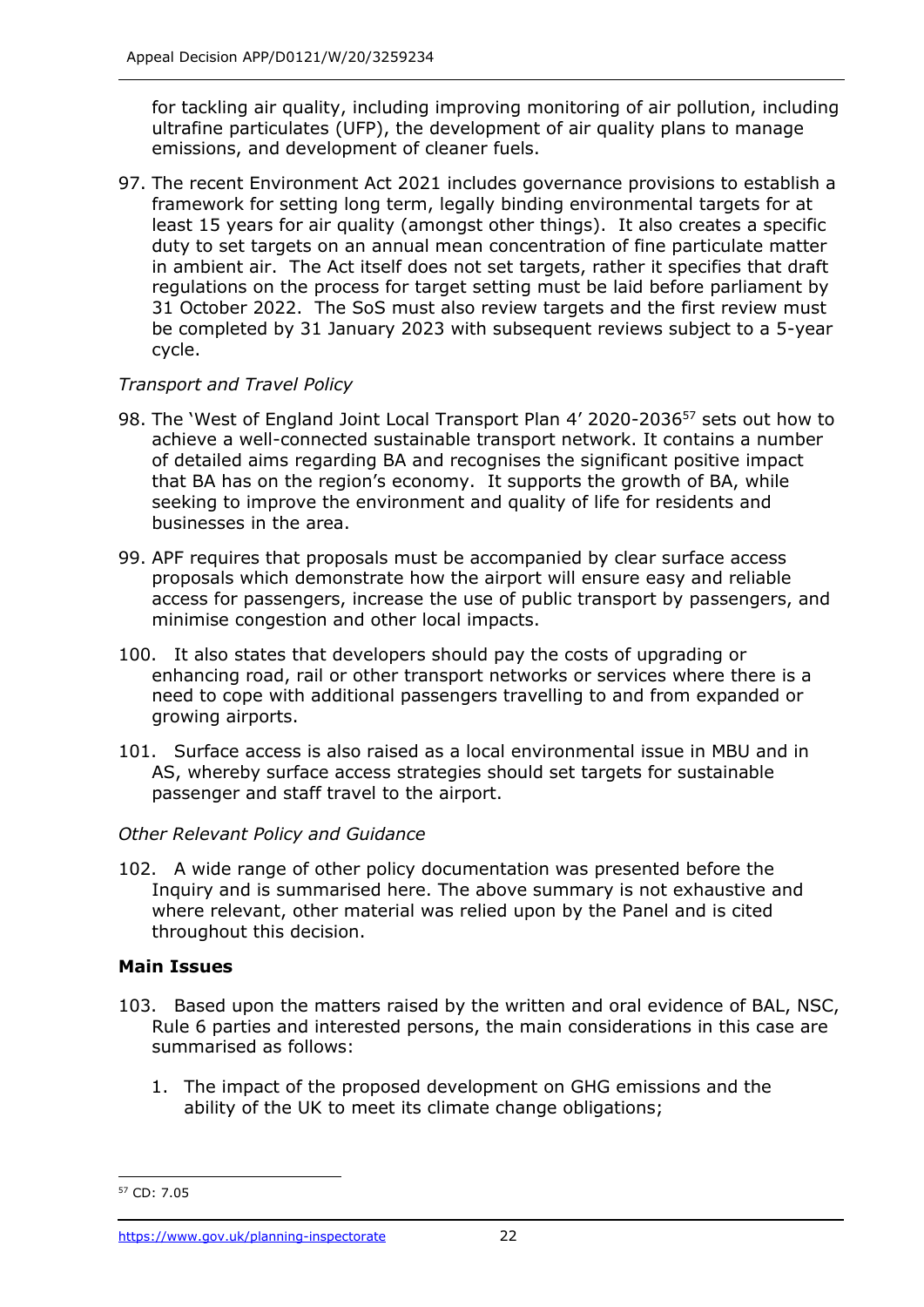for tackling air quality, including improving monitoring of air pollution, including ultrafine particulates (UFP), the development of air quality plans to manage emissions, and development of cleaner fuels.

97. The recent Environment Act 2021 includes governance provisions to establish a framework for setting long term, legally binding environmental targets for at least 15 years for air quality (amongst other things). It also creates a specific duty to set targets on an annual mean concentration of fine particulate matter in ambient air. The Act itself does not set targets, rather it specifies that draft regulations on the process for target setting must be laid before parliament by 31 October 2022. The SoS must also review targets and the first review must be completed by 31 January 2023 with subsequent reviews subject to a 5-year cycle.

*Transport and Travel Policy*

98. The 'West of England Joint Local Transport Plan 4' 2020-2036[57] sets out how to achieve a well-connected sustainable transport network. It contains a number of detailed aims regarding BA and recognises the significant positive impact that BA has on the region's economy. It supports the growth of BA, while seeking to improve the environment and quality of life for residents and businesses in the area.

99. APF requires that proposals must be accompanied by clear surface access proposals which demonstrate how the airport will ensure easy and reliable access for passengers, increase the use of public transport by passengers, and minimise congestion and other local impacts.

100. It also states that developers should pay the costs of upgrading or enhancing road, rail or other transport networks or services where there is a need to cope with additional passengers travelling to and from expanded or growing airports.

101. Surface access is also raised as a local environmental issue in MBU and in AS, whereby surface access strategies should set targets for sustainable passenger and staff travel to the airport.

*Other Relevant Policy and Guidance*

102. A wide range of other policy documentation was presented before the Inquiry and is summarised here. The above summary is not exhaustive and where relevant, other material was relied upon by the Panel and is cited throughout this decision.

**Main Issues**

103. Based upon the matters raised by the written and oral evidence of BAL, NSC, Rule 6 parties and interested persons, the main considerations in this case are summarised as follows:

1. The impact of the proposed development on GHG emissions and the ability of the UK to meet its climate change obligations;

[57] CD: 7.05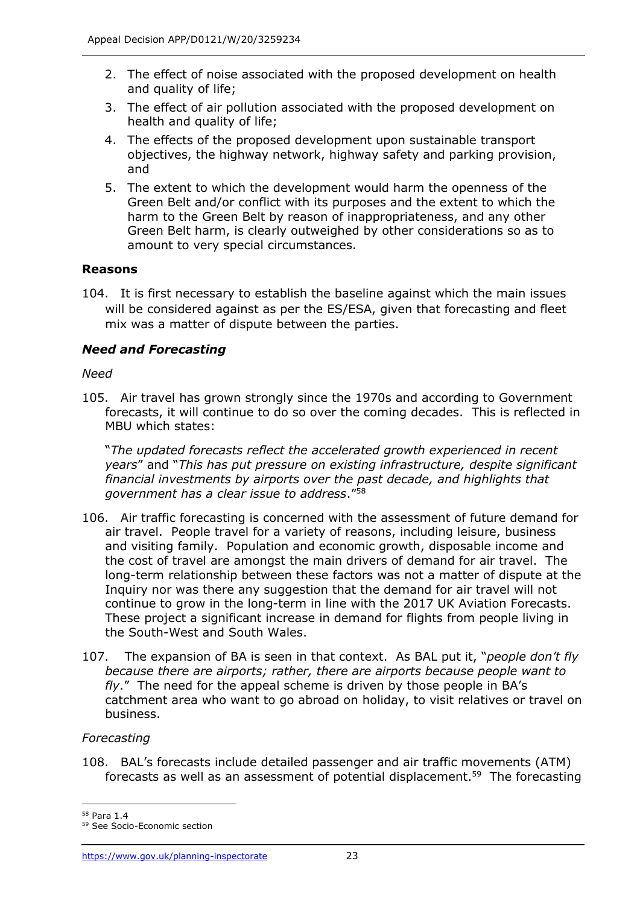2. The effect of noise associated with the proposed development on health and quality of life;
3. The effect of air pollution associated with the proposed development on health and quality of life;
4. The effects of the proposed development upon sustainable transport objectives, the highway network, highway safety and parking provision, and
5. The extent to which the development would harm the openness of the Green Belt and/or conflict with its purposes and the extent to which the harm to the Green Belt by reason of inappropriateness, and any other Green Belt harm, is clearly outweighed by other considerations so as to amount to very special circumstances.

**Reasons**

104. It is first necessary to establish the baseline against which the main issues will be considered against as per the ES/ESA, given that forecasting and fleet mix was a matter of dispute between the parties.

***Need and Forecasting***

*Need*

105. Air travel has grown strongly since the 1970s and according to Government forecasts, it will continue to do so over the coming decades. This is reflected in MBU which states:

"*The updated forecasts reflect the accelerated growth experienced in recent years*" and "*This has put pressure on existing infrastructure, despite significant financial investments by airports over the past decade, and highlights that government has a clear issue to address*."[58]

106. Air traffic forecasting is concerned with the assessment of future demand for air travel. People travel for a variety of reasons, including leisure, business and visiting family. Population and economic growth, disposable income and the cost of travel are amongst the main drivers of demand for air travel. The long-term relationship between these factors was not a matter of dispute at the Inquiry nor was there any suggestion that the demand for air travel will not continue to grow in the long-term in line with the 2017 UK Aviation Forecasts. These project a significant increase in demand for flights from people living in the South-West and South Wales.

107. The expansion of BA is seen in that context. As BAL put it, "*people don't fly because there are airports; rather, there are airports because people want to fly*." The need for the appeal scheme is driven by those people in BA's catchment area who want to go abroad on holiday, to visit relatives or travel on business.

*Forecasting*

108. BAL's forecasts include detailed passenger and air traffic movements (ATM) forecasts as well as an assessment of potential displacement.[59] The forecasting

[58] Para 1.4

[59] See Socio-Economic section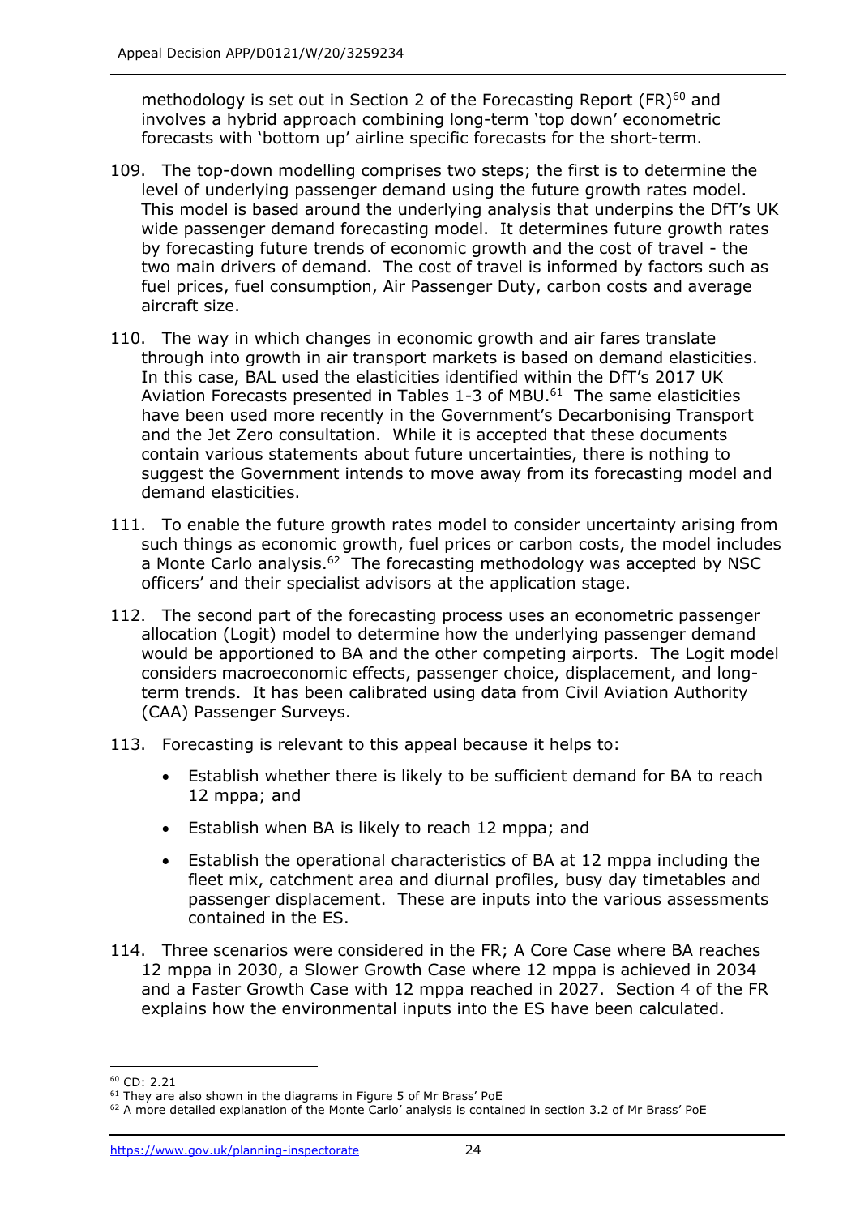methodology is set out in Section 2 of the Forecasting Report (FR)[60] and involves a hybrid approach combining long-term 'top down' econometric forecasts with 'bottom up' airline specific forecasts for the short-term.

109. The top-down modelling comprises two steps; the first is to determine the level of underlying passenger demand using the future growth rates model. This model is based around the underlying analysis that underpins the DfT's UK wide passenger demand forecasting model. It determines future growth rates by forecasting future trends of economic growth and the cost of travel - the two main drivers of demand. The cost of travel is informed by factors such as fuel prices, fuel consumption, Air Passenger Duty, carbon costs and average aircraft size.

110. The way in which changes in economic growth and air fares translate through into growth in air transport markets is based on demand elasticities. In this case, BAL used the elasticities identified within the DfT's 2017 UK Aviation Forecasts presented in Tables 1-3 of MBU.[61] The same elasticities have been used more recently in the Government's Decarbonising Transport and the Jet Zero consultation. While it is accepted that these documents contain various statements about future uncertainties, there is nothing to suggest the Government intends to move away from its forecasting model and demand elasticities.

111. To enable the future growth rates model to consider uncertainty arising from such things as economic growth, fuel prices or carbon costs, the model includes a Monte Carlo analysis.[62] The forecasting methodology was accepted by NSC officers' and their specialist advisors at the application stage.

112. The second part of the forecasting process uses an econometric passenger allocation (Logit) model to determine how the underlying passenger demand would be apportioned to BA and the other competing airports. The Logit model considers macroeconomic effects, passenger choice, displacement, and long-term trends. It has been calibrated using data from Civil Aviation Authority (CAA) Passenger Surveys.

113. Forecasting is relevant to this appeal because it helps to:

- Establish whether there is likely to be sufficient demand for BA to reach 12 mppa; and
- Establish when BA is likely to reach 12 mppa; and
- Establish the operational characteristics of BA at 12 mppa including the fleet mix, catchment area and diurnal profiles, busy day timetables and passenger displacement. These are inputs into the various assessments contained in the ES.

114. Three scenarios were considered in the FR; A Core Case where BA reaches 12 mppa in 2030, a Slower Growth Case where 12 mppa is achieved in 2034 and a Faster Growth Case with 12 mppa reached in 2027. Section 4 of the FR explains how the environmental inputs into the ES have been calculated.

---

[60] CD: 2.21

[61] They are also shown in the diagrams in Figure 5 of Mr Brass' PoE

[62] A more detailed explanation of the Monte Carlo' analysis is contained in section 3.2 of Mr Brass' PoE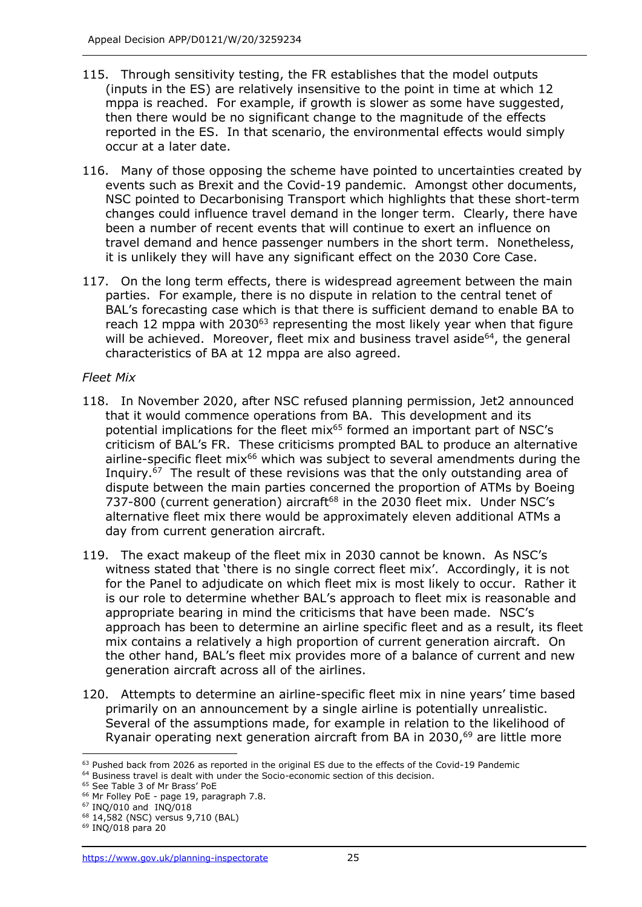115. Through sensitivity testing, the FR establishes that the model outputs (inputs in the ES) are relatively insensitive to the point in time at which 12 mppa is reached. For example, if growth is slower as some have suggested, then there would be no significant change to the magnitude of the effects reported in the ES. In that scenario, the environmental effects would simply occur at a later date.

116. Many of those opposing the scheme have pointed to uncertainties created by events such as Brexit and the Covid-19 pandemic. Amongst other documents, NSC pointed to Decarbonising Transport which highlights that these short-term changes could influence travel demand in the longer term. Clearly, there have been a number of recent events that will continue to exert an influence on travel demand and hence passenger numbers in the short term. Nonetheless, it is unlikely they will have any significant effect on the 2030 Core Case.

117. On the long term effects, there is widespread agreement between the main parties. For example, there is no dispute in relation to the central tenet of BAL's forecasting case which is that there is sufficient demand to enable BA to reach 12 mppa with 2030[63] representing the most likely year when that figure will be achieved. Moreover, fleet mix and business travel aside[64], the general characteristics of BA at 12 mppa are also agreed.

*Fleet Mix*

118. In November 2020, after NSC refused planning permission, Jet2 announced that it would commence operations from BA. This development and its potential implications for the fleet mix[65] formed an important part of NSC's criticism of BAL's FR. These criticisms prompted BAL to produce an alternative airline-specific fleet mix[66] which was subject to several amendments during the Inquiry.[67] The result of these revisions was that the only outstanding area of dispute between the main parties concerned the proportion of ATMs by Boeing 737-800 (current generation) aircraft[68] in the 2030 fleet mix. Under NSC's alternative fleet mix there would be approximately eleven additional ATMs a day from current generation aircraft.

119. The exact makeup of the fleet mix in 2030 cannot be known. As NSC's witness stated that 'there is no single correct fleet mix'. Accordingly, it is not for the Panel to adjudicate on which fleet mix is most likely to occur. Rather it is our role to determine whether BAL's approach to fleet mix is reasonable and appropriate bearing in mind the criticisms that have been made. NSC's approach has been to determine an airline specific fleet and as a result, its fleet mix contains a relatively a high proportion of current generation aircraft. On the other hand, BAL's fleet mix provides more of a balance of current and new generation aircraft across all of the airlines.

120. Attempts to determine an airline-specific fleet mix in nine years' time based primarily on an announcement by a single airline is potentially unrealistic. Several of the assumptions made, for example in relation to the likelihood of Ryanair operating next generation aircraft from BA in 2030,[69] are little more

---

[63] Pushed back from 2026 as reported in the original ES due to the effects of the Covid-19 Pandemic

[64] Business travel is dealt with under the Socio-economic section of this decision.

[65] See Table 3 of Mr Brass' PoE

[66] Mr Folley PoE - page 19, paragraph 7.8.

[67] INQ/010 and INQ/018

[68] 14,582 (NSC) versus 9,710 (BAL)

[69] INQ/018 para 20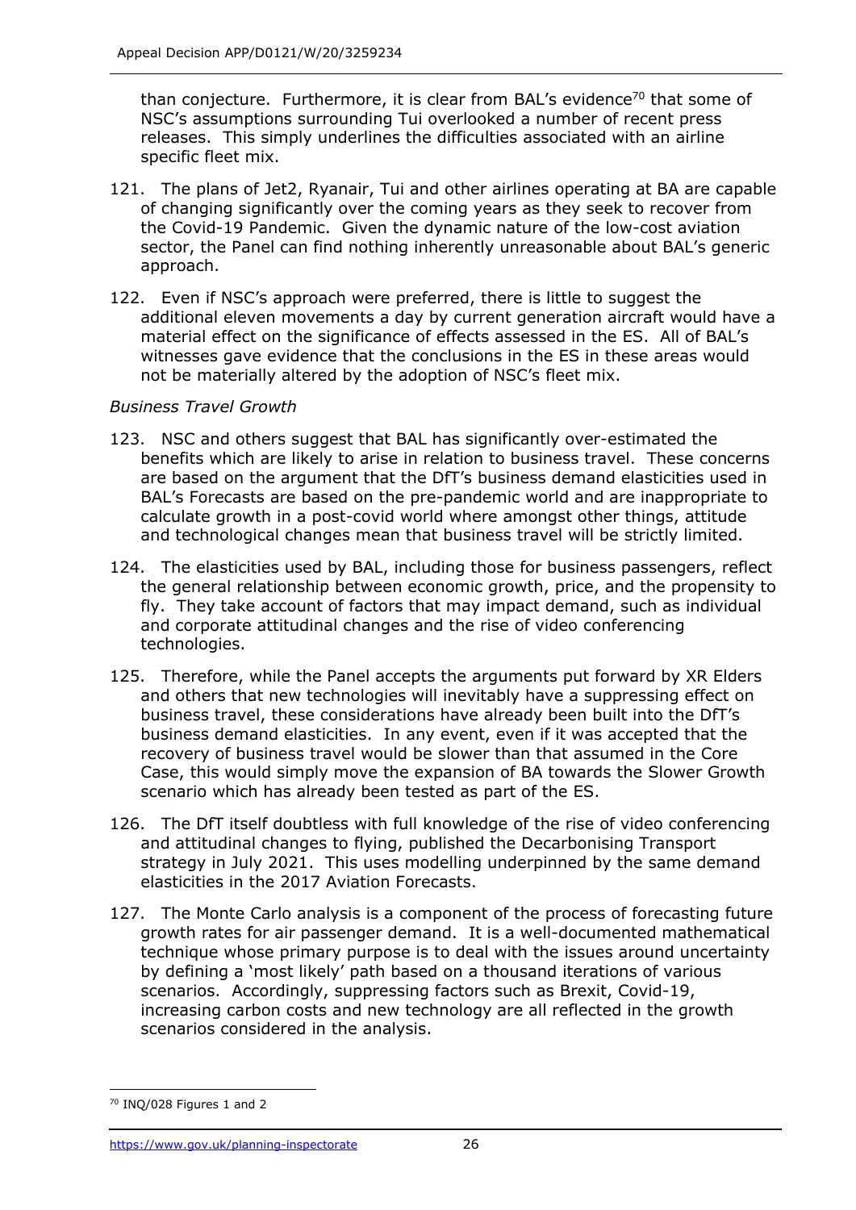than conjecture. Furthermore, it is clear from BAL's evidence[70] that some of NSC's assumptions surrounding Tui overlooked a number of recent press releases. This simply underlines the difficulties associated with an airline specific fleet mix.

121. The plans of Jet2, Ryanair, Tui and other airlines operating at BA are capable of changing significantly over the coming years as they seek to recover from the Covid-19 Pandemic. Given the dynamic nature of the low-cost aviation sector, the Panel can find nothing inherently unreasonable about BAL's generic approach.

122. Even if NSC's approach were preferred, there is little to suggest the additional eleven movements a day by current generation aircraft would have a material effect on the significance of effects assessed in the ES. All of BAL's witnesses gave evidence that the conclusions in the ES in these areas would not be materially altered by the adoption of NSC's fleet mix.

*Business Travel Growth*

123. NSC and others suggest that BAL has significantly over-estimated the benefits which are likely to arise in relation to business travel. These concerns are based on the argument that the DfT's business demand elasticities used in BAL's Forecasts are based on the pre-pandemic world and are inappropriate to calculate growth in a post-covid world where amongst other things, attitude and technological changes mean that business travel will be strictly limited.

124. The elasticities used by BAL, including those for business passengers, reflect the general relationship between economic growth, price, and the propensity to fly. They take account of factors that may impact demand, such as individual and corporate attitudinal changes and the rise of video conferencing technologies.

125. Therefore, while the Panel accepts the arguments put forward by XR Elders and others that new technologies will inevitably have a suppressing effect on business travel, these considerations have already been built into the DfT's business demand elasticities. In any event, even if it was accepted that the recovery of business travel would be slower than that assumed in the Core Case, this would simply move the expansion of BA towards the Slower Growth scenario which has already been tested as part of the ES.

126. The DfT itself doubtless with full knowledge of the rise of video conferencing and attitudinal changes to flying, published the Decarbonising Transport strategy in July 2021. This uses modelling underpinned by the same demand elasticities in the 2017 Aviation Forecasts.

127. The Monte Carlo analysis is a component of the process of forecasting future growth rates for air passenger demand. It is a well-documented mathematical technique whose primary purpose is to deal with the issues around uncertainty by defining a 'most likely' path based on a thousand iterations of various scenarios. Accordingly, suppressing factors such as Brexit, Covid-19, increasing carbon costs and new technology are all reflected in the growth scenarios considered in the analysis.

---

[70] INQ/028 Figures 1 and 2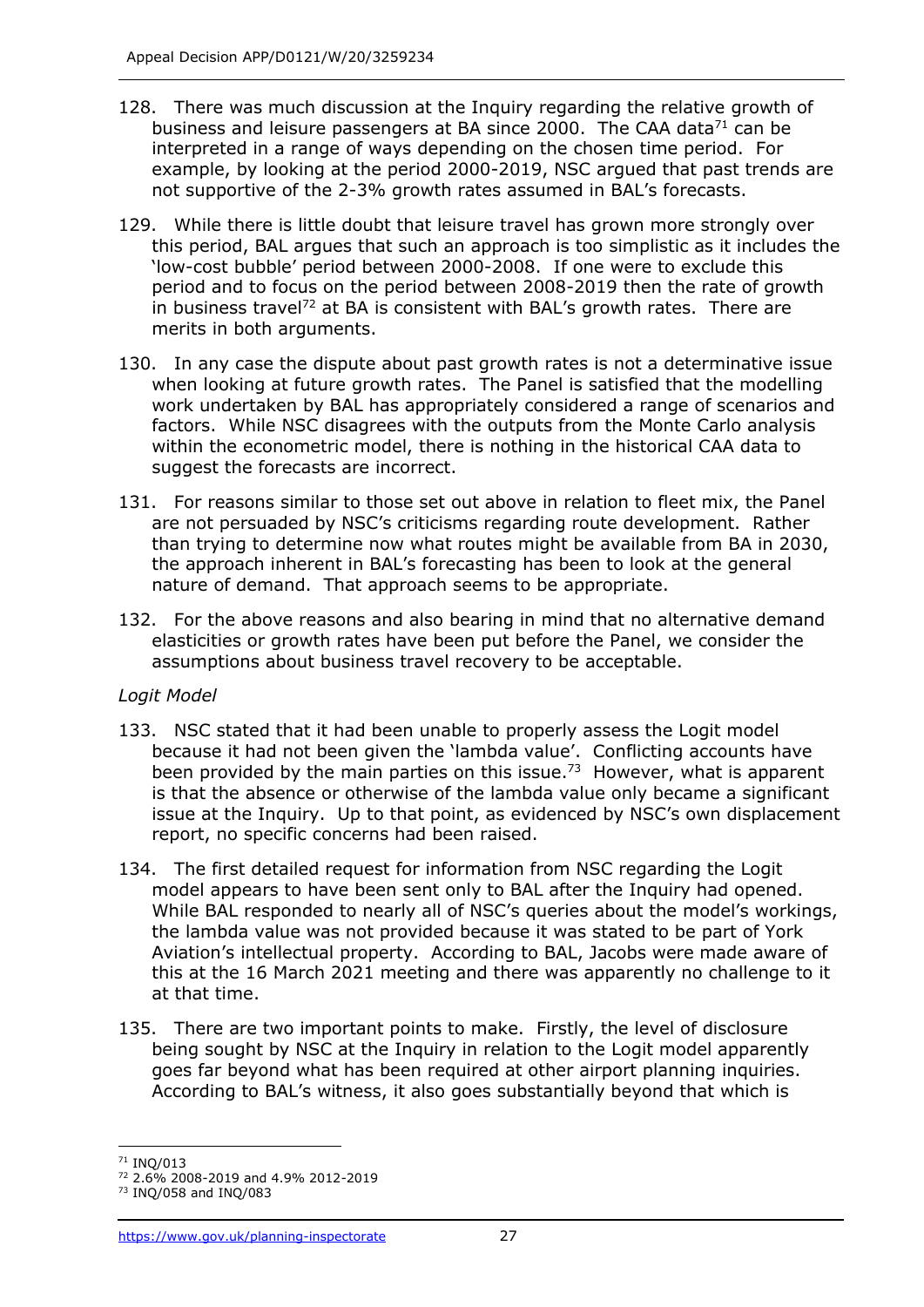128. There was much discussion at the Inquiry regarding the relative growth of business and leisure passengers at BA since 2000. The CAA data[71] can be interpreted in a range of ways depending on the chosen time period. For example, by looking at the period 2000-2019, NSC argued that past trends are not supportive of the 2-3% growth rates assumed in BAL's forecasts.

129. While there is little doubt that leisure travel has grown more strongly over this period, BAL argues that such an approach is too simplistic as it includes the 'low-cost bubble' period between 2000-2008. If one were to exclude this period and to focus on the period between 2008-2019 then the rate of growth in business travel[72] at BA is consistent with BAL's growth rates. There are merits in both arguments.

130. In any case the dispute about past growth rates is not a determinative issue when looking at future growth rates. The Panel is satisfied that the modelling work undertaken by BAL has appropriately considered a range of scenarios and factors. While NSC disagrees with the outputs from the Monte Carlo analysis within the econometric model, there is nothing in the historical CAA data to suggest the forecasts are incorrect.

131. For reasons similar to those set out above in relation to fleet mix, the Panel are not persuaded by NSC's criticisms regarding route development. Rather than trying to determine now what routes might be available from BA in 2030, the approach inherent in BAL's forecasting has been to look at the general nature of demand. That approach seems to be appropriate.

132. For the above reasons and also bearing in mind that no alternative demand elasticities or growth rates have been put before the Panel, we consider the assumptions about business travel recovery to be acceptable.

*Logit Model*

133. NSC stated that it had been unable to properly assess the Logit model because it had not been given the 'lambda value'. Conflicting accounts have been provided by the main parties on this issue.[73] However, what is apparent is that the absence or otherwise of the lambda value only became a significant issue at the Inquiry. Up to that point, as evidenced by NSC's own displacement report, no specific concerns had been raised.

134. The first detailed request for information from NSC regarding the Logit model appears to have been sent only to BAL after the Inquiry had opened. While BAL responded to nearly all of NSC's queries about the model's workings, the lambda value was not provided because it was stated to be part of York Aviation's intellectual property. According to BAL, Jacobs were made aware of this at the 16 March 2021 meeting and there was apparently no challenge to it at that time.

135. There are two important points to make. Firstly, the level of disclosure being sought by NSC at the Inquiry in relation to the Logit model apparently goes far beyond what has been required at other airport planning inquiries. According to BAL's witness, it also goes substantially beyond that which is

---

[71] INQ/013

[72] 2.6% 2008-2019 and 4.9% 2012-2019

[73] INQ/058 and INQ/083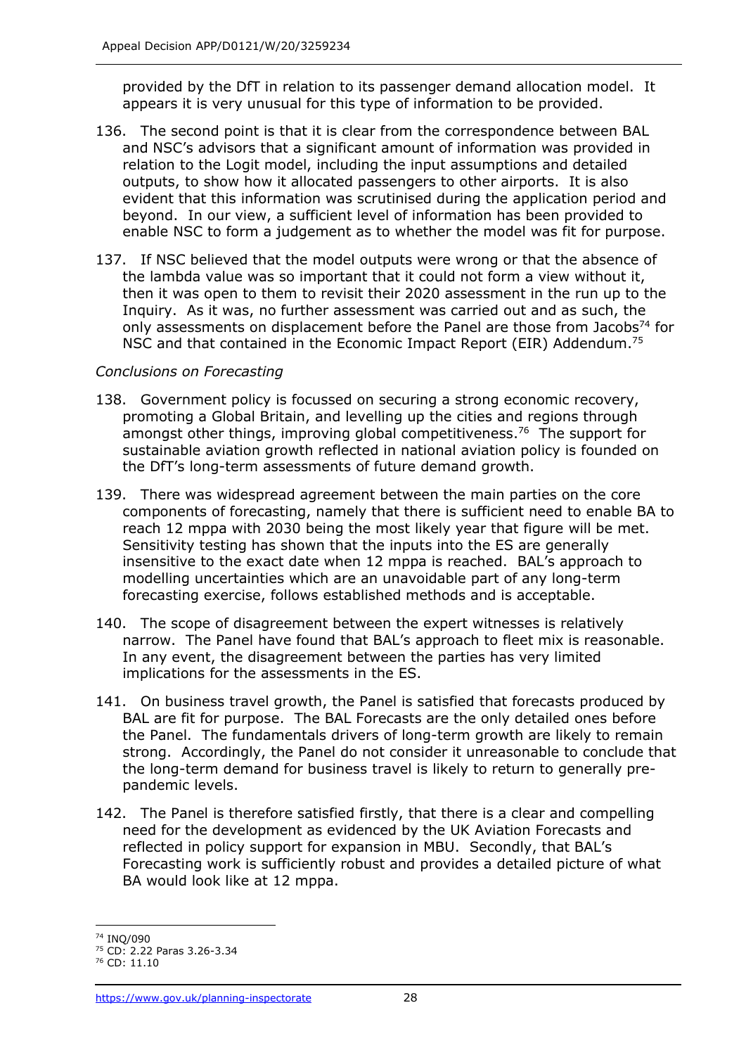provided by the DfT in relation to its passenger demand allocation model. It appears it is very unusual for this type of information to be provided.

136. The second point is that it is clear from the correspondence between BAL and NSC's advisors that a significant amount of information was provided in relation to the Logit model, including the input assumptions and detailed outputs, to show how it allocated passengers to other airports. It is also evident that this information was scrutinised during the application period and beyond. In our view, a sufficient level of information has been provided to enable NSC to form a judgement as to whether the model was fit for purpose.

137. If NSC believed that the model outputs were wrong or that the absence of the lambda value was so important that it could not form a view without it, then it was open to them to revisit their 2020 assessment in the run up to the Inquiry. As it was, no further assessment was carried out and as such, the only assessments on displacement before the Panel are those from Jacobs[74] for NSC and that contained in the Economic Impact Report (EIR) Addendum.[75]

*Conclusions on Forecasting*

138. Government policy is focussed on securing a strong economic recovery, promoting a Global Britain, and levelling up the cities and regions through amongst other things, improving global competitiveness.[76] The support for sustainable aviation growth reflected in national aviation policy is founded on the DfT's long-term assessments of future demand growth.

139. There was widespread agreement between the main parties on the core components of forecasting, namely that there is sufficient need to enable BA to reach 12 mppa with 2030 being the most likely year that figure will be met. Sensitivity testing has shown that the inputs into the ES are generally insensitive to the exact date when 12 mppa is reached. BAL's approach to modelling uncertainties which are an unavoidable part of any long-term forecasting exercise, follows established methods and is acceptable.

140. The scope of disagreement between the expert witnesses is relatively narrow. The Panel have found that BAL's approach to fleet mix is reasonable. In any event, the disagreement between the parties has very limited implications for the assessments in the ES.

141. On business travel growth, the Panel is satisfied that forecasts produced by BAL are fit for purpose. The BAL Forecasts are the only detailed ones before the Panel. The fundamentals drivers of long-term growth are likely to remain strong. Accordingly, the Panel do not consider it unreasonable to conclude that the long-term demand for business travel is likely to return to generally pre-pandemic levels.

142. The Panel is therefore satisfied firstly, that there is a clear and compelling need for the development as evidenced by the UK Aviation Forecasts and reflected in policy support for expansion in MBU. Secondly, that BAL's Forecasting work is sufficiently robust and provides a detailed picture of what BA would look like at 12 mppa.

---

[74] INQ/090

[75] CD: 2.22 Paras 3.26-3.34

[76] CD: 11.10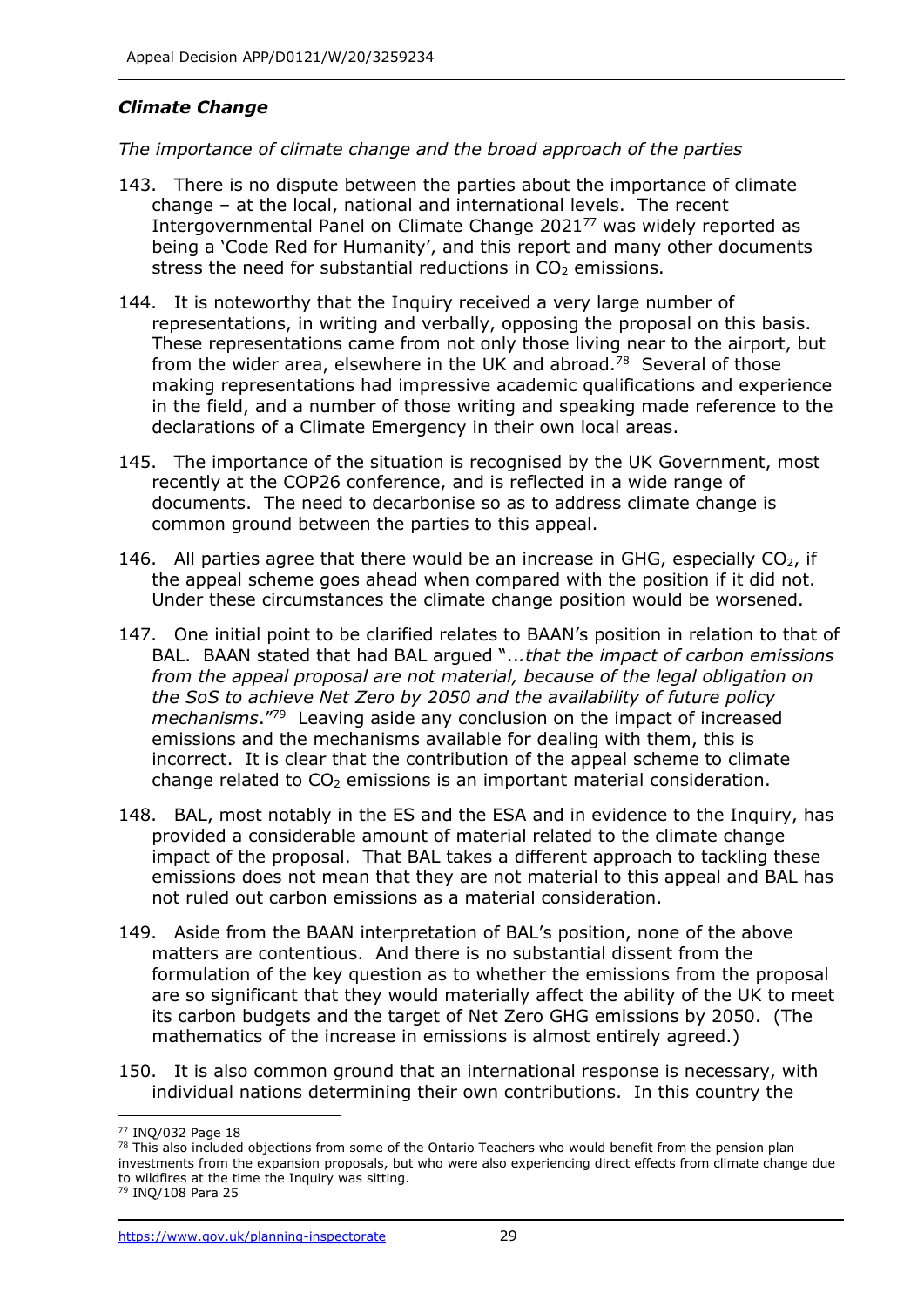## *Climate Change*

*The importance of climate change and the broad approach of the parties*

143. There is no dispute between the parties about the importance of climate change – at the local, national and international levels. The recent Intergovernmental Panel on Climate Change 2021[77] was widely reported as being a 'Code Red for Humanity', and this report and many other documents stress the need for substantial reductions in $CO_2$ emissions.

144. It is noteworthy that the Inquiry received a very large number of representations, in writing and verbally, opposing the proposal on this basis. These representations came from not only those living near to the airport, but from the wider area, elsewhere in the UK and abroad.[78] Several of those making representations had impressive academic qualifications and experience in the field, and a number of those writing and speaking made reference to the declarations of a Climate Emergency in their own local areas.

145. The importance of the situation is recognised by the UK Government, most recently at the COP26 conference, and is reflected in a wide range of documents. The need to decarbonise so as to address climate change is common ground between the parties to this appeal.

146. All parties agree that there would be an increase in GHG, especially $CO_2$, if the appeal scheme goes ahead when compared with the position if it did not. Under these circumstances the climate change position would be worsened.

147. One initial point to be clarified relates to BAAN's position in relation to that of BAL. BAAN stated that had BAL argued "*...that the impact of carbon emissions from the appeal proposal are not material, because of the legal obligation on the SoS to achieve Net Zero by 2050 and the availability of future policy mechanisms*."[79] Leaving aside any conclusion on the impact of increased emissions and the mechanisms available for dealing with them, this is incorrect. It is clear that the contribution of the appeal scheme to climate change related to $CO_2$ emissions is an important material consideration.

148. BAL, most notably in the ES and the ESA and in evidence to the Inquiry, has provided a considerable amount of material related to the climate change impact of the proposal. That BAL takes a different approach to tackling these emissions does not mean that they are not material to this appeal and BAL has not ruled out carbon emissions as a material consideration.

149. Aside from the BAAN interpretation of BAL's position, none of the above matters are contentious. And there is no substantial dissent from the formulation of the key question as to whether the emissions from the proposal are so significant that they would materially affect the ability of the UK to meet its carbon budgets and the target of Net Zero GHG emissions by 2050. (The mathematics of the increase in emissions is almost entirely agreed.)

150. It is also common ground that an international response is necessary, with individual nations determining their own contributions. In this country the

---

[77] INQ/032 Page 18

[78] This also included objections from some of the Ontario Teachers who would benefit from the pension plan investments from the expansion proposals, but who were also experiencing direct effects from climate change due to wildfires at the time the Inquiry was sitting.

[79] INQ/108 Para 25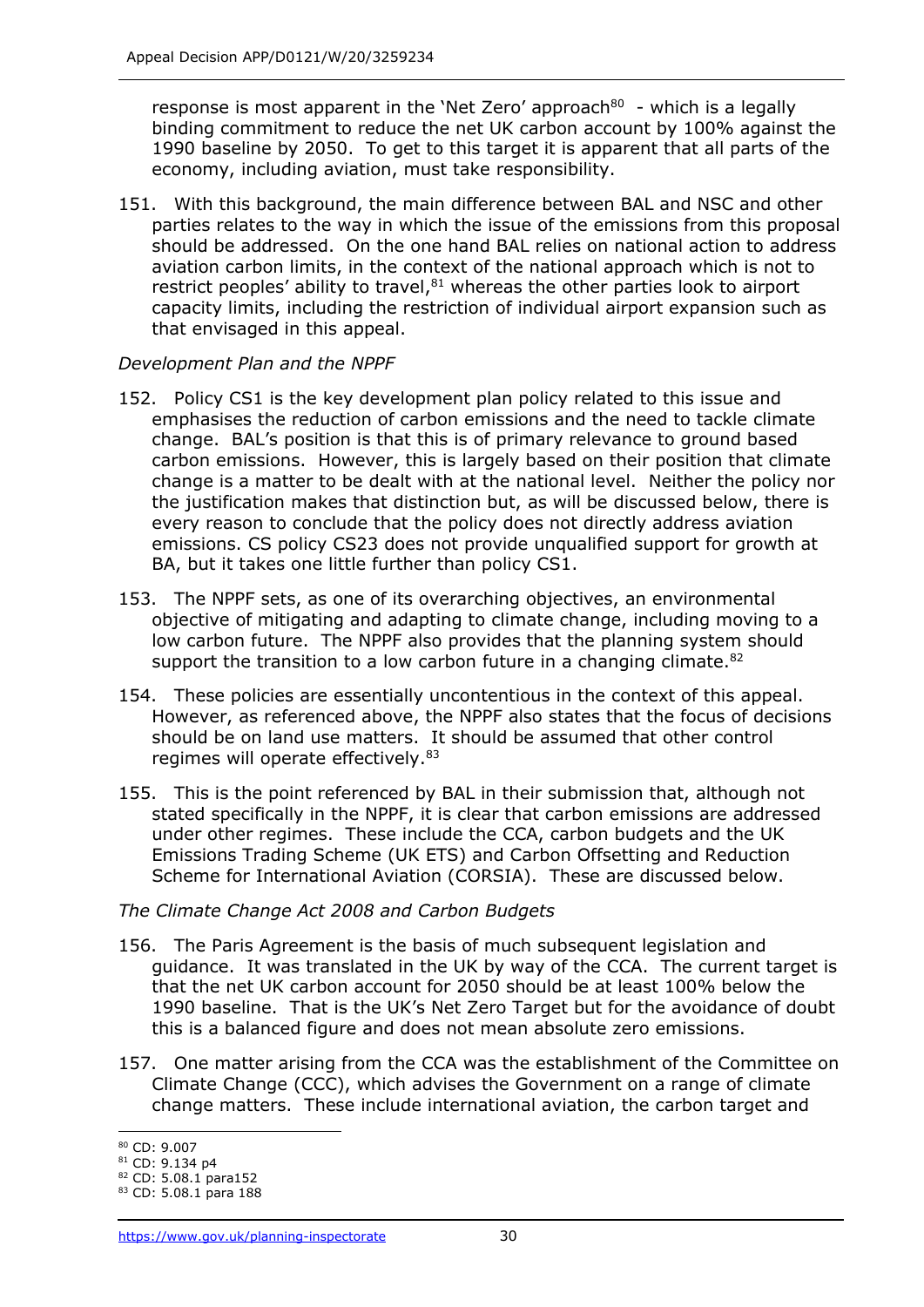response is most apparent in the 'Net Zero' approach[80] - which is a legally binding commitment to reduce the net UK carbon account by 100% against the 1990 baseline by 2050. To get to this target it is apparent that all parts of the economy, including aviation, must take responsibility.

151. With this background, the main difference between BAL and NSC and other parties relates to the way in which the issue of the emissions from this proposal should be addressed. On the one hand BAL relies on national action to address aviation carbon limits, in the context of the national approach which is not to restrict peoples' ability to travel,[81] whereas the other parties look to airport capacity limits, including the restriction of individual airport expansion such as that envisaged in this appeal.

*Development Plan and the NPPF*

152. Policy CS1 is the key development plan policy related to this issue and emphasises the reduction of carbon emissions and the need to tackle climate change. BAL's position is that this is of primary relevance to ground based carbon emissions. However, this is largely based on their position that climate change is a matter to be dealt with at the national level. Neither the policy nor the justification makes that distinction but, as will be discussed below, there is every reason to conclude that the policy does not directly address aviation emissions. CS policy CS23 does not provide unqualified support for growth at BA, but it takes one little further than policy CS1.

153. The NPPF sets, as one of its overarching objectives, an environmental objective of mitigating and adapting to climate change, including moving to a low carbon future. The NPPF also provides that the planning system should support the transition to a low carbon future in a changing climate.[82]

154. These policies are essentially uncontentious in the context of this appeal. However, as referenced above, the NPPF also states that the focus of decisions should be on land use matters. It should be assumed that other control regimes will operate effectively.[83]

155. This is the point referenced by BAL in their submission that, although not stated specifically in the NPPF, it is clear that carbon emissions are addressed under other regimes. These include the CCA, carbon budgets and the UK Emissions Trading Scheme (UK ETS) and Carbon Offsetting and Reduction Scheme for International Aviation (CORSIA). These are discussed below.

*The Climate Change Act 2008 and Carbon Budgets*

156. The Paris Agreement is the basis of much subsequent legislation and guidance. It was translated in the UK by way of the CCA. The current target is that the net UK carbon account for 2050 should be at least 100% below the 1990 baseline. That is the UK's Net Zero Target but for the avoidance of doubt this is a balanced figure and does not mean absolute zero emissions.

157. One matter arising from the CCA was the establishment of the Committee on Climate Change (CCC), which advises the Government on a range of climate change matters. These include international aviation, the carbon target and

---

[80] CD: 9.007
[81] CD: 9.134 p4
[82] CD: 5.08.1 para152
[83] CD: 5.08.1 para 188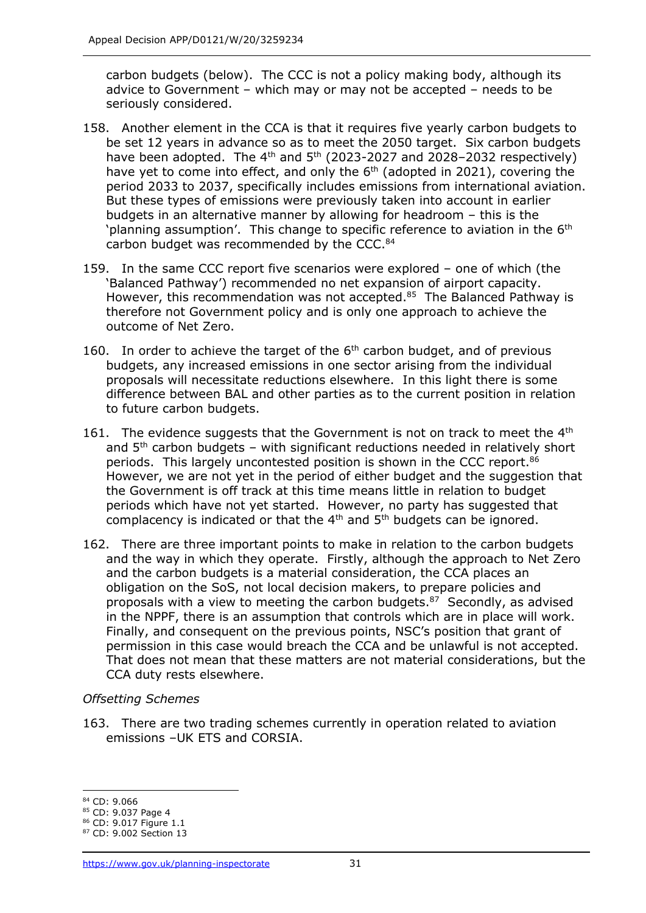carbon budgets (below). The CCC is not a policy making body, although its advice to Government – which may or may not be accepted – needs to be seriously considered.

158. Another element in the CCA is that it requires five yearly carbon budgets to be set 12 years in advance so as to meet the 2050 target. Six carbon budgets have been adopted. The 4th and 5th (2023-2027 and 2028–2032 respectively) have yet to come into effect, and only the 6th (adopted in 2021), covering the period 2033 to 2037, specifically includes emissions from international aviation. But these types of emissions were previously taken into account in earlier budgets in an alternative manner by allowing for headroom – this is the 'planning assumption'. This change to specific reference to aviation in the 6th carbon budget was recommended by the CCC.[84]

159. In the same CCC report five scenarios were explored – one of which (the 'Balanced Pathway') recommended no net expansion of airport capacity. However, this recommendation was not accepted.[85] The Balanced Pathway is therefore not Government policy and is only one approach to achieve the outcome of Net Zero.

160. In order to achieve the target of the 6th carbon budget, and of previous budgets, any increased emissions in one sector arising from the individual proposals will necessitate reductions elsewhere. In this light there is some difference between BAL and other parties as to the current position in relation to future carbon budgets.

161. The evidence suggests that the Government is not on track to meet the 4th and 5th carbon budgets – with significant reductions needed in relatively short periods. This largely uncontested position is shown in the CCC report.[86] However, we are not yet in the period of either budget and the suggestion that the Government is off track at this time means little in relation to budget periods which have not yet started. However, no party has suggested that complacency is indicated or that the 4th and 5th budgets can be ignored.

162. There are three important points to make in relation to the carbon budgets and the way in which they operate. Firstly, although the approach to Net Zero and the carbon budgets is a material consideration, the CCA places an obligation on the SoS, not local decision makers, to prepare policies and proposals with a view to meeting the carbon budgets.[87] Secondly, as advised in the NPPF, there is an assumption that controls which are in place will work. Finally, and consequent on the previous points, NSC's position that grant of permission in this case would breach the CCA and be unlawful is not accepted. That does not mean that these matters are not material considerations, but the CCA duty rests elsewhere.

*Offsetting Schemes*

163. There are two trading schemes currently in operation related to aviation emissions –UK ETS and CORSIA.

---

[84] CD: 9.066

[85] CD: 9.037 Page 4

[86] CD: 9.017 Figure 1.1

[87] CD: 9.002 Section 13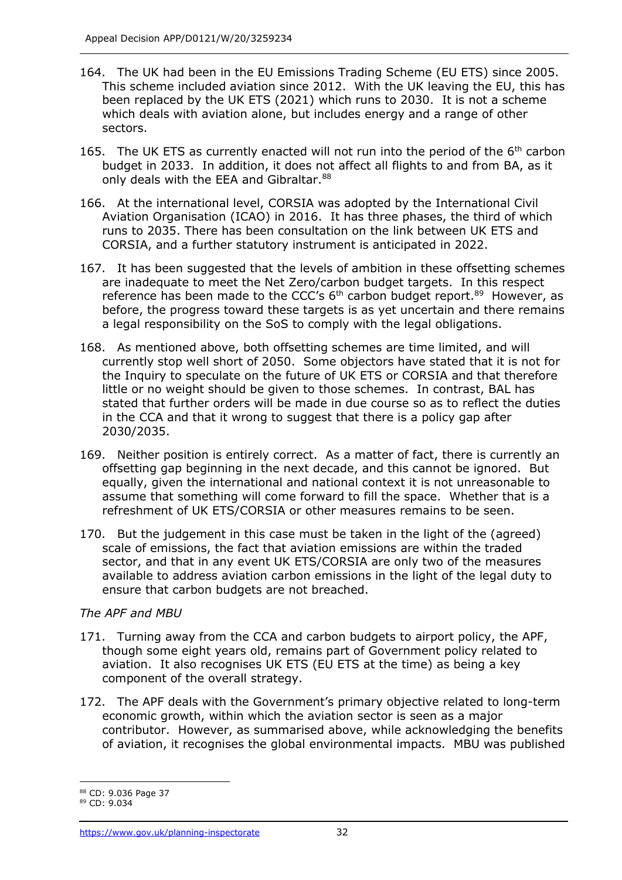164. The UK had been in the EU Emissions Trading Scheme (EU ETS) since 2005. This scheme included aviation since 2012. With the UK leaving the EU, this has been replaced by the UK ETS (2021) which runs to 2030. It is not a scheme which deals with aviation alone, but includes energy and a range of other sectors.

165. The UK ETS as currently enacted will not run into the period of the 6th carbon budget in 2033. In addition, it does not affect all flights to and from BA, as it only deals with the EEA and Gibraltar.[88]

166. At the international level, CORSIA was adopted by the International Civil Aviation Organisation (ICAO) in 2016. It has three phases, the third of which runs to 2035. There has been consultation on the link between UK ETS and CORSIA, and a further statutory instrument is anticipated in 2022.

167. It has been suggested that the levels of ambition in these offsetting schemes are inadequate to meet the Net Zero/carbon budget targets. In this respect reference has been made to the CCC's 6th carbon budget report.[89] However, as before, the progress toward these targets is as yet uncertain and there remains a legal responsibility on the SoS to comply with the legal obligations.

168. As mentioned above, both offsetting schemes are time limited, and will currently stop well short of 2050. Some objectors have stated that it is not for the Inquiry to speculate on the future of UK ETS or CORSIA and that therefore little or no weight should be given to those schemes. In contrast, BAL has stated that further orders will be made in due course so as to reflect the duties in the CCA and that it wrong to suggest that there is a policy gap after 2030/2035.

169. Neither position is entirely correct. As a matter of fact, there is currently an offsetting gap beginning in the next decade, and this cannot be ignored. But equally, given the international and national context it is not unreasonable to assume that something will come forward to fill the space. Whether that is a refreshment of UK ETS/CORSIA or other measures remains to be seen.

170. But the judgement in this case must be taken in the light of the (agreed) scale of emissions, the fact that aviation emissions are within the traded sector, and that in any event UK ETS/CORSIA are only two of the measures available to address aviation carbon emissions in the light of the legal duty to ensure that carbon budgets are not breached.

*The APF and MBU*

171. Turning away from the CCA and carbon budgets to airport policy, the APF, though some eight years old, remains part of Government policy related to aviation. It also recognises UK ETS (EU ETS at the time) as being a key component of the overall strategy.

172. The APF deals with the Government's primary objective related to long-term economic growth, within which the aviation sector is seen as a major contributor. However, as summarised above, while acknowledging the benefits of aviation, it recognises the global environmental impacts. MBU was published

[88] CD: 9.036 Page 37

[89] CD: 9.034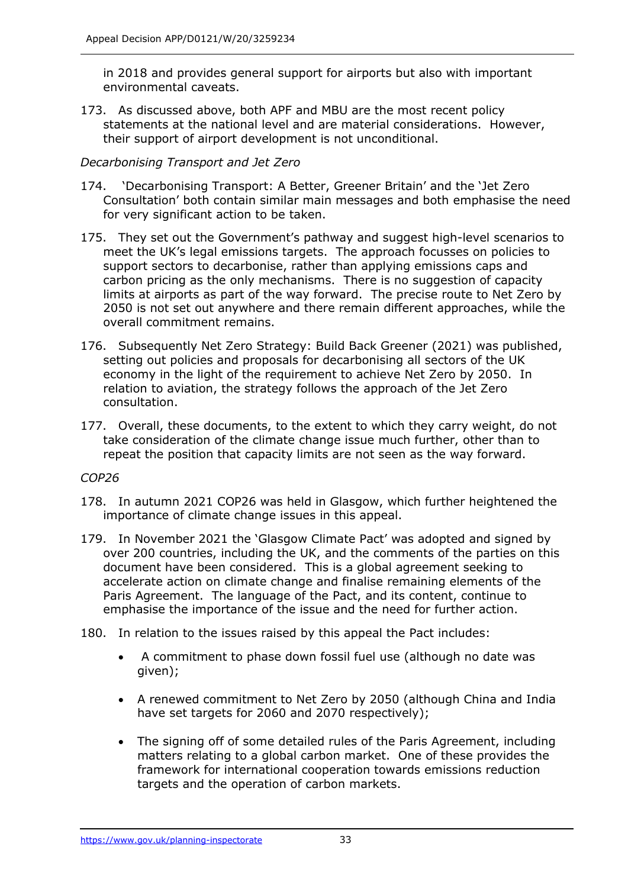in 2018 and provides general support for airports but also with important environmental caveats.

173. As discussed above, both APF and MBU are the most recent policy statements at the national level and are material considerations. However, their support of airport development is not unconditional.

*Decarbonising Transport and Jet Zero*

174. 'Decarbonising Transport: A Better, Greener Britain' and the 'Jet Zero Consultation' both contain similar main messages and both emphasise the need for very significant action to be taken.

175. They set out the Government's pathway and suggest high-level scenarios to meet the UK's legal emissions targets. The approach focusses on policies to support sectors to decarbonise, rather than applying emissions caps and carbon pricing as the only mechanisms. There is no suggestion of capacity limits at airports as part of the way forward. The precise route to Net Zero by 2050 is not set out anywhere and there remain different approaches, while the overall commitment remains.

176. Subsequently Net Zero Strategy: Build Back Greener (2021) was published, setting out policies and proposals for decarbonising all sectors of the UK economy in the light of the requirement to achieve Net Zero by 2050. In relation to aviation, the strategy follows the approach of the Jet Zero consultation.

177. Overall, these documents, to the extent to which they carry weight, do not take consideration of the climate change issue much further, other than to repeat the position that capacity limits are not seen as the way forward.

*COP26*

178. In autumn 2021 COP26 was held in Glasgow, which further heightened the importance of climate change issues in this appeal.

179. In November 2021 the 'Glasgow Climate Pact' was adopted and signed by over 200 countries, including the UK, and the comments of the parties on this document have been considered. This is a global agreement seeking to accelerate action on climate change and finalise remaining elements of the Paris Agreement. The language of the Pact, and its content, continue to emphasise the importance of the issue and the need for further action.

180. In relation to the issues raised by this appeal the Pact includes:

- A commitment to phase down fossil fuel use (although no date was given);
- A renewed commitment to Net Zero by 2050 (although China and India have set targets for 2060 and 2070 respectively);
- The signing off of some detailed rules of the Paris Agreement, including matters relating to a global carbon market. One of these provides the framework for international cooperation towards emissions reduction targets and the operation of carbon markets.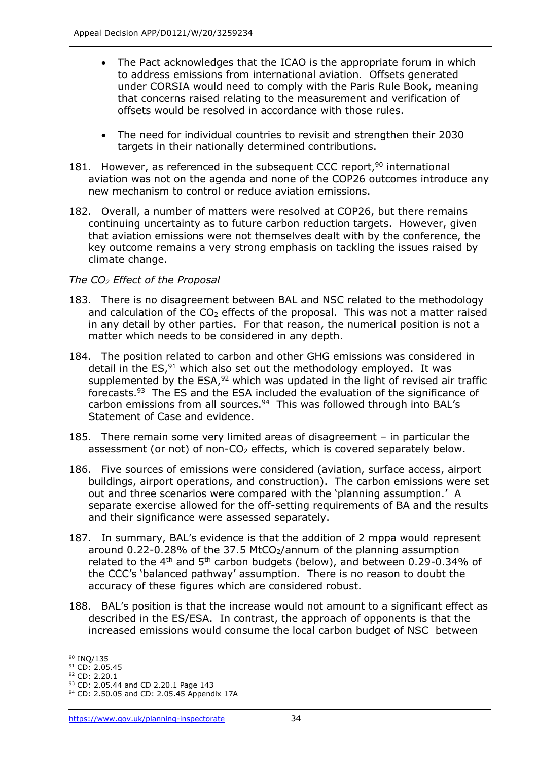- The Pact acknowledges that the ICAO is the appropriate forum in which to address emissions from international aviation. Offsets generated under CORSIA would need to comply with the Paris Rule Book, meaning that concerns raised relating to the measurement and verification of offsets would be resolved in accordance with those rules.

- The need for individual countries to revisit and strengthen their 2030 targets in their nationally determined contributions.

181. However, as referenced in the subsequent CCC report,[90] international aviation was not on the agenda and none of the COP26 outcomes introduce any new mechanism to control or reduce aviation emissions.

182. Overall, a number of matters were resolved at COP26, but there remains continuing uncertainty as to future carbon reduction targets. However, given that aviation emissions were not themselves dealt with by the conference, the key outcome remains a very strong emphasis on tackling the issues raised by climate change.

*The $CO_2$ Effect of the Proposal*

183. There is no disagreement between BAL and NSC related to the methodology and calculation of the $CO_2$ effects of the proposal. This was not a matter raised in any detail by other parties. For that reason, the numerical position is not a matter which needs to be considered in any depth.

184. The position related to carbon and other GHG emissions was considered in detail in the ES,[91] which also set out the methodology employed. It was supplemented by the ESA,[92] which was updated in the light of revised air traffic forecasts.[93] The ES and the ESA included the evaluation of the significance of carbon emissions from all sources.[94] This was followed through into BAL's Statement of Case and evidence.

185. There remain some very limited areas of disagreement – in particular the assessment (or not) of non-$CO_2$ effects, which is covered separately below.

186. Five sources of emissions were considered (aviation, surface access, airport buildings, airport operations, and construction). The carbon emissions were set out and three scenarios were compared with the 'planning assumption.' A separate exercise allowed for the off-setting requirements of BA and the results and their significance were assessed separately.

187. In summary, BAL's evidence is that the addition of 2 mppa would represent around 0.22-0.28% of the 37.5 $MtCO_2$/annum of the planning assumption related to the 4th and 5th carbon budgets (below), and between 0.29-0.34% of the CCC's 'balanced pathway' assumption. There is no reason to doubt the accuracy of these figures which are considered robust.

188. BAL's position is that the increase would not amount to a significant effect as described in the ES/ESA. In contrast, the approach of opponents is that the increased emissions would consume the local carbon budget of NSC between

---

[90] INQ/135
[91] CD: 2.05.45
[92] CD: 2.20.1
[93] CD: 2.05.44 and CD 2.20.1 Page 143
[94] CD: 2.50.05 and CD: 2.05.45 Appendix 17A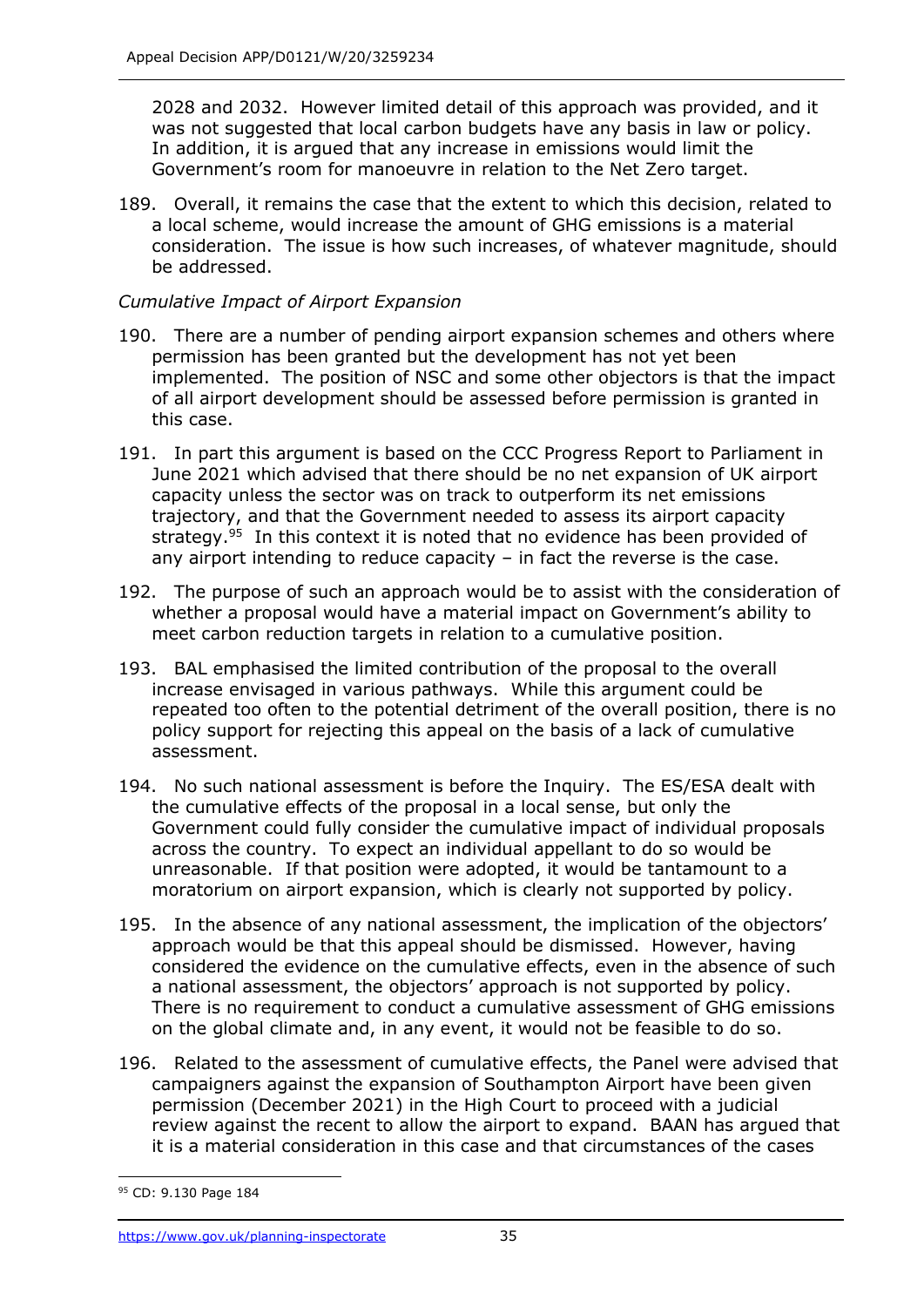2028 and 2032. However limited detail of this approach was provided, and it was not suggested that local carbon budgets have any basis in law or policy. In addition, it is argued that any increase in emissions would limit the Government's room for manoeuvre in relation to the Net Zero target.

189. Overall, it remains the case that the extent to which this decision, related to a local scheme, would increase the amount of GHG emissions is a material consideration. The issue is how such increases, of whatever magnitude, should be addressed.

*Cumulative Impact of Airport Expansion*

190. There are a number of pending airport expansion schemes and others where permission has been granted but the development has not yet been implemented. The position of NSC and some other objectors is that the impact of all airport development should be assessed before permission is granted in this case.

191. In part this argument is based on the CCC Progress Report to Parliament in June 2021 which advised that there should be no net expansion of UK airport capacity unless the sector was on track to outperform its net emissions trajectory, and that the Government needed to assess its airport capacity strategy.[95] In this context it is noted that no evidence has been provided of any airport intending to reduce capacity – in fact the reverse is the case.

192. The purpose of such an approach would be to assist with the consideration of whether a proposal would have a material impact on Government's ability to meet carbon reduction targets in relation to a cumulative position.

193. BAL emphasised the limited contribution of the proposal to the overall increase envisaged in various pathways. While this argument could be repeated too often to the potential detriment of the overall position, there is no policy support for rejecting this appeal on the basis of a lack of cumulative assessment.

194. No such national assessment is before the Inquiry. The ES/ESA dealt with the cumulative effects of the proposal in a local sense, but only the Government could fully consider the cumulative impact of individual proposals across the country. To expect an individual appellant to do so would be unreasonable. If that position were adopted, it would be tantamount to a moratorium on airport expansion, which is clearly not supported by policy.

195. In the absence of any national assessment, the implication of the objectors' approach would be that this appeal should be dismissed. However, having considered the evidence on the cumulative effects, even in the absence of such a national assessment, the objectors' approach is not supported by policy. There is no requirement to conduct a cumulative assessment of GHG emissions on the global climate and, in any event, it would not be feasible to do so.

196. Related to the assessment of cumulative effects, the Panel were advised that campaigners against the expansion of Southampton Airport have been given permission (December 2021) in the High Court to proceed with a judicial review against the recent to allow the airport to expand. BAAN has argued that it is a material consideration in this case and that circumstances of the cases

[95] CD: 9.130 Page 184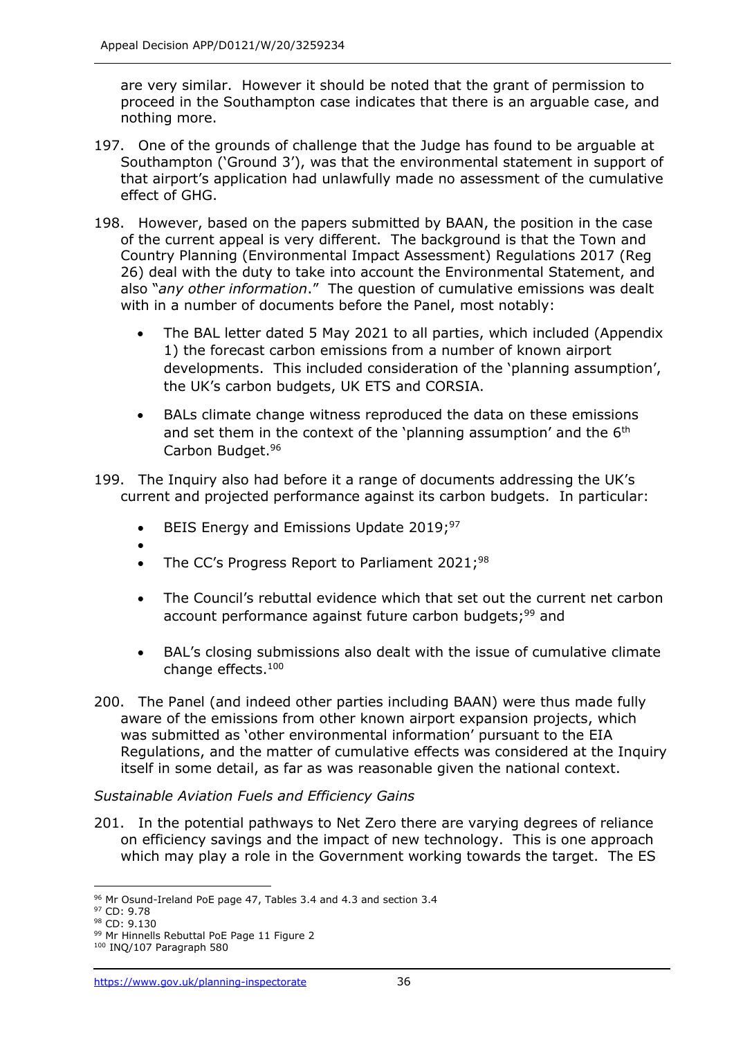are very similar. However it should be noted that the grant of permission to proceed in the Southampton case indicates that there is an arguable case, and nothing more.

197. One of the grounds of challenge that the Judge has found to be arguable at Southampton ('Ground 3'), was that the environmental statement in support of that airport's application had unlawfully made no assessment of the cumulative effect of GHG.

198. However, based on the papers submitted by BAAN, the position in the case of the current appeal is very different. The background is that the Town and Country Planning (Environmental Impact Assessment) Regulations 2017 (Reg 26) deal with the duty to take into account the Environmental Statement, and also "*any other information*." The question of cumulative emissions was dealt with in a number of documents before the Panel, most notably:

- The BAL letter dated 5 May 2021 to all parties, which included (Appendix 1) the forecast carbon emissions from a number of known airport developments. This included consideration of the 'planning assumption', the UK's carbon budgets, UK ETS and CORSIA.
- BALs climate change witness reproduced the data on these emissions and set them in the context of the 'planning assumption' and the 6th Carbon Budget.[96]

199. The Inquiry also had before it a range of documents addressing the UK's current and projected performance against its carbon budgets. In particular:

- BEIS Energy and Emissions Update 2019;[97]
- 
- The CC's Progress Report to Parliament 2021;[98]
- The Council's rebuttal evidence which that set out the current net carbon account performance against future carbon budgets;[99] and
- BAL's closing submissions also dealt with the issue of cumulative climate change effects.[100]

200. The Panel (and indeed other parties including BAAN) were thus made fully aware of the emissions from other known airport expansion projects, which was submitted as 'other environmental information' pursuant to the EIA Regulations, and the matter of cumulative effects was considered at the Inquiry itself in some detail, as far as was reasonable given the national context.

*Sustainable Aviation Fuels and Efficiency Gains*

201. In the potential pathways to Net Zero there are varying degrees of reliance on efficiency savings and the impact of new technology. This is one approach which may play a role in the Government working towards the target. The ES

---

[96] Mr Osund-Ireland PoE page 47, Tables 3.4 and 4.3 and section 3.4

[97] CD: 9.78

[98] CD: 9.130

[99] Mr Hinnells Rebuttal PoE Page 11 Figure 2

[100] INQ/107 Paragraph 580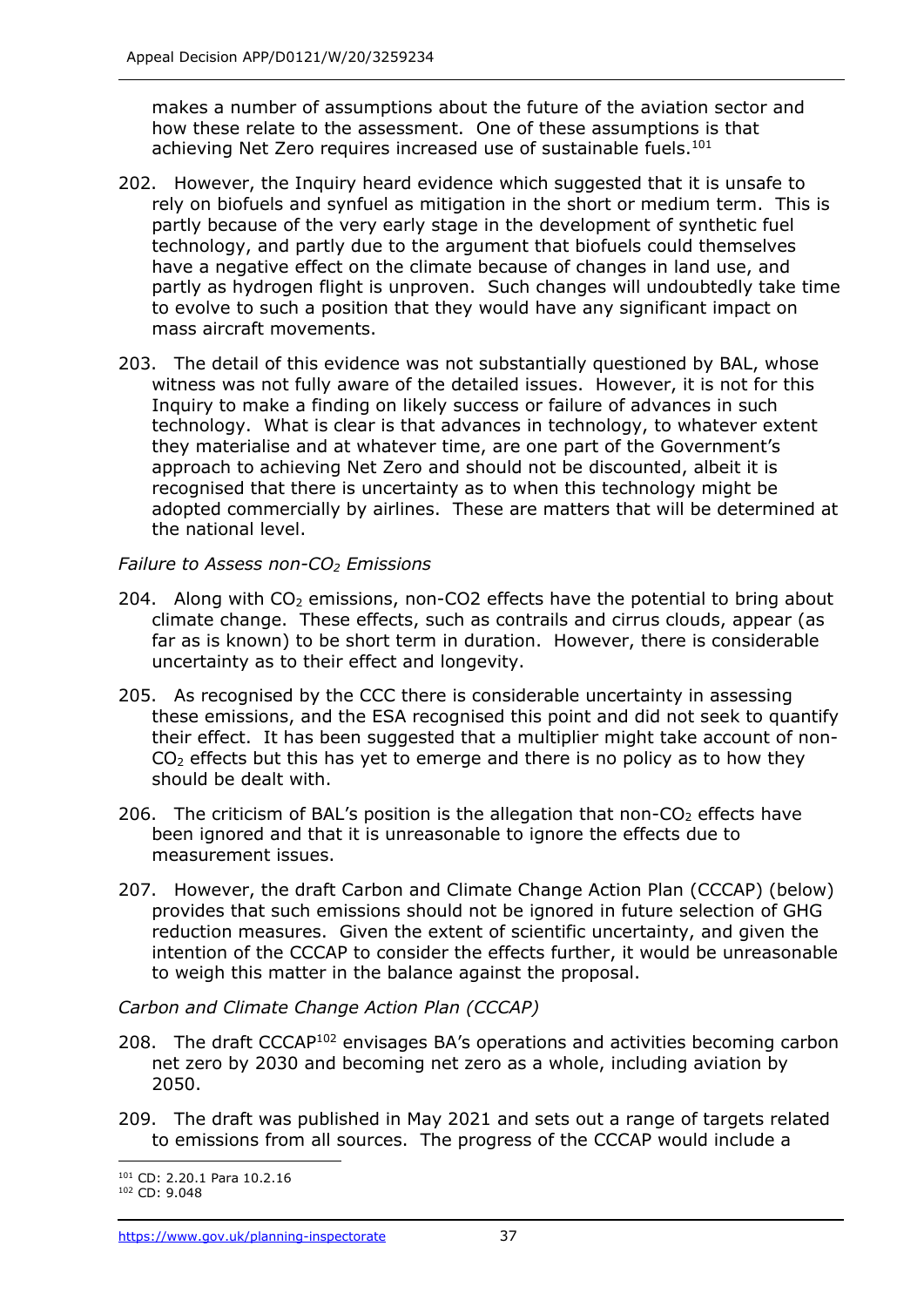makes a number of assumptions about the future of the aviation sector and how these relate to the assessment. One of these assumptions is that achieving Net Zero requires increased use of sustainable fuels.[101]

202. However, the Inquiry heard evidence which suggested that it is unsafe to rely on biofuels and synfuel as mitigation in the short or medium term. This is partly because of the very early stage in the development of synthetic fuel technology, and partly due to the argument that biofuels could themselves have a negative effect on the climate because of changes in land use, and partly as hydrogen flight is unproven. Such changes will undoubtedly take time to evolve to such a position that they would have any significant impact on mass aircraft movements.

203. The detail of this evidence was not substantially questioned by BAL, whose witness was not fully aware of the detailed issues. However, it is not for this Inquiry to make a finding on likely success or failure of advances in such technology. What is clear is that advances in technology, to whatever extent they materialise and at whatever time, are one part of the Government's approach to achieving Net Zero and should not be discounted, albeit it is recognised that there is uncertainty as to when this technology might be adopted commercially by airlines. These are matters that will be determined at the national level.

*Failure to Assess non-$CO_2$ Emissions*

204. Along with $CO_2$ emissions, non-CO2 effects have the potential to bring about climate change. These effects, such as contrails and cirrus clouds, appear (as far as is known) to be short term in duration. However, there is considerable uncertainty as to their effect and longevity.

205. As recognised by the CCC there is considerable uncertainty in assessing these emissions, and the ESA recognised this point and did not seek to quantify their effect. It has been suggested that a multiplier might take account of non-$CO_2$ effects but this has yet to emerge and there is no policy as to how they should be dealt with.

206. The criticism of BAL's position is the allegation that non-$CO_2$ effects have been ignored and that it is unreasonable to ignore the effects due to measurement issues.

207. However, the draft Carbon and Climate Change Action Plan (CCCAP) (below) provides that such emissions should not be ignored in future selection of GHG reduction measures. Given the extent of scientific uncertainty, and given the intention of the CCCAP to consider the effects further, it would be unreasonable to weigh this matter in the balance against the proposal.

*Carbon and Climate Change Action Plan (CCCAP)*

208. The draft CCCAP[102] envisages BA's operations and activities becoming carbon net zero by 2030 and becoming net zero as a whole, including aviation by 2050.

209. The draft was published in May 2021 and sets out a range of targets related to emissions from all sources. The progress of the CCCAP would include a

[101] CD: 2.20.1 Para 10.2.16
[102] CD: 9.048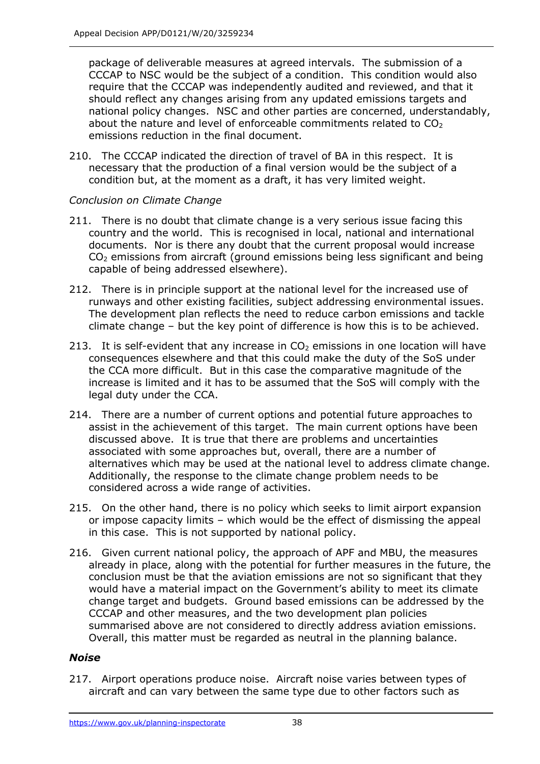package of deliverable measures at agreed intervals. The submission of a CCCAP to NSC would be the subject of a condition. This condition would also require that the CCCAP was independently audited and reviewed, and that it should reflect any changes arising from any updated emissions targets and national policy changes. NSC and other parties are concerned, understandably, about the nature and level of enforceable commitments related to $CO_2$ emissions reduction in the final document.

210. The CCCAP indicated the direction of travel of BA in this respect. It is necessary that the production of a final version would be the subject of a condition but, at the moment as a draft, it has very limited weight.

*Conclusion on Climate Change*

211. There is no doubt that climate change is a very serious issue facing this country and the world. This is recognised in local, national and international documents. Nor is there any doubt that the current proposal would increase $CO_2$ emissions from aircraft (ground emissions being less significant and being capable of being addressed elsewhere).

212. There is in principle support at the national level for the increased use of runways and other existing facilities, subject addressing environmental issues. The development plan reflects the need to reduce carbon emissions and tackle climate change – but the key point of difference is how this is to be achieved.

213. It is self-evident that any increase in $CO_2$ emissions in one location will have consequences elsewhere and that this could make the duty of the SoS under the CCA more difficult. But in this case the comparative magnitude of the increase is limited and it has to be assumed that the SoS will comply with the legal duty under the CCA.

214. There are a number of current options and potential future approaches to assist in the achievement of this target. The main current options have been discussed above. It is true that there are problems and uncertainties associated with some approaches but, overall, there are a number of alternatives which may be used at the national level to address climate change. Additionally, the response to the climate change problem needs to be considered across a wide range of activities.

215. On the other hand, there is no policy which seeks to limit airport expansion or impose capacity limits – which would be the effect of dismissing the appeal in this case. This is not supported by national policy.

216. Given current national policy, the approach of APF and MBU, the measures already in place, along with the potential for further measures in the future, the conclusion must be that the aviation emissions are not so significant that they would have a material impact on the Government's ability to meet its climate change target and budgets. Ground based emissions can be addressed by the CCCAP and other measures, and the two development plan policies summarised above are not considered to directly address aviation emissions. Overall, this matter must be regarded as neutral in the planning balance.

### *Noise*

217. Airport operations produce noise. Aircraft noise varies between types of aircraft and can vary between the same type due to other factors such as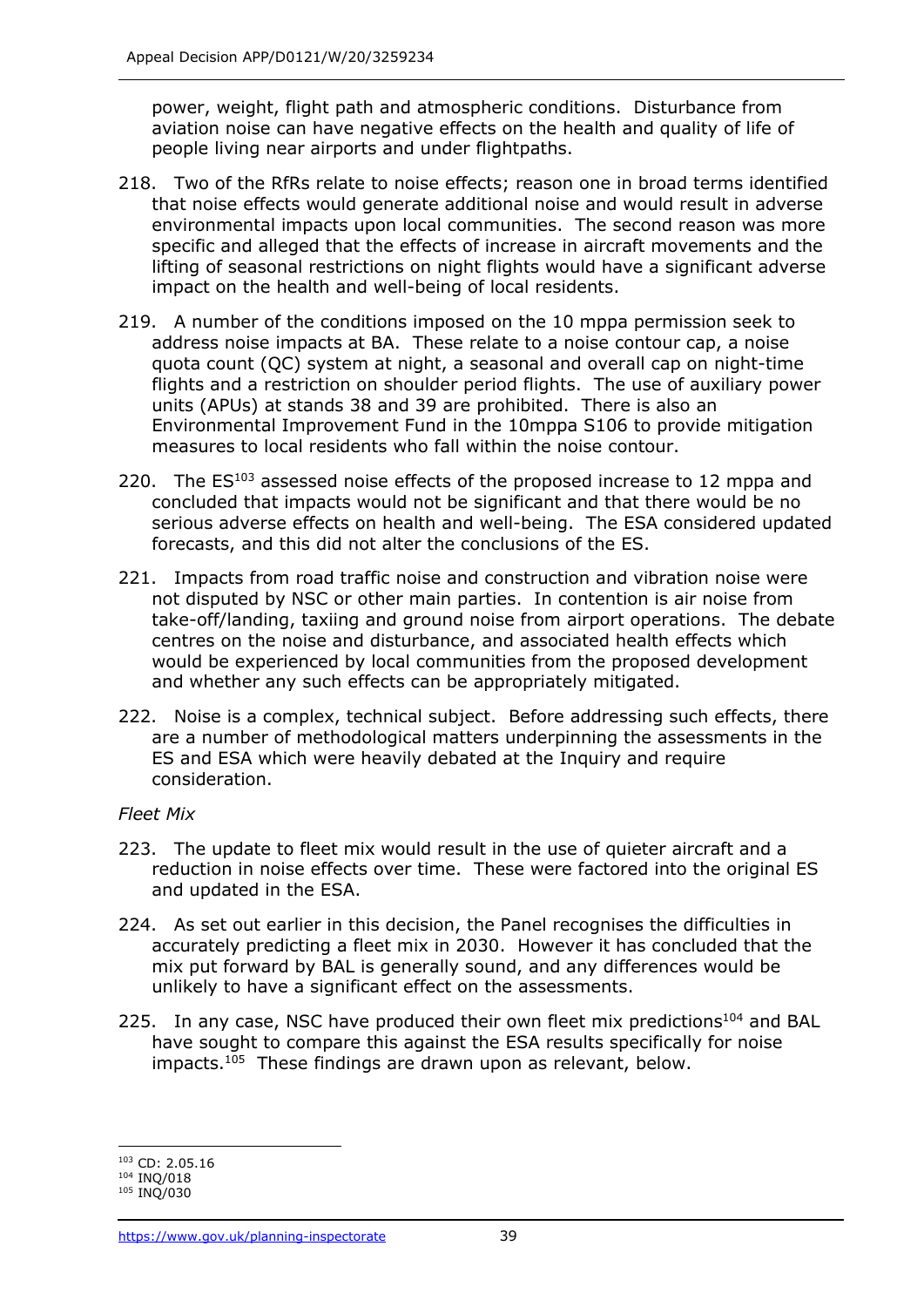power, weight, flight path and atmospheric conditions. Disturbance from aviation noise can have negative effects on the health and quality of life of people living near airports and under flightpaths.

218. Two of the RfRs relate to noise effects; reason one in broad terms identified that noise effects would generate additional noise and would result in adverse environmental impacts upon local communities. The second reason was more specific and alleged that the effects of increase in aircraft movements and the lifting of seasonal restrictions on night flights would have a significant adverse impact on the health and well-being of local residents.

219. A number of the conditions imposed on the 10 mppa permission seek to address noise impacts at BA. These relate to a noise contour cap, a noise quota count (QC) system at night, a seasonal and overall cap on night-time flights and a restriction on shoulder period flights. The use of auxiliary power units (APUs) at stands 38 and 39 are prohibited. There is also an Environmental Improvement Fund in the 10mppa S106 to provide mitigation measures to local residents who fall within the noise contour.

220. The ES[103] assessed noise effects of the proposed increase to 12 mppa and concluded that impacts would not be significant and that there would be no serious adverse effects on health and well-being. The ESA considered updated forecasts, and this did not alter the conclusions of the ES.

221. Impacts from road traffic noise and construction and vibration noise were not disputed by NSC or other main parties. In contention is air noise from take-off/landing, taxiing and ground noise from airport operations. The debate centres on the noise and disturbance, and associated health effects which would be experienced by local communities from the proposed development and whether any such effects can be appropriately mitigated.

222. Noise is a complex, technical subject. Before addressing such effects, there are a number of methodological matters underpinning the assessments in the ES and ESA which were heavily debated at the Inquiry and require consideration.

*Fleet Mix*

223. The update to fleet mix would result in the use of quieter aircraft and a reduction in noise effects over time. These were factored into the original ES and updated in the ESA.

224. As set out earlier in this decision, the Panel recognises the difficulties in accurately predicting a fleet mix in 2030. However it has concluded that the mix put forward by BAL is generally sound, and any differences would be unlikely to have a significant effect on the assessments.

225. In any case, NSC have produced their own fleet mix predictions[104] and BAL have sought to compare this against the ESA results specifically for noise impacts.[105] These findings are drawn upon as relevant, below.

---

[103] CD: 2.05.16
[104] INQ/018
[105] INQ/030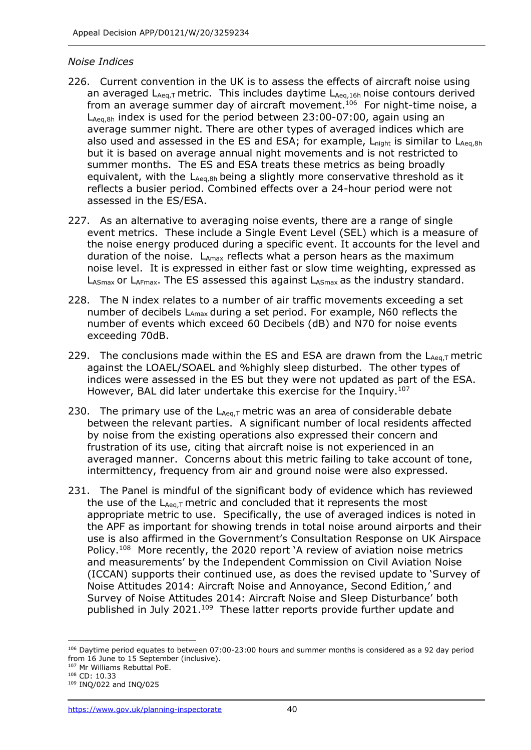*Noise Indices*

226. Current convention in the UK is to assess the effects of aircraft noise using an averaged $L_{Aeq,T}$ metric. This includes daytime $L_{Aeq,16h}$ noise contours derived from an average summer day of aircraft movement.[106] For night-time noise, a $L_{Aeq,8h}$ index is used for the period between 23:00-07:00, again using an average summer night. There are other types of averaged indices which are also used and assessed in the ES and ESA; for example, $L_{night}$ is similar to $L_{Aeq,8h}$ but it is based on average annual night movements and is not restricted to summer months. The ES and ESA treats these metrics as being broadly equivalent, with the $L_{Aeq,8h}$ being a slightly more conservative threshold as it reflects a busier period. Combined effects over a 24-hour period were not assessed in the ES/ESA.

227. As an alternative to averaging noise events, there are a range of single event metrics. These include a Single Event Level (SEL) which is a measure of the noise energy produced during a specific event. It accounts for the level and duration of the noise. $L_{Amax}$ reflects what a person hears as the maximum noise level. It is expressed in either fast or slow time weighting, expressed as $L_{ASmax}$ or $L_{AFmax}$. The ES assessed this against $L_{ASmax}$ as the industry standard.

228. The N index relates to a number of air traffic movements exceeding a set number of decibels $L_{Amax}$ during a set period. For example, N60 reflects the number of events which exceed 60 Decibels (dB) and N70 for noise events exceeding 70dB.

229. The conclusions made within the ES and ESA are drawn from the $L_{Aeq,T}$ metric against the LOAEL/SOAEL and %highly sleep disturbed. The other types of indices were assessed in the ES but they were not updated as part of the ESA. However, BAL did later undertake this exercise for the Inquiry.[107]

230. The primary use of the $L_{Aeq,T}$ metric was an area of considerable debate between the relevant parties. A significant number of local residents affected by noise from the existing operations also expressed their concern and frustration of its use, citing that aircraft noise is not experienced in an averaged manner. Concerns about this metric failing to take account of tone, intermittency, frequency from air and ground noise were also expressed.

231. The Panel is mindful of the significant body of evidence which has reviewed the use of the $L_{Aeq,T}$ metric and concluded that it represents the most appropriate metric to use. Specifically, the use of averaged indices is noted in the APF as important for showing trends in total noise around airports and their use is also affirmed in the Government's Consultation Response on UK Airspace Policy.[108] More recently, the 2020 report 'A review of aviation noise metrics and measurements' by the Independent Commission on Civil Aviation Noise (ICCAN) supports their continued use, as does the revised update to 'Survey of Noise Attitudes 2014: Aircraft Noise and Annoyance, Second Edition,' and Survey of Noise Attitudes 2014: Aircraft Noise and Sleep Disturbance' both published in July 2021.[109] These latter reports provide further update and

---

[106] Daytime period equates to between 07:00-23:00 hours and summer months is considered as a 92 day period from 16 June to 15 September (inclusive).

[107] Mr Williams Rebuttal PoE.

[108] CD: 10.33

[109] INQ/022 and INQ/025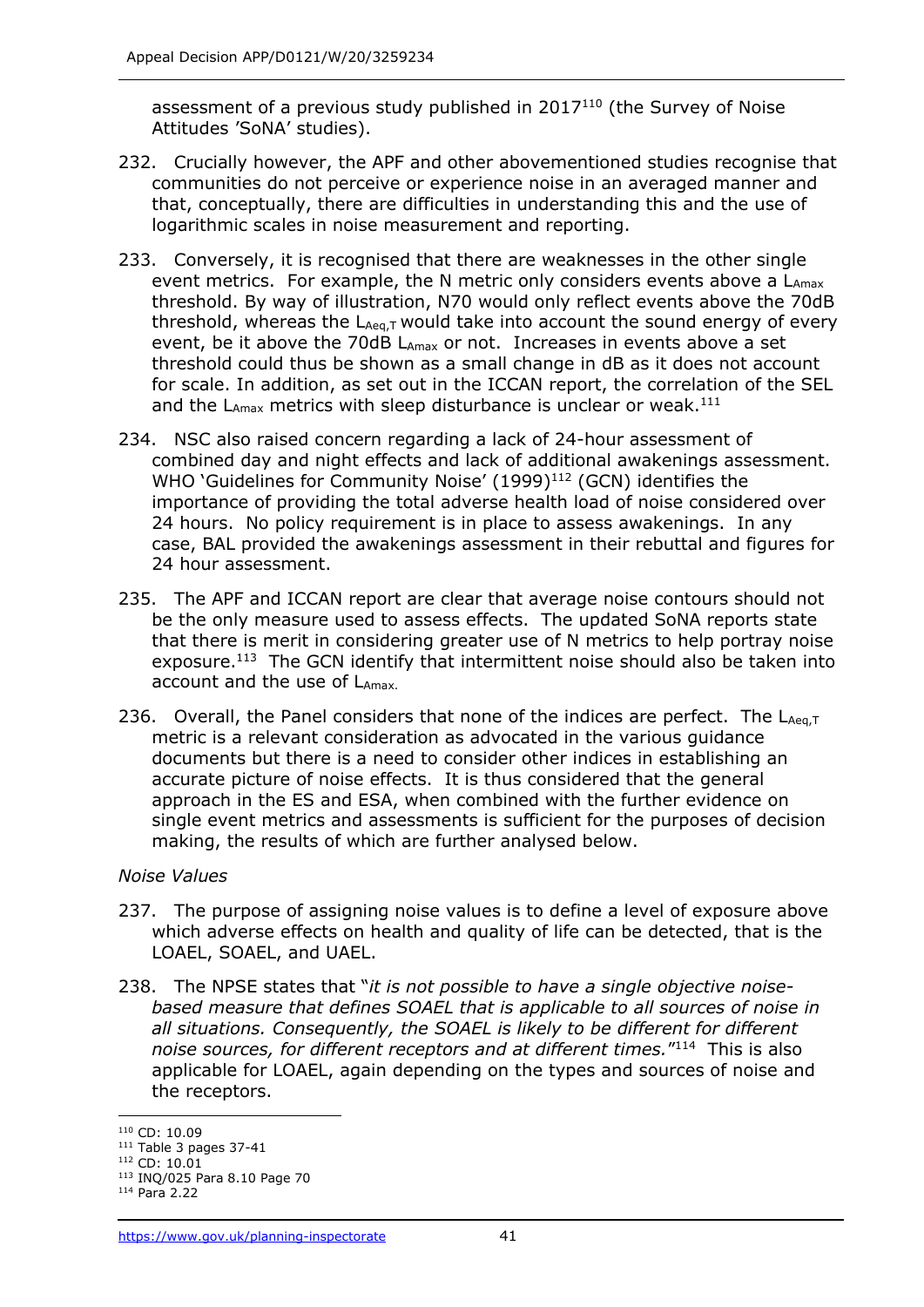assessment of a previous study published in 2017[110] (the Survey of Noise Attitudes 'SoNA' studies).

232. Crucially however, the APF and other abovementioned studies recognise that communities do not perceive or experience noise in an averaged manner and that, conceptually, there are difficulties in understanding this and the use of logarithmic scales in noise measurement and reporting.

233. Conversely, it is recognised that there are weaknesses in the other single event metrics. For example, the N metric only considers events above a $L_{Amax}$ threshold. By way of illustration, N70 would only reflect events above the 70dB threshold, whereas the $L_{Aeq,T}$ would take into account the sound energy of every event, be it above the 70dB $L_{Amax}$ or not. Increases in events above a set threshold could thus be shown as a small change in dB as it does not account for scale. In addition, as set out in the ICCAN report, the correlation of the SEL and the $L_{Amax}$ metrics with sleep disturbance is unclear or weak.[111]

234. NSC also raised concern regarding a lack of 24-hour assessment of combined day and night effects and lack of additional awakenings assessment. WHO 'Guidelines for Community Noise' (1999)[112] (GCN) identifies the importance of providing the total adverse health load of noise considered over 24 hours. No policy requirement is in place to assess awakenings. In any case, BAL provided the awakenings assessment in their rebuttal and figures for 24 hour assessment.

235. The APF and ICCAN report are clear that average noise contours should not be the only measure used to assess effects. The updated SoNA reports state that there is merit in considering greater use of N metrics to help portray noise exposure.[113] The GCN identify that intermittent noise should also be taken into account and the use of $L_{Amax}$.

236. Overall, the Panel considers that none of the indices are perfect. The $L_{Aeq,T}$ metric is a relevant consideration as advocated in the various guidance documents but there is a need to consider other indices in establishing an accurate picture of noise effects. It is thus considered that the general approach in the ES and ESA, when combined with the further evidence on single event metrics and assessments is sufficient for the purposes of decision making, the results of which are further analysed below.

*Noise Values*

237. The purpose of assigning noise values is to define a level of exposure above which adverse effects on health and quality of life can be detected, that is the LOAEL, SOAEL, and UAEL.

238. The NPSE states that "*it is not possible to have a single objective noise-based measure that defines SOAEL that is applicable to all sources of noise in all situations. Consequently, the SOAEL is likely to be different for different noise sources, for different receptors and at different times.*"[114] This is also applicable for LOAEL, again depending on the types and sources of noise and the receptors.

---

[110] CD: 10.09

[111] Table 3 pages 37-41

[112] CD: 10.01

[113] INQ/025 Para 8.10 Page 70

[114] Para 2.22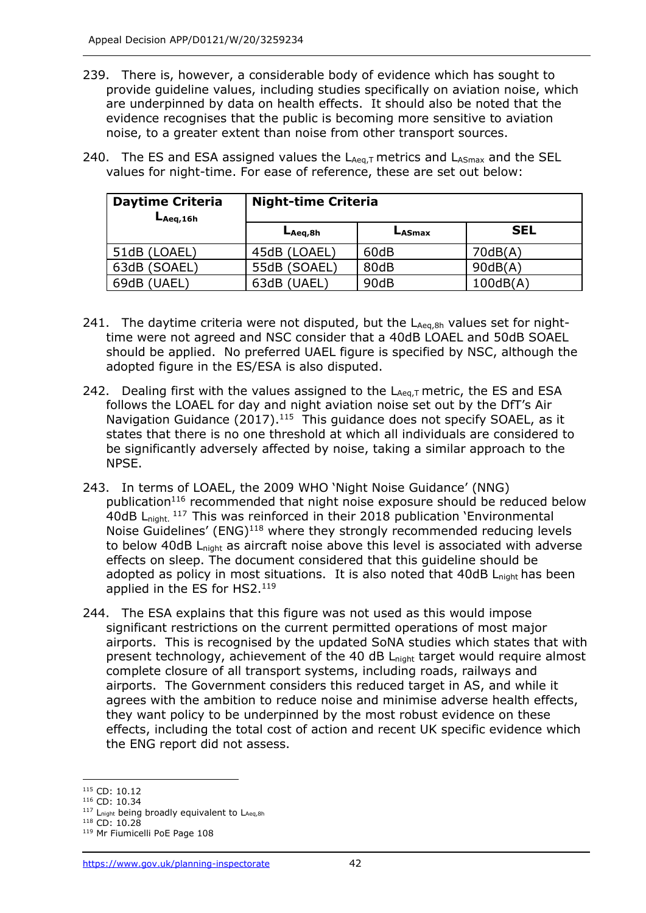239. There is, however, a considerable body of evidence which has sought to provide guideline values, including studies specifically on aviation noise, which are underpinned by data on health effects. It should also be noted that the evidence recognises that the public is becoming more sensitive to aviation noise, to a greater extent than noise from other transport sources.

240. The ES and ESA assigned values the $L_{Aeq,T}$ metrics and $L_{ASmax}$ and the SEL values for night-time. For ease of reference, these are set out below:

| **Daytime Criteria $L_{Aeq,16h}$** | **Night-time Criteria** | | |
|---|---|---|---|
| | **$L_{Aeq,8h}$** | **$L_{ASmax}$** | **SEL** |
| 51dB (LOAEL) | 45dB (LOAEL) | 60dB | 70dB(A) |
| 63dB (SOAEL) | 55dB (SOAEL) | 80dB | 90dB(A) |
| 69dB (UAEL) | 63dB (UAEL) | 90dB | 100dB(A) |

241. The daytime criteria were not disputed, but the $L_{Aeq,8h}$ values set for night-time were not agreed and NSC consider that a 40dB LOAEL and 50dB SOAEL should be applied. No preferred UAEL figure is specified by NSC, although the adopted figure in the ES/ESA is also disputed.

242. Dealing first with the values assigned to the $L_{Aeq,T}$ metric, the ES and ESA follows the LOAEL for day and night aviation noise set out by the DfT's Air Navigation Guidance (2017).[115] This guidance does not specify SOAEL, as it states that there is no one threshold at which all individuals are considered to be significantly adversely affected by noise, taking a similar approach to the NPSE.

243. In terms of LOAEL, the 2009 WHO 'Night Noise Guidance' (NNG) publication[116] recommended that night noise exposure should be reduced below 40dB $L_{night}$.[117] This was reinforced in their 2018 publication 'Environmental Noise Guidelines' (ENG)[118] where they strongly recommended reducing levels to below 40dB $L_{night}$ as aircraft noise above this level is associated with adverse effects on sleep. The document considered that this guideline should be adopted as policy in most situations. It is also noted that 40dB $L_{night}$ has been applied in the ES for HS2.[119]

244. The ESA explains that this figure was not used as this would impose significant restrictions on the current permitted operations of most major airports. This is recognised by the updated SoNA studies which states that with present technology, achievement of the 40 dB $L_{night}$ target would require almost complete closure of all transport systems, including roads, railways and airports. The Government considers this reduced target in AS, and while it agrees with the ambition to reduce noise and minimise adverse health effects, they want policy to be underpinned by the most robust evidence on these effects, including the total cost of action and recent UK specific evidence which the ENG report did not assess.

---

[115] CD: 10.12
[116] CD: 10.34
[117] $L_{night}$ being broadly equivalent to $L_{Aeq,8h}$
[118] CD: 10.28
[119] Mr Fiumicelli PoE Page 108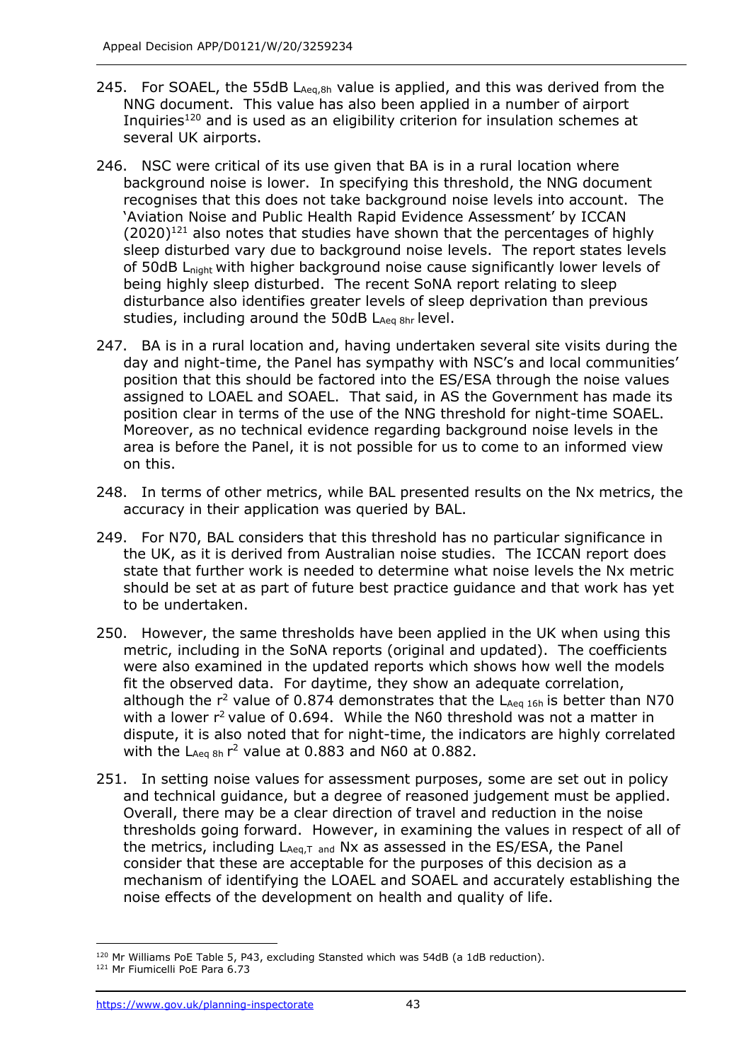245. For SOAEL, the 55dB $L_{Aeq,8h}$ value is applied, and this was derived from the NNG document. This value has also been applied in a number of airport Inquiries[120] and is used as an eligibility criterion for insulation schemes at several UK airports.

246. NSC were critical of its use given that BA is in a rural location where background noise is lower. In specifying this threshold, the NNG document recognises that this does not take background noise levels into account. The 'Aviation Noise and Public Health Rapid Evidence Assessment' by ICCAN (2020)[121] also notes that studies have shown that the percentages of highly sleep disturbed vary due to background noise levels. The report states levels of 50dB $L_{night}$ with higher background noise cause significantly lower levels of being highly sleep disturbed. The recent SoNA report relating to sleep disturbance also identifies greater levels of sleep deprivation than previous studies, including around the 50dB $L_{Aeq\ 8hr}$ level.

247. BA is in a rural location and, having undertaken several site visits during the day and night-time, the Panel has sympathy with NSC's and local communities' position that this should be factored into the ES/ESA through the noise values assigned to LOAEL and SOAEL. That said, in AS the Government has made its position clear in terms of the use of the NNG threshold for night-time SOAEL. Moreover, as no technical evidence regarding background noise levels in the area is before the Panel, it is not possible for us to come to an informed view on this.

248. In terms of other metrics, while BAL presented results on the Nx metrics, the accuracy in their application was queried by BAL.

249. For N70, BAL considers that this threshold has no particular significance in the UK, as it is derived from Australian noise studies. The ICCAN report does state that further work is needed to determine what noise levels the Nx metric should be set at as part of future best practice guidance and that work has yet to be undertaken.

250. However, the same thresholds have been applied in the UK when using this metric, including in the SoNA reports (original and updated). The coefficients were also examined in the updated reports which shows how well the models fit the observed data. For daytime, they show an adequate correlation, although the $r^2$ value of 0.874 demonstrates that the $L_{Aeq\ 16h}$ is better than N70 with a lower $r^2$ value of 0.694. While the N60 threshold was not a matter in dispute, it is also noted that for night-time, the indicators are highly correlated with the $L_{Aeq\ 8h}$ $r^2$ value at 0.883 and N60 at 0.882.

251. In setting noise values for assessment purposes, some are set out in policy and technical guidance, but a degree of reasoned judgement must be applied. Overall, there may be a clear direction of travel and reduction in the noise thresholds going forward. However, in examining the values in respect of all of the metrics, including $L_{Aeq,T}$ and Nx as assessed in the ES/ESA, the Panel consider that these are acceptable for the purposes of this decision as a mechanism of identifying the LOAEL and SOAEL and accurately establishing the noise effects of the development on health and quality of life.

---

[120] Mr Williams PoE Table 5, P43, excluding Stansted which was 54dB (a 1dB reduction).

[121] Mr Fiumicelli PoE Para 6.73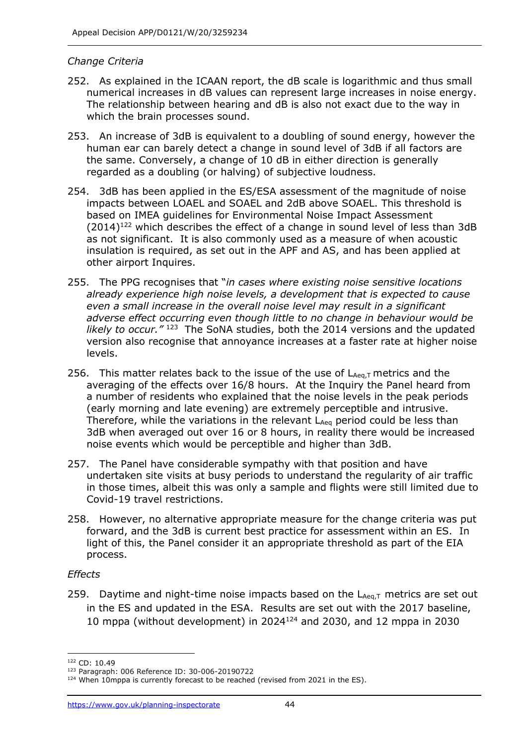*Change Criteria*

252. As explained in the ICAAN report, the dB scale is logarithmic and thus small numerical increases in dB values can represent large increases in noise energy. The relationship between hearing and dB is also not exact due to the way in which the brain processes sound.

253. An increase of 3dB is equivalent to a doubling of sound energy, however the human ear can barely detect a change in sound level of 3dB if all factors are the same. Conversely, a change of 10 dB in either direction is generally regarded as a doubling (or halving) of subjective loudness.

254. 3dB has been applied in the ES/ESA assessment of the magnitude of noise impacts between LOAEL and SOAEL and 2dB above SOAEL. This threshold is based on IMEA guidelines for Environmental Noise Impact Assessment (2014)[122] which describes the effect of a change in sound level of less than 3dB as not significant. It is also commonly used as a measure of when acoustic insulation is required, as set out in the APF and AS, and has been applied at other airport Inquires.

255. The PPG recognises that "*in cases where existing noise sensitive locations already experience high noise levels, a development that is expected to cause even a small increase in the overall noise level may result in a significant adverse effect occurring even though little to no change in behaviour would be likely to occur."* [123] The SoNA studies, both the 2014 versions and the updated version also recognise that annoyance increases at a faster rate at higher noise levels.

256. This matter relates back to the issue of the use of $L_{Aeq,T}$ metrics and the averaging of the effects over 16/8 hours. At the Inquiry the Panel heard from a number of residents who explained that the noise levels in the peak periods (early morning and late evening) are extremely perceptible and intrusive. Therefore, while the variations in the relevant $L_{Aeq}$ period could be less than 3dB when averaged out over 16 or 8 hours, in reality there would be increased noise events which would be perceptible and higher than 3dB.

257. The Panel have considerable sympathy with that position and have undertaken site visits at busy periods to understand the regularity of air traffic in those times, albeit this was only a sample and flights were still limited due to Covid-19 travel restrictions.

258. However, no alternative appropriate measure for the change criteria was put forward, and the 3dB is current best practice for assessment within an ES. In light of this, the Panel consider it an appropriate threshold as part of the EIA process.

*Effects*

259. Daytime and night-time noise impacts based on the $L_{Aeq,T}$ metrics are set out in the ES and updated in the ESA. Results are set out with the 2017 baseline, 10 mppa (without development) in 2024[124] and 2030, and 12 mppa in 2030

---

[122] CD: 10.49

[123] Paragraph: 006 Reference ID: 30-006-20190722

[124] When 10mppa is currently forecast to be reached (revised from 2021 in the ES).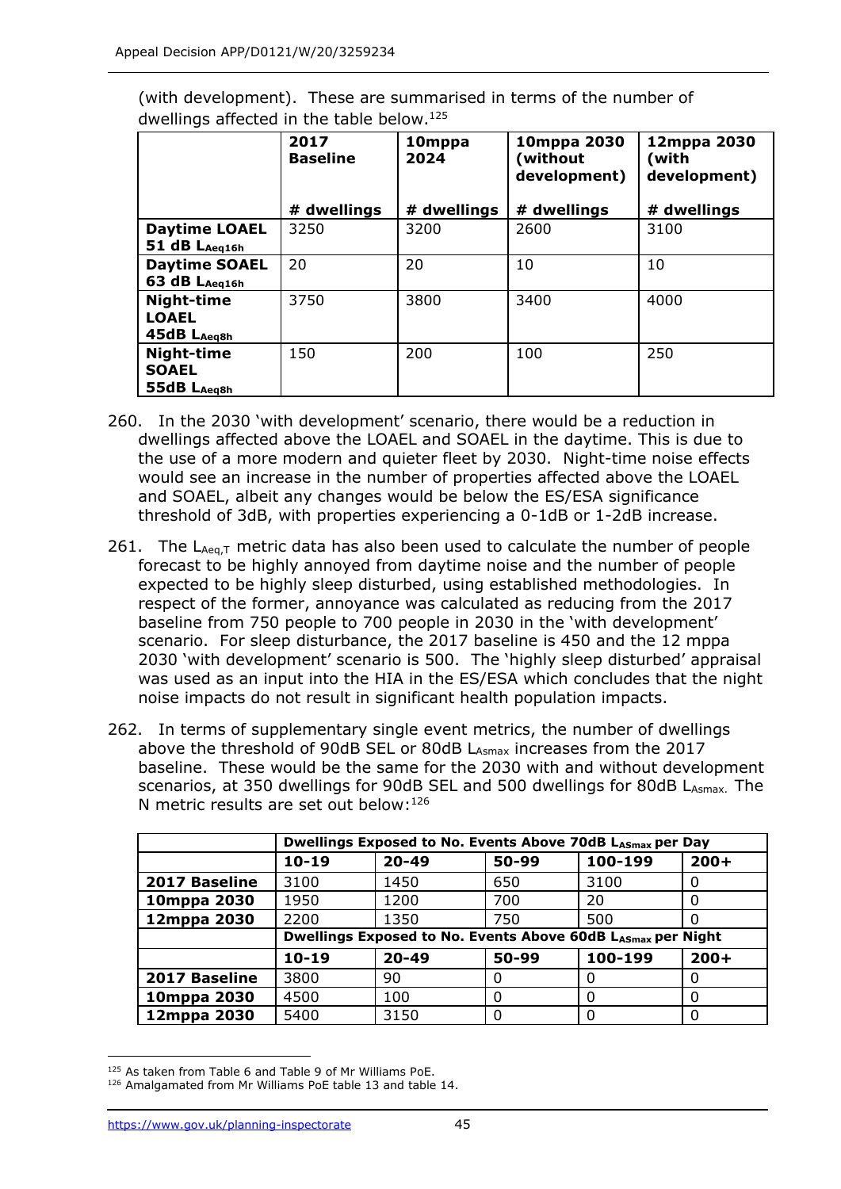(with development). These are summarised in terms of the number of dwellings affected in the table below.[125]

| | 2017 Baseline | 10mppa 2024 | 10mppa 2030 (without development) | 12mppa 2030 (with development) |
|---|---|---|---|---|
| | # dwellings | # dwellings | # dwellings | # dwellings |
| **Daytime LOAEL 51 dB $L_{Aeq16h}$** | 3250 | 3200 | 2600 | 3100 |
| **Daytime SOAEL 63 dB $L_{Aeq16h}$** | 20 | 20 | 10 | 10 |
| **Night-time LOAEL 45dB $L_{Aeq8h}$** | 3750 | 3800 | 3400 | 4000 |
| **Night-time SOAEL 55dB $L_{Aeq8h}$** | 150 | 200 | 100 | 250 |

260. In the 2030 'with development' scenario, there would be a reduction in dwellings affected above the LOAEL and SOAEL in the daytime. This is due to the use of a more modern and quieter fleet by 2030. Night-time noise effects would see an increase in the number of properties affected above the LOAEL and SOAEL, albeit any changes would be below the ES/ESA significance threshold of 3dB, with properties experiencing a 0-1dB or 1-2dB increase.

261. The $L_{Aeq,T}$ metric data has also been used to calculate the number of people forecast to be highly annoyed from daytime noise and the number of people expected to be highly sleep disturbed, using established methodologies. In respect of the former, annoyance was calculated as reducing from the 2017 baseline from 750 people to 700 people in 2030 in the 'with development' scenario. For sleep disturbance, the 2017 baseline is 450 and the 12 mppa 2030 'with development' scenario is 500. The 'highly sleep disturbed' appraisal was used as an input into the HIA in the ES/ESA which concludes that the night noise impacts do not result in significant health population impacts.

262. In terms of supplementary single event metrics, the number of dwellings above the threshold of 90dB SEL or 80dB $L_{Asmax}$ increases from the 2017 baseline. These would be the same for the 2030 with and without development scenarios, at 350 dwellings for 90dB SEL and 500 dwellings for 80dB $L_{Asmax}$. The N metric results are set out below:[126]

| | **Dwellings Exposed to No. Events Above 70dB $L_{ASmax}$ per Day** | | | | |
|---|---|---|---|---|---|
| | **10-19** | **20-49** | **50-99** | **100-199** | **200+** |
| **2017 Baseline** | 3100 | 1450 | 650 | 3100 | 0 |
| **10mppa 2030** | 1950 | 1200 | 700 | 20 | 0 |
| **12mppa 2030** | 2200 | 1350 | 750 | 500 | 0 |
| | **Dwellings Exposed to No. Events Above 60dB $L_{ASmax}$ per Night** | | | | |
| | **10-19** | **20-49** | **50-99** | **100-199** | **200+** |
| **2017 Baseline** | 3800 | 90 | 0 | 0 | 0 |
| **10mppa 2030** | 4500 | 100 | 0 | 0 | 0 |
| **12mppa 2030** | 5400 | 3150 | 0 | 0 | 0 |

[125] As taken from Table 6 and Table 9 of Mr Williams PoE.

[126] Amalgamated from Mr Williams PoE table 13 and table 14.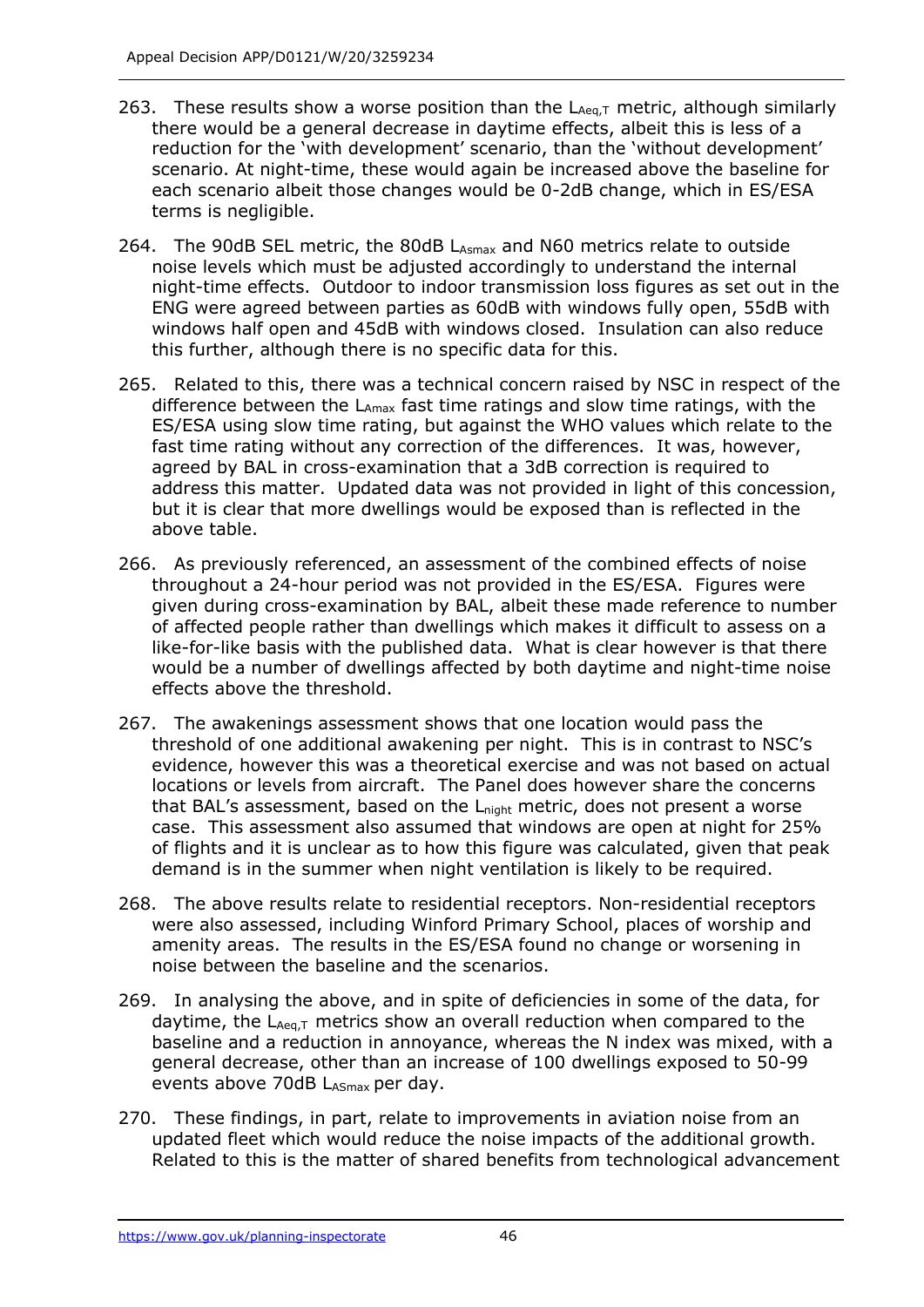263. These results show a worse position than the $L_{Aeq,T}$ metric, although similarly there would be a general decrease in daytime effects, albeit this is less of a reduction for the 'with development' scenario, than the 'without development' scenario. At night-time, these would again be increased above the baseline for each scenario albeit those changes would be 0-2dB change, which in ES/ESA terms is negligible.

264. The 90dB SEL metric, the 80dB $L_{Asmax}$ and N60 metrics relate to outside noise levels which must be adjusted accordingly to understand the internal night-time effects. Outdoor to indoor transmission loss figures as set out in the ENG were agreed between parties as 60dB with windows fully open, 55dB with windows half open and 45dB with windows closed. Insulation can also reduce this further, although there is no specific data for this.

265. Related to this, there was a technical concern raised by NSC in respect of the difference between the $L_{Amax}$ fast time ratings and slow time ratings, with the ES/ESA using slow time rating, but against the WHO values which relate to the fast time rating without any correction of the differences. It was, however, agreed by BAL in cross-examination that a 3dB correction is required to address this matter. Updated data was not provided in light of this concession, but it is clear that more dwellings would be exposed than is reflected in the above table.

266. As previously referenced, an assessment of the combined effects of noise throughout a 24-hour period was not provided in the ES/ESA. Figures were given during cross-examination by BAL, albeit these made reference to number of affected people rather than dwellings which makes it difficult to assess on a like-for-like basis with the published data. What is clear however is that there would be a number of dwellings affected by both daytime and night-time noise effects above the threshold.

267. The awakenings assessment shows that one location would pass the threshold of one additional awakening per night. This is in contrast to NSC's evidence, however this was a theoretical exercise and was not based on actual locations or levels from aircraft. The Panel does however share the concerns that BAL's assessment, based on the $L_{night}$ metric, does not present a worse case. This assessment also assumed that windows are open at night for 25% of flights and it is unclear as to how this figure was calculated, given that peak demand is in the summer when night ventilation is likely to be required.

268. The above results relate to residential receptors. Non-residential receptors were also assessed, including Winford Primary School, places of worship and amenity areas. The results in the ES/ESA found no change or worsening in noise between the baseline and the scenarios.

269. In analysing the above, and in spite of deficiencies in some of the data, for daytime, the $L_{Aeq,T}$ metrics show an overall reduction when compared to the baseline and a reduction in annoyance, whereas the N index was mixed, with a general decrease, other than an increase of 100 dwellings exposed to 50-99 events above 70dB $L_{ASmax}$ per day.

270. These findings, in part, relate to improvements in aviation noise from an updated fleet which would reduce the noise impacts of the additional growth. Related to this is the matter of shared benefits from technological advancement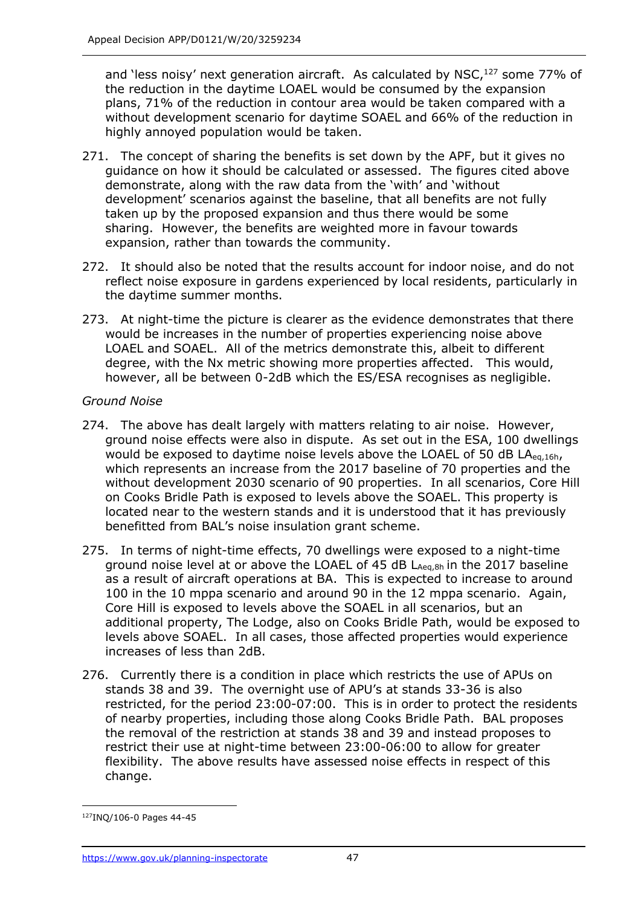and 'less noisy' next generation aircraft. As calculated by NSC,[127] some 77% of the reduction in the daytime LOAEL would be consumed by the expansion plans, 71% of the reduction in contour area would be taken compared with a without development scenario for daytime SOAEL and 66% of the reduction in highly annoyed population would be taken.

271. The concept of sharing the benefits is set down by the APF, but it gives no guidance on how it should be calculated or assessed. The figures cited above demonstrate, along with the raw data from the 'with' and 'without development' scenarios against the baseline, that all benefits are not fully taken up by the proposed expansion and thus there would be some sharing. However, the benefits are weighted more in favour towards expansion, rather than towards the community.

272. It should also be noted that the results account for indoor noise, and do not reflect noise exposure in gardens experienced by local residents, particularly in the daytime summer months.

273. At night-time the picture is clearer as the evidence demonstrates that there would be increases in the number of properties experiencing noise above LOAEL and SOAEL. All of the metrics demonstrate this, albeit to different degree, with the Nx metric showing more properties affected. This would, however, all be between 0-2dB which the ES/ESA recognises as negligible.

*Ground Noise*

274. The above has dealt largely with matters relating to air noise. However, ground noise effects were also in dispute. As set out in the ESA, 100 dwellings would be exposed to daytime noise levels above the LOAEL of 50 dB $LA_{eq,16h}$, which represents an increase from the 2017 baseline of 70 properties and the without development 2030 scenario of 90 properties. In all scenarios, Core Hill on Cooks Bridle Path is exposed to levels above the SOAEL. This property is located near to the western stands and it is understood that it has previously benefitted from BAL's noise insulation grant scheme.

275. In terms of night-time effects, 70 dwellings were exposed to a night-time ground noise level at or above the LOAEL of 45 dB $L_{Aeq,8h}$ in the 2017 baseline as a result of aircraft operations at BA. This is expected to increase to around 100 in the 10 mppa scenario and around 90 in the 12 mppa scenario. Again, Core Hill is exposed to levels above the SOAEL in all scenarios, but an additional property, The Lodge, also on Cooks Bridle Path, would be exposed to levels above SOAEL. In all cases, those affected properties would experience increases of less than 2dB.

276. Currently there is a condition in place which restricts the use of APUs on stands 38 and 39. The overnight use of APU's at stands 33-36 is also restricted, for the period 23:00-07:00. This is in order to protect the residents of nearby properties, including those along Cooks Bridle Path. BAL proposes the removal of the restriction at stands 38 and 39 and instead proposes to restrict their use at night-time between 23:00-06:00 to allow for greater flexibility. The above results have assessed noise effects in respect of this change.

[127] INQ/106-0 Pages 44-45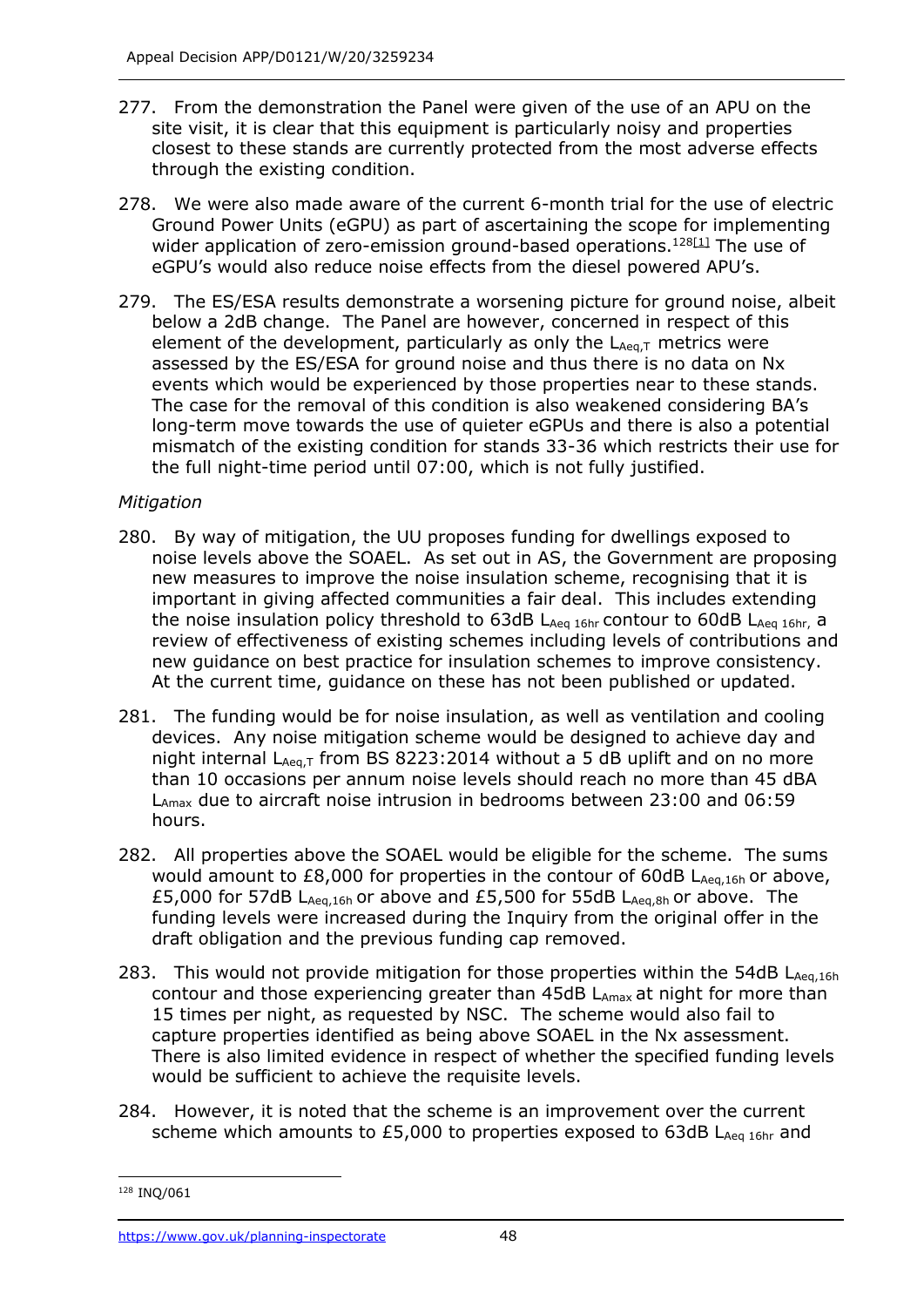277. From the demonstration the Panel were given of the use of an APU on the site visit, it is clear that this equipment is particularly noisy and properties closest to these stands are currently protected from the most adverse effects through the existing condition.

278. We were also made aware of the current 6-month trial for the use of electric Ground Power Units (eGPU) as part of ascertaining the scope for implementing wider application of zero-emission ground-based operations.[128][1] The use of eGPU's would also reduce noise effects from the diesel powered APU's.

279. The ES/ESA results demonstrate a worsening picture for ground noise, albeit below a 2dB change. The Panel are however, concerned in respect of this element of the development, particularly as only the $L_{Aeq,T}$ metrics were assessed by the ES/ESA for ground noise and thus there is no data on Nx events which would be experienced by those properties near to these stands. The case for the removal of this condition is also weakened considering BA's long-term move towards the use of quieter eGPUs and there is also a potential mismatch of the existing condition for stands 33-36 which restricts their use for the full night-time period until 07:00, which is not fully justified.

*Mitigation*

280. By way of mitigation, the UU proposes funding for dwellings exposed to noise levels above the SOAEL. As set out in AS, the Government are proposing new measures to improve the noise insulation scheme, recognising that it is important in giving affected communities a fair deal. This includes extending the noise insulation policy threshold to 63dB $L_{Aeq\ 16hr}$ contour to 60dB $L_{Aeq\ 16hr}$, a review of effectiveness of existing schemes including levels of contributions and new guidance on best practice for insulation schemes to improve consistency. At the current time, guidance on these has not been published or updated.

281. The funding would be for noise insulation, as well as ventilation and cooling devices. Any noise mitigation scheme would be designed to achieve day and night internal $L_{Aeq,T}$ from BS 8223:2014 without a 5 dB uplift and on no more than 10 occasions per annum noise levels should reach no more than 45 dBA $L_{Amax}$ due to aircraft noise intrusion in bedrooms between 23:00 and 06:59 hours.

282. All properties above the SOAEL would be eligible for the scheme. The sums would amount to £8,000 for properties in the contour of 60dB $L_{Aeq,16h}$ or above, £5,000 for 57dB $L_{Aeq,16h}$ or above and £5,500 for 55dB $L_{Aeq,8h}$ or above. The funding levels were increased during the Inquiry from the original offer in the draft obligation and the previous funding cap removed.

283. This would not provide mitigation for those properties within the 54dB $L_{Aeq,16h}$ contour and those experiencing greater than 45dB $L_{Amax}$ at night for more than 15 times per night, as requested by NSC. The scheme would also fail to capture properties identified as being above SOAEL in the Nx assessment. There is also limited evidence in respect of whether the specified funding levels would be sufficient to achieve the requisite levels.

284. However, it is noted that the scheme is an improvement over the current scheme which amounts to £5,000 to properties exposed to 63dB $L_{Aeq\ 16hr}$ and

[128] INQ/061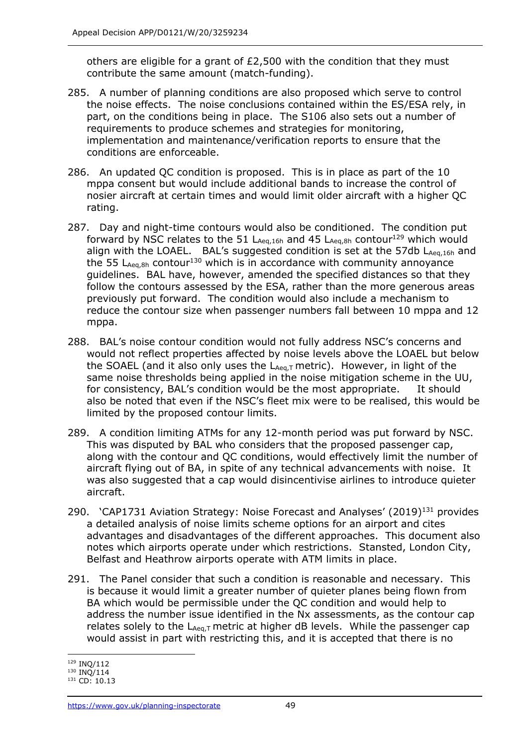others are eligible for a grant of £2,500 with the condition that they must contribute the same amount (match-funding).

285. A number of planning conditions are also proposed which serve to control the noise effects. The noise conclusions contained within the ES/ESA rely, in part, on the conditions being in place. The S106 also sets out a number of requirements to produce schemes and strategies for monitoring, implementation and maintenance/verification reports to ensure that the conditions are enforceable.

286. An updated QC condition is proposed. This is in place as part of the 10 mppa consent but would include additional bands to increase the control of nosier aircraft at certain times and would limit older aircraft with a higher QC rating.

287. Day and night-time contours would also be conditioned. The condition put forward by NSC relates to the 51 $L_{Aeq,16h}$ and 45 $L_{Aeq,8h}$ contour[129] which would align with the LOAEL. BAL's suggested condition is set at the 57db $L_{Aeq,16h}$ and the 55 $L_{Aeq,8h}$ contour[130] which is in accordance with community annoyance guidelines. BAL have, however, amended the specified distances so that they follow the contours assessed by the ESA, rather than the more generous areas previously put forward. The condition would also include a mechanism to reduce the contour size when passenger numbers fall between 10 mppa and 12 mppa.

288. BAL's noise contour condition would not fully address NSC's concerns and would not reflect properties affected by noise levels above the LOAEL but below the SOAEL (and it also only uses the $L_{Aeq,T}$ metric). However, in light of the same noise thresholds being applied in the noise mitigation scheme in the UU, for consistency, BAL's condition would be the most appropriate. It should also be noted that even if the NSC's fleet mix were to be realised, this would be limited by the proposed contour limits.

289. A condition limiting ATMs for any 12-month period was put forward by NSC. This was disputed by BAL who considers that the proposed passenger cap, along with the contour and QC conditions, would effectively limit the number of aircraft flying out of BA, in spite of any technical advancements with noise. It was also suggested that a cap would disincentivise airlines to introduce quieter aircraft.

290. 'CAP1731 Aviation Strategy: Noise Forecast and Analyses' (2019)[131] provides a detailed analysis of noise limits scheme options for an airport and cites advantages and disadvantages of the different approaches. This document also notes which airports operate under which restrictions. Stansted, London City, Belfast and Heathrow airports operate with ATM limits in place.

291. The Panel consider that such a condition is reasonable and necessary. This is because it would limit a greater number of quieter planes being flown from BA which would be permissible under the QC condition and would help to address the number issue identified in the Nx assessments, as the contour cap relates solely to the $L_{Aeq,T}$ metric at higher dB levels. While the passenger cap would assist in part with restricting this, and it is accepted that there is no

[129] INQ/112
[130] INQ/114
[131] CD: 10.13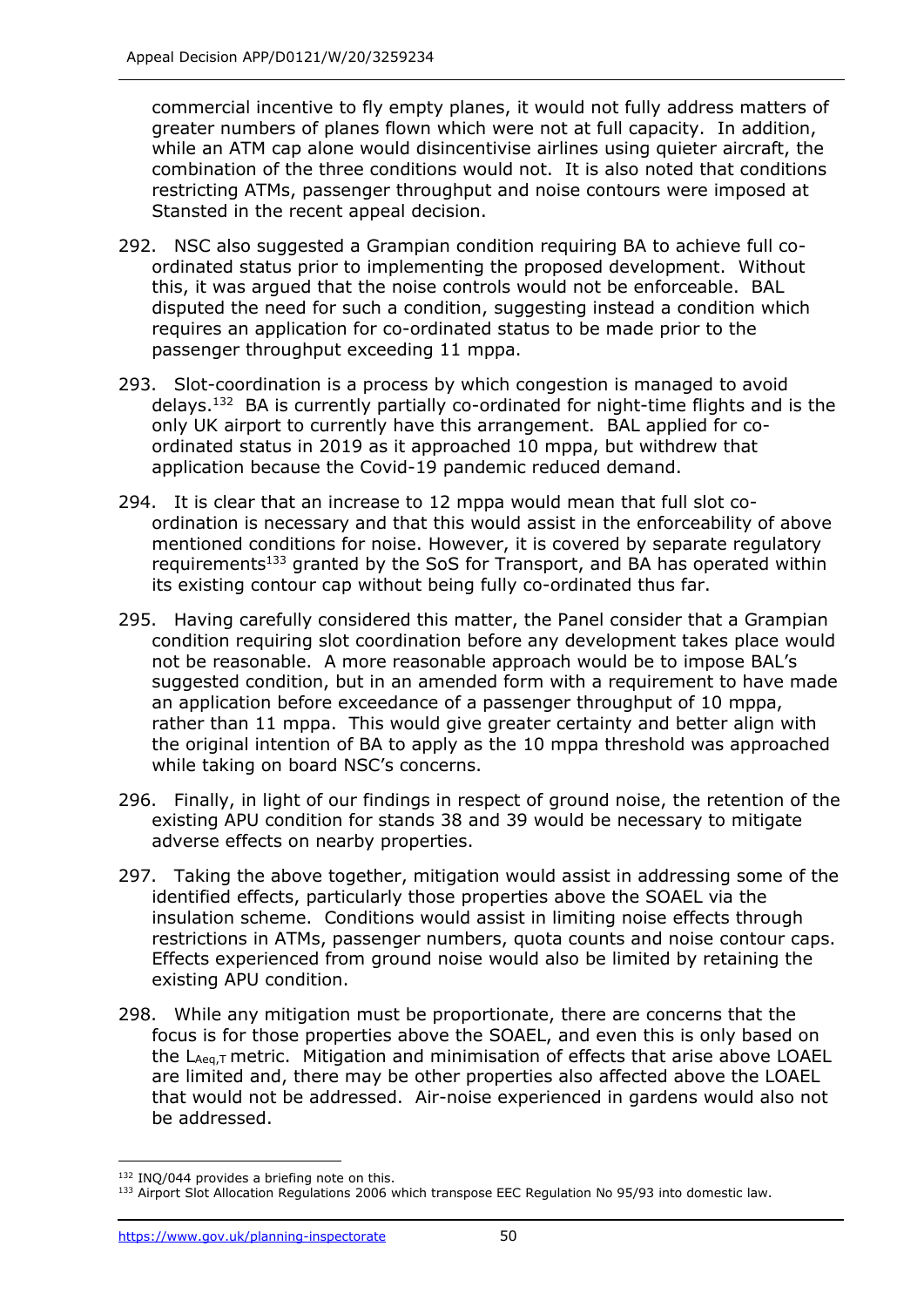commercial incentive to fly empty planes, it would not fully address matters of greater numbers of planes flown which were not at full capacity. In addition, while an ATM cap alone would disincentivise airlines using quieter aircraft, the combination of the three conditions would not. It is also noted that conditions restricting ATMs, passenger throughput and noise contours were imposed at Stansted in the recent appeal decision.

292. NSC also suggested a Grampian condition requiring BA to achieve full co-ordinated status prior to implementing the proposed development. Without this, it was argued that the noise controls would not be enforceable. BAL disputed the need for such a condition, suggesting instead a condition which requires an application for co-ordinated status to be made prior to the passenger throughput exceeding 11 mppa.

293. Slot-coordination is a process by which congestion is managed to avoid delays.[132] BA is currently partially co-ordinated for night-time flights and is the only UK airport to currently have this arrangement. BAL applied for co-ordinated status in 2019 as it approached 10 mppa, but withdrew that application because the Covid-19 pandemic reduced demand.

294. It is clear that an increase to 12 mppa would mean that full slot co-ordination is necessary and that this would assist in the enforceability of above mentioned conditions for noise. However, it is covered by separate regulatory requirements[133] granted by the SoS for Transport, and BA has operated within its existing contour cap without being fully co-ordinated thus far.

295. Having carefully considered this matter, the Panel consider that a Grampian condition requiring slot coordination before any development takes place would not be reasonable. A more reasonable approach would be to impose BAL's suggested condition, but in an amended form with a requirement to have made an application before exceedance of a passenger throughput of 10 mppa, rather than 11 mppa. This would give greater certainty and better align with the original intention of BA to apply as the 10 mppa threshold was approached while taking on board NSC's concerns.

296. Finally, in light of our findings in respect of ground noise, the retention of the existing APU condition for stands 38 and 39 would be necessary to mitigate adverse effects on nearby properties.

297. Taking the above together, mitigation would assist in addressing some of the identified effects, particularly those properties above the SOAEL via the insulation scheme. Conditions would assist in limiting noise effects through restrictions in ATMs, passenger numbers, quota counts and noise contour caps. Effects experienced from ground noise would also be limited by retaining the existing APU condition.

298. While any mitigation must be proportionate, there are concerns that the focus is for those properties above the SOAEL, and even this is only based on the $L_{Aeq,T}$ metric. Mitigation and minimisation of effects that arise above LOAEL are limited and, there may be other properties also affected above the LOAEL that would not be addressed. Air-noise experienced in gardens would also not be addressed.

---

[132] INQ/044 provides a briefing note on this.

[133] Airport Slot Allocation Regulations 2006 which transpose EEC Regulation No 95/93 into domestic law.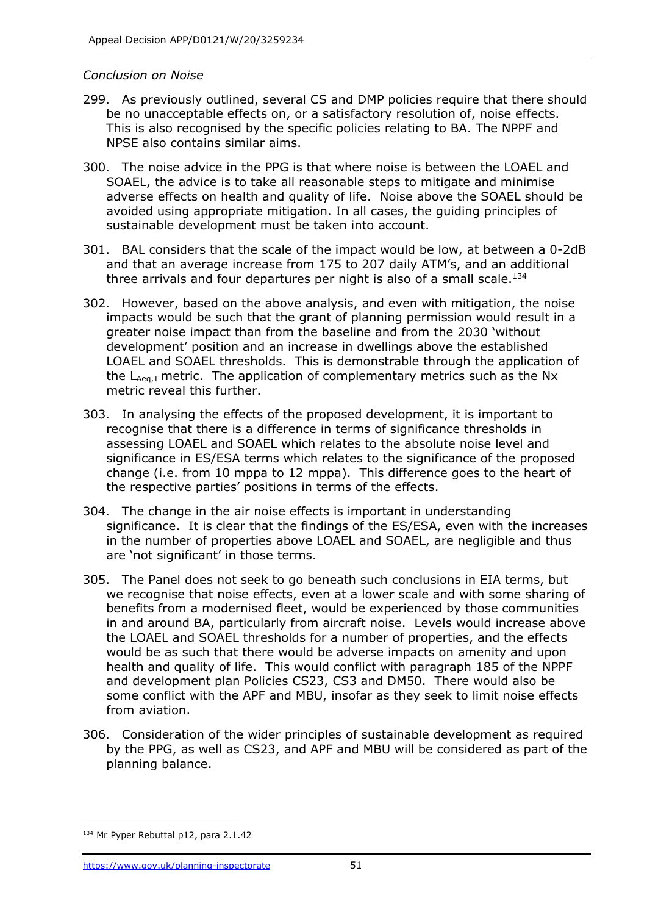*Conclusion on Noise*

299. As previously outlined, several CS and DMP policies require that there should be no unacceptable effects on, or a satisfactory resolution of, noise effects. This is also recognised by the specific policies relating to BA. The NPPF and NPSE also contains similar aims.

300. The noise advice in the PPG is that where noise is between the LOAEL and SOAEL, the advice is to take all reasonable steps to mitigate and minimise adverse effects on health and quality of life. Noise above the SOAEL should be avoided using appropriate mitigation. In all cases, the guiding principles of sustainable development must be taken into account.

301. BAL considers that the scale of the impact would be low, at between a 0-2dB and that an average increase from 175 to 207 daily ATM's, and an additional three arrivals and four departures per night is also of a small scale.[134]

302. However, based on the above analysis, and even with mitigation, the noise impacts would be such that the grant of planning permission would result in a greater noise impact than from the baseline and from the 2030 'without development' position and an increase in dwellings above the established LOAEL and SOAEL thresholds. This is demonstrable through the application of the $L_{Aeq,T}$ metric. The application of complementary metrics such as the Nx metric reveal this further.

303. In analysing the effects of the proposed development, it is important to recognise that there is a difference in terms of significance thresholds in assessing LOAEL and SOAEL which relates to the absolute noise level and significance in ES/ESA terms which relates to the significance of the proposed change (i.e. from 10 mppa to 12 mppa). This difference goes to the heart of the respective parties' positions in terms of the effects.

304. The change in the air noise effects is important in understanding significance. It is clear that the findings of the ES/ESA, even with the increases in the number of properties above LOAEL and SOAEL, are negligible and thus are 'not significant' in those terms.

305. The Panel does not seek to go beneath such conclusions in EIA terms, but we recognise that noise effects, even at a lower scale and with some sharing of benefits from a modernised fleet, would be experienced by those communities in and around BA, particularly from aircraft noise. Levels would increase above the LOAEL and SOAEL thresholds for a number of properties, and the effects would be as such that there would be adverse impacts on amenity and upon health and quality of life. This would conflict with paragraph 185 of the NPPF and development plan Policies CS23, CS3 and DM50. There would also be some conflict with the APF and MBU, insofar as they seek to limit noise effects from aviation.

306. Consideration of the wider principles of sustainable development as required by the PPG, as well as CS23, and APF and MBU will be considered as part of the planning balance.

[134] Mr Pyper Rebuttal p12, para 2.1.42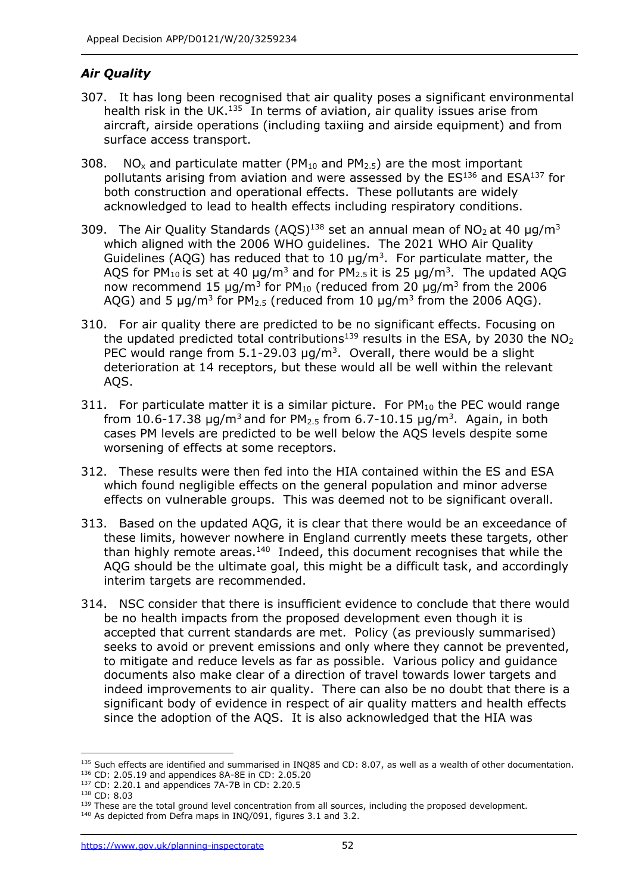### *Air Quality*

307. It has long been recognised that air quality poses a significant environmental health risk in the UK.[135] In terms of aviation, air quality issues arise from aircraft, airside operations (including taxiing and airside equipment) and from surface access transport.

308. $NO_x$ and particulate matter ($PM_{10}$ and $PM_{2.5}$) are the most important pollutants arising from aviation and were assessed by the ES[136] and ESA[137] for both construction and operational effects. These pollutants are widely acknowledged to lead to health effects including respiratory conditions.

309. The Air Quality Standards (AQS)[138] set an annual mean of $NO_2$ at 40 µg/m$^3$ which aligned with the 2006 WHO guidelines. The 2021 WHO Air Quality Guidelines (AQG) has reduced that to 10 µg/m$^3$. For particulate matter, the AQS for $PM_{10}$ is set at 40 µg/m$^3$ and for $PM_{2.5}$ it is 25 µg/m$^3$. The updated AQG now recommend 15 µg/m$^3$ for $PM_{10}$ (reduced from 20 µg/m$^3$ from the 2006 AQG) and 5 µg/m$^3$ for $PM_{2.5}$ (reduced from 10 µg/m$^3$ from the 2006 AQG).

310. For air quality there are predicted to be no significant effects. Focusing on the updated predicted total contributions[139] results in the ESA, by 2030 the $NO_2$ PEC would range from 5.1-29.03 µg/m$^3$. Overall, there would be a slight deterioration at 14 receptors, but these would all be well within the relevant AQS.

311. For particulate matter it is a similar picture. For $PM_{10}$ the PEC would range from 10.6-17.38 µg/m$^3$ and for $PM_{2.5}$ from 6.7-10.15 µg/m$^3$. Again, in both cases PM levels are predicted to be well below the AQS levels despite some worsening of effects at some receptors.

312. These results were then fed into the HIA contained within the ES and ESA which found negligible effects on the general population and minor adverse effects on vulnerable groups. This was deemed not to be significant overall.

313. Based on the updated AQG, it is clear that there would be an exceedance of these limits, however nowhere in England currently meets these targets, other than highly remote areas.[140] Indeed, this document recognises that while the AQG should be the ultimate goal, this might be a difficult task, and accordingly interim targets are recommended.

314. NSC consider that there is insufficient evidence to conclude that there would be no health impacts from the proposed development even though it is accepted that current standards are met. Policy (as previously summarised) seeks to avoid or prevent emissions and only where they cannot be prevented, to mitigate and reduce levels as far as possible. Various policy and guidance documents also make clear of a direction of travel towards lower targets and indeed improvements to air quality. There can also be no doubt that there is a significant body of evidence in respect of air quality matters and health effects since the adoption of the AQS. It is also acknowledged that the HIA was

---

[135] Such effects are identified and summarised in INQ85 and CD: 8.07, as well as a wealth of other documentation.

[136] CD: 2.05.19 and appendices 8A-8E in CD: 2.05.20

[137] CD: 2.20.1 and appendices 7A-7B in CD: 2.20.5

[138] CD: 8.03

[139] These are the total ground level concentration from all sources, including the proposed development.

[140] As depicted from Defra maps in INQ/091, figures 3.1 and 3.2.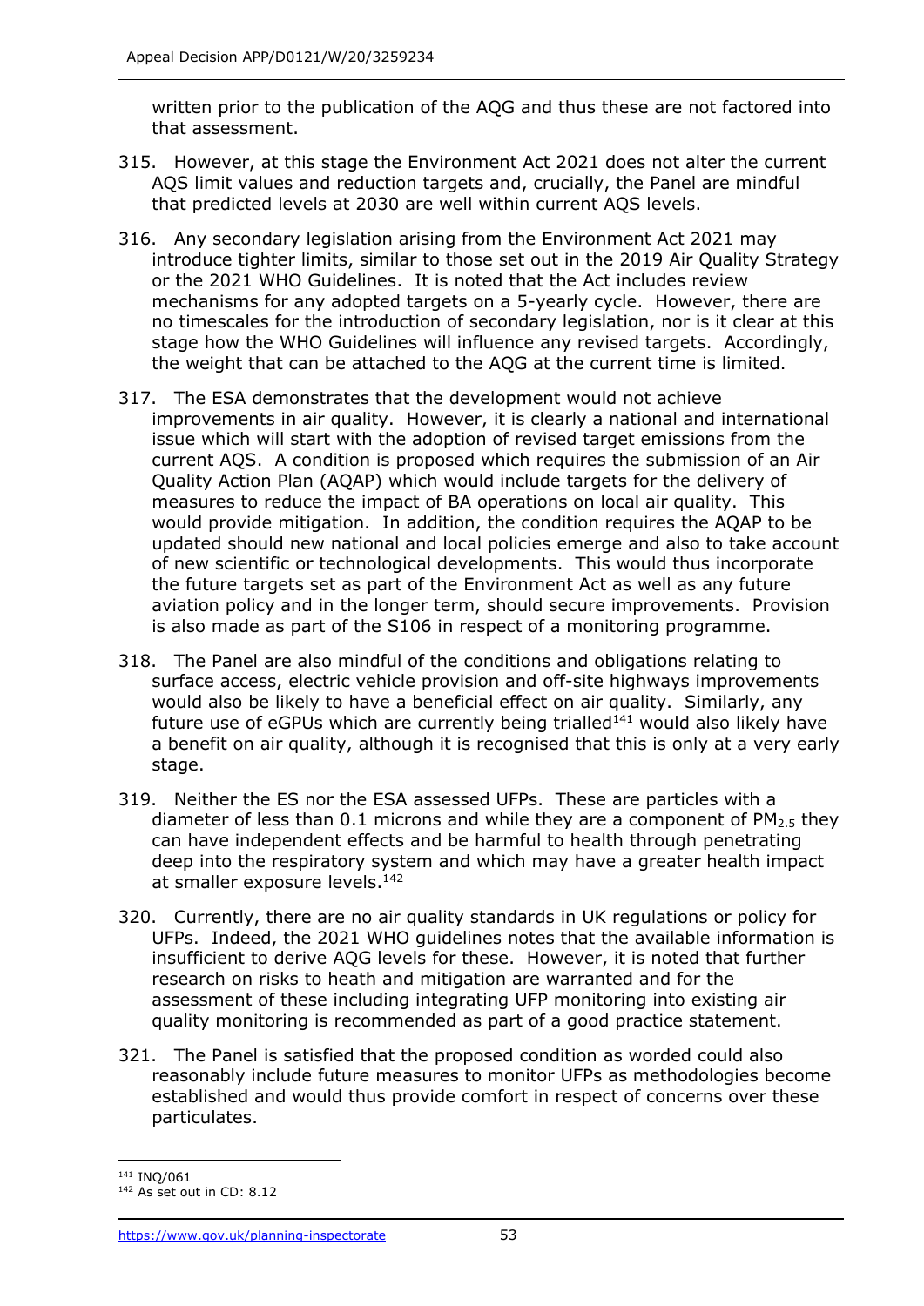written prior to the publication of the AQG and thus these are not factored into that assessment.

315. However, at this stage the Environment Act 2021 does not alter the current AQS limit values and reduction targets and, crucially, the Panel are mindful that predicted levels at 2030 are well within current AQS levels.

316. Any secondary legislation arising from the Environment Act 2021 may introduce tighter limits, similar to those set out in the 2019 Air Quality Strategy or the 2021 WHO Guidelines. It is noted that the Act includes review mechanisms for any adopted targets on a 5-yearly cycle. However, there are no timescales for the introduction of secondary legislation, nor is it clear at this stage how the WHO Guidelines will influence any revised targets. Accordingly, the weight that can be attached to the AQG at the current time is limited.

317. The ESA demonstrates that the development would not achieve improvements in air quality. However, it is clearly a national and international issue which will start with the adoption of revised target emissions from the current AQS. A condition is proposed which requires the submission of an Air Quality Action Plan (AQAP) which would include targets for the delivery of measures to reduce the impact of BA operations on local air quality. This would provide mitigation. In addition, the condition requires the AQAP to be updated should new national and local policies emerge and also to take account of new scientific or technological developments. This would thus incorporate the future targets set as part of the Environment Act as well as any future aviation policy and in the longer term, should secure improvements. Provision is also made as part of the S106 in respect of a monitoring programme.

318. The Panel are also mindful of the conditions and obligations relating to surface access, electric vehicle provision and off-site highways improvements would also be likely to have a beneficial effect on air quality. Similarly, any future use of eGPUs which are currently being trialled[141] would also likely have a benefit on air quality, although it is recognised that this is only at a very early stage.

319. Neither the ES nor the ESA assessed UFPs. These are particles with a diameter of less than 0.1 microns and while they are a component of $PM_{2.5}$ they can have independent effects and be harmful to health through penetrating deep into the respiratory system and which may have a greater health impact at smaller exposure levels.[142]

320. Currently, there are no air quality standards in UK regulations or policy for UFPs. Indeed, the 2021 WHO guidelines notes that the available information is insufficient to derive AQG levels for these. However, it is noted that further research on risks to heath and mitigation are warranted and for the assessment of these including integrating UFP monitoring into existing air quality monitoring is recommended as part of a good practice statement.

321. The Panel is satisfied that the proposed condition as worded could also reasonably include future measures to monitor UFPs as methodologies become established and would thus provide comfort in respect of concerns over these particulates.

---

[141] INQ/061

[142] As set out in CD: 8.12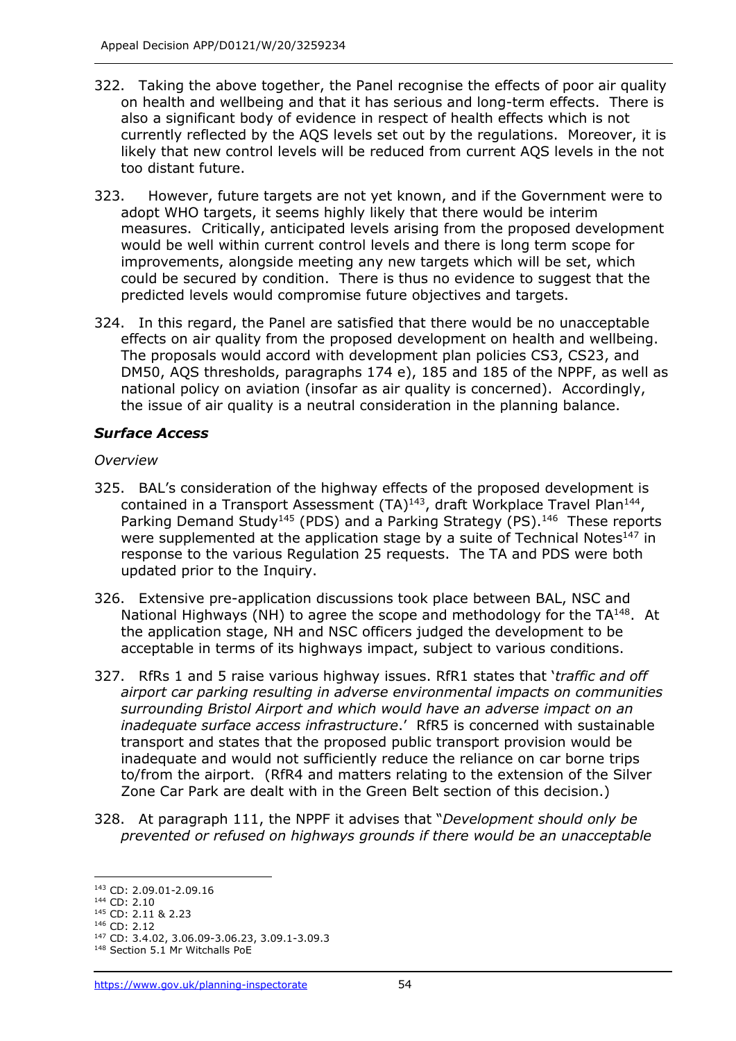322. Taking the above together, the Panel recognise the effects of poor air quality on health and wellbeing and that it has serious and long-term effects. There is also a significant body of evidence in respect of health effects which is not currently reflected by the AQS levels set out by the regulations. Moreover, it is likely that new control levels will be reduced from current AQS levels in the not too distant future.

323. However, future targets are not yet known, and if the Government were to adopt WHO targets, it seems highly likely that there would be interim measures. Critically, anticipated levels arising from the proposed development would be well within current control levels and there is long term scope for improvements, alongside meeting any new targets which will be set, which could be secured by condition. There is thus no evidence to suggest that the predicted levels would compromise future objectives and targets.

324. In this regard, the Panel are satisfied that there would be no unacceptable effects on air quality from the proposed development on health and wellbeing. The proposals would accord with development plan policies CS3, CS23, and DM50, AQS thresholds, paragraphs 174 e), 185 and 185 of the NPPF, as well as national policy on aviation (insofar as air quality is concerned). Accordingly, the issue of air quality is a neutral consideration in the planning balance.

## *Surface Access*

*Overview*

325. BAL's consideration of the highway effects of the proposed development is contained in a Transport Assessment (TA)[143], draft Workplace Travel Plan[144], Parking Demand Study[145] (PDS) and a Parking Strategy (PS).[146] These reports were supplemented at the application stage by a suite of Technical Notes[147] in response to the various Regulation 25 requests. The TA and PDS were both updated prior to the Inquiry.

326. Extensive pre-application discussions took place between BAL, NSC and National Highways (NH) to agree the scope and methodology for the TA[148]. At the application stage, NH and NSC officers judged the development to be acceptable in terms of its highways impact, subject to various conditions.

327. RfRs 1 and 5 raise various highway issues. RfR1 states that '*traffic and off airport car parking resulting in adverse environmental impacts on communities surrounding Bristol Airport and which would have an adverse impact on an inadequate surface access infrastructure*.' RfR5 is concerned with sustainable transport and states that the proposed public transport provision would be inadequate and would not sufficiently reduce the reliance on car borne trips to/from the airport. (RfR4 and matters relating to the extension of the Silver Zone Car Park are dealt with in the Green Belt section of this decision.)

328. At paragraph 111, the NPPF it advises that "*Development should only be prevented or refused on highways grounds if there would be an unacceptable*

---

[143] CD: 2.09.01-2.09.16
[144] CD: 2.10
[145] CD: 2.11 & 2.23
[146] CD: 2.12
[147] CD: 3.4.02, 3.06.09-3.06.23, 3.09.1-3.09.3
[148] Section 5.1 Mr Witchalls PoE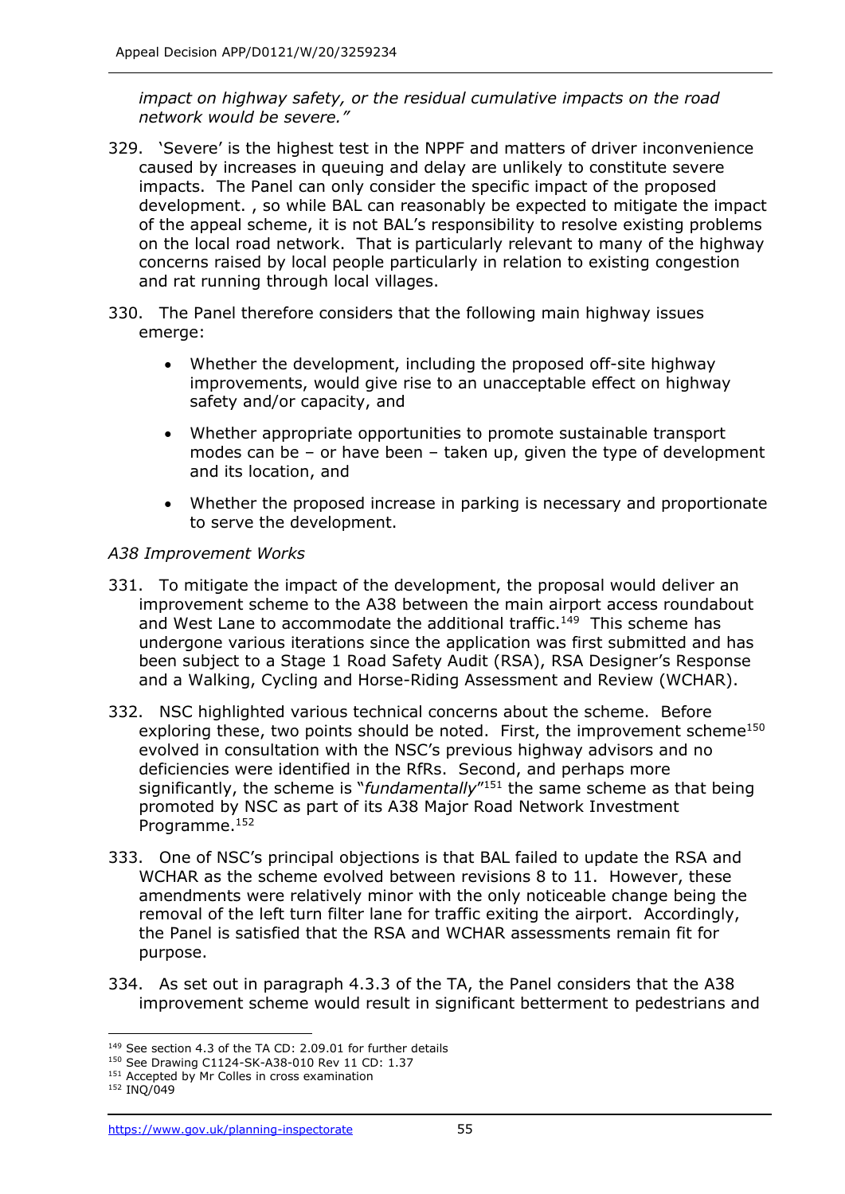*impact on highway safety, or the residual cumulative impacts on the road network would be severe."*

329. 'Severe' is the highest test in the NPPF and matters of driver inconvenience caused by increases in queuing and delay are unlikely to constitute severe impacts. The Panel can only consider the specific impact of the proposed development. , so while BAL can reasonably be expected to mitigate the impact of the appeal scheme, it is not BAL's responsibility to resolve existing problems on the local road network. That is particularly relevant to many of the highway concerns raised by local people particularly in relation to existing congestion and rat running through local villages.

330. The Panel therefore considers that the following main highway issues emerge:

   - Whether the development, including the proposed off-site highway improvements, would give rise to an unacceptable effect on highway safety and/or capacity, and
   - Whether appropriate opportunities to promote sustainable transport modes can be – or have been – taken up, given the type of development and its location, and
   - Whether the proposed increase in parking is necessary and proportionate to serve the development.

*A38 Improvement Works*

331. To mitigate the impact of the development, the proposal would deliver an improvement scheme to the A38 between the main airport access roundabout and West Lane to accommodate the additional traffic.[149] This scheme has undergone various iterations since the application was first submitted and has been subject to a Stage 1 Road Safety Audit (RSA), RSA Designer's Response and a Walking, Cycling and Horse-Riding Assessment and Review (WCHAR).

332. NSC highlighted various technical concerns about the scheme. Before exploring these, two points should be noted. First, the improvement scheme[150] evolved in consultation with the NSC's previous highway advisors and no deficiencies were identified in the RfRs. Second, and perhaps more significantly, the scheme is "*fundamentally*"[151] the same scheme as that being promoted by NSC as part of its A38 Major Road Network Investment Programme.[152]

333. One of NSC's principal objections is that BAL failed to update the RSA and WCHAR as the scheme evolved between revisions 8 to 11. However, these amendments were relatively minor with the only noticeable change being the removal of the left turn filter lane for traffic exiting the airport. Accordingly, the Panel is satisfied that the RSA and WCHAR assessments remain fit for purpose.

334. As set out in paragraph 4.3.3 of the TA, the Panel considers that the A38 improvement scheme would result in significant betterment to pedestrians and

---

[149] See section 4.3 of the TA CD: 2.09.01 for further details

[150] See Drawing C1124-SK-A38-010 Rev 11 CD: 1.37

[151] Accepted by Mr Colles in cross examination

[152] INQ/049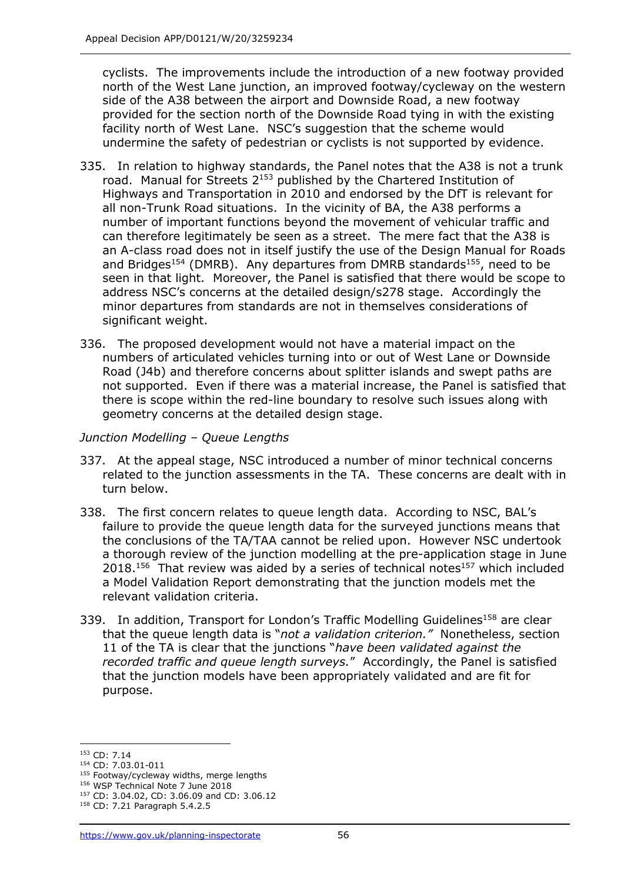cyclists. The improvements include the introduction of a new footway provided north of the West Lane junction, an improved footway/cycleway on the western side of the A38 between the airport and Downside Road, a new footway provided for the section north of the Downside Road tying in with the existing facility north of West Lane. NSC's suggestion that the scheme would undermine the safety of pedestrian or cyclists is not supported by evidence.

335. In relation to highway standards, the Panel notes that the A38 is not a trunk road. Manual for Streets 2[153] published by the Chartered Institution of Highways and Transportation in 2010 and endorsed by the DfT is relevant for all non-Trunk Road situations. In the vicinity of BA, the A38 performs a number of important functions beyond the movement of vehicular traffic and can therefore legitimately be seen as a street. The mere fact that the A38 is an A-class road does not in itself justify the use of the Design Manual for Roads and Bridges[154] (DMRB). Any departures from DMRB standards[155], need to be seen in that light. Moreover, the Panel is satisfied that there would be scope to address NSC's concerns at the detailed design/s278 stage. Accordingly the minor departures from standards are not in themselves considerations of significant weight.

336. The proposed development would not have a material impact on the numbers of articulated vehicles turning into or out of West Lane or Downside Road (J4b) and therefore concerns about splitter islands and swept paths are not supported. Even if there was a material increase, the Panel is satisfied that there is scope within the red-line boundary to resolve such issues along with geometry concerns at the detailed design stage.

*Junction Modelling – Queue Lengths*

337. At the appeal stage, NSC introduced a number of minor technical concerns related to the junction assessments in the TA. These concerns are dealt with in turn below.

338. The first concern relates to queue length data. According to NSC, BAL's failure to provide the queue length data for the surveyed junctions means that the conclusions of the TA/TAA cannot be relied upon. However NSC undertook a thorough review of the junction modelling at the pre-application stage in June 2018.[156] That review was aided by a series of technical notes[157] which included a Model Validation Report demonstrating that the junction models met the relevant validation criteria.

339. In addition, Transport for London's Traffic Modelling Guidelines[158] are clear that the queue length data is "*not a validation criterion.*" Nonetheless, section 11 of the TA is clear that the junctions "*have been validated against the recorded traffic and queue length surveys.*" Accordingly, the Panel is satisfied that the junction models have been appropriately validated and are fit for purpose.

---

[153] CD: 7.14
[154] CD: 7.03.01-011
[155] Footway/cycleway widths, merge lengths
[156] WSP Technical Note 7 June 2018
[157] CD: 3.04.02, CD: 3.06.09 and CD: 3.06.12
[158] CD: 7.21 Paragraph 5.4.2.5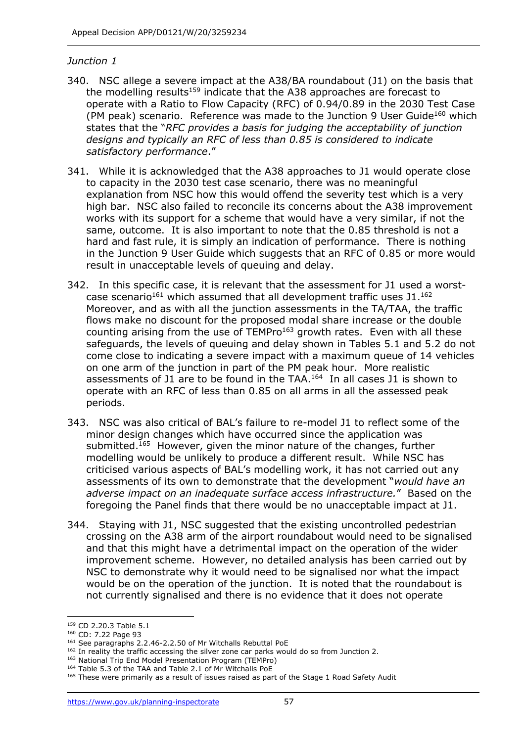*Junction 1*

340. NSC allege a severe impact at the A38/BA roundabout (J1) on the basis that the modelling results[159] indicate that the A38 approaches are forecast to operate with a Ratio to Flow Capacity (RFC) of 0.94/0.89 in the 2030 Test Case (PM peak) scenario. Reference was made to the Junction 9 User Guide[160] which states that the "*RFC provides a basis for judging the acceptability of junction designs and typically an RFC of less than 0.85 is considered to indicate satisfactory performance*."

341. While it is acknowledged that the A38 approaches to J1 would operate close to capacity in the 2030 test case scenario, there was no meaningful explanation from NSC how this would offend the severity test which is a very high bar. NSC also failed to reconcile its concerns about the A38 improvement works with its support for a scheme that would have a very similar, if not the same, outcome. It is also important to note that the 0.85 threshold is not a hard and fast rule, it is simply an indication of performance. There is nothing in the Junction 9 User Guide which suggests that an RFC of 0.85 or more would result in unacceptable levels of queuing and delay.

342. In this specific case, it is relevant that the assessment for J1 used a worst-case scenario[161] which assumed that all development traffic uses J1.[162] Moreover, and as with all the junction assessments in the TA/TAA, the traffic flows make no discount for the proposed modal share increase or the double counting arising from the use of TEMPro[163] growth rates. Even with all these safeguards, the levels of queuing and delay shown in Tables 5.1 and 5.2 do not come close to indicating a severe impact with a maximum queue of 14 vehicles on one arm of the junction in part of the PM peak hour. More realistic assessments of J1 are to be found in the TAA.[164] In all cases J1 is shown to operate with an RFC of less than 0.85 on all arms in all the assessed peak periods.

343. NSC was also critical of BAL's failure to re-model J1 to reflect some of the minor design changes which have occurred since the application was submitted.[165] However, given the minor nature of the changes, further modelling would be unlikely to produce a different result. While NSC has criticised various aspects of BAL's modelling work, it has not carried out any assessments of its own to demonstrate that the development "*would have an adverse impact on an inadequate surface access infrastructure.*" Based on the foregoing the Panel finds that there would be no unacceptable impact at J1.

344. Staying with J1, NSC suggested that the existing uncontrolled pedestrian crossing on the A38 arm of the airport roundabout would need to be signalised and that this might have a detrimental impact on the operation of the wider improvement scheme. However, no detailed analysis has been carried out by NSC to demonstrate why it would need to be signalised nor what the impact would be on the operation of the junction. It is noted that the roundabout is not currently signalised and there is no evidence that it does not operate

---

[159] CD 2.20.3 Table 5.1
[160] CD: 7.22 Page 93
[161] See paragraphs 2.2.46-2.2.50 of Mr Witchalls Rebuttal PoE
[162] In reality the traffic accessing the silver zone car parks would do so from Junction 2.
[163] National Trip End Model Presentation Program (TEMPro)
[164] Table 5.3 of the TAA and Table 2.1 of Mr Witchalls PoE
[165] These were primarily as a result of issues raised as part of the Stage 1 Road Safety Audit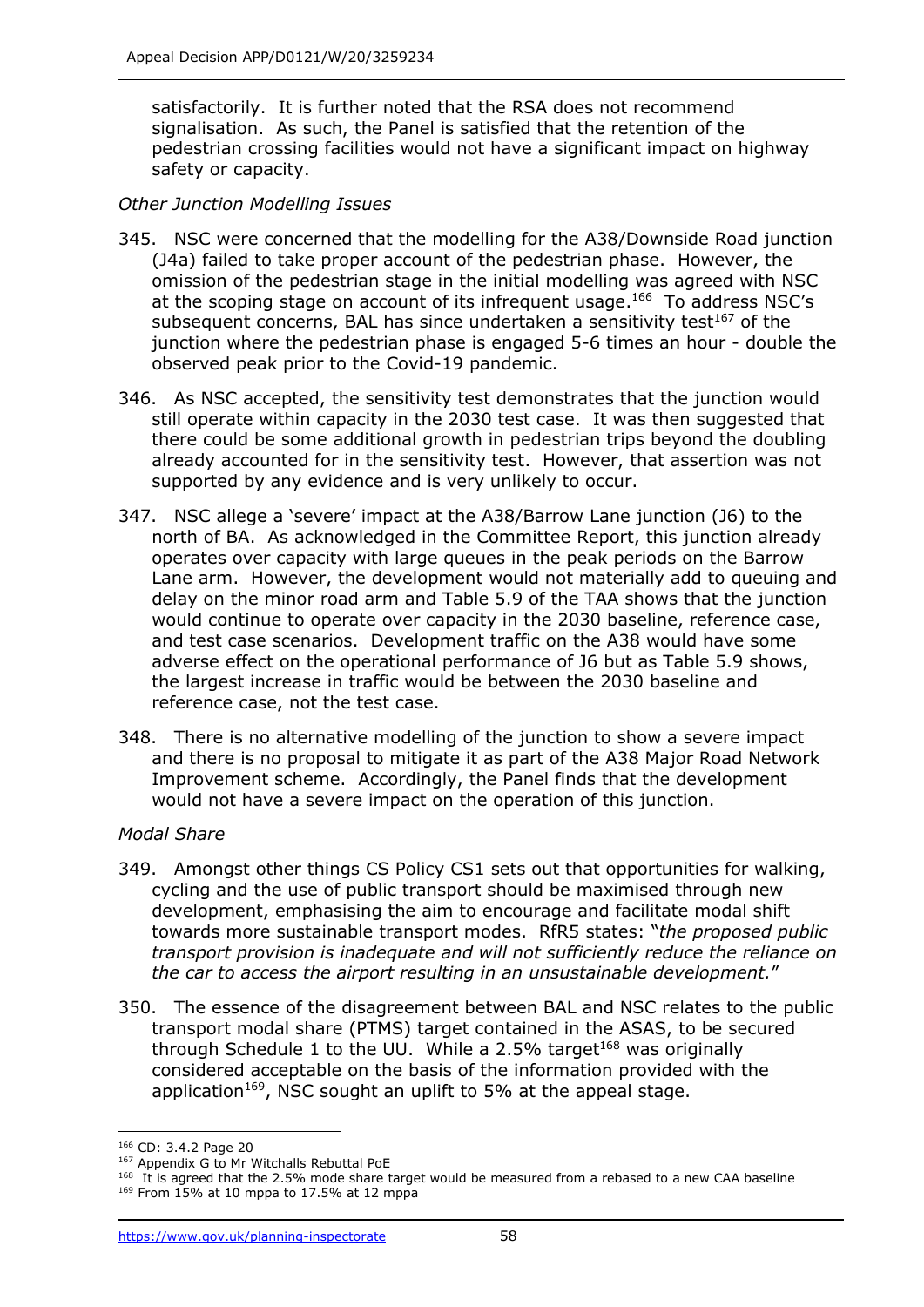satisfactorily. It is further noted that the RSA does not recommend signalisation. As such, the Panel is satisfied that the retention of the pedestrian crossing facilities would not have a significant impact on highway safety or capacity.

*Other Junction Modelling Issues*

345. NSC were concerned that the modelling for the A38/Downside Road junction (J4a) failed to take proper account of the pedestrian phase. However, the omission of the pedestrian stage in the initial modelling was agreed with NSC at the scoping stage on account of its infrequent usage.[166] To address NSC's subsequent concerns, BAL has since undertaken a sensitivity test[167] of the junction where the pedestrian phase is engaged 5-6 times an hour - double the observed peak prior to the Covid-19 pandemic.

346. As NSC accepted, the sensitivity test demonstrates that the junction would still operate within capacity in the 2030 test case. It was then suggested that there could be some additional growth in pedestrian trips beyond the doubling already accounted for in the sensitivity test. However, that assertion was not supported by any evidence and is very unlikely to occur.

347. NSC allege a 'severe' impact at the A38/Barrow Lane junction (J6) to the north of BA. As acknowledged in the Committee Report, this junction already operates over capacity with large queues in the peak periods on the Barrow Lane arm. However, the development would not materially add to queuing and delay on the minor road arm and Table 5.9 of the TAA shows that the junction would continue to operate over capacity in the 2030 baseline, reference case, and test case scenarios. Development traffic on the A38 would have some adverse effect on the operational performance of J6 but as Table 5.9 shows, the largest increase in traffic would be between the 2030 baseline and reference case, not the test case.

348. There is no alternative modelling of the junction to show a severe impact and there is no proposal to mitigate it as part of the A38 Major Road Network Improvement scheme. Accordingly, the Panel finds that the development would not have a severe impact on the operation of this junction.

*Modal Share*

349. Amongst other things CS Policy CS1 sets out that opportunities for walking, cycling and the use of public transport should be maximised through new development, emphasising the aim to encourage and facilitate modal shift towards more sustainable transport modes. RfR5 states: "*the proposed public transport provision is inadequate and will not sufficiently reduce the reliance on the car to access the airport resulting in an unsustainable development.*"

350. The essence of the disagreement between BAL and NSC relates to the public transport modal share (PTMS) target contained in the ASAS, to be secured through Schedule 1 to the UU. While a 2.5% target[168] was originally considered acceptable on the basis of the information provided with the application[169], NSC sought an uplift to 5% at the appeal stage.

---

[166] CD: 3.4.2 Page 20

[167] Appendix G to Mr Witchalls Rebuttal PoE

[168] It is agreed that the 2.5% mode share target would be measured from a rebased to a new CAA baseline

[169] From 15% at 10 mppa to 17.5% at 12 mppa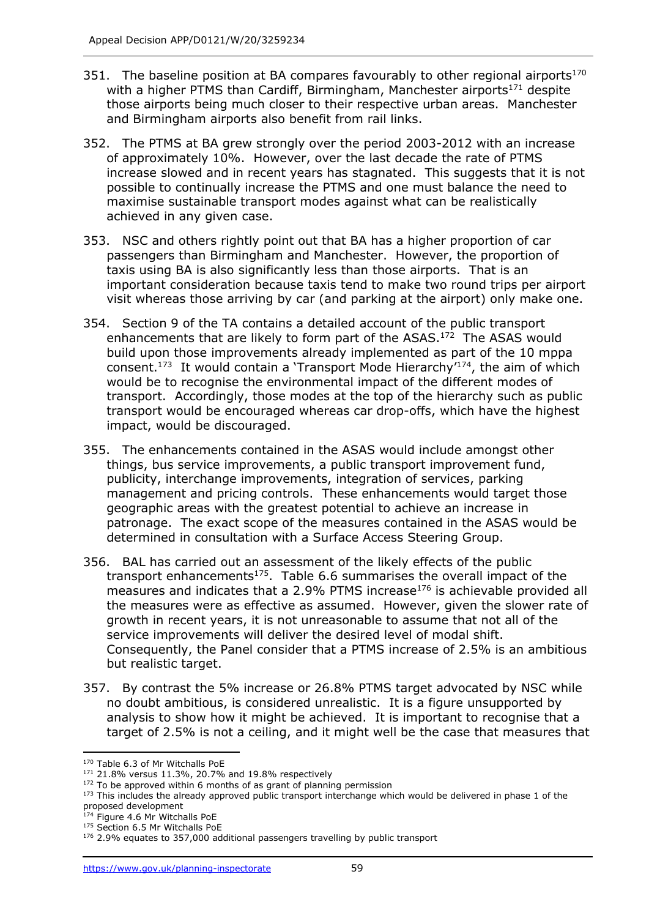351. The baseline position at BA compares favourably to other regional airports[170] with a higher PTMS than Cardiff, Birmingham, Manchester airports[171] despite those airports being much closer to their respective urban areas. Manchester and Birmingham airports also benefit from rail links.

352. The PTMS at BA grew strongly over the period 2003-2012 with an increase of approximately 10%. However, over the last decade the rate of PTMS increase slowed and in recent years has stagnated. This suggests that it is not possible to continually increase the PTMS and one must balance the need to maximise sustainable transport modes against what can be realistically achieved in any given case.

353. NSC and others rightly point out that BA has a higher proportion of car passengers than Birmingham and Manchester. However, the proportion of taxis using BA is also significantly less than those airports. That is an important consideration because taxis tend to make two round trips per airport visit whereas those arriving by car (and parking at the airport) only make one.

354. Section 9 of the TA contains a detailed account of the public transport enhancements that are likely to form part of the ASAS.[172] The ASAS would build upon those improvements already implemented as part of the 10 mppa consent.[173] It would contain a 'Transport Mode Hierarchy'[174], the aim of which would be to recognise the environmental impact of the different modes of transport. Accordingly, those modes at the top of the hierarchy such as public transport would be encouraged whereas car drop-offs, which have the highest impact, would be discouraged.

355. The enhancements contained in the ASAS would include amongst other things, bus service improvements, a public transport improvement fund, publicity, interchange improvements, integration of services, parking management and pricing controls. These enhancements would target those geographic areas with the greatest potential to achieve an increase in patronage. The exact scope of the measures contained in the ASAS would be determined in consultation with a Surface Access Steering Group.

356. BAL has carried out an assessment of the likely effects of the public transport enhancements[175]. Table 6.6 summarises the overall impact of the measures and indicates that a 2.9% PTMS increase[176] is achievable provided all the measures were as effective as assumed. However, given the slower rate of growth in recent years, it is not unreasonable to assume that not all of the service improvements will deliver the desired level of modal shift. Consequently, the Panel consider that a PTMS increase of 2.5% is an ambitious but realistic target.

357. By contrast the 5% increase or 26.8% PTMS target advocated by NSC while no doubt ambitious, is considered unrealistic. It is a figure unsupported by analysis to show how it might be achieved. It is important to recognise that a target of 2.5% is not a ceiling, and it might well be the case that measures that

---

[170] Table 6.3 of Mr Witchalls PoE

[171] 21.8% versus 11.3%, 20.7% and 19.8% respectively

[172] To be approved within 6 months of as grant of planning permission

[173] This includes the already approved public transport interchange which would be delivered in phase 1 of the proposed development

[174] Figure 4.6 Mr Witchalls PoE

[175] Section 6.5 Mr Witchalls PoE

[176] 2.9% equates to 357,000 additional passengers travelling by public transport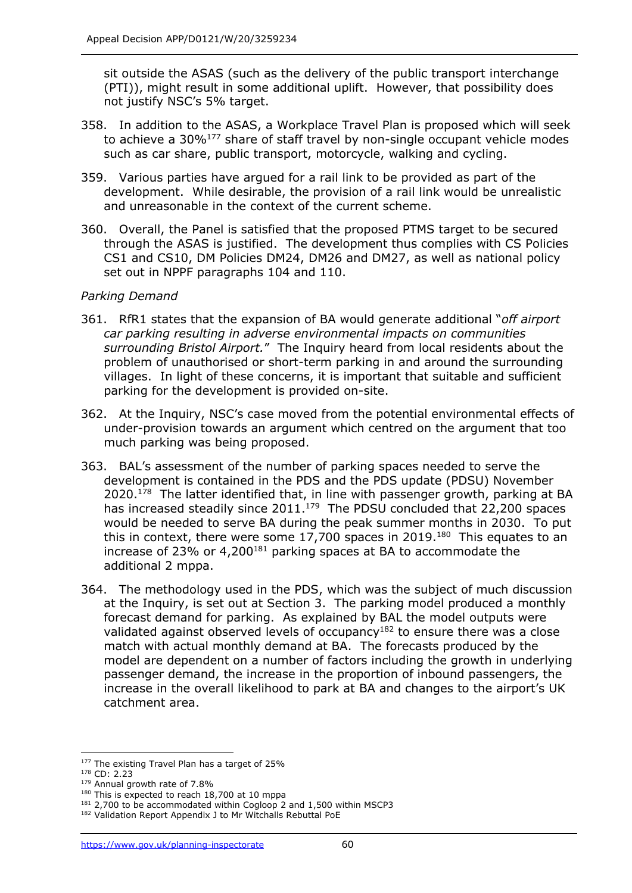sit outside the ASAS (such as the delivery of the public transport interchange (PTI)), might result in some additional uplift. However, that possibility does not justify NSC's 5% target.

358. In addition to the ASAS, a Workplace Travel Plan is proposed which will seek to achieve a 30%[177] share of staff travel by non-single occupant vehicle modes such as car share, public transport, motorcycle, walking and cycling.

359. Various parties have argued for a rail link to be provided as part of the development. While desirable, the provision of a rail link would be unrealistic and unreasonable in the context of the current scheme.

360. Overall, the Panel is satisfied that the proposed PTMS target to be secured through the ASAS is justified. The development thus complies with CS Policies CS1 and CS10, DM Policies DM24, DM26 and DM27, as well as national policy set out in NPPF paragraphs 104 and 110.

*Parking Demand*

361. RfR1 states that the expansion of BA would generate additional "*off airport car parking resulting in adverse environmental impacts on communities surrounding Bristol Airport.*" The Inquiry heard from local residents about the problem of unauthorised or short-term parking in and around the surrounding villages. In light of these concerns, it is important that suitable and sufficient parking for the development is provided on-site.

362. At the Inquiry, NSC's case moved from the potential environmental effects of under-provision towards an argument which centred on the argument that too much parking was being proposed.

363. BAL's assessment of the number of parking spaces needed to serve the development is contained in the PDS and the PDS update (PDSU) November 2020.[178] The latter identified that, in line with passenger growth, parking at BA has increased steadily since 2011.[179] The PDSU concluded that 22,200 spaces would be needed to serve BA during the peak summer months in 2030. To put this in context, there were some 17,700 spaces in 2019.[180] This equates to an increase of 23% or 4,200[181] parking spaces at BA to accommodate the additional 2 mppa.

364. The methodology used in the PDS, which was the subject of much discussion at the Inquiry, is set out at Section 3. The parking model produced a monthly forecast demand for parking. As explained by BAL the model outputs were validated against observed levels of occupancy[182] to ensure there was a close match with actual monthly demand at BA. The forecasts produced by the model are dependent on a number of factors including the growth in underlying passenger demand, the increase in the proportion of inbound passengers, the increase in the overall likelihood to park at BA and changes to the airport's UK catchment area.

---

[177] The existing Travel Plan has a target of 25%

[178] CD: 2.23

[179] Annual growth rate of 7.8%

[180] This is expected to reach 18,700 at 10 mppa

[181] 2,700 to be accommodated within Cogloop 2 and 1,500 within MSCP3

[182] Validation Report Appendix J to Mr Witchalls Rebuttal PoE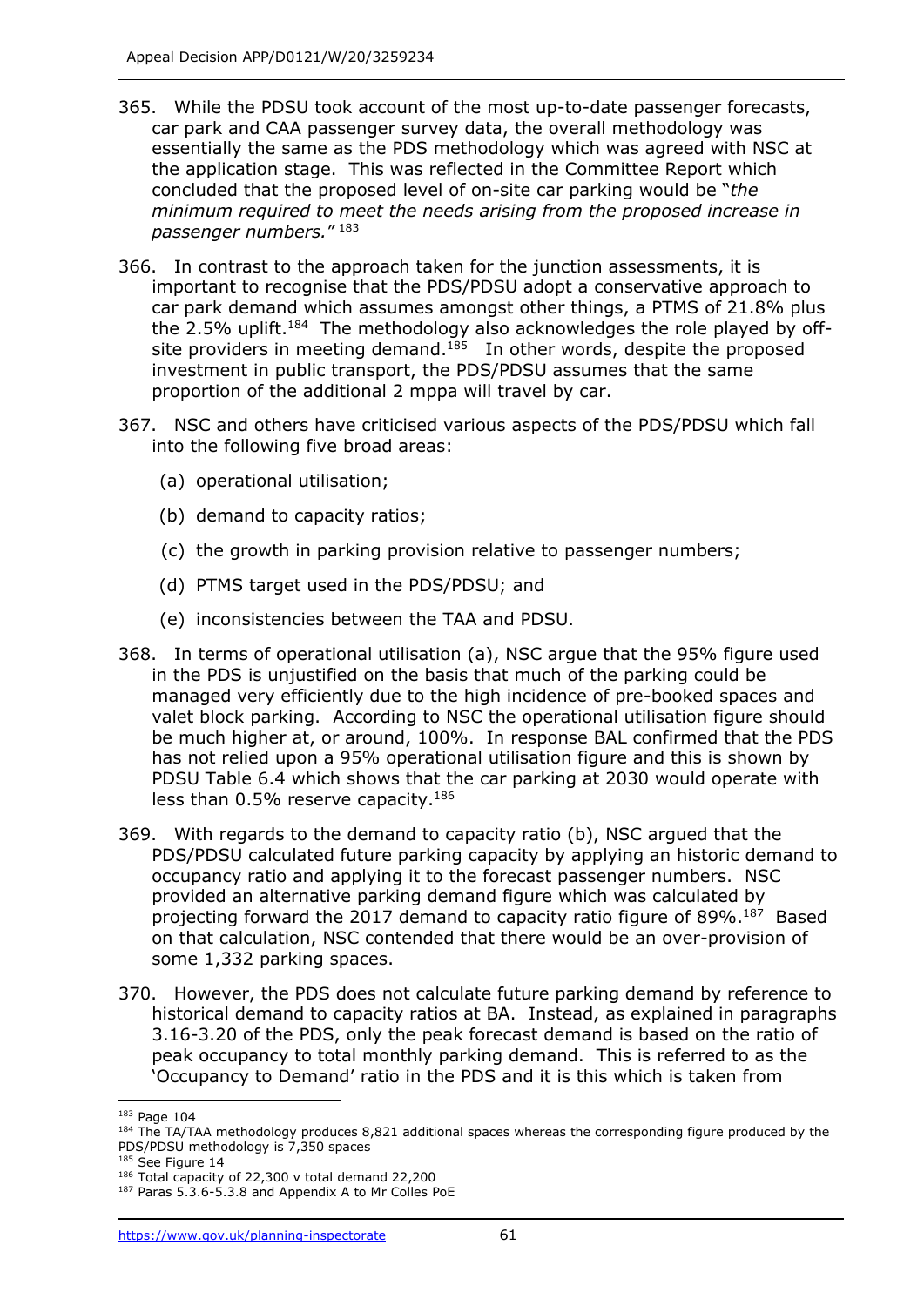365. While the PDSU took account of the most up-to-date passenger forecasts, car park and CAA passenger survey data, the overall methodology was essentially the same as the PDS methodology which was agreed with NSC at the application stage. This was reflected in the Committee Report which concluded that the proposed level of on-site car parking would be "*the minimum required to meet the needs arising from the proposed increase in passenger numbers.*" [183]

366. In contrast to the approach taken for the junction assessments, it is important to recognise that the PDS/PDSU adopt a conservative approach to car park demand which assumes amongst other things, a PTMS of 21.8% plus the 2.5% uplift.[184] The methodology also acknowledges the role played by off-site providers in meeting demand.[185] In other words, despite the proposed investment in public transport, the PDS/PDSU assumes that the same proportion of the additional 2 mppa will travel by car.

367. NSC and others have criticised various aspects of the PDS/PDSU which fall into the following five broad areas:

   (a) operational utilisation;

   (b) demand to capacity ratios;

   (c) the growth in parking provision relative to passenger numbers;

   (d) PTMS target used in the PDS/PDSU; and

   (e) inconsistencies between the TAA and PDSU.

368. In terms of operational utilisation (a), NSC argue that the 95% figure used in the PDS is unjustified on the basis that much of the parking could be managed very efficiently due to the high incidence of pre-booked spaces and valet block parking. According to NSC the operational utilisation figure should be much higher at, or around, 100%. In response BAL confirmed that the PDS has not relied upon a 95% operational utilisation figure and this is shown by PDSU Table 6.4 which shows that the car parking at 2030 would operate with less than 0.5% reserve capacity.[186]

369. With regards to the demand to capacity ratio (b), NSC argued that the PDS/PDSU calculated future parking capacity by applying an historic demand to occupancy ratio and applying it to the forecast passenger numbers. NSC provided an alternative parking demand figure which was calculated by projecting forward the 2017 demand to capacity ratio figure of 89%.[187] Based on that calculation, NSC contended that there would be an over-provision of some 1,332 parking spaces.

370. However, the PDS does not calculate future parking demand by reference to historical demand to capacity ratios at BA. Instead, as explained in paragraphs 3.16-3.20 of the PDS, only the peak forecast demand is based on the ratio of peak occupancy to total monthly parking demand. This is referred to as the 'Occupancy to Demand' ratio in the PDS and it is this which is taken from

---

[183] Page 104

[184] The TA/TAA methodology produces 8,821 additional spaces whereas the corresponding figure produced by the PDS/PDSU methodology is 7,350 spaces

[185] See Figure 14

[186] Total capacity of 22,300 v total demand 22,200

[187] Paras 5.3.6-5.3.8 and Appendix A to Mr Colles PoE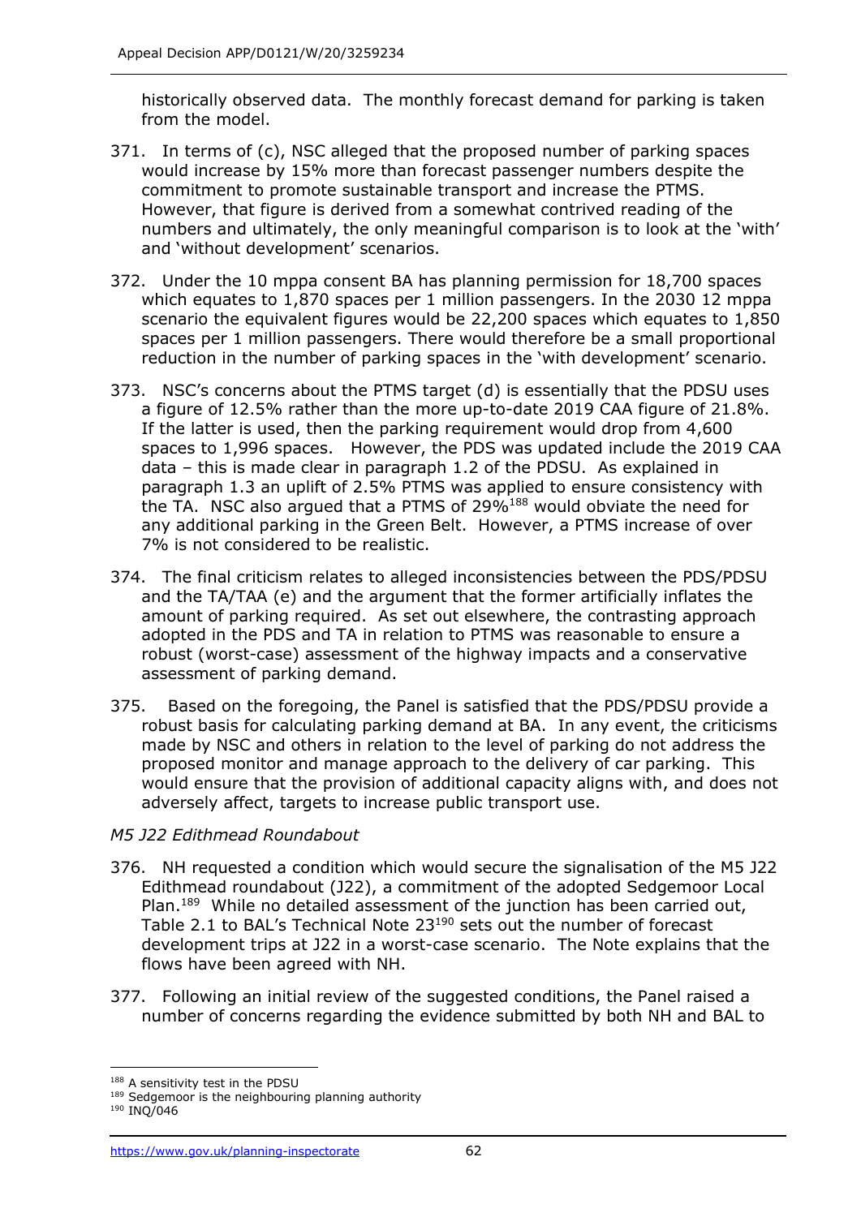historically observed data. The monthly forecast demand for parking is taken from the model.

371. In terms of (c), NSC alleged that the proposed number of parking spaces would increase by 15% more than forecast passenger numbers despite the commitment to promote sustainable transport and increase the PTMS. However, that figure is derived from a somewhat contrived reading of the numbers and ultimately, the only meaningful comparison is to look at the 'with' and 'without development' scenarios.

372. Under the 10 mppa consent BA has planning permission for 18,700 spaces which equates to 1,870 spaces per 1 million passengers. In the 2030 12 mppa scenario the equivalent figures would be 22,200 spaces which equates to 1,850 spaces per 1 million passengers. There would therefore be a small proportional reduction in the number of parking spaces in the 'with development' scenario.

373. NSC's concerns about the PTMS target (d) is essentially that the PDSU uses a figure of 12.5% rather than the more up-to-date 2019 CAA figure of 21.8%. If the latter is used, then the parking requirement would drop from 4,600 spaces to 1,996 spaces. However, the PDS was updated include the 2019 CAA data – this is made clear in paragraph 1.2 of the PDSU. As explained in paragraph 1.3 an uplift of 2.5% PTMS was applied to ensure consistency with the TA. NSC also argued that a PTMS of 29%[188] would obviate the need for any additional parking in the Green Belt. However, a PTMS increase of over 7% is not considered to be realistic.

374. The final criticism relates to alleged inconsistencies between the PDS/PDSU and the TA/TAA (e) and the argument that the former artificially inflates the amount of parking required. As set out elsewhere, the contrasting approach adopted in the PDS and TA in relation to PTMS was reasonable to ensure a robust (worst-case) assessment of the highway impacts and a conservative assessment of parking demand.

375. Based on the foregoing, the Panel is satisfied that the PDS/PDSU provide a robust basis for calculating parking demand at BA. In any event, the criticisms made by NSC and others in relation to the level of parking do not address the proposed monitor and manage approach to the delivery of car parking. This would ensure that the provision of additional capacity aligns with, and does not adversely affect, targets to increase public transport use.

*M5 J22 Edithmead Roundabout*

376. NH requested a condition which would secure the signalisation of the M5 J22 Edithmead roundabout (J22), a commitment of the adopted Sedgemoor Local Plan.[189] While no detailed assessment of the junction has been carried out, Table 2.1 to BAL's Technical Note 23[190] sets out the number of forecast development trips at J22 in a worst-case scenario. The Note explains that the flows have been agreed with NH.

377. Following an initial review of the suggested conditions, the Panel raised a number of concerns regarding the evidence submitted by both NH and BAL to

---

[188] A sensitivity test in the PDSU

[189] Sedgemoor is the neighbouring planning authority

[190] INQ/046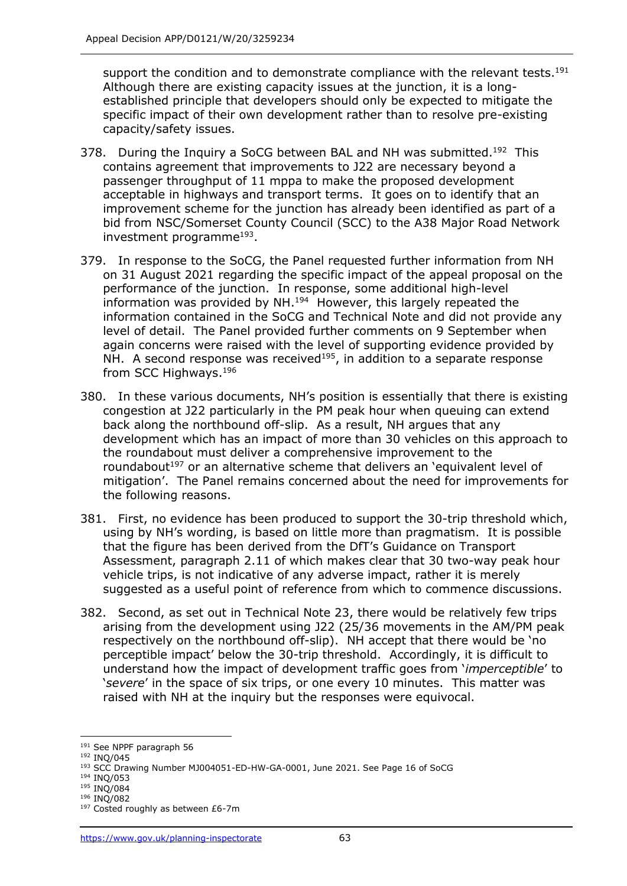support the condition and to demonstrate compliance with the relevant tests.[191] Although there are existing capacity issues at the junction, it is a long-established principle that developers should only be expected to mitigate the specific impact of their own development rather than to resolve pre-existing capacity/safety issues.

378. During the Inquiry a SoCG between BAL and NH was submitted.[192] This contains agreement that improvements to J22 are necessary beyond a passenger throughput of 11 mppa to make the proposed development acceptable in highways and transport terms. It goes on to identify that an improvement scheme for the junction has already been identified as part of a bid from NSC/Somerset County Council (SCC) to the A38 Major Road Network investment programme[193].

379. In response to the SoCG, the Panel requested further information from NH on 31 August 2021 regarding the specific impact of the appeal proposal on the performance of the junction. In response, some additional high-level information was provided by NH.[194] However, this largely repeated the information contained in the SoCG and Technical Note and did not provide any level of detail. The Panel provided further comments on 9 September when again concerns were raised with the level of supporting evidence provided by NH. A second response was received[195], in addition to a separate response from SCC Highways.[196]

380. In these various documents, NH's position is essentially that there is existing congestion at J22 particularly in the PM peak hour when queuing can extend back along the northbound off-slip. As a result, NH argues that any development which has an impact of more than 30 vehicles on this approach to the roundabout must deliver a comprehensive improvement to the roundabout[197] or an alternative scheme that delivers an 'equivalent level of mitigation'. The Panel remains concerned about the need for improvements for the following reasons.

381. First, no evidence has been produced to support the 30-trip threshold which, using by NH's wording, is based on little more than pragmatism. It is possible that the figure has been derived from the DfT's Guidance on Transport Assessment, paragraph 2.11 of which makes clear that 30 two-way peak hour vehicle trips, is not indicative of any adverse impact, rather it is merely suggested as a useful point of reference from which to commence discussions.

382. Second, as set out in Technical Note 23, there would be relatively few trips arising from the development using J22 (25/36 movements in the AM/PM peak respectively on the northbound off-slip). NH accept that there would be 'no perceptible impact' below the 30-trip threshold. Accordingly, it is difficult to understand how the impact of development traffic goes from '*imperceptible*' to '*severe*' in the space of six trips, or one every 10 minutes. This matter was raised with NH at the inquiry but the responses were equivocal.

---

[191] See NPPF paragraph 56

[192] INQ/045

[193] SCC Drawing Number MJ004051-ED-HW-GA-0001, June 2021. See Page 16 of SoCG

[194] INQ/053

[195] INQ/084

[196] INQ/082

[197] Costed roughly as between £6-7m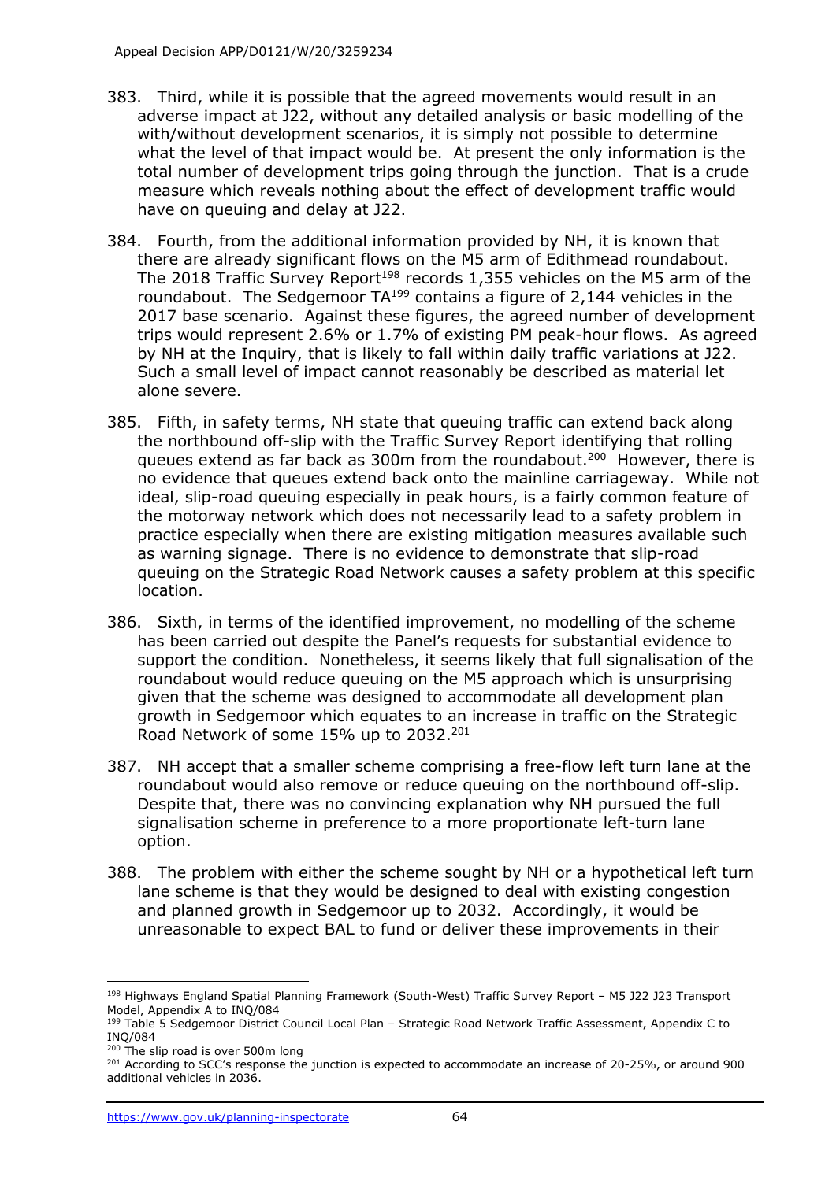383. Third, while it is possible that the agreed movements would result in an adverse impact at J22, without any detailed analysis or basic modelling of the with/without development scenarios, it is simply not possible to determine what the level of that impact would be. At present the only information is the total number of development trips going through the junction. That is a crude measure which reveals nothing about the effect of development traffic would have on queuing and delay at J22.

384. Fourth, from the additional information provided by NH, it is known that there are already significant flows on the M5 arm of Edithmead roundabout. The 2018 Traffic Survey Report[198] records 1,355 vehicles on the M5 arm of the roundabout. The Sedgemoor TA[199] contains a figure of 2,144 vehicles in the 2017 base scenario. Against these figures, the agreed number of development trips would represent 2.6% or 1.7% of existing PM peak-hour flows. As agreed by NH at the Inquiry, that is likely to fall within daily traffic variations at J22. Such a small level of impact cannot reasonably be described as material let alone severe.

385. Fifth, in safety terms, NH state that queuing traffic can extend back along the northbound off-slip with the Traffic Survey Report identifying that rolling queues extend as far back as 300m from the roundabout.[200] However, there is no evidence that queues extend back onto the mainline carriageway. While not ideal, slip-road queuing especially in peak hours, is a fairly common feature of the motorway network which does not necessarily lead to a safety problem in practice especially when there are existing mitigation measures available such as warning signage. There is no evidence to demonstrate that slip-road queuing on the Strategic Road Network causes a safety problem at this specific location.

386. Sixth, in terms of the identified improvement, no modelling of the scheme has been carried out despite the Panel's requests for substantial evidence to support the condition. Nonetheless, it seems likely that full signalisation of the roundabout would reduce queuing on the M5 approach which is unsurprising given that the scheme was designed to accommodate all development plan growth in Sedgemoor which equates to an increase in traffic on the Strategic Road Network of some 15% up to 2032.[201]

387. NH accept that a smaller scheme comprising a free-flow left turn lane at the roundabout would also remove or reduce queuing on the northbound off-slip. Despite that, there was no convincing explanation why NH pursued the full signalisation scheme in preference to a more proportionate left-turn lane option.

388. The problem with either the scheme sought by NH or a hypothetical left turn lane scheme is that they would be designed to deal with existing congestion and planned growth in Sedgemoor up to 2032. Accordingly, it would be unreasonable to expect BAL to fund or deliver these improvements in their

---

[198] Highways England Spatial Planning Framework (South-West) Traffic Survey Report – M5 J22 J23 Transport Model, Appendix A to INQ/084

[199] Table 5 Sedgemoor District Council Local Plan – Strategic Road Network Traffic Assessment, Appendix C to INQ/084

[200] The slip road is over 500m long

[201] According to SCC's response the junction is expected to accommodate an increase of 20-25%, or around 900 additional vehicles in 2036.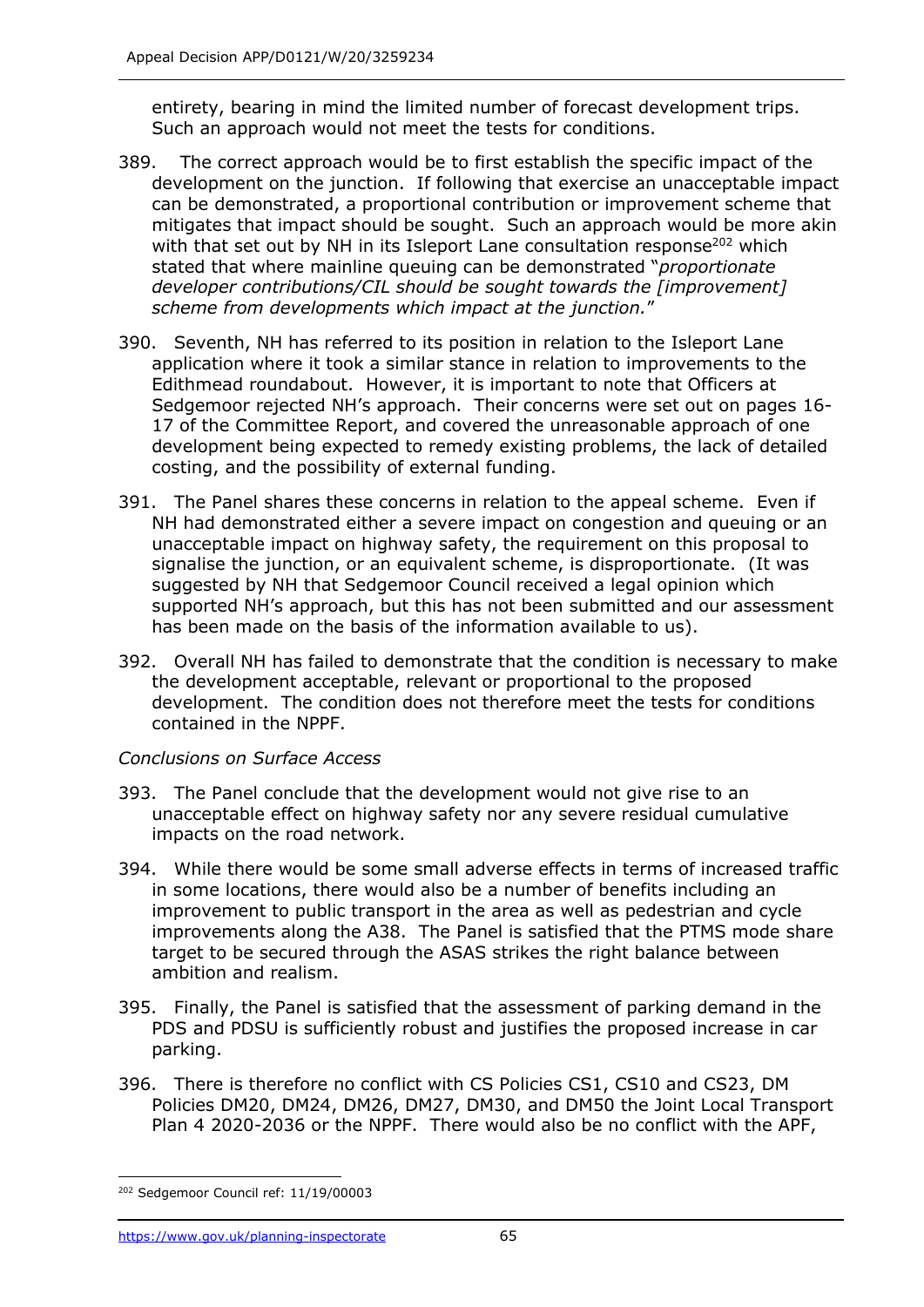entirety, bearing in mind the limited number of forecast development trips. Such an approach would not meet the tests for conditions.

389. The correct approach would be to first establish the specific impact of the development on the junction. If following that exercise an unacceptable impact can be demonstrated, a proportional contribution or improvement scheme that mitigates that impact should be sought. Such an approach would be more akin with that set out by NH in its Isleport Lane consultation response[202] which stated that where mainline queuing can be demonstrated "*proportionate developer contributions/CIL should be sought towards the [improvement] scheme from developments which impact at the junction.*"

390. Seventh, NH has referred to its position in relation to the Isleport Lane application where it took a similar stance in relation to improvements to the Edithmead roundabout. However, it is important to note that Officers at Sedgemoor rejected NH's approach. Their concerns were set out on pages 16-17 of the Committee Report, and covered the unreasonable approach of one development being expected to remedy existing problems, the lack of detailed costing, and the possibility of external funding.

391. The Panel shares these concerns in relation to the appeal scheme. Even if NH had demonstrated either a severe impact on congestion and queuing or an unacceptable impact on highway safety, the requirement on this proposal to signalise the junction, or an equivalent scheme, is disproportionate. (It was suggested by NH that Sedgemoor Council received a legal opinion which supported NH's approach, but this has not been submitted and our assessment has been made on the basis of the information available to us).

392. Overall NH has failed to demonstrate that the condition is necessary to make the development acceptable, relevant or proportional to the proposed development. The condition does not therefore meet the tests for conditions contained in the NPPF.

*Conclusions on Surface Access*

393. The Panel conclude that the development would not give rise to an unacceptable effect on highway safety nor any severe residual cumulative impacts on the road network.

394. While there would be some small adverse effects in terms of increased traffic in some locations, there would also be a number of benefits including an improvement to public transport in the area as well as pedestrian and cycle improvements along the A38. The Panel is satisfied that the PTMS mode share target to be secured through the ASAS strikes the right balance between ambition and realism.

395. Finally, the Panel is satisfied that the assessment of parking demand in the PDS and PDSU is sufficiently robust and justifies the proposed increase in car parking.

396. There is therefore no conflict with CS Policies CS1, CS10 and CS23, DM Policies DM20, DM24, DM26, DM27, DM30, and DM50 the Joint Local Transport Plan 4 2020-2036 or the NPPF. There would also be no conflict with the APF,

[202] Sedgemoor Council ref: 11/19/00003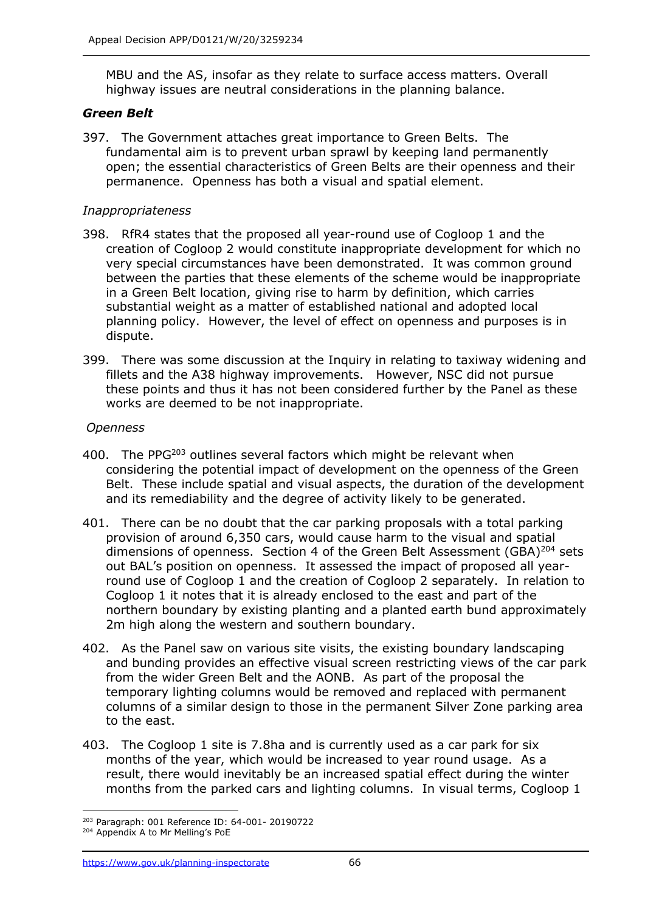MBU and the AS, insofar as they relate to surface access matters. Overall highway issues are neutral considerations in the planning balance.

### *Green Belt*

397. The Government attaches great importance to Green Belts. The fundamental aim is to prevent urban sprawl by keeping land permanently open; the essential characteristics of Green Belts are their openness and their permanence. Openness has both a visual and spatial element.

*Inappropriateness*

398. RfR4 states that the proposed all year-round use of Cogloop 1 and the creation of Cogloop 2 would constitute inappropriate development for which no very special circumstances have been demonstrated. It was common ground between the parties that these elements of the scheme would be inappropriate in a Green Belt location, giving rise to harm by definition, which carries substantial weight as a matter of established national and adopted local planning policy. However, the level of effect on openness and purposes is in dispute.

399. There was some discussion at the Inquiry in relating to taxiway widening and fillets and the A38 highway improvements. However, NSC did not pursue these points and thus it has not been considered further by the Panel as these works are deemed to be not inappropriate.

*Openness*

400. The PPG[203] outlines several factors which might be relevant when considering the potential impact of development on the openness of the Green Belt. These include spatial and visual aspects, the duration of the development and its remediability and the degree of activity likely to be generated.

401. There can be no doubt that the car parking proposals with a total parking provision of around 6,350 cars, would cause harm to the visual and spatial dimensions of openness. Section 4 of the Green Belt Assessment (GBA)[204] sets out BAL's position on openness. It assessed the impact of proposed all year-round use of Cogloop 1 and the creation of Cogloop 2 separately. In relation to Cogloop 1 it notes that it is already enclosed to the east and part of the northern boundary by existing planting and a planted earth bund approximately 2m high along the western and southern boundary.

402. As the Panel saw on various site visits, the existing boundary landscaping and bunding provides an effective visual screen restricting views of the car park from the wider Green Belt and the AONB. As part of the proposal the temporary lighting columns would be removed and replaced with permanent columns of a similar design to those in the permanent Silver Zone parking area to the east.

403. The Cogloop 1 site is 7.8ha and is currently used as a car park for six months of the year, which would be increased to year round usage. As a result, there would inevitably be an increased spatial effect during the winter months from the parked cars and lighting columns. In visual terms, Cogloop 1

---

[203] Paragraph: 001 Reference ID: 64-001- 20190722

[204] Appendix A to Mr Melling's PoE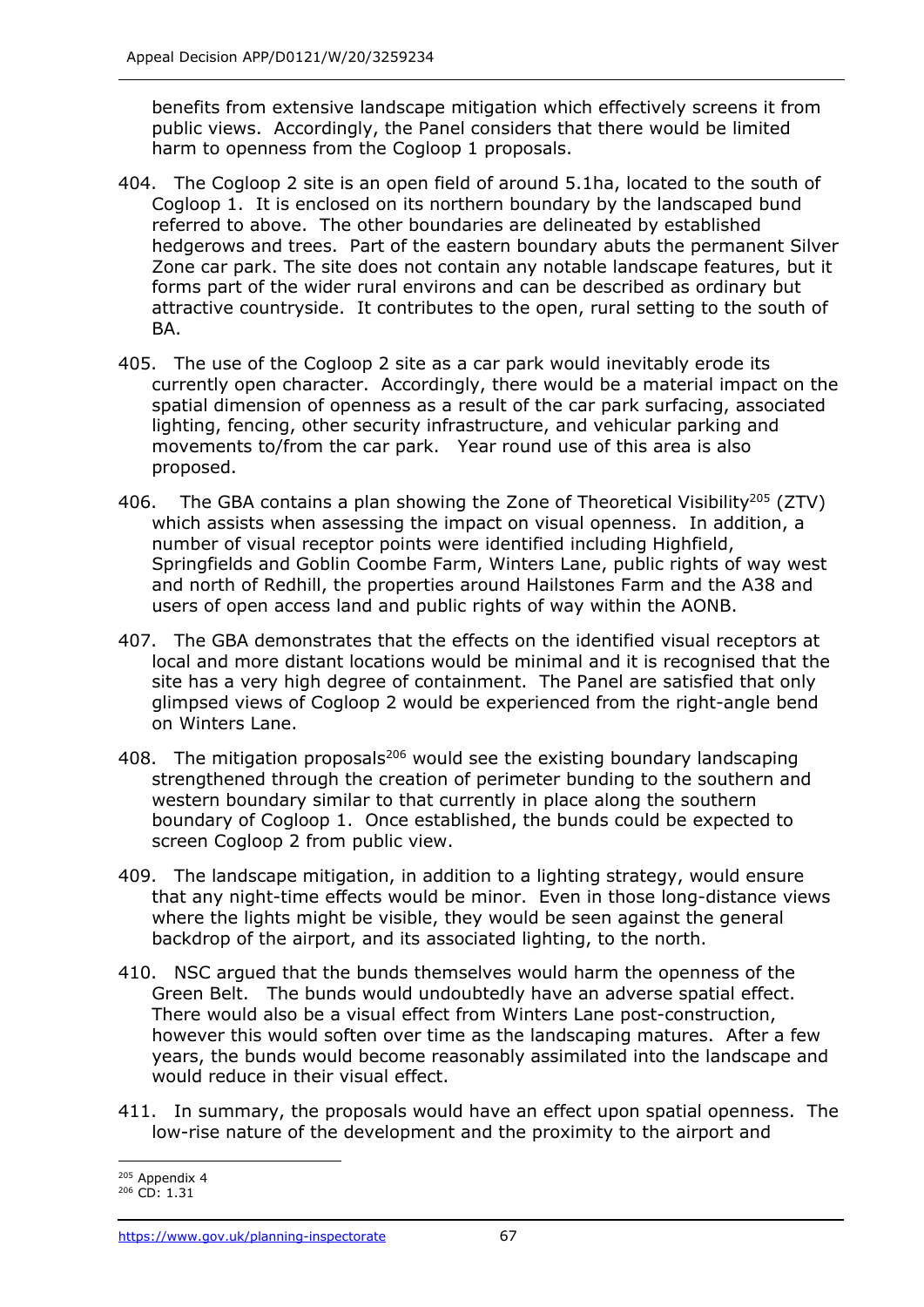benefits from extensive landscape mitigation which effectively screens it from public views. Accordingly, the Panel considers that there would be limited harm to openness from the Cogloop 1 proposals.

404. The Cogloop 2 site is an open field of around 5.1ha, located to the south of Cogloop 1. It is enclosed on its northern boundary by the landscaped bund referred to above. The other boundaries are delineated by established hedgerows and trees. Part of the eastern boundary abuts the permanent Silver Zone car park. The site does not contain any notable landscape features, but it forms part of the wider rural environs and can be described as ordinary but attractive countryside. It contributes to the open, rural setting to the south of BA.

405. The use of the Cogloop 2 site as a car park would inevitably erode its currently open character. Accordingly, there would be a material impact on the spatial dimension of openness as a result of the car park surfacing, associated lighting, fencing, other security infrastructure, and vehicular parking and movements to/from the car park. Year round use of this area is also proposed.

406. The GBA contains a plan showing the Zone of Theoretical Visibility[205] (ZTV) which assists when assessing the impact on visual openness. In addition, a number of visual receptor points were identified including Highfield, Springfields and Goblin Coombe Farm, Winters Lane, public rights of way west and north of Redhill, the properties around Hailstones Farm and the A38 and users of open access land and public rights of way within the AONB.

407. The GBA demonstrates that the effects on the identified visual receptors at local and more distant locations would be minimal and it is recognised that the site has a very high degree of containment. The Panel are satisfied that only glimpsed views of Cogloop 2 would be experienced from the right-angle bend on Winters Lane.

408. The mitigation proposals[206] would see the existing boundary landscaping strengthened through the creation of perimeter bunding to the southern and western boundary similar to that currently in place along the southern boundary of Cogloop 1. Once established, the bunds could be expected to screen Cogloop 2 from public view.

409. The landscape mitigation, in addition to a lighting strategy, would ensure that any night-time effects would be minor. Even in those long-distance views where the lights might be visible, they would be seen against the general backdrop of the airport, and its associated lighting, to the north.

410. NSC argued that the bunds themselves would harm the openness of the Green Belt. The bunds would undoubtedly have an adverse spatial effect. There would also be a visual effect from Winters Lane post-construction, however this would soften over time as the landscaping matures. After a few years, the bunds would become reasonably assimilated into the landscape and would reduce in their visual effect.

411. In summary, the proposals would have an effect upon spatial openness. The low-rise nature of the development and the proximity to the airport and

[205] Appendix 4
[206] CD: 1.31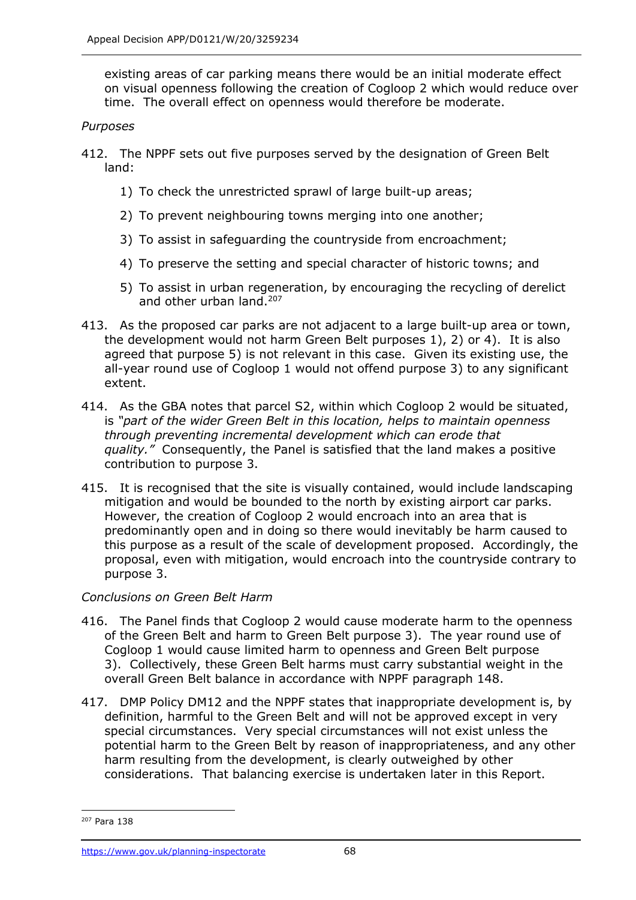existing areas of car parking means there would be an initial moderate effect on visual openness following the creation of Cogloop 2 which would reduce over time. The overall effect on openness would therefore be moderate.

*Purposes*

412. The NPPF sets out five purposes served by the designation of Green Belt land:

1) To check the unrestricted sprawl of large built-up areas;
2) To prevent neighbouring towns merging into one another;
3) To assist in safeguarding the countryside from encroachment;
4) To preserve the setting and special character of historic towns; and
5) To assist in urban regeneration, by encouraging the recycling of derelict and other urban land.[207]

413. As the proposed car parks are not adjacent to a large built-up area or town, the development would not harm Green Belt purposes 1), 2) or 4). It is also agreed that purpose 5) is not relevant in this case. Given its existing use, the all-year round use of Cogloop 1 would not offend purpose 3) to any significant extent.

414. As the GBA notes that parcel S2, within which Cogloop 2 would be situated, is *"part of the wider Green Belt in this location, helps to maintain openness through preventing incremental development which can erode that quality."* Consequently, the Panel is satisfied that the land makes a positive contribution to purpose 3.

415. It is recognised that the site is visually contained, would include landscaping mitigation and would be bounded to the north by existing airport car parks. However, the creation of Cogloop 2 would encroach into an area that is predominantly open and in doing so there would inevitably be harm caused to this purpose as a result of the scale of development proposed. Accordingly, the proposal, even with mitigation, would encroach into the countryside contrary to purpose 3.

*Conclusions on Green Belt Harm*

416. The Panel finds that Cogloop 2 would cause moderate harm to the openness of the Green Belt and harm to Green Belt purpose 3). The year round use of Cogloop 1 would cause limited harm to openness and Green Belt purpose 3). Collectively, these Green Belt harms must carry substantial weight in the overall Green Belt balance in accordance with NPPF paragraph 148.

417. DMP Policy DM12 and the NPPF states that inappropriate development is, by definition, harmful to the Green Belt and will not be approved except in very special circumstances. Very special circumstances will not exist unless the potential harm to the Green Belt by reason of inappropriateness, and any other harm resulting from the development, is clearly outweighed by other considerations. That balancing exercise is undertaken later in this Report.

---

[207] Para 138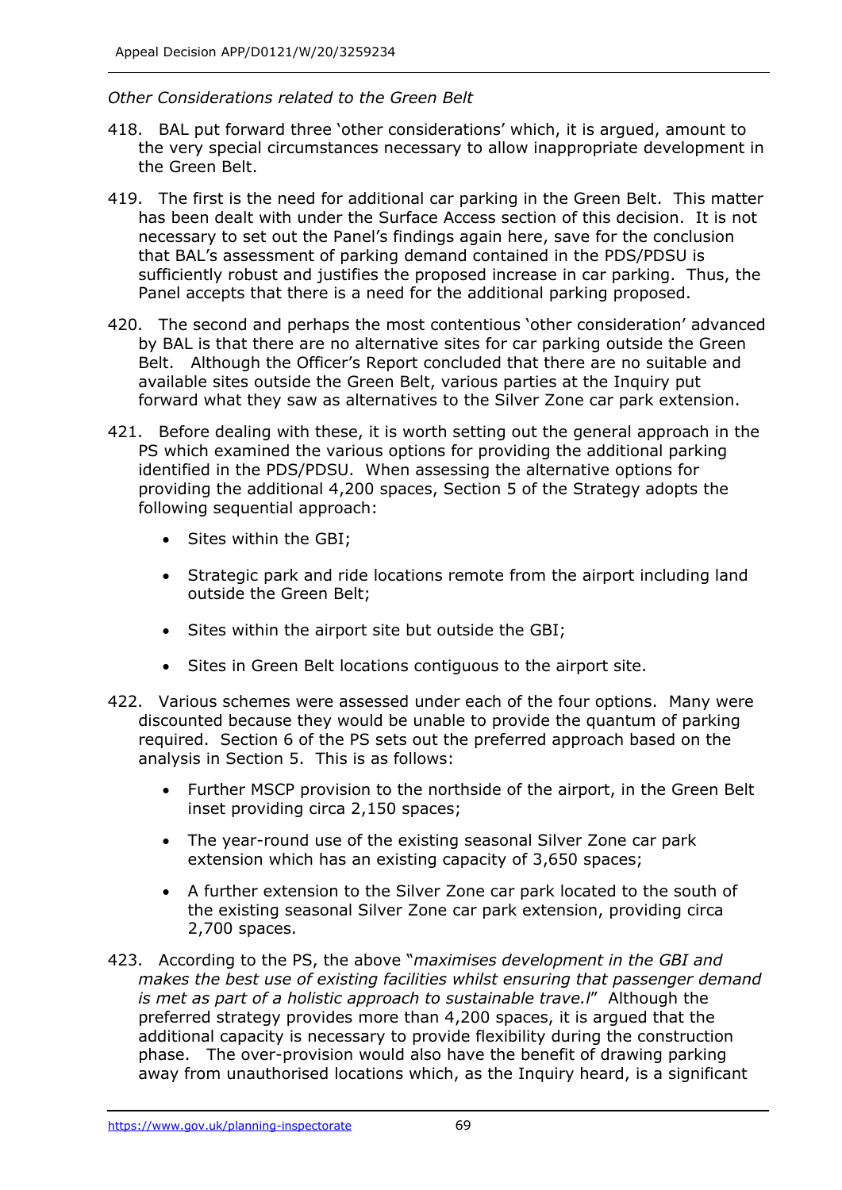*Other Considerations related to the Green Belt*

418. BAL put forward three 'other considerations' which, it is argued, amount to the very special circumstances necessary to allow inappropriate development in the Green Belt.

419. The first is the need for additional car parking in the Green Belt. This matter has been dealt with under the Surface Access section of this decision. It is not necessary to set out the Panel's findings again here, save for the conclusion that BAL's assessment of parking demand contained in the PDS/PDSU is sufficiently robust and justifies the proposed increase in car parking. Thus, the Panel accepts that there is a need for the additional parking proposed.

420. The second and perhaps the most contentious 'other consideration' advanced by BAL is that there are no alternative sites for car parking outside the Green Belt. Although the Officer's Report concluded that there are no suitable and available sites outside the Green Belt, various parties at the Inquiry put forward what they saw as alternatives to the Silver Zone car park extension.

421. Before dealing with these, it is worth setting out the general approach in the PS which examined the various options for providing the additional parking identified in the PDS/PDSU. When assessing the alternative options for providing the additional 4,200 spaces, Section 5 of the Strategy adopts the following sequential approach:

- Sites within the GBI;
- Strategic park and ride locations remote from the airport including land outside the Green Belt;
- Sites within the airport site but outside the GBI;
- Sites in Green Belt locations contiguous to the airport site.

422. Various schemes were assessed under each of the four options. Many were discounted because they would be unable to provide the quantum of parking required. Section 6 of the PS sets out the preferred approach based on the analysis in Section 5. This is as follows:

- Further MSCP provision to the northside of the airport, in the Green Belt inset providing circa 2,150 spaces;
- The year-round use of the existing seasonal Silver Zone car park extension which has an existing capacity of 3,650 spaces;
- A further extension to the Silver Zone car park located to the south of the existing seasonal Silver Zone car park extension, providing circa 2,700 spaces.

423. According to the PS, the above "*maximises development in the GBI and makes the best use of existing facilities whilst ensuring that passenger demand is met as part of a holistic approach to sustainable trave.l*" Although the preferred strategy provides more than 4,200 spaces, it is argued that the additional capacity is necessary to provide flexibility during the construction phase. The over-provision would also have the benefit of drawing parking away from unauthorised locations which, as the Inquiry heard, is a significant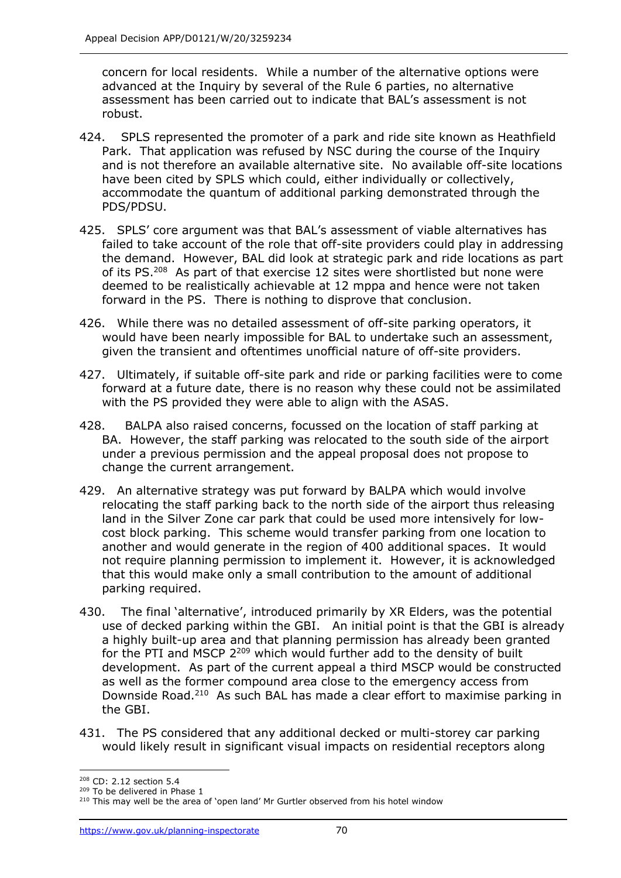concern for local residents. While a number of the alternative options were advanced at the Inquiry by several of the Rule 6 parties, no alternative assessment has been carried out to indicate that BAL's assessment is not robust.

424. SPLS represented the promoter of a park and ride site known as Heathfield Park. That application was refused by NSC during the course of the Inquiry and is not therefore an available alternative site. No available off-site locations have been cited by SPLS which could, either individually or collectively, accommodate the quantum of additional parking demonstrated through the PDS/PDSU.

425. SPLS' core argument was that BAL's assessment of viable alternatives has failed to take account of the role that off-site providers could play in addressing the demand. However, BAL did look at strategic park and ride locations as part of its PS.[208] As part of that exercise 12 sites were shortlisted but none were deemed to be realistically achievable at 12 mppa and hence were not taken forward in the PS. There is nothing to disprove that conclusion.

426. While there was no detailed assessment of off-site parking operators, it would have been nearly impossible for BAL to undertake such an assessment, given the transient and oftentimes unofficial nature of off-site providers.

427. Ultimately, if suitable off-site park and ride or parking facilities were to come forward at a future date, there is no reason why these could not be assimilated with the PS provided they were able to align with the ASAS.

428. BALPA also raised concerns, focussed on the location of staff parking at BA. However, the staff parking was relocated to the south side of the airport under a previous permission and the appeal proposal does not propose to change the current arrangement.

429. An alternative strategy was put forward by BALPA which would involve relocating the staff parking back to the north side of the airport thus releasing land in the Silver Zone car park that could be used more intensively for low-cost block parking. This scheme would transfer parking from one location to another and would generate in the region of 400 additional spaces. It would not require planning permission to implement it. However, it is acknowledged that this would make only a small contribution to the amount of additional parking required.

430. The final 'alternative', introduced primarily by XR Elders, was the potential use of decked parking within the GBI. An initial point is that the GBI is already a highly built-up area and that planning permission has already been granted for the PTI and MSCP 2[209] which would further add to the density of built development. As part of the current appeal a third MSCP would be constructed as well as the former compound area close to the emergency access from Downside Road.[210] As such BAL has made a clear effort to maximise parking in the GBI.

431. The PS considered that any additional decked or multi-storey car parking would likely result in significant visual impacts on residential receptors along

[208] CD: 2.12 section 5.4

[209] To be delivered in Phase 1

[210] This may well be the area of 'open land' Mr Gurtler observed from his hotel window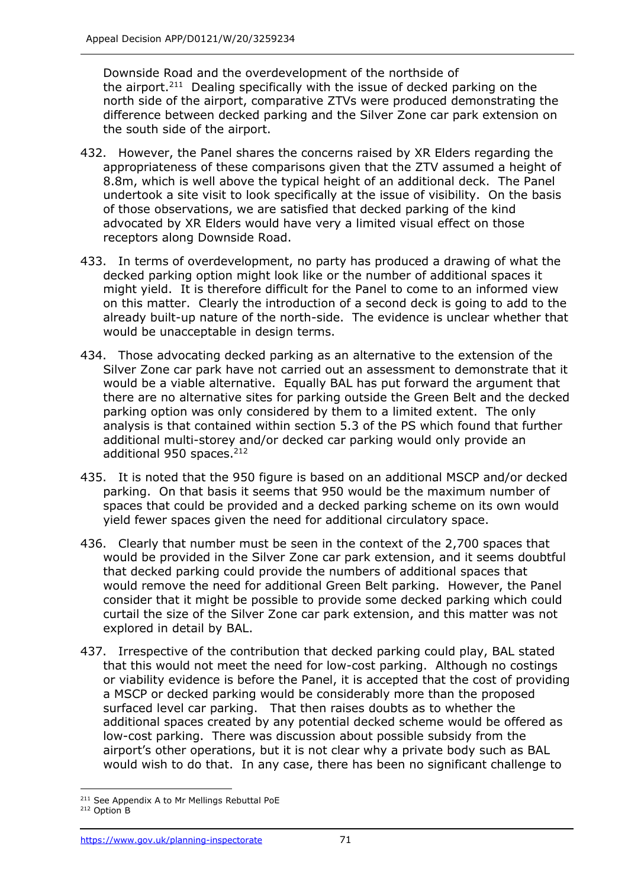Downside Road and the overdevelopment of the northside of the airport.[211] Dealing specifically with the issue of decked parking on the north side of the airport, comparative ZTVs were produced demonstrating the difference between decked parking and the Silver Zone car park extension on the south side of the airport.

432. However, the Panel shares the concerns raised by XR Elders regarding the appropriateness of these comparisons given that the ZTV assumed a height of 8.8m, which is well above the typical height of an additional deck. The Panel undertook a site visit to look specifically at the issue of visibility. On the basis of those observations, we are satisfied that decked parking of the kind advocated by XR Elders would have very a limited visual effect on those receptors along Downside Road.

433. In terms of overdevelopment, no party has produced a drawing of what the decked parking option might look like or the number of additional spaces it might yield. It is therefore difficult for the Panel to come to an informed view on this matter. Clearly the introduction of a second deck is going to add to the already built-up nature of the north-side. The evidence is unclear whether that would be unacceptable in design terms.

434. Those advocating decked parking as an alternative to the extension of the Silver Zone car park have not carried out an assessment to demonstrate that it would be a viable alternative. Equally BAL has put forward the argument that there are no alternative sites for parking outside the Green Belt and the decked parking option was only considered by them to a limited extent. The only analysis is that contained within section 5.3 of the PS which found that further additional multi-storey and/or decked car parking would only provide an additional 950 spaces.[212]

435. It is noted that the 950 figure is based on an additional MSCP and/or decked parking. On that basis it seems that 950 would be the maximum number of spaces that could be provided and a decked parking scheme on its own would yield fewer spaces given the need for additional circulatory space.

436. Clearly that number must be seen in the context of the 2,700 spaces that would be provided in the Silver Zone car park extension, and it seems doubtful that decked parking could provide the numbers of additional spaces that would remove the need for additional Green Belt parking. However, the Panel consider that it might be possible to provide some decked parking which could curtail the size of the Silver Zone car park extension, and this matter was not explored in detail by BAL.

437. Irrespective of the contribution that decked parking could play, BAL stated that this would not meet the need for low-cost parking. Although no costings or viability evidence is before the Panel, it is accepted that the cost of providing a MSCP or decked parking would be considerably more than the proposed surfaced level car parking. That then raises doubts as to whether the additional spaces created by any potential decked scheme would be offered as low-cost parking. There was discussion about possible subsidy from the airport's other operations, but it is not clear why a private body such as BAL would wish to do that. In any case, there has been no significant challenge to

---

[211] See Appendix A to Mr Mellings Rebuttal PoE

[212] Option B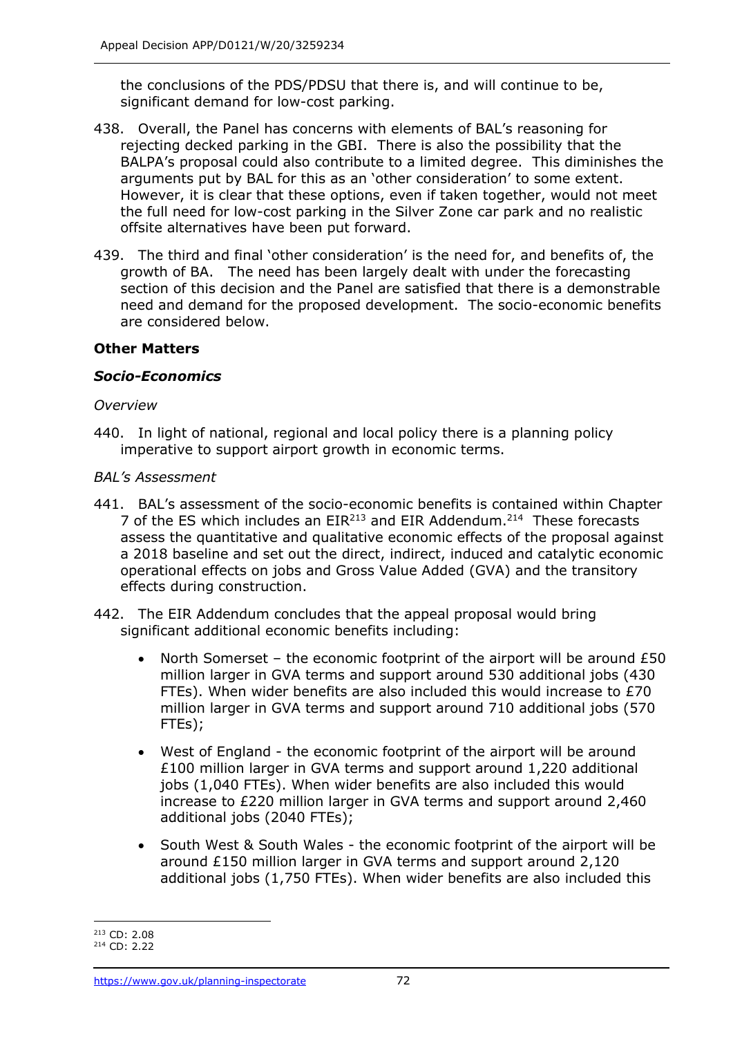the conclusions of the PDS/PDSU that there is, and will continue to be, significant demand for low-cost parking.

438. Overall, the Panel has concerns with elements of BAL's reasoning for rejecting decked parking in the GBI. There is also the possibility that the BALPA's proposal could also contribute to a limited degree. This diminishes the arguments put by BAL for this as an 'other consideration' to some extent. However, it is clear that these options, even if taken together, would not meet the full need for low-cost parking in the Silver Zone car park and no realistic offsite alternatives have been put forward.

439. The third and final 'other consideration' is the need for, and benefits of, the growth of BA. The need has been largely dealt with under the forecasting section of this decision and the Panel are satisfied that there is a demonstrable need and demand for the proposed development. The socio-economic benefits are considered below.

## Other Matters

### *Socio-Economics*

*Overview*

440. In light of national, regional and local policy there is a planning policy imperative to support airport growth in economic terms.

*BAL's Assessment*

441. BAL's assessment of the socio-economic benefits is contained within Chapter 7 of the ES which includes an EIR[213] and EIR Addendum.[214] These forecasts assess the quantitative and qualitative economic effects of the proposal against a 2018 baseline and set out the direct, indirect, induced and catalytic economic operational effects on jobs and Gross Value Added (GVA) and the transitory effects during construction.

442. The EIR Addendum concludes that the appeal proposal would bring significant additional economic benefits including:

- North Somerset – the economic footprint of the airport will be around £50 million larger in GVA terms and support around 530 additional jobs (430 FTEs). When wider benefits are also included this would increase to £70 million larger in GVA terms and support around 710 additional jobs (570 FTEs);
- West of England - the economic footprint of the airport will be around £100 million larger in GVA terms and support around 1,220 additional jobs (1,040 FTEs). When wider benefits are also included this would increase to £220 million larger in GVA terms and support around 2,460 additional jobs (2040 FTEs);
- South West & South Wales - the economic footprint of the airport will be around £150 million larger in GVA terms and support around 2,120 additional jobs (1,750 FTEs). When wider benefits are also included this

---

[213] CD: 2.08

[214] CD: 2.22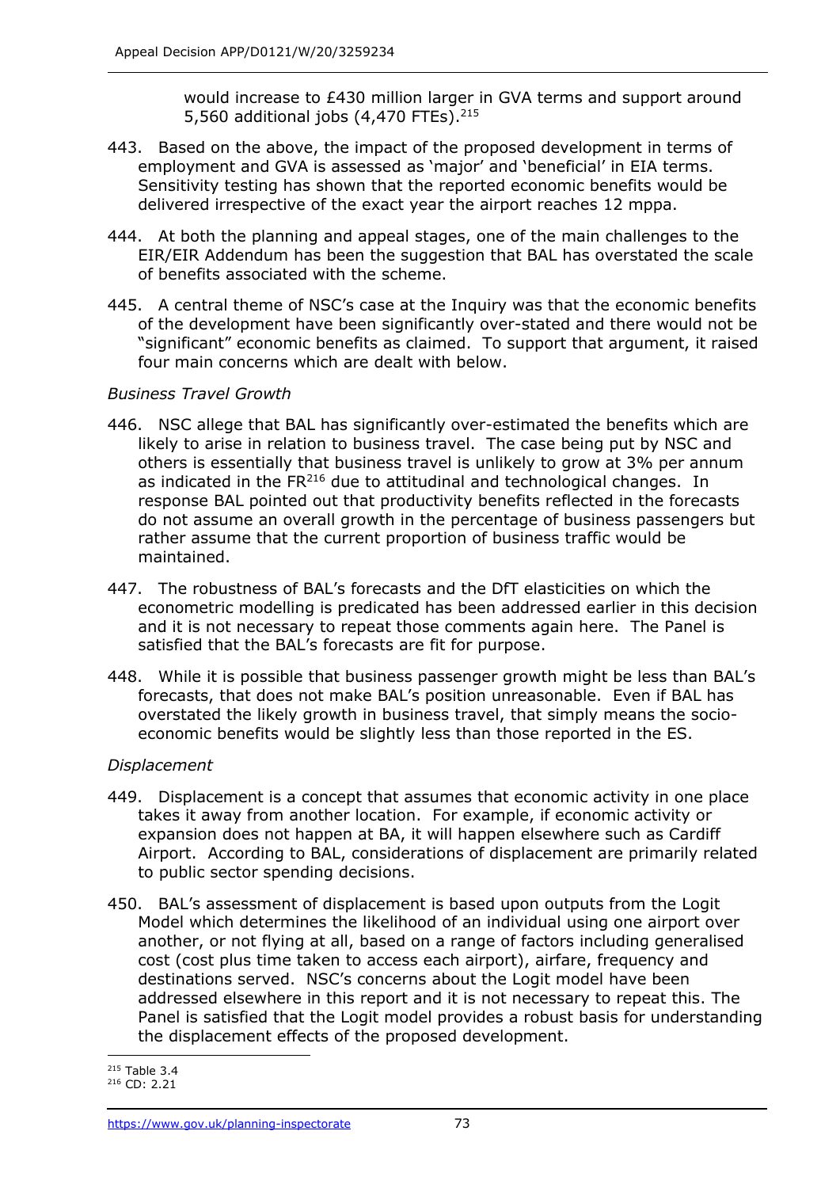would increase to £430 million larger in GVA terms and support around 5,560 additional jobs (4,470 FTEs).[215]

443. Based on the above, the impact of the proposed development in terms of employment and GVA is assessed as 'major' and 'beneficial' in EIA terms. Sensitivity testing has shown that the reported economic benefits would be delivered irrespective of the exact year the airport reaches 12 mppa.

444. At both the planning and appeal stages, one of the main challenges to the EIR/EIR Addendum has been the suggestion that BAL has overstated the scale of benefits associated with the scheme.

445. A central theme of NSC's case at the Inquiry was that the economic benefits of the development have been significantly over-stated and there would not be "significant" economic benefits as claimed. To support that argument, it raised four main concerns which are dealt with below.

*Business Travel Growth*

446. NSC allege that BAL has significantly over-estimated the benefits which are likely to arise in relation to business travel. The case being put by NSC and others is essentially that business travel is unlikely to grow at 3% per annum as indicated in the FR[216] due to attitudinal and technological changes. In response BAL pointed out that productivity benefits reflected in the forecasts do not assume an overall growth in the percentage of business passengers but rather assume that the current proportion of business traffic would be maintained.

447. The robustness of BAL's forecasts and the DfT elasticities on which the econometric modelling is predicated has been addressed earlier in this decision and it is not necessary to repeat those comments again here. The Panel is satisfied that the BAL's forecasts are fit for purpose.

448. While it is possible that business passenger growth might be less than BAL's forecasts, that does not make BAL's position unreasonable. Even if BAL has overstated the likely growth in business travel, that simply means the socio-economic benefits would be slightly less than those reported in the ES.

*Displacement*

449. Displacement is a concept that assumes that economic activity in one place takes it away from another location. For example, if economic activity or expansion does not happen at BA, it will happen elsewhere such as Cardiff Airport. According to BAL, considerations of displacement are primarily related to public sector spending decisions.

450. BAL's assessment of displacement is based upon outputs from the Logit Model which determines the likelihood of an individual using one airport over another, or not flying at all, based on a range of factors including generalised cost (cost plus time taken to access each airport), airfare, frequency and destinations served. NSC's concerns about the Logit model have been addressed elsewhere in this report and it is not necessary to repeat this. The Panel is satisfied that the Logit model provides a robust basis for understanding the displacement effects of the proposed development.

[215] Table 3.4
[216] CD: 2.21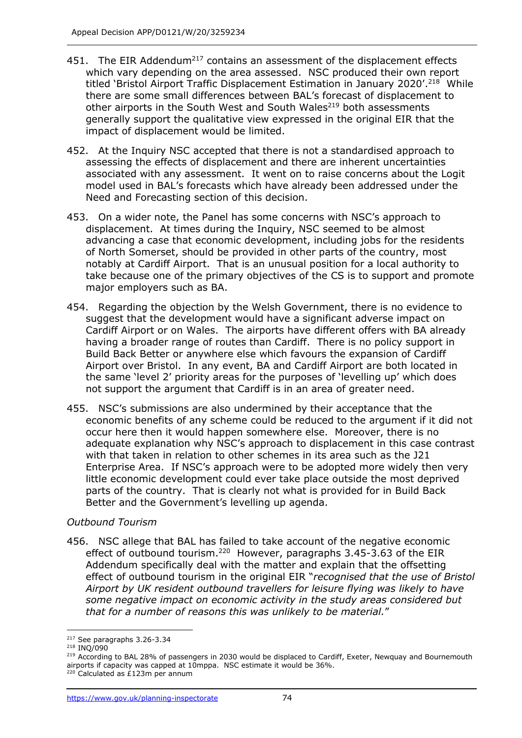451. The EIR Addendum[217] contains an assessment of the displacement effects which vary depending on the area assessed. NSC produced their own report titled 'Bristol Airport Traffic Displacement Estimation in January 2020'.[218] While there are some small differences between BAL's forecast of displacement to other airports in the South West and South Wales[219] both assessments generally support the qualitative view expressed in the original EIR that the impact of displacement would be limited.

452. At the Inquiry NSC accepted that there is not a standardised approach to assessing the effects of displacement and there are inherent uncertainties associated with any assessment. It went on to raise concerns about the Logit model used in BAL's forecasts which have already been addressed under the Need and Forecasting section of this decision.

453. On a wider note, the Panel has some concerns with NSC's approach to displacement. At times during the Inquiry, NSC seemed to be almost advancing a case that economic development, including jobs for the residents of North Somerset, should be provided in other parts of the country, most notably at Cardiff Airport. That is an unusual position for a local authority to take because one of the primary objectives of the CS is to support and promote major employers such as BA.

454. Regarding the objection by the Welsh Government, there is no evidence to suggest that the development would have a significant adverse impact on Cardiff Airport or on Wales. The airports have different offers with BA already having a broader range of routes than Cardiff. There is no policy support in Build Back Better or anywhere else which favours the expansion of Cardiff Airport over Bristol. In any event, BA and Cardiff Airport are both located in the same 'level 2' priority areas for the purposes of 'levelling up' which does not support the argument that Cardiff is in an area of greater need.

455. NSC's submissions are also undermined by their acceptance that the economic benefits of any scheme could be reduced to the argument if it did not occur here then it would happen somewhere else. Moreover, there is no adequate explanation why NSC's approach to displacement in this case contrast with that taken in relation to other schemes in its area such as the J21 Enterprise Area. If NSC's approach were to be adopted more widely then very little economic development could ever take place outside the most deprived parts of the country. That is clearly not what is provided for in Build Back Better and the Government's levelling up agenda.

*Outbound Tourism*

456. NSC allege that BAL has failed to take account of the negative economic effect of outbound tourism.[220] However, paragraphs 3.45-3.63 of the EIR Addendum specifically deal with the matter and explain that the offsetting effect of outbound tourism in the original EIR "*recognised that the use of Bristol Airport by UK resident outbound travellers for leisure flying was likely to have some negative impact on economic activity in the study areas considered but that for a number of reasons this was unlikely to be material.*"

---

[217] See paragraphs 3.26-3.34

[218] INQ/090

[219] According to BAL 28% of passengers in 2030 would be displaced to Cardiff, Exeter, Newquay and Bournemouth airports if capacity was capped at 10mppa. NSC estimate it would be 36%.

[220] Calculated as £123m per annum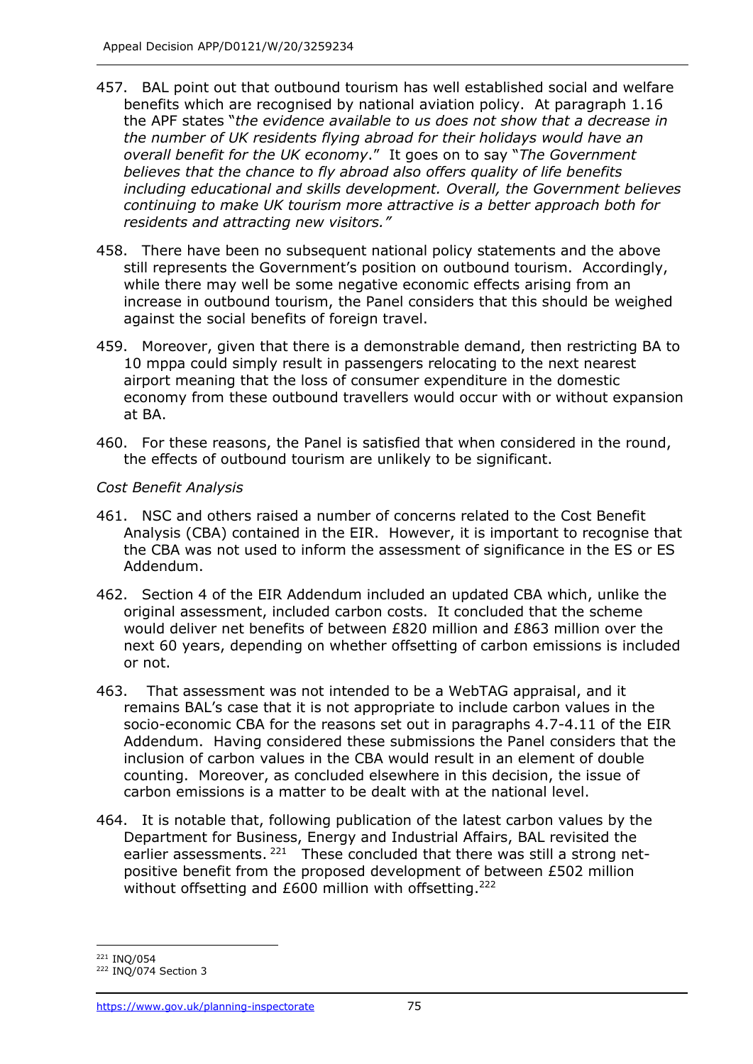457. BAL point out that outbound tourism has well established social and welfare benefits which are recognised by national aviation policy. At paragraph 1.16 the APF states "*the evidence available to us does not show that a decrease in the number of UK residents flying abroad for their holidays would have an overall benefit for the UK economy*." It goes on to say "*The Government believes that the chance to fly abroad also offers quality of life benefits including educational and skills development. Overall, the Government believes continuing to make UK tourism more attractive is a better approach both for residents and attracting new visitors."*

458. There have been no subsequent national policy statements and the above still represents the Government's position on outbound tourism. Accordingly, while there may well be some negative economic effects arising from an increase in outbound tourism, the Panel considers that this should be weighed against the social benefits of foreign travel.

459. Moreover, given that there is a demonstrable demand, then restricting BA to 10 mppa could simply result in passengers relocating to the next nearest airport meaning that the loss of consumer expenditure in the domestic economy from these outbound travellers would occur with or without expansion at BA.

460. For these reasons, the Panel is satisfied that when considered in the round, the effects of outbound tourism are unlikely to be significant.

*Cost Benefit Analysis*

461. NSC and others raised a number of concerns related to the Cost Benefit Analysis (CBA) contained in the EIR. However, it is important to recognise that the CBA was not used to inform the assessment of significance in the ES or ES Addendum.

462. Section 4 of the EIR Addendum included an updated CBA which, unlike the original assessment, included carbon costs. It concluded that the scheme would deliver net benefits of between £820 million and £863 million over the next 60 years, depending on whether offsetting of carbon emissions is included or not.

463. That assessment was not intended to be a WebTAG appraisal, and it remains BAL's case that it is not appropriate to include carbon values in the socio-economic CBA for the reasons set out in paragraphs 4.7-4.11 of the EIR Addendum. Having considered these submissions the Panel considers that the inclusion of carbon values in the CBA would result in an element of double counting. Moreover, as concluded elsewhere in this decision, the issue of carbon emissions is a matter to be dealt with at the national level.

464. It is notable that, following publication of the latest carbon values by the Department for Business, Energy and Industrial Affairs, BAL revisited the earlier assessments.[221] These concluded that there was still a strong net-positive benefit from the proposed development of between £502 million without offsetting and £600 million with offsetting.[222]

---

[221] INQ/054

[222] INQ/074 Section 3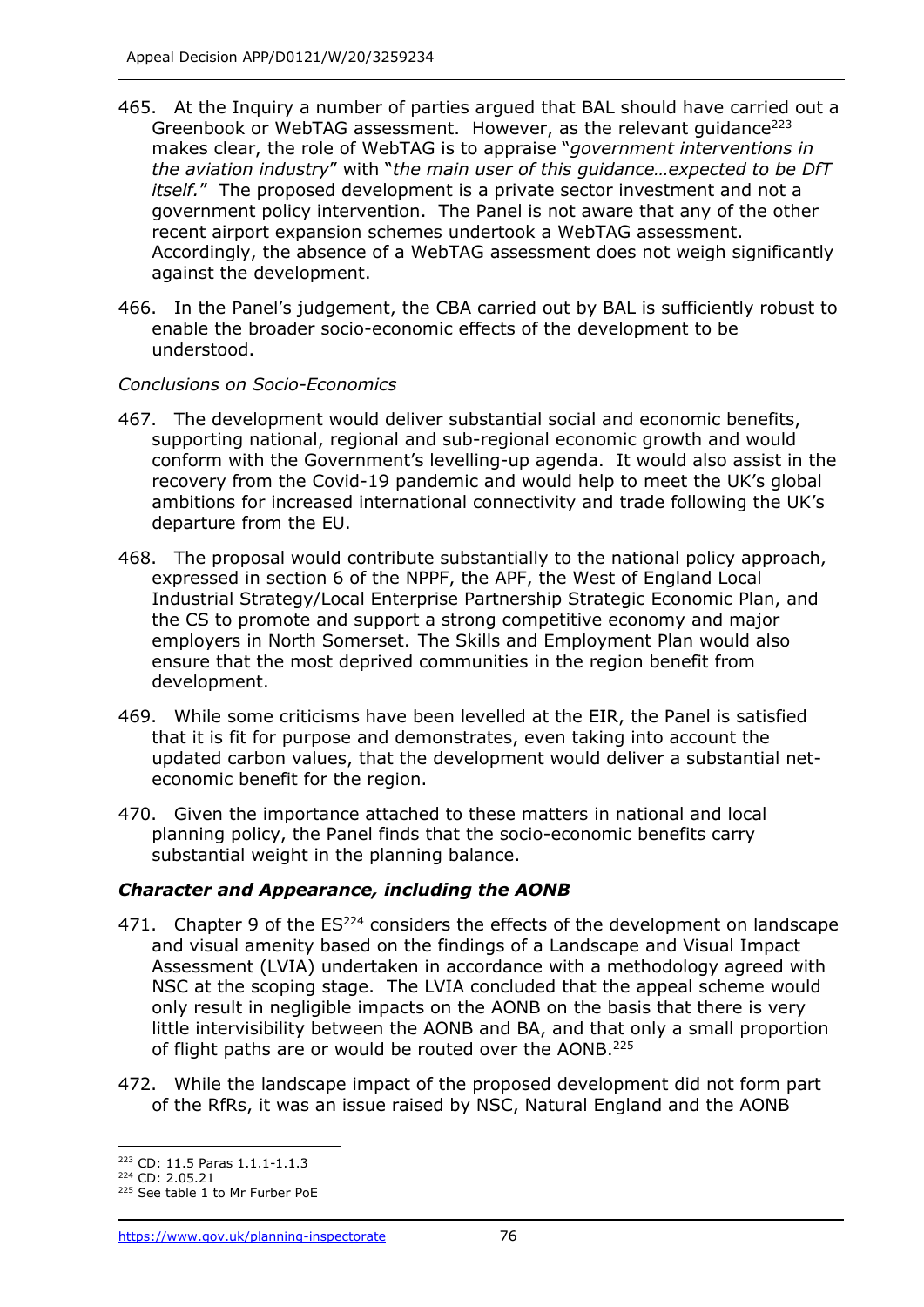465. At the Inquiry a number of parties argued that BAL should have carried out a Greenbook or WebTAG assessment. However, as the relevant guidance[223] makes clear, the role of WebTAG is to appraise "*government interventions in the aviation industry*" with "*the main user of this guidance…expected to be DfT itself.*" The proposed development is a private sector investment and not a government policy intervention. The Panel is not aware that any of the other recent airport expansion schemes undertook a WebTAG assessment. Accordingly, the absence of a WebTAG assessment does not weigh significantly against the development.

466. In the Panel's judgement, the CBA carried out by BAL is sufficiently robust to enable the broader socio-economic effects of the development to be understood.

*Conclusions on Socio-Economics*

467. The development would deliver substantial social and economic benefits, supporting national, regional and sub-regional economic growth and would conform with the Government's levelling-up agenda. It would also assist in the recovery from the Covid-19 pandemic and would help to meet the UK's global ambitions for increased international connectivity and trade following the UK's departure from the EU.

468. The proposal would contribute substantially to the national policy approach, expressed in section 6 of the NPPF, the APF, the West of England Local Industrial Strategy/Local Enterprise Partnership Strategic Economic Plan, and the CS to promote and support a strong competitive economy and major employers in North Somerset. The Skills and Employment Plan would also ensure that the most deprived communities in the region benefit from development.

469. While some criticisms have been levelled at the EIR, the Panel is satisfied that it is fit for purpose and demonstrates, even taking into account the updated carbon values, that the development would deliver a substantial net-economic benefit for the region.

470. Given the importance attached to these matters in national and local planning policy, the Panel finds that the socio-economic benefits carry substantial weight in the planning balance.

### *Character and Appearance, including the AONB*

471. Chapter 9 of the ES[224] considers the effects of the development on landscape and visual amenity based on the findings of a Landscape and Visual Impact Assessment (LVIA) undertaken in accordance with a methodology agreed with NSC at the scoping stage. The LVIA concluded that the appeal scheme would only result in negligible impacts on the AONB on the basis that there is very little intervisibility between the AONB and BA, and that only a small proportion of flight paths are or would be routed over the AONB.[225]

472. While the landscape impact of the proposed development did not form part of the RfRs, it was an issue raised by NSC, Natural England and the AONB

[223] CD: 11.5 Paras 1.1.1-1.1.3
[224] CD: 2.05.21
[225] See table 1 to Mr Furber PoE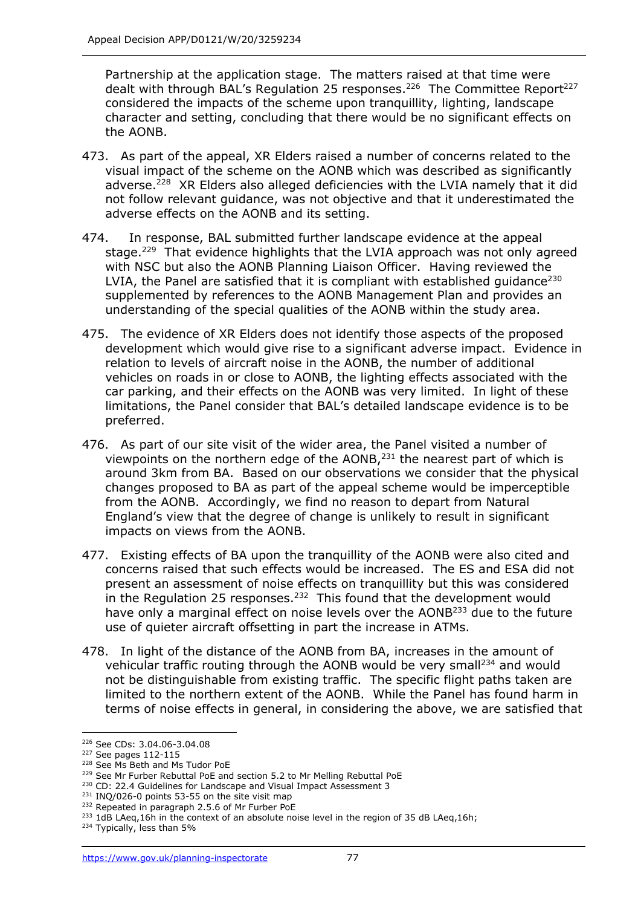Partnership at the application stage. The matters raised at that time were dealt with through BAL's Regulation 25 responses.[226] The Committee Report[227] considered the impacts of the scheme upon tranquillity, lighting, landscape character and setting, concluding that there would be no significant effects on the AONB.

473. As part of the appeal, XR Elders raised a number of concerns related to the visual impact of the scheme on the AONB which was described as significantly adverse.[228] XR Elders also alleged deficiencies with the LVIA namely that it did not follow relevant guidance, was not objective and that it underestimated the adverse effects on the AONB and its setting.

474. In response, BAL submitted further landscape evidence at the appeal stage.[229] That evidence highlights that the LVIA approach was not only agreed with NSC but also the AONB Planning Liaison Officer. Having reviewed the LVIA, the Panel are satisfied that it is compliant with established guidance[230] supplemented by references to the AONB Management Plan and provides an understanding of the special qualities of the AONB within the study area.

475. The evidence of XR Elders does not identify those aspects of the proposed development which would give rise to a significant adverse impact. Evidence in relation to levels of aircraft noise in the AONB, the number of additional vehicles on roads in or close to AONB, the lighting effects associated with the car parking, and their effects on the AONB was very limited. In light of these limitations, the Panel consider that BAL's detailed landscape evidence is to be preferred.

476. As part of our site visit of the wider area, the Panel visited a number of viewpoints on the northern edge of the AONB,[231] the nearest part of which is around 3km from BA. Based on our observations we consider that the physical changes proposed to BA as part of the appeal scheme would be imperceptible from the AONB. Accordingly, we find no reason to depart from Natural England's view that the degree of change is unlikely to result in significant impacts on views from the AONB.

477. Existing effects of BA upon the tranquillity of the AONB were also cited and concerns raised that such effects would be increased. The ES and ESA did not present an assessment of noise effects on tranquillity but this was considered in the Regulation 25 responses.[232] This found that the development would have only a marginal effect on noise levels over the AONB[233] due to the future use of quieter aircraft offsetting in part the increase in ATMs.

478. In light of the distance of the AONB from BA, increases in the amount of vehicular traffic routing through the AONB would be very small[234] and would not be distinguishable from existing traffic. The specific flight paths taken are limited to the northern extent of the AONB. While the Panel has found harm in terms of noise effects in general, in considering the above, we are satisfied that

---

[226] See CDs: 3.04.06-3.04.08

[227] See pages 112-115

[228] See Ms Beth and Ms Tudor PoE

[229] See Mr Furber Rebuttal PoE and section 5.2 to Mr Melling Rebuttal PoE

[230] CD: 22.4 Guidelines for Landscape and Visual Impact Assessment 3

[231] INQ/026-0 points 53-55 on the site visit map

[232] Repeated in paragraph 2.5.6 of Mr Furber PoE

[233] 1dB LAeq,16h in the context of an absolute noise level in the region of 35 dB LAeq,16h;

[234] Typically, less than 5%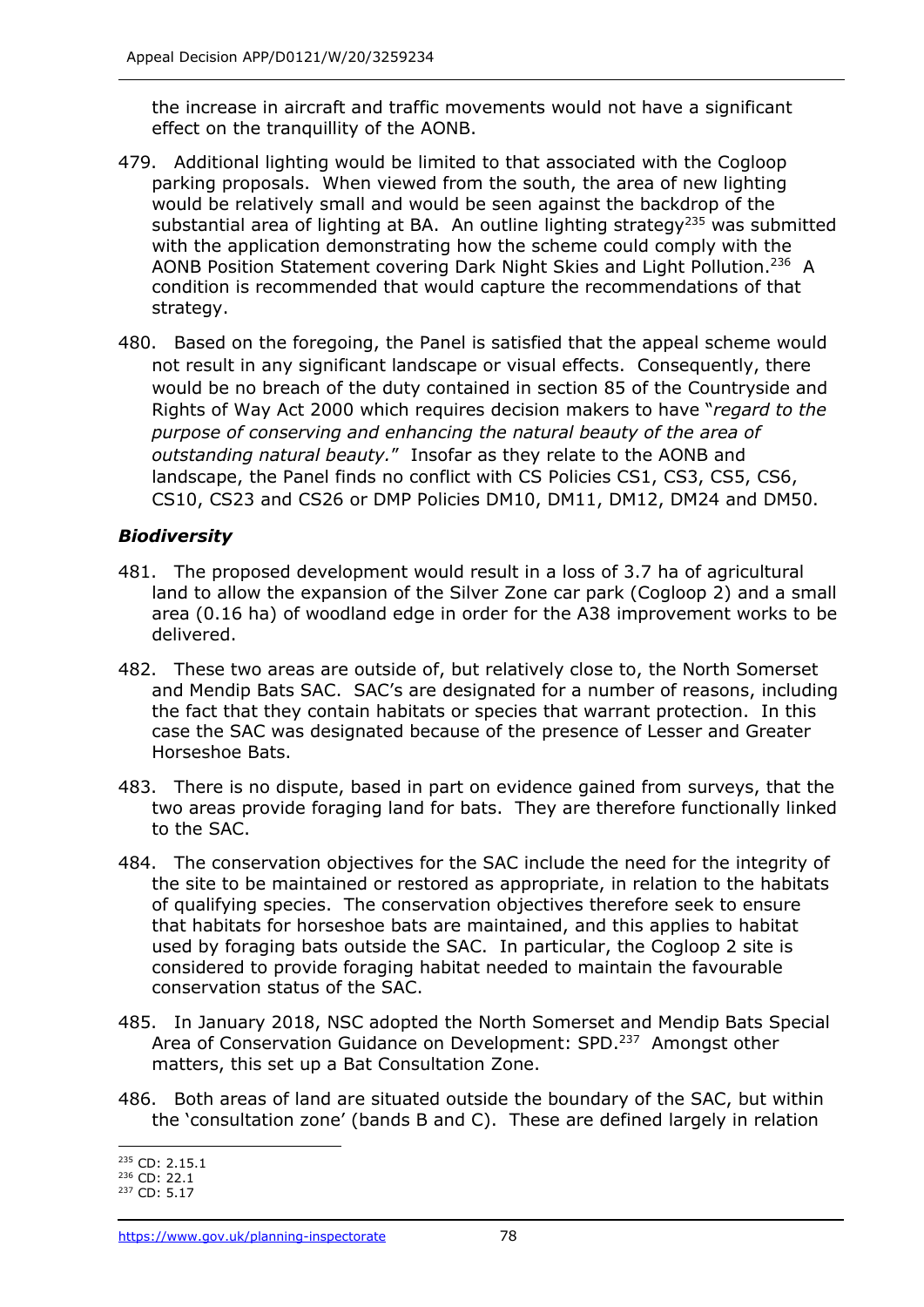the increase in aircraft and traffic movements would not have a significant effect on the tranquillity of the AONB.

479. Additional lighting would be limited to that associated with the Cogloop parking proposals. When viewed from the south, the area of new lighting would be relatively small and would be seen against the backdrop of the substantial area of lighting at BA. An outline lighting strategy[235] was submitted with the application demonstrating how the scheme could comply with the AONB Position Statement covering Dark Night Skies and Light Pollution.[236] A condition is recommended that would capture the recommendations of that strategy.

480. Based on the foregoing, the Panel is satisfied that the appeal scheme would not result in any significant landscape or visual effects. Consequently, there would be no breach of the duty contained in section 85 of the Countryside and Rights of Way Act 2000 which requires decision makers to have "*regard to the purpose of conserving and enhancing the natural beauty of the area of outstanding natural beauty.*" Insofar as they relate to the AONB and landscape, the Panel finds no conflict with CS Policies CS1, CS3, CS5, CS6, CS10, CS23 and CS26 or DMP Policies DM10, DM11, DM12, DM24 and DM50.

### *Biodiversity*

481. The proposed development would result in a loss of 3.7 ha of agricultural land to allow the expansion of the Silver Zone car park (Cogloop 2) and a small area (0.16 ha) of woodland edge in order for the A38 improvement works to be delivered.

482. These two areas are outside of, but relatively close to, the North Somerset and Mendip Bats SAC. SAC's are designated for a number of reasons, including the fact that they contain habitats or species that warrant protection. In this case the SAC was designated because of the presence of Lesser and Greater Horseshoe Bats.

483. There is no dispute, based in part on evidence gained from surveys, that the two areas provide foraging land for bats. They are therefore functionally linked to the SAC.

484. The conservation objectives for the SAC include the need for the integrity of the site to be maintained or restored as appropriate, in relation to the habitats of qualifying species. The conservation objectives therefore seek to ensure that habitats for horseshoe bats are maintained, and this applies to habitat used by foraging bats outside the SAC. In particular, the Cogloop 2 site is considered to provide foraging habitat needed to maintain the favourable conservation status of the SAC.

485. In January 2018, NSC adopted the North Somerset and Mendip Bats Special Area of Conservation Guidance on Development: SPD.[237] Amongst other matters, this set up a Bat Consultation Zone.

486. Both areas of land are situated outside the boundary of the SAC, but within the 'consultation zone' (bands B and C). These are defined largely in relation

---

[235] CD: 2.15.1
[236] CD: 22.1
[237] CD: 5.17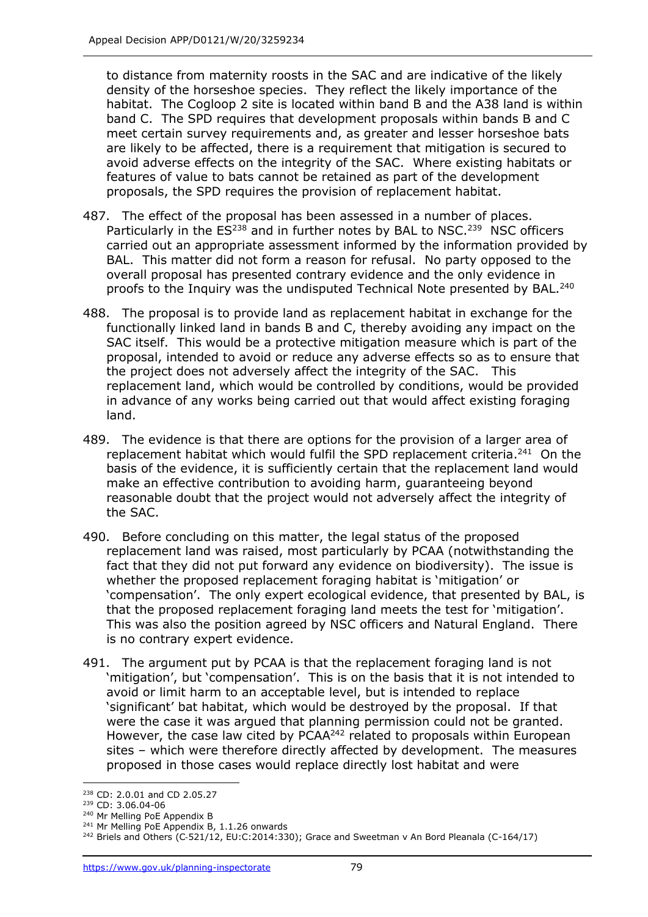to distance from maternity roosts in the SAC and are indicative of the likely density of the horseshoe species. They reflect the likely importance of the habitat. The Cogloop 2 site is located within band B and the A38 land is within band C. The SPD requires that development proposals within bands B and C meet certain survey requirements and, as greater and lesser horseshoe bats are likely to be affected, there is a requirement that mitigation is secured to avoid adverse effects on the integrity of the SAC. Where existing habitats or features of value to bats cannot be retained as part of the development proposals, the SPD requires the provision of replacement habitat.

487. The effect of the proposal has been assessed in a number of places. Particularly in the ES[238] and in further notes by BAL to NSC.[239] NSC officers carried out an appropriate assessment informed by the information provided by BAL. This matter did not form a reason for refusal. No party opposed to the overall proposal has presented contrary evidence and the only evidence in proofs to the Inquiry was the undisputed Technical Note presented by BAL.[240]

488. The proposal is to provide land as replacement habitat in exchange for the functionally linked land in bands B and C, thereby avoiding any impact on the SAC itself. This would be a protective mitigation measure which is part of the proposal, intended to avoid or reduce any adverse effects so as to ensure that the project does not adversely affect the integrity of the SAC. This replacement land, which would be controlled by conditions, would be provided in advance of any works being carried out that would affect existing foraging land.

489. The evidence is that there are options for the provision of a larger area of replacement habitat which would fulfil the SPD replacement criteria.[241] On the basis of the evidence, it is sufficiently certain that the replacement land would make an effective contribution to avoiding harm, guaranteeing beyond reasonable doubt that the project would not adversely affect the integrity of the SAC.

490. Before concluding on this matter, the legal status of the proposed replacement land was raised, most particularly by PCAA (notwithstanding the fact that they did not put forward any evidence on biodiversity). The issue is whether the proposed replacement foraging habitat is 'mitigation' or 'compensation'. The only expert ecological evidence, that presented by BAL, is that the proposed replacement foraging land meets the test for 'mitigation'. This was also the position agreed by NSC officers and Natural England. There is no contrary expert evidence.

491. The argument put by PCAA is that the replacement foraging land is not 'mitigation', but 'compensation'. This is on the basis that it is not intended to avoid or limit harm to an acceptable level, but is intended to replace 'significant' bat habitat, which would be destroyed by the proposal. If that were the case it was argued that planning permission could not be granted. However, the case law cited by PCAA[242] related to proposals within European sites – which were therefore directly affected by development. The measures proposed in those cases would replace directly lost habitat and were

---

[238] CD: 2.0.01 and CD 2.05.27

[239] CD: 3.06.04-06

[240] Mr Melling PoE Appendix B

[241] Mr Melling PoE Appendix B, 1.1.26 onwards

[242] Briels and Others (C-521/12, EU:C:2014:330); Grace and Sweetman v An Bord Pleanala (C-164/17)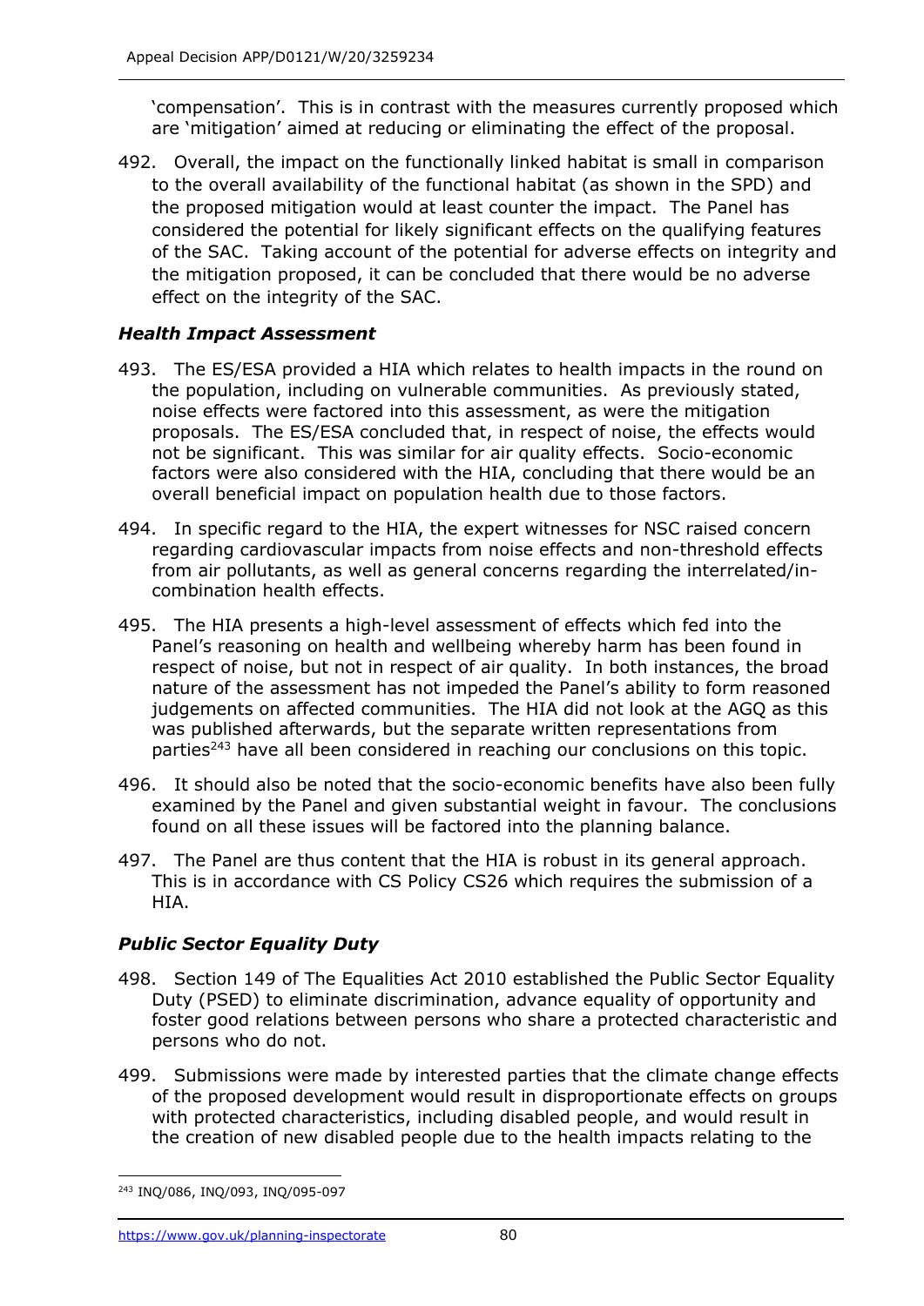'compensation'. This is in contrast with the measures currently proposed which are 'mitigation' aimed at reducing or eliminating the effect of the proposal.

492. Overall, the impact on the functionally linked habitat is small in comparison to the overall availability of the functional habitat (as shown in the SPD) and the proposed mitigation would at least counter the impact. The Panel has considered the potential for likely significant effects on the qualifying features of the SAC. Taking account of the potential for adverse effects on integrity and the mitigation proposed, it can be concluded that there would be no adverse effect on the integrity of the SAC.

### *Health Impact Assessment*

493. The ES/ESA provided a HIA which relates to health impacts in the round on the population, including on vulnerable communities. As previously stated, noise effects were factored into this assessment, as were the mitigation proposals. The ES/ESA concluded that, in respect of noise, the effects would not be significant. This was similar for air quality effects. Socio-economic factors were also considered with the HIA, concluding that there would be an overall beneficial impact on population health due to those factors.

494. In specific regard to the HIA, the expert witnesses for NSC raised concern regarding cardiovascular impacts from noise effects and non-threshold effects from air pollutants, as well as general concerns regarding the interrelated/in-combination health effects.

495. The HIA presents a high-level assessment of effects which fed into the Panel's reasoning on health and wellbeing whereby harm has been found in respect of noise, but not in respect of air quality. In both instances, the broad nature of the assessment has not impeded the Panel's ability to form reasoned judgements on affected communities. The HIA did not look at the AGQ as this was published afterwards, but the separate written representations from parties[243] have all been considered in reaching our conclusions on this topic.

496. It should also be noted that the socio-economic benefits have also been fully examined by the Panel and given substantial weight in favour. The conclusions found on all these issues will be factored into the planning balance.

497. The Panel are thus content that the HIA is robust in its general approach. This is in accordance with CS Policy CS26 which requires the submission of a HIA.

### *Public Sector Equality Duty*

498. Section 149 of The Equalities Act 2010 established the Public Sector Equality Duty (PSED) to eliminate discrimination, advance equality of opportunity and foster good relations between persons who share a protected characteristic and persons who do not.

499. Submissions were made by interested parties that the climate change effects of the proposed development would result in disproportionate effects on groups with protected characteristics, including disabled people, and would result in the creation of new disabled people due to the health impacts relating to the

---

[243] INQ/086, INQ/093, INQ/095-097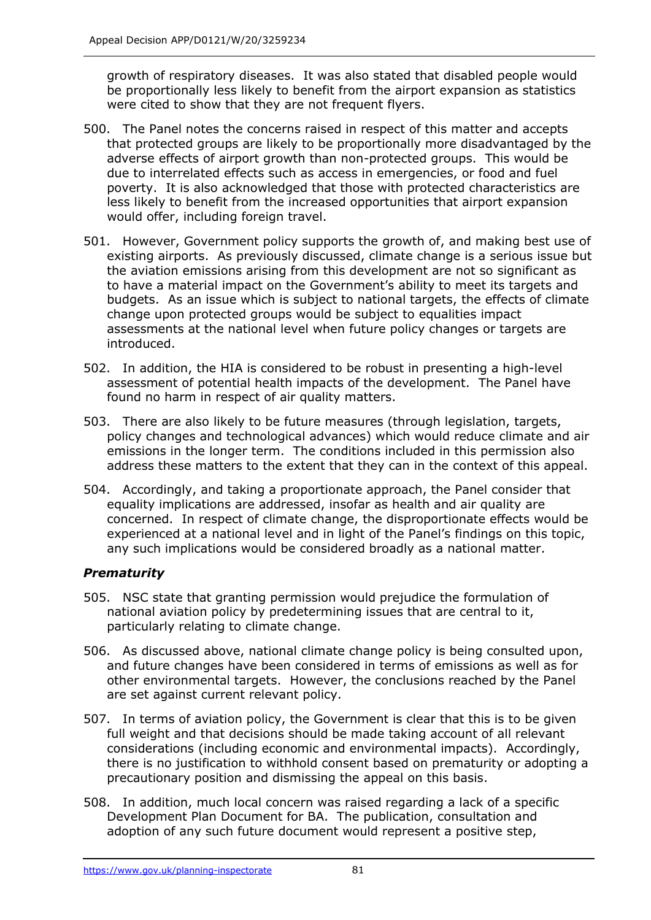growth of respiratory diseases. It was also stated that disabled people would be proportionally less likely to benefit from the airport expansion as statistics were cited to show that they are not frequent flyers.

500. The Panel notes the concerns raised in respect of this matter and accepts that protected groups are likely to be proportionally more disadvantaged by the adverse effects of airport growth than non-protected groups. This would be due to interrelated effects such as access in emergencies, or food and fuel poverty. It is also acknowledged that those with protected characteristics are less likely to benefit from the increased opportunities that airport expansion would offer, including foreign travel.

501. However, Government policy supports the growth of, and making best use of existing airports. As previously discussed, climate change is a serious issue but the aviation emissions arising from this development are not so significant as to have a material impact on the Government's ability to meet its targets and budgets. As an issue which is subject to national targets, the effects of climate change upon protected groups would be subject to equalities impact assessments at the national level when future policy changes or targets are introduced.

502. In addition, the HIA is considered to be robust in presenting a high-level assessment of potential health impacts of the development. The Panel have found no harm in respect of air quality matters.

503. There are also likely to be future measures (through legislation, targets, policy changes and technological advances) which would reduce climate and air emissions in the longer term. The conditions included in this permission also address these matters to the extent that they can in the context of this appeal.

504. Accordingly, and taking a proportionate approach, the Panel consider that equality implications are addressed, insofar as health and air quality are concerned. In respect of climate change, the disproportionate effects would be experienced at a national level and in light of the Panel's findings on this topic, any such implications would be considered broadly as a national matter.

### *Prematurity*

505. NSC state that granting permission would prejudice the formulation of national aviation policy by predetermining issues that are central to it, particularly relating to climate change.

506. As discussed above, national climate change policy is being consulted upon, and future changes have been considered in terms of emissions as well as for other environmental targets. However, the conclusions reached by the Panel are set against current relevant policy.

507. In terms of aviation policy, the Government is clear that this is to be given full weight and that decisions should be made taking account of all relevant considerations (including economic and environmental impacts). Accordingly, there is no justification to withhold consent based on prematurity or adopting a precautionary position and dismissing the appeal on this basis.

508. In addition, much local concern was raised regarding a lack of a specific Development Plan Document for BA. The publication, consultation and adoption of any such future document would represent a positive step,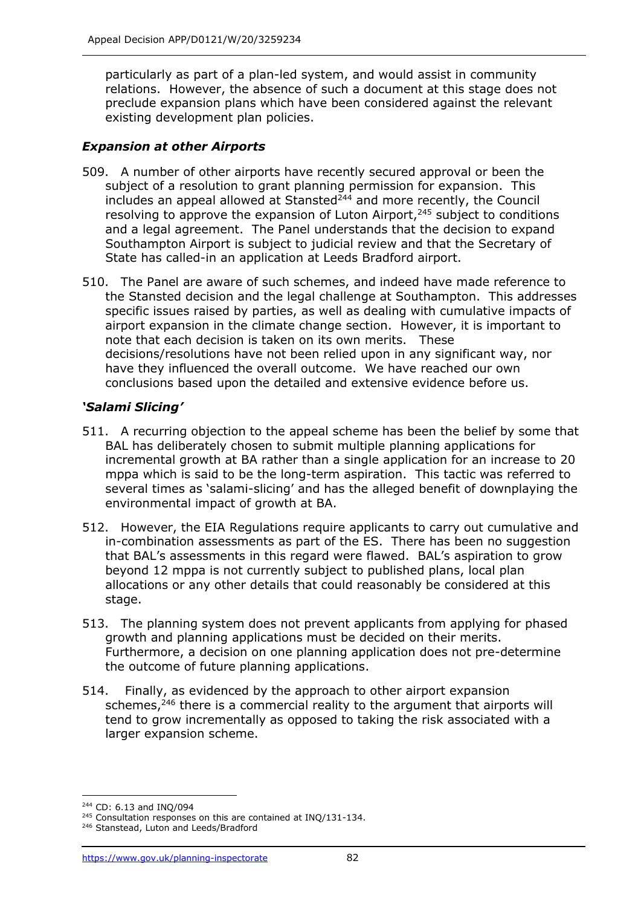particularly as part of a plan-led system, and would assist in community relations. However, the absence of such a document at this stage does not preclude expansion plans which have been considered against the relevant existing development plan policies.

### *Expansion at other Airports*

509. A number of other airports have recently secured approval or been the subject of a resolution to grant planning permission for expansion. This includes an appeal allowed at Stansted[244] and more recently, the Council resolving to approve the expansion of Luton Airport,[245] subject to conditions and a legal agreement. The Panel understands that the decision to expand Southampton Airport is subject to judicial review and that the Secretary of State has called-in an application at Leeds Bradford airport.

510. The Panel are aware of such schemes, and indeed have made reference to the Stansted decision and the legal challenge at Southampton. This addresses specific issues raised by parties, as well as dealing with cumulative impacts of airport expansion in the climate change section. However, it is important to note that each decision is taken on its own merits. These decisions/resolutions have not been relied upon in any significant way, nor have they influenced the overall outcome. We have reached our own conclusions based upon the detailed and extensive evidence before us.

### *'Salami Slicing'*

511. A recurring objection to the appeal scheme has been the belief by some that BAL has deliberately chosen to submit multiple planning applications for incremental growth at BA rather than a single application for an increase to 20 mppa which is said to be the long-term aspiration. This tactic was referred to several times as 'salami-slicing' and has the alleged benefit of downplaying the environmental impact of growth at BA.

512. However, the EIA Regulations require applicants to carry out cumulative and in-combination assessments as part of the ES. There has been no suggestion that BAL's assessments in this regard were flawed. BAL's aspiration to grow beyond 12 mppa is not currently subject to published plans, local plan allocations or any other details that could reasonably be considered at this stage.

513. The planning system does not prevent applicants from applying for phased growth and planning applications must be decided on their merits. Furthermore, a decision on one planning application does not pre-determine the outcome of future planning applications.

514. Finally, as evidenced by the approach to other airport expansion schemes,[246] there is a commercial reality to the argument that airports will tend to grow incrementally as opposed to taking the risk associated with a larger expansion scheme.

---

[244] CD: 6.13 and INQ/094

[245] Consultation responses on this are contained at INQ/131-134.

[246] Stanstead, Luton and Leeds/Bradford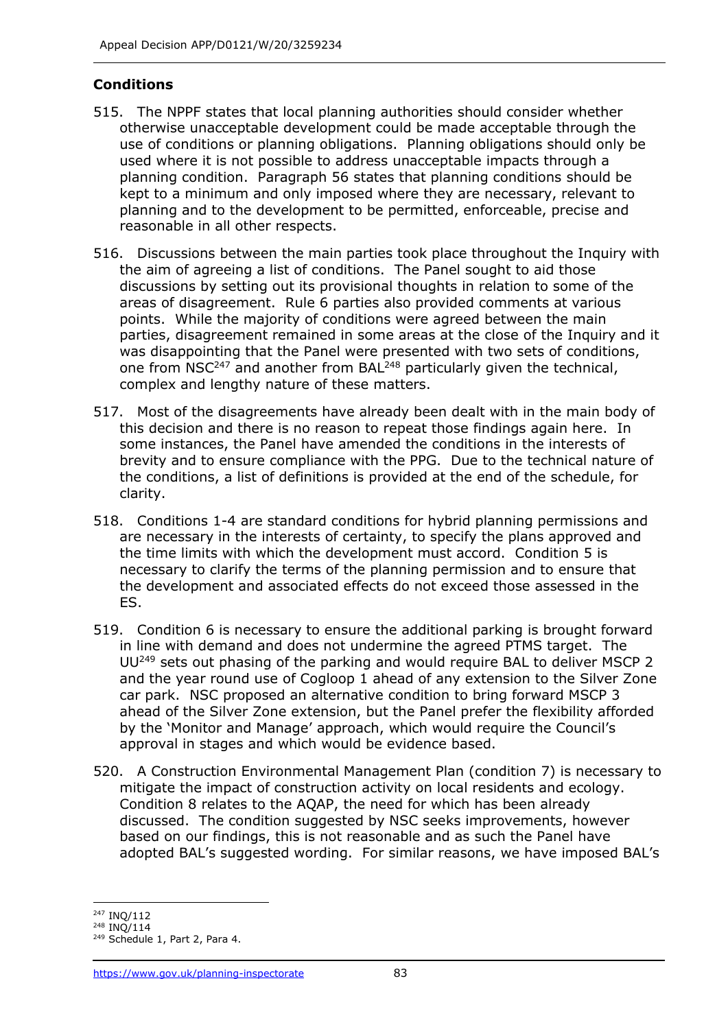## Conditions

515. The NPPF states that local planning authorities should consider whether otherwise unacceptable development could be made acceptable through the use of conditions or planning obligations. Planning obligations should only be used where it is not possible to address unacceptable impacts through a planning condition. Paragraph 56 states that planning conditions should be kept to a minimum and only imposed where they are necessary, relevant to planning and to the development to be permitted, enforceable, precise and reasonable in all other respects.

516. Discussions between the main parties took place throughout the Inquiry with the aim of agreeing a list of conditions. The Panel sought to aid those discussions by setting out its provisional thoughts in relation to some of the areas of disagreement. Rule 6 parties also provided comments at various points. While the majority of conditions were agreed between the main parties, disagreement remained in some areas at the close of the Inquiry and it was disappointing that the Panel were presented with two sets of conditions, one from NSC[247] and another from BAL[248] particularly given the technical, complex and lengthy nature of these matters.

517. Most of the disagreements have already been dealt with in the main body of this decision and there is no reason to repeat those findings again here. In some instances, the Panel have amended the conditions in the interests of brevity and to ensure compliance with the PPG. Due to the technical nature of the conditions, a list of definitions is provided at the end of the schedule, for clarity.

518. Conditions 1-4 are standard conditions for hybrid planning permissions and are necessary in the interests of certainty, to specify the plans approved and the time limits with which the development must accord. Condition 5 is necessary to clarify the terms of the planning permission and to ensure that the development and associated effects do not exceed those assessed in the ES.

519. Condition 6 is necessary to ensure the additional parking is brought forward in line with demand and does not undermine the agreed PTMS target. The UU[249] sets out phasing of the parking and would require BAL to deliver MSCP 2 and the year round use of Cogloop 1 ahead of any extension to the Silver Zone car park. NSC proposed an alternative condition to bring forward MSCP 3 ahead of the Silver Zone extension, but the Panel prefer the flexibility afforded by the 'Monitor and Manage' approach, which would require the Council's approval in stages and which would be evidence based.

520. A Construction Environmental Management Plan (condition 7) is necessary to mitigate the impact of construction activity on local residents and ecology. Condition 8 relates to the AQAP, the need for which has been already discussed. The condition suggested by NSC seeks improvements, however based on our findings, this is not reasonable and as such the Panel have adopted BAL's suggested wording. For similar reasons, we have imposed BAL's

---

[247] INQ/112

[248] INQ/114

[249] Schedule 1, Part 2, Para 4.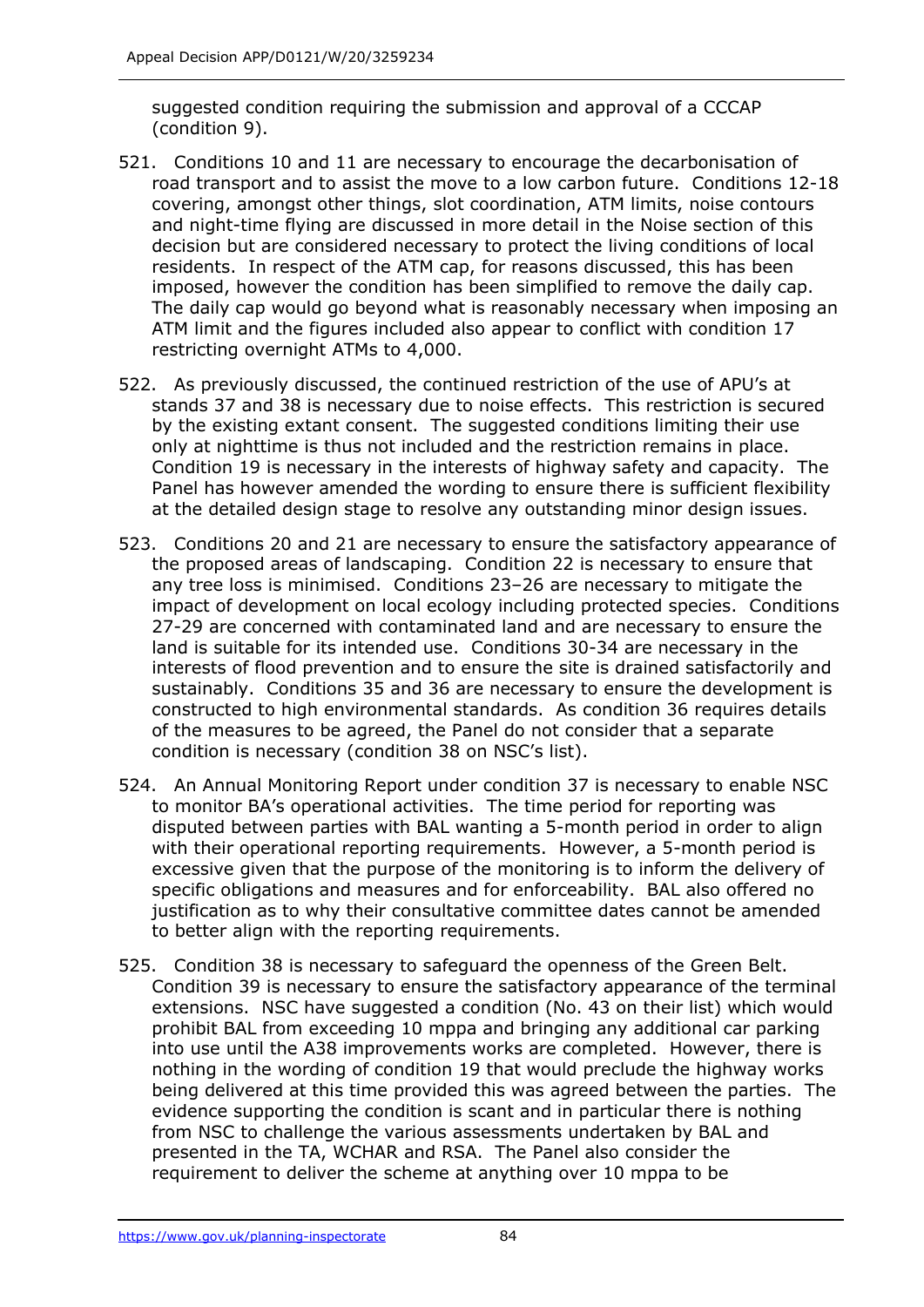suggested condition requiring the submission and approval of a CCCAP (condition 9).

521. Conditions 10 and 11 are necessary to encourage the decarbonisation of road transport and to assist the move to a low carbon future. Conditions 12-18 covering, amongst other things, slot coordination, ATM limits, noise contours and night-time flying are discussed in more detail in the Noise section of this decision but are considered necessary to protect the living conditions of local residents. In respect of the ATM cap, for reasons discussed, this has been imposed, however the condition has been simplified to remove the daily cap. The daily cap would go beyond what is reasonably necessary when imposing an ATM limit and the figures included also appear to conflict with condition 17 restricting overnight ATMs to 4,000.

522. As previously discussed, the continued restriction of the use of APU's at stands 37 and 38 is necessary due to noise effects. This restriction is secured by the existing extant consent. The suggested conditions limiting their use only at nighttime is thus not included and the restriction remains in place. Condition 19 is necessary in the interests of highway safety and capacity. The Panel has however amended the wording to ensure there is sufficient flexibility at the detailed design stage to resolve any outstanding minor design issues.

523. Conditions 20 and 21 are necessary to ensure the satisfactory appearance of the proposed areas of landscaping. Condition 22 is necessary to ensure that any tree loss is minimised. Conditions 23–26 are necessary to mitigate the impact of development on local ecology including protected species. Conditions 27-29 are concerned with contaminated land and are necessary to ensure the land is suitable for its intended use. Conditions 30-34 are necessary in the interests of flood prevention and to ensure the site is drained satisfactorily and sustainably. Conditions 35 and 36 are necessary to ensure the development is constructed to high environmental standards. As condition 36 requires details of the measures to be agreed, the Panel do not consider that a separate condition is necessary (condition 38 on NSC's list).

524. An Annual Monitoring Report under condition 37 is necessary to enable NSC to monitor BA's operational activities. The time period for reporting was disputed between parties with BAL wanting a 5-month period in order to align with their operational reporting requirements. However, a 5-month period is excessive given that the purpose of the monitoring is to inform the delivery of specific obligations and measures and for enforceability. BAL also offered no justification as to why their consultative committee dates cannot be amended to better align with the reporting requirements.

525. Condition 38 is necessary to safeguard the openness of the Green Belt. Condition 39 is necessary to ensure the satisfactory appearance of the terminal extensions. NSC have suggested a condition (No. 43 on their list) which would prohibit BAL from exceeding 10 mppa and bringing any additional car parking into use until the A38 improvements works are completed. However, there is nothing in the wording of condition 19 that would preclude the highway works being delivered at this time provided this was agreed between the parties. The evidence supporting the condition is scant and in particular there is nothing from NSC to challenge the various assessments undertaken by BAL and presented in the TA, WCHAR and RSA. The Panel also consider the requirement to deliver the scheme at anything over 10 mppa to be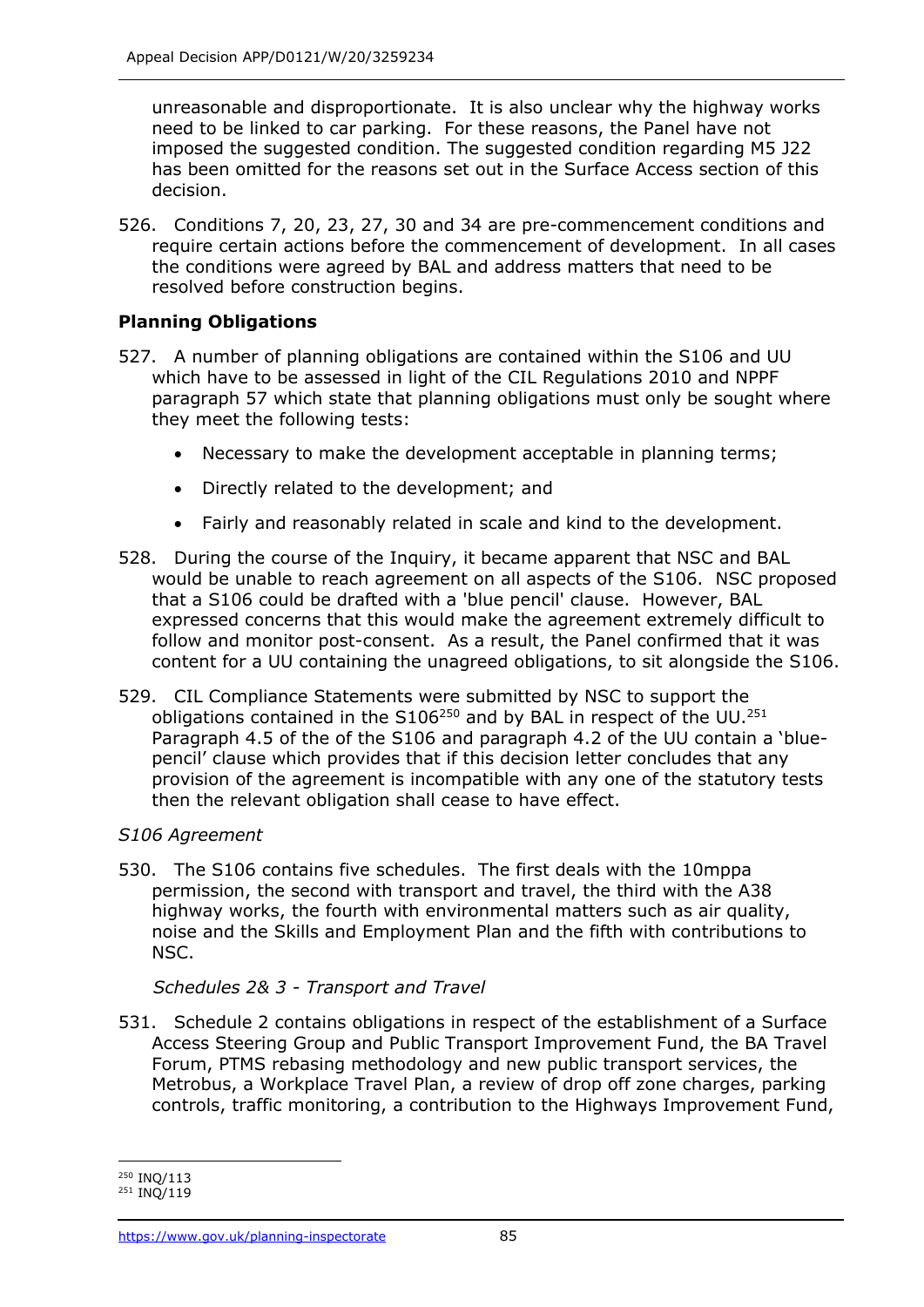unreasonable and disproportionate. It is also unclear why the highway works need to be linked to car parking. For these reasons, the Panel have not imposed the suggested condition. The suggested condition regarding M5 J22 has been omitted for the reasons set out in the Surface Access section of this decision.

526. Conditions 7, 20, 23, 27, 30 and 34 are pre-commencement conditions and require certain actions before the commencement of development. In all cases the conditions were agreed by BAL and address matters that need to be resolved before construction begins.

**Planning Obligations**

527. A number of planning obligations are contained within the S106 and UU which have to be assessed in light of the CIL Regulations 2010 and NPPF paragraph 57 which state that planning obligations must only be sought where they meet the following tests:

- Necessary to make the development acceptable in planning terms;
- Directly related to the development; and
- Fairly and reasonably related in scale and kind to the development.

528. During the course of the Inquiry, it became apparent that NSC and BAL would be unable to reach agreement on all aspects of the S106. NSC proposed that a S106 could be drafted with a 'blue pencil' clause. However, BAL expressed concerns that this would make the agreement extremely difficult to follow and monitor post-consent. As a result, the Panel confirmed that it was content for a UU containing the unagreed obligations, to sit alongside the S106.

529. CIL Compliance Statements were submitted by NSC to support the obligations contained in the S106[250] and by BAL in respect of the UU.[251] Paragraph 4.5 of the of the S106 and paragraph 4.2 of the UU contain a 'blue-pencil' clause which provides that if this decision letter concludes that any provision of the agreement is incompatible with any one of the statutory tests then the relevant obligation shall cease to have effect.

*S106 Agreement*

530. The S106 contains five schedules. The first deals with the 10mppa permission, the second with transport and travel, the third with the A38 highway works, the fourth with environmental matters such as air quality, noise and the Skills and Employment Plan and the fifth with contributions to NSC.

*Schedules 2& 3 - Transport and Travel*

531. Schedule 2 contains obligations in respect of the establishment of a Surface Access Steering Group and Public Transport Improvement Fund, the BA Travel Forum, PTMS rebasing methodology and new public transport services, the Metrobus, a Workplace Travel Plan, a review of drop off zone charges, parking controls, traffic monitoring, a contribution to the Highways Improvement Fund,

[250] INQ/113
[251] INQ/119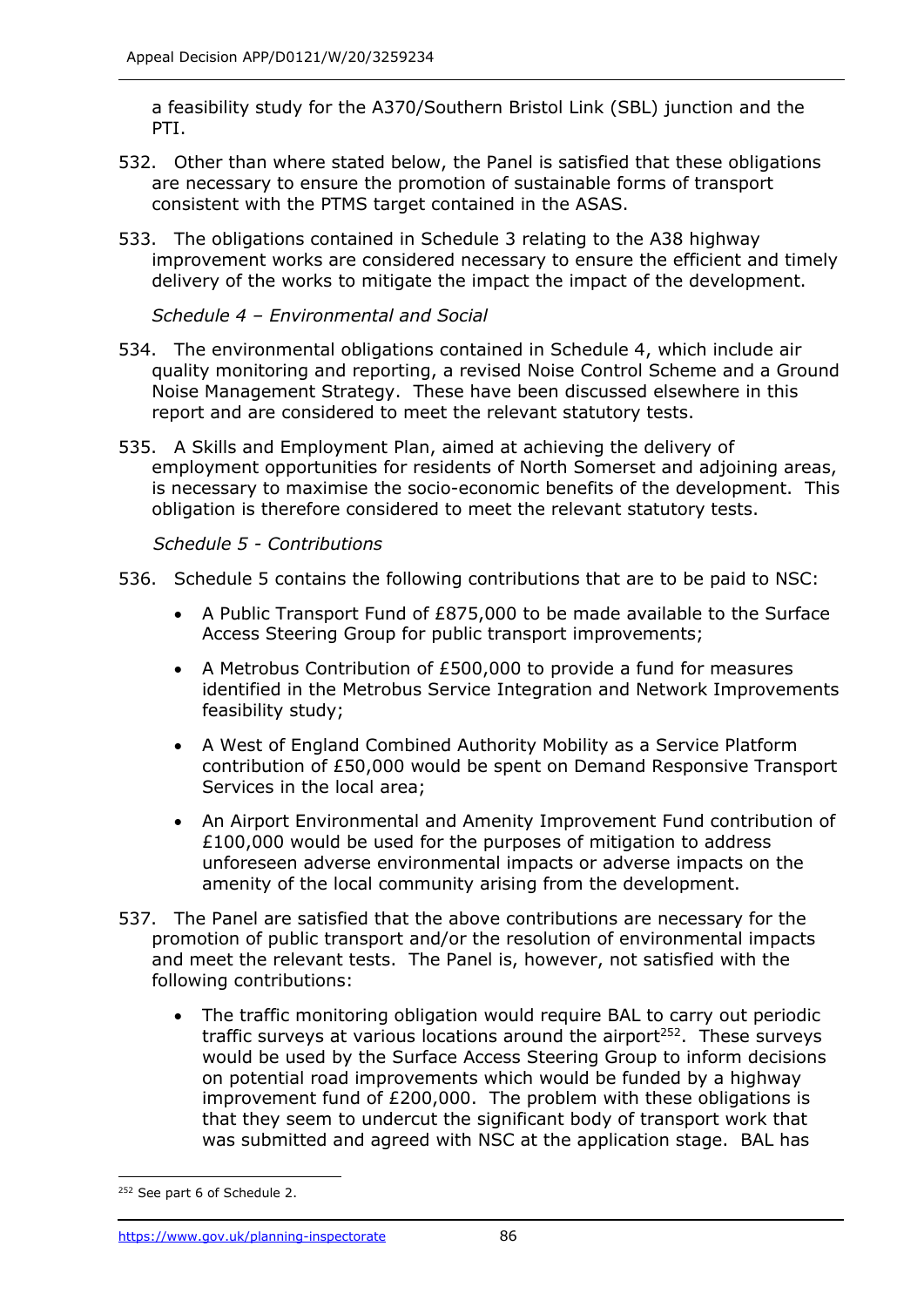a feasibility study for the A370/Southern Bristol Link (SBL) junction and the PTI.

532. Other than where stated below, the Panel is satisfied that these obligations are necessary to ensure the promotion of sustainable forms of transport consistent with the PTMS target contained in the ASAS.

533. The obligations contained in Schedule 3 relating to the A38 highway improvement works are considered necessary to ensure the efficient and timely delivery of the works to mitigate the impact the impact of the development.

*Schedule 4 – Environmental and Social*

534. The environmental obligations contained in Schedule 4, which include air quality monitoring and reporting, a revised Noise Control Scheme and a Ground Noise Management Strategy. These have been discussed elsewhere in this report and are considered to meet the relevant statutory tests.

535. A Skills and Employment Plan, aimed at achieving the delivery of employment opportunities for residents of North Somerset and adjoining areas, is necessary to maximise the socio-economic benefits of the development. This obligation is therefore considered to meet the relevant statutory tests.

*Schedule 5 - Contributions*

536. Schedule 5 contains the following contributions that are to be paid to NSC:

- A Public Transport Fund of £875,000 to be made available to the Surface Access Steering Group for public transport improvements;
- A Metrobus Contribution of £500,000 to provide a fund for measures identified in the Metrobus Service Integration and Network Improvements feasibility study;
- A West of England Combined Authority Mobility as a Service Platform contribution of £50,000 would be spent on Demand Responsive Transport Services in the local area;
- An Airport Environmental and Amenity Improvement Fund contribution of £100,000 would be used for the purposes of mitigation to address unforeseen adverse environmental impacts or adverse impacts on the amenity of the local community arising from the development.

537. The Panel are satisfied that the above contributions are necessary for the promotion of public transport and/or the resolution of environmental impacts and meet the relevant tests. The Panel is, however, not satisfied with the following contributions:

- The traffic monitoring obligation would require BAL to carry out periodic traffic surveys at various locations around the airport[252]. These surveys would be used by the Surface Access Steering Group to inform decisions on potential road improvements which would be funded by a highway improvement fund of £200,000. The problem with these obligations is that they seem to undercut the significant body of transport work that was submitted and agreed with NSC at the application stage. BAL has

---

[252] See part 6 of Schedule 2.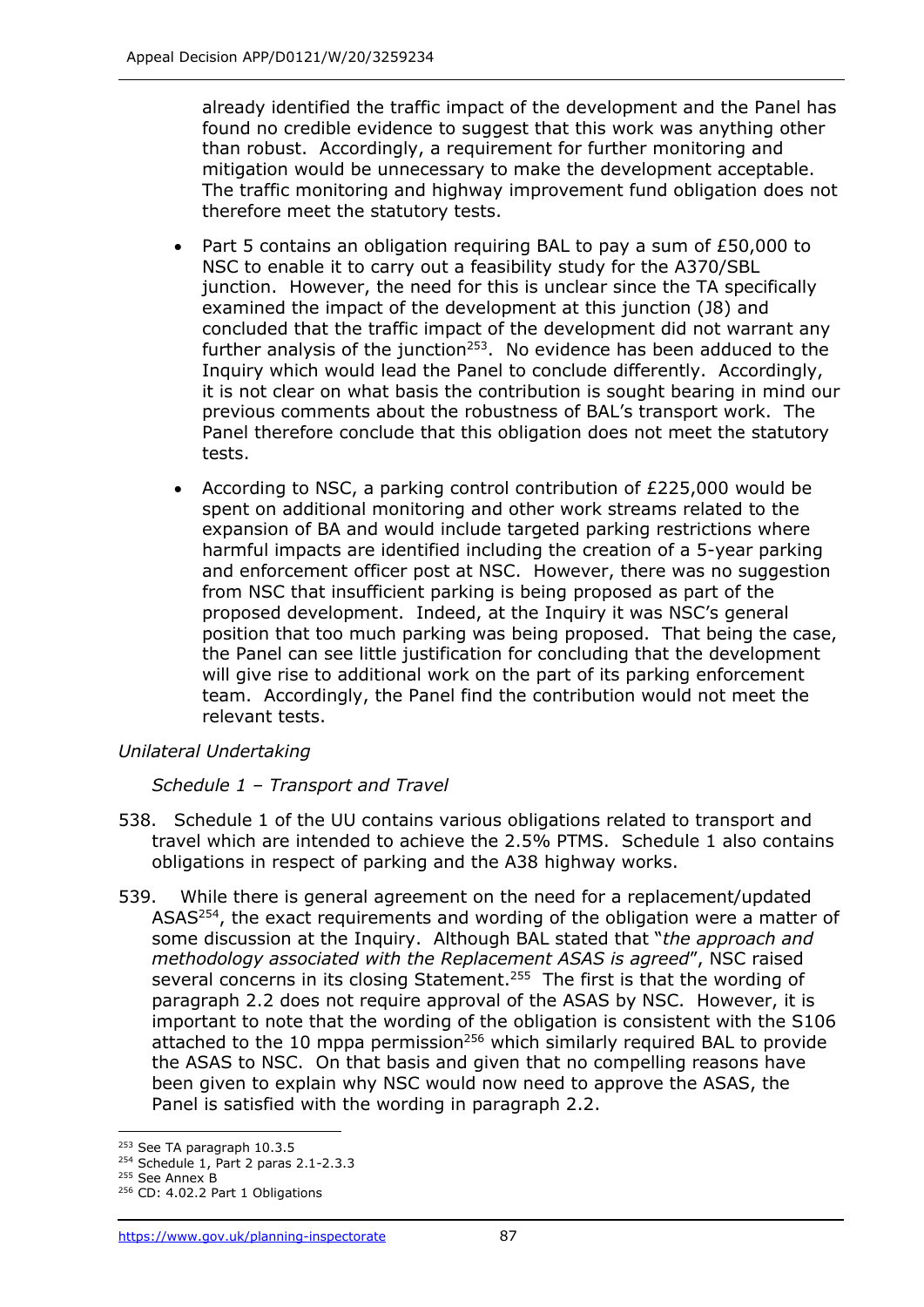already identified the traffic impact of the development and the Panel has found no credible evidence to suggest that this work was anything other than robust. Accordingly, a requirement for further monitoring and mitigation would be unnecessary to make the development acceptable. The traffic monitoring and highway improvement fund obligation does not therefore meet the statutory tests.

- Part 5 contains an obligation requiring BAL to pay a sum of £50,000 to NSC to enable it to carry out a feasibility study for the A370/SBL junction. However, the need for this is unclear since the TA specifically examined the impact of the development at this junction (J8) and concluded that the traffic impact of the development did not warrant any further analysis of the junction[253]. No evidence has been adduced to the Inquiry which would lead the Panel to conclude differently. Accordingly, it is not clear on what basis the contribution is sought bearing in mind our previous comments about the robustness of BAL's transport work. The Panel therefore conclude that this obligation does not meet the statutory tests.
- According to NSC, a parking control contribution of £225,000 would be spent on additional monitoring and other work streams related to the expansion of BA and would include targeted parking restrictions where harmful impacts are identified including the creation of a 5-year parking and enforcement officer post at NSC. However, there was no suggestion from NSC that insufficient parking is being proposed as part of the proposed development. Indeed, at the Inquiry it was NSC's general position that too much parking was being proposed. That being the case, the Panel can see little justification for concluding that the development will give rise to additional work on the part of its parking enforcement team. Accordingly, the Panel find the contribution would not meet the relevant tests.

*Unilateral Undertaking*

*Schedule 1 – Transport and Travel*

538. Schedule 1 of the UU contains various obligations related to transport and travel which are intended to achieve the 2.5% PTMS. Schedule 1 also contains obligations in respect of parking and the A38 highway works.

539. While there is general agreement on the need for a replacement/updated ASAS[254], the exact requirements and wording of the obligation were a matter of some discussion at the Inquiry. Although BAL stated that "*the approach and methodology associated with the Replacement ASAS is agreed*", NSC raised several concerns in its closing Statement.[255] The first is that the wording of paragraph 2.2 does not require approval of the ASAS by NSC. However, it is important to note that the wording of the obligation is consistent with the S106 attached to the 10 mppa permission[256] which similarly required BAL to provide the ASAS to NSC. On that basis and given that no compelling reasons have been given to explain why NSC would now need to approve the ASAS, the Panel is satisfied with the wording in paragraph 2.2.

---

[253] See TA paragraph 10.3.5

[254] Schedule 1, Part 2 paras 2.1-2.3.3

[255] See Annex B

[256] CD: 4.02.2 Part 1 Obligations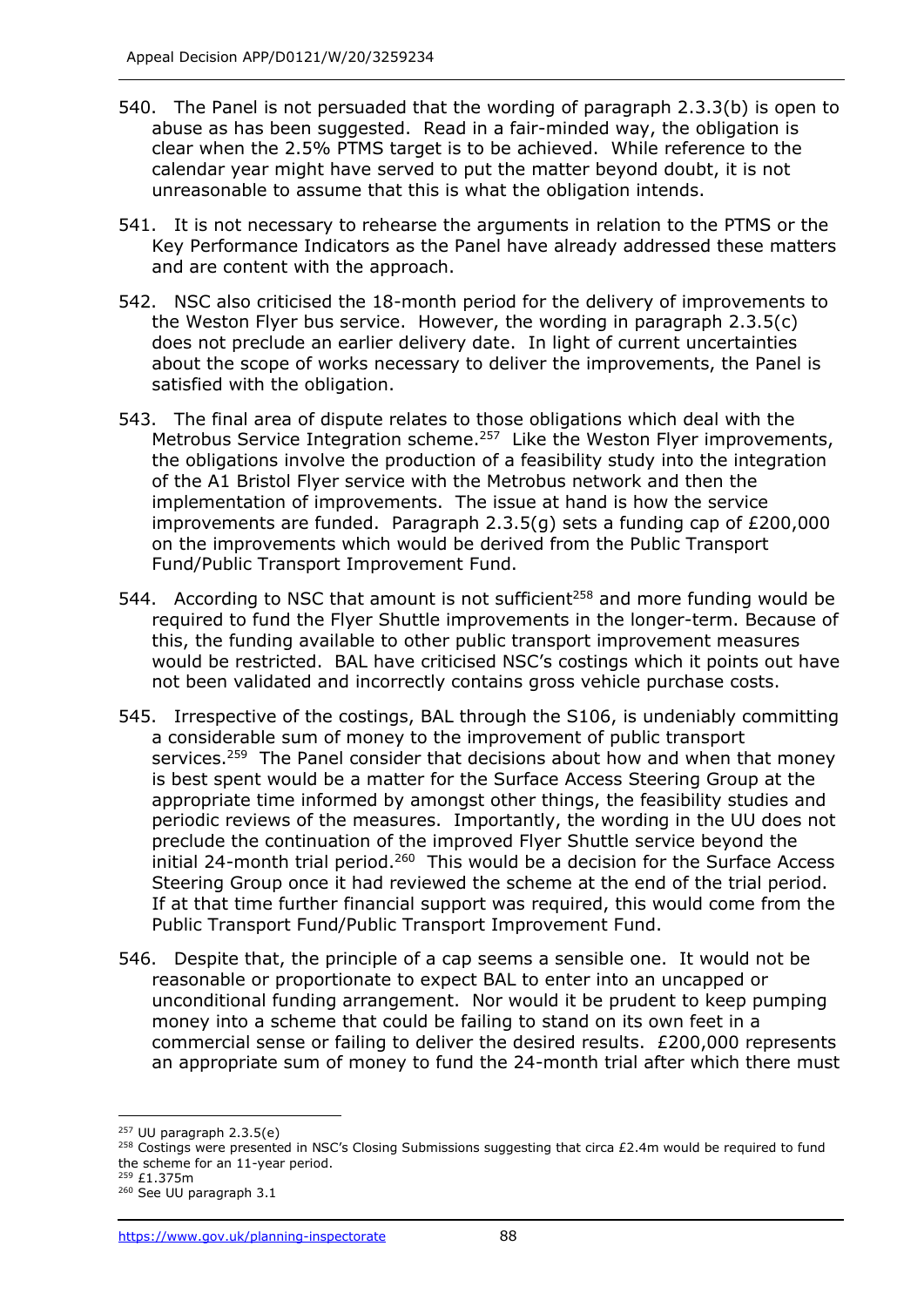540. The Panel is not persuaded that the wording of paragraph 2.3.3(b) is open to abuse as has been suggested. Read in a fair-minded way, the obligation is clear when the 2.5% PTMS target is to be achieved. While reference to the calendar year might have served to put the matter beyond doubt, it is not unreasonable to assume that this is what the obligation intends.

541. It is not necessary to rehearse the arguments in relation to the PTMS or the Key Performance Indicators as the Panel have already addressed these matters and are content with the approach.

542. NSC also criticised the 18-month period for the delivery of improvements to the Weston Flyer bus service. However, the wording in paragraph 2.3.5(c) does not preclude an earlier delivery date. In light of current uncertainties about the scope of works necessary to deliver the improvements, the Panel is satisfied with the obligation.

543. The final area of dispute relates to those obligations which deal with the Metrobus Service Integration scheme.[257] Like the Weston Flyer improvements, the obligations involve the production of a feasibility study into the integration of the A1 Bristol Flyer service with the Metrobus network and then the implementation of improvements. The issue at hand is how the service improvements are funded. Paragraph 2.3.5(g) sets a funding cap of £200,000 on the improvements which would be derived from the Public Transport Fund/Public Transport Improvement Fund.

544. According to NSC that amount is not sufficient[258] and more funding would be required to fund the Flyer Shuttle improvements in the longer-term. Because of this, the funding available to other public transport improvement measures would be restricted. BAL have criticised NSC's costings which it points out have not been validated and incorrectly contains gross vehicle purchase costs.

545. Irrespective of the costings, BAL through the S106, is undeniably committing a considerable sum of money to the improvement of public transport services.[259] The Panel consider that decisions about how and when that money is best spent would be a matter for the Surface Access Steering Group at the appropriate time informed by amongst other things, the feasibility studies and periodic reviews of the measures. Importantly, the wording in the UU does not preclude the continuation of the improved Flyer Shuttle service beyond the initial 24-month trial period.[260] This would be a decision for the Surface Access Steering Group once it had reviewed the scheme at the end of the trial period. If at that time further financial support was required, this would come from the Public Transport Fund/Public Transport Improvement Fund.

546. Despite that, the principle of a cap seems a sensible one. It would not be reasonable or proportionate to expect BAL to enter into an uncapped or unconditional funding arrangement. Nor would it be prudent to keep pumping money into a scheme that could be failing to stand on its own feet in a commercial sense or failing to deliver the desired results. £200,000 represents an appropriate sum of money to fund the 24-month trial after which there must

---

[257] UU paragraph 2.3.5(e)

[258] Costings were presented in NSC's Closing Submissions suggesting that circa £2.4m would be required to fund the scheme for an 11-year period.

[259] £1.375m

[260] See UU paragraph 3.1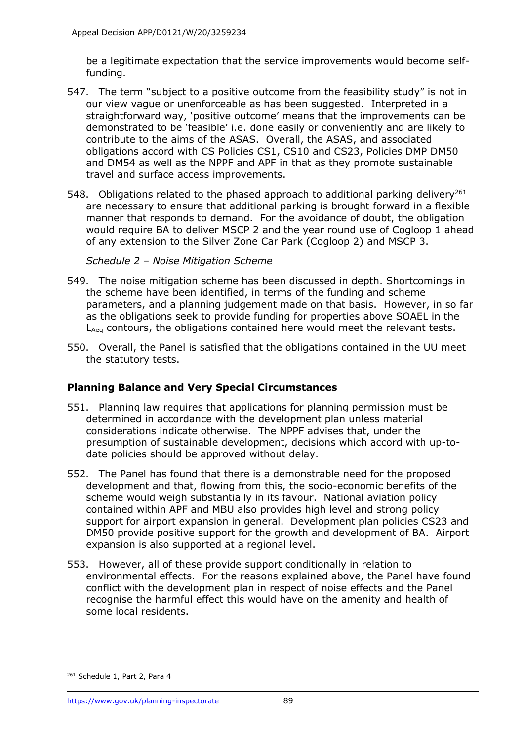be a legitimate expectation that the service improvements would become self-funding.

547. The term "subject to a positive outcome from the feasibility study" is not in our view vague or unenforceable as has been suggested. Interpreted in a straightforward way, 'positive outcome' means that the improvements can be demonstrated to be 'feasible' i.e. done easily or conveniently and are likely to contribute to the aims of the ASAS. Overall, the ASAS, and associated obligations accord with CS Policies CS1, CS10 and CS23, Policies DMP DM50 and DM54 as well as the NPPF and APF in that as they promote sustainable travel and surface access improvements.

548. Obligations related to the phased approach to additional parking delivery[261] are necessary to ensure that additional parking is brought forward in a flexible manner that responds to demand. For the avoidance of doubt, the obligation would require BA to deliver MSCP 2 and the year round use of Cogloop 1 ahead of any extension to the Silver Zone Car Park (Cogloop 2) and MSCP 3.

*Schedule 2 – Noise Mitigation Scheme*

549. The noise mitigation scheme has been discussed in depth. Shortcomings in the scheme have been identified, in terms of the funding and scheme parameters, and a planning judgement made on that basis. However, in so far as the obligations seek to provide funding for properties above SOAEL in the $L_{Aeq}$ contours, the obligations contained here would meet the relevant tests.

550. Overall, the Panel is satisfied that the obligations contained in the UU meet the statutory tests.

## Planning Balance and Very Special Circumstances

551. Planning law requires that applications for planning permission must be determined in accordance with the development plan unless material considerations indicate otherwise. The NPPF advises that, under the presumption of sustainable development, decisions which accord with up-to-date policies should be approved without delay.

552. The Panel has found that there is a demonstrable need for the proposed development and that, flowing from this, the socio-economic benefits of the scheme would weigh substantially in its favour. National aviation policy contained within APF and MBU also provides high level and strong policy support for airport expansion in general. Development plan policies CS23 and DM50 provide positive support for the growth and development of BA. Airport expansion is also supported at a regional level.

553. However, all of these provide support conditionally in relation to environmental effects. For the reasons explained above, the Panel have found conflict with the development plan in respect of noise effects and the Panel recognise the harmful effect this would have on the amenity and health of some local residents.

[261] Schedule 1, Part 2, Para 4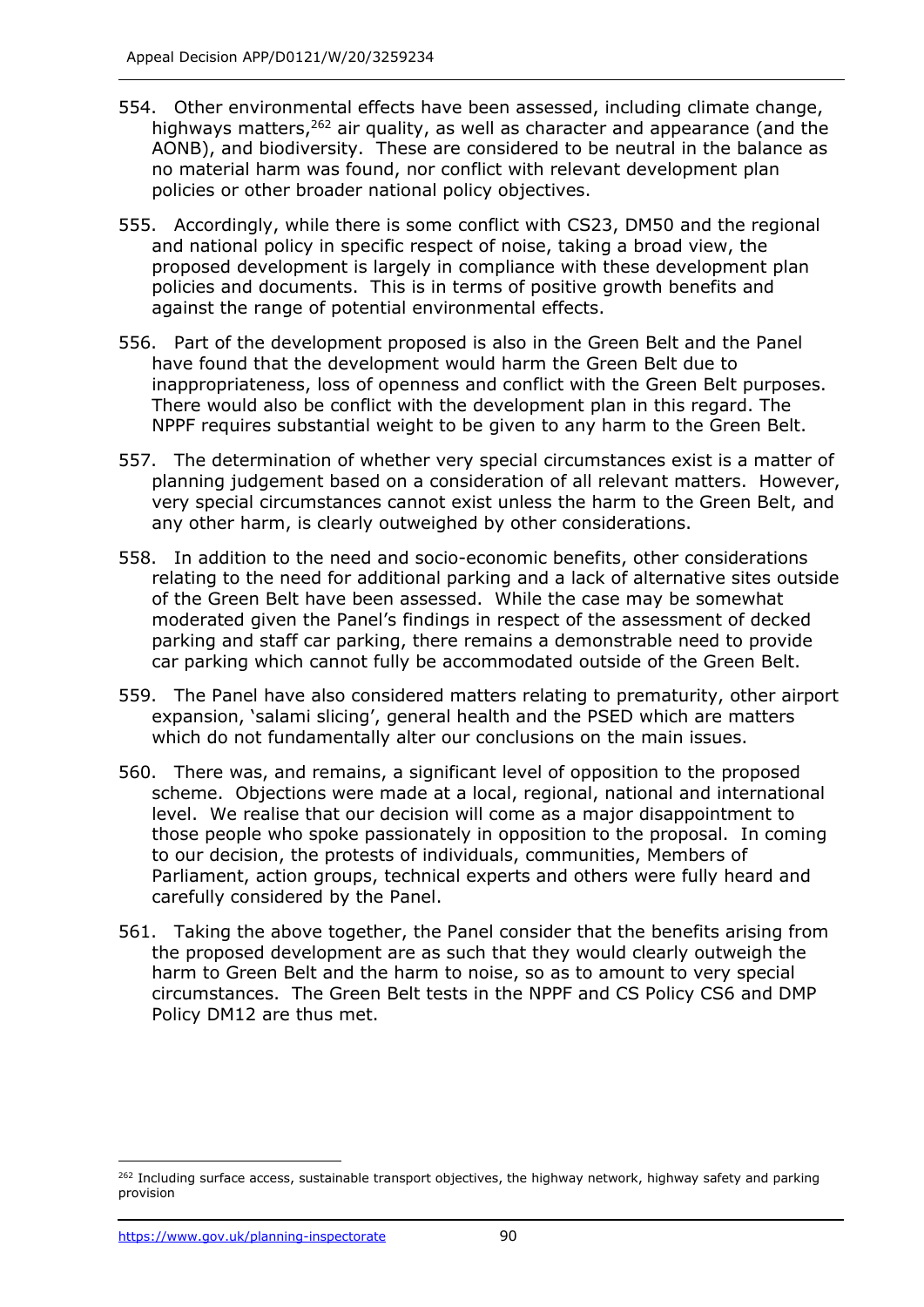554. Other environmental effects have been assessed, including climate change, highways matters,[262] air quality, as well as character and appearance (and the AONB), and biodiversity. These are considered to be neutral in the balance as no material harm was found, nor conflict with relevant development plan policies or other broader national policy objectives.

555. Accordingly, while there is some conflict with CS23, DM50 and the regional and national policy in specific respect of noise, taking a broad view, the proposed development is largely in compliance with these development plan policies and documents. This is in terms of positive growth benefits and against the range of potential environmental effects.

556. Part of the development proposed is also in the Green Belt and the Panel have found that the development would harm the Green Belt due to inappropriateness, loss of openness and conflict with the Green Belt purposes. There would also be conflict with the development plan in this regard. The NPPF requires substantial weight to be given to any harm to the Green Belt.

557. The determination of whether very special circumstances exist is a matter of planning judgement based on a consideration of all relevant matters. However, very special circumstances cannot exist unless the harm to the Green Belt, and any other harm, is clearly outweighed by other considerations.

558. In addition to the need and socio-economic benefits, other considerations relating to the need for additional parking and a lack of alternative sites outside of the Green Belt have been assessed. While the case may be somewhat moderated given the Panel's findings in respect of the assessment of decked parking and staff car parking, there remains a demonstrable need to provide car parking which cannot fully be accommodated outside of the Green Belt.

559. The Panel have also considered matters relating to prematurity, other airport expansion, 'salami slicing', general health and the PSED which are matters which do not fundamentally alter our conclusions on the main issues.

560. There was, and remains, a significant level of opposition to the proposed scheme. Objections were made at a local, regional, national and international level. We realise that our decision will come as a major disappointment to those people who spoke passionately in opposition to the proposal. In coming to our decision, the protests of individuals, communities, Members of Parliament, action groups, technical experts and others were fully heard and carefully considered by the Panel.

561. Taking the above together, the Panel consider that the benefits arising from the proposed development are as such that they would clearly outweigh the harm to Green Belt and the harm to noise, so as to amount to very special circumstances. The Green Belt tests in the NPPF and CS Policy CS6 and DMP Policy DM12 are thus met.

---

[262] Including surface access, sustainable transport objectives, the highway network, highway safety and parking provision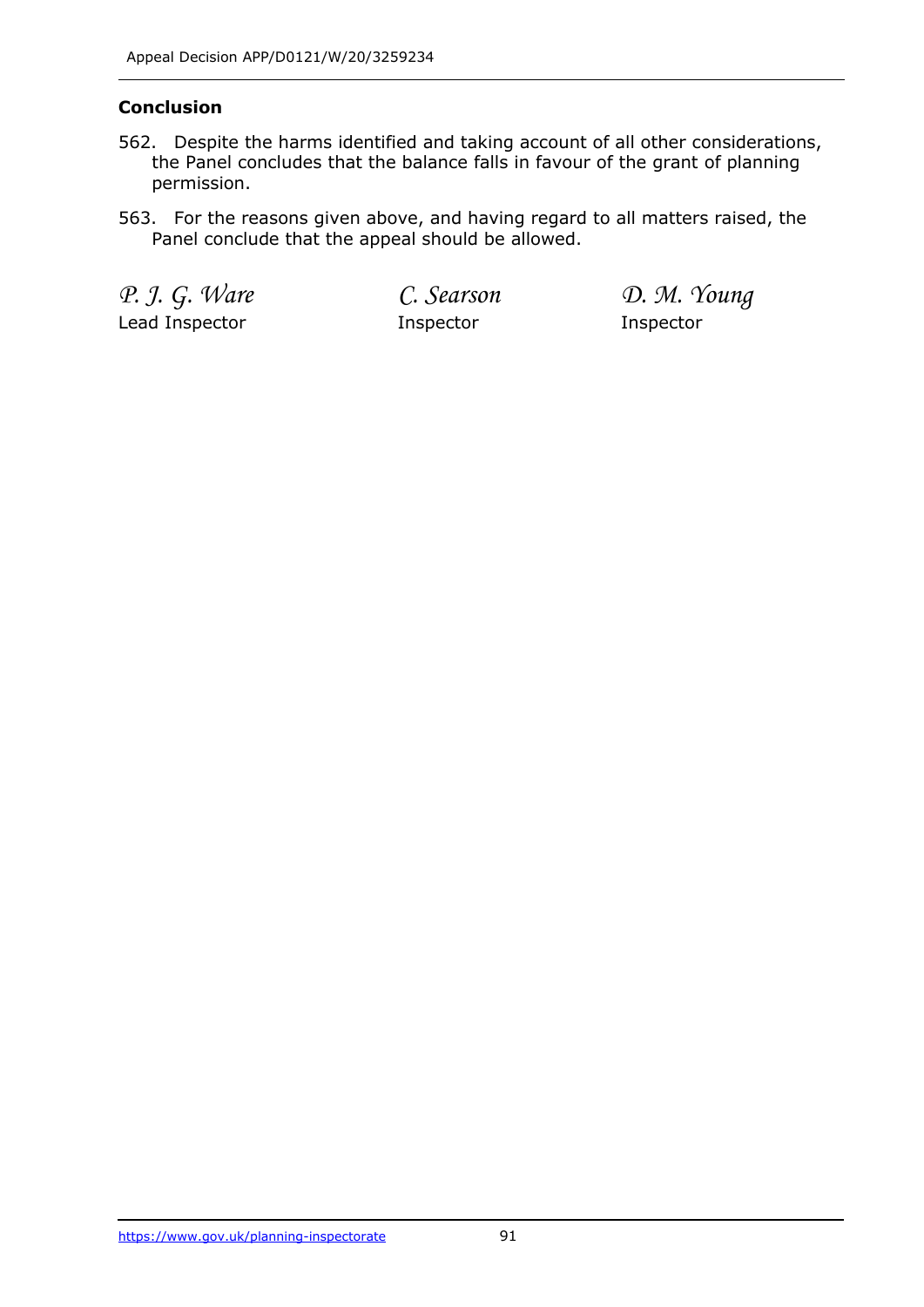### Conclusion

562. Despite the harms identified and taking account of all other considerations, the Panel concludes that the balance falls in favour of the grant of planning permission.

563. For the reasons given above, and having regard to all matters raised, the Panel conclude that the appeal should be allowed.

| *P. J. G. Ware* | *C. Searson* | *D. M. Young* |
|---|---|---|
| Lead Inspector | Inspector | Inspector |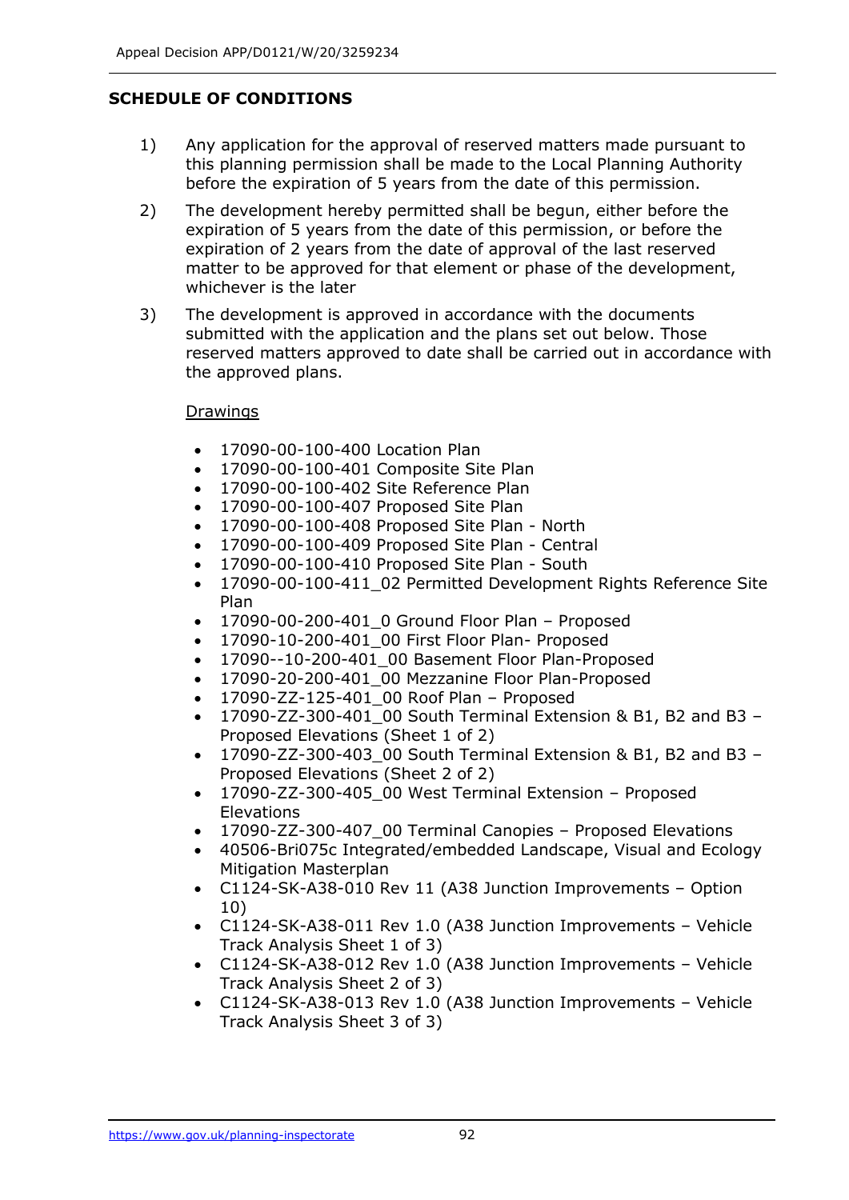## SCHEDULE OF CONDITIONS

1) Any application for the approval of reserved matters made pursuant to this planning permission shall be made to the Local Planning Authority before the expiration of 5 years from the date of this permission.

2) The development hereby permitted shall be begun, either before the expiration of 5 years from the date of this permission, or before the expiration of 2 years from the date of approval of the last reserved matter to be approved for that element or phase of the development, whichever is the later

3) The development is approved in accordance with the documents submitted with the application and the plans set out below. Those reserved matters approved to date shall be carried out in accordance with the approved plans.

   Drawings

   - 17090-00-100-400 Location Plan
   - 17090-00-100-401 Composite Site Plan
   - 17090-00-100-402 Site Reference Plan
   - 17090-00-100-407 Proposed Site Plan
   - 17090-00-100-408 Proposed Site Plan - North
   - 17090-00-100-409 Proposed Site Plan - Central
   - 17090-00-100-410 Proposed Site Plan - South
   - 17090-00-100-411_02 Permitted Development Rights Reference Site Plan
   - 17090-00-200-401_0 Ground Floor Plan – Proposed
   - 17090-10-200-401_00 First Floor Plan- Proposed
   - 17090--10-200-401_00 Basement Floor Plan-Proposed
   - 17090-20-200-401_00 Mezzanine Floor Plan-Proposed
   - 17090-ZZ-125-401_00 Roof Plan – Proposed
   - 17090-ZZ-300-401_00 South Terminal Extension & B1, B2 and B3 – Proposed Elevations (Sheet 1 of 2)
   - 17090-ZZ-300-403_00 South Terminal Extension & B1, B2 and B3 – Proposed Elevations (Sheet 2 of 2)
   - 17090-ZZ-300-405_00 West Terminal Extension – Proposed Elevations
   - 17090-ZZ-300-407_00 Terminal Canopies – Proposed Elevations
   - 40506-Bri075c Integrated/embedded Landscape, Visual and Ecology Mitigation Masterplan
   - C1124-SK-A38-010 Rev 11 (A38 Junction Improvements – Option 10)
   - C1124-SK-A38-011 Rev 1.0 (A38 Junction Improvements – Vehicle Track Analysis Sheet 1 of 3)
   - C1124-SK-A38-012 Rev 1.0 (A38 Junction Improvements – Vehicle Track Analysis Sheet 2 of 3)
   - C1124-SK-A38-013 Rev 1.0 (A38 Junction Improvements – Vehicle Track Analysis Sheet 3 of 3)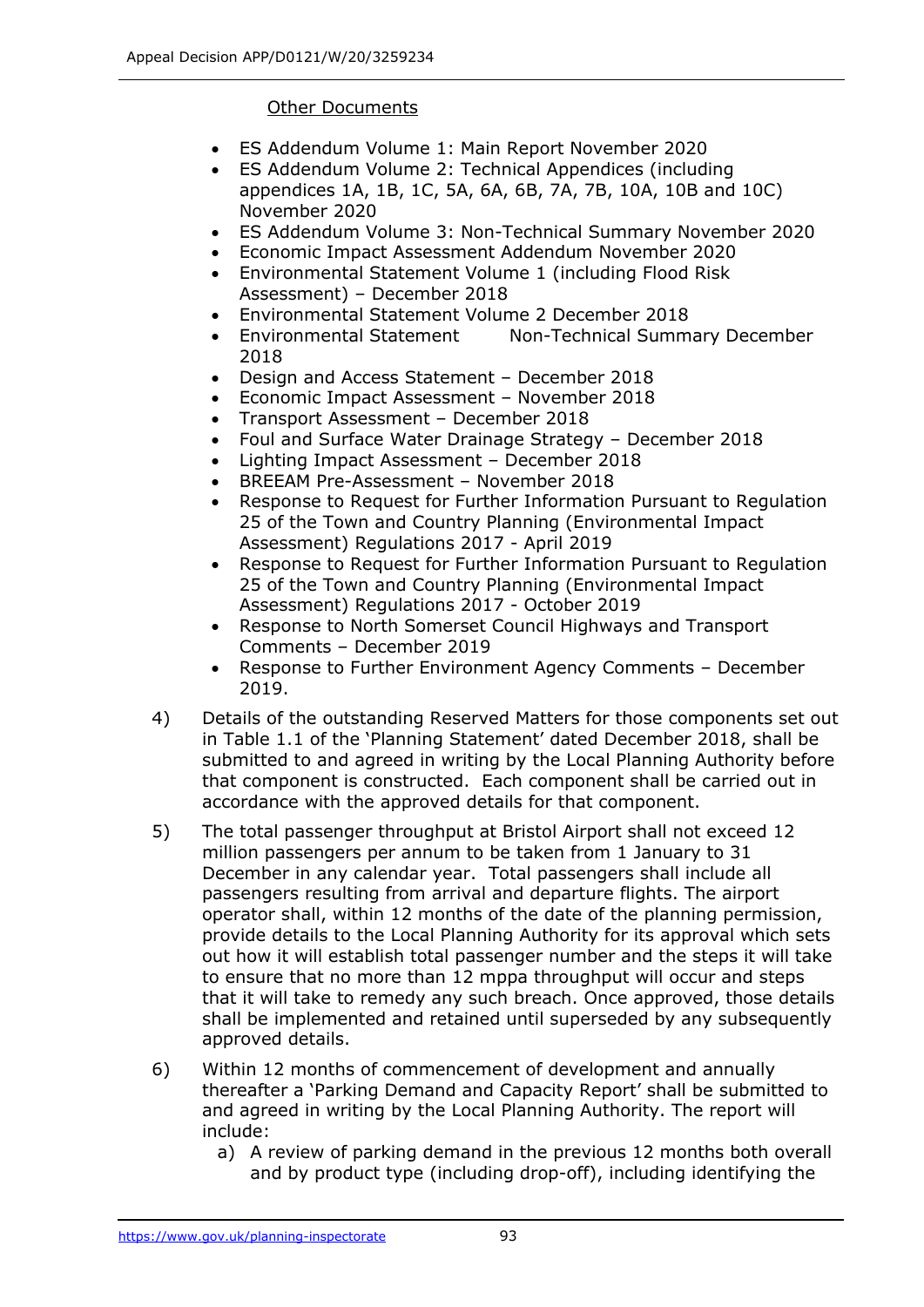Other Documents

- ES Addendum Volume 1: Main Report November 2020
- ES Addendum Volume 2: Technical Appendices (including appendices 1A, 1B, 1C, 5A, 6A, 6B, 7A, 7B, 10A, 10B and 10C) November 2020
- ES Addendum Volume 3: Non-Technical Summary November 2020
- Economic Impact Assessment Addendum November 2020
- Environmental Statement Volume 1 (including Flood Risk Assessment) – December 2018
- Environmental Statement Volume 2 December 2018
- Environmental Statement Non-Technical Summary December 2018
- Design and Access Statement – December 2018
- Economic Impact Assessment – November 2018
- Transport Assessment – December 2018
- Foul and Surface Water Drainage Strategy – December 2018
- Lighting Impact Assessment – December 2018
- BREEAM Pre-Assessment – November 2018
- Response to Request for Further Information Pursuant to Regulation 25 of the Town and Country Planning (Environmental Impact Assessment) Regulations 2017 - April 2019
- Response to Request for Further Information Pursuant to Regulation 25 of the Town and Country Planning (Environmental Impact Assessment) Regulations 2017 - October 2019
- Response to North Somerset Council Highways and Transport Comments – December 2019
- Response to Further Environment Agency Comments – December 2019.

4) Details of the outstanding Reserved Matters for those components set out in Table 1.1 of the 'Planning Statement' dated December 2018, shall be submitted to and agreed in writing by the Local Planning Authority before that component is constructed. Each component shall be carried out in accordance with the approved details for that component.

5) The total passenger throughput at Bristol Airport shall not exceed 12 million passengers per annum to be taken from 1 January to 31 December in any calendar year. Total passengers shall include all passengers resulting from arrival and departure flights. The airport operator shall, within 12 months of the date of the planning permission, provide details to the Local Planning Authority for its approval which sets out how it will establish total passenger number and the steps it will take to ensure that no more than 12 mppa throughput will occur and steps that it will take to remedy any such breach. Once approved, those details shall be implemented and retained until superseded by any subsequently approved details.

6) Within 12 months of commencement of development and annually thereafter a 'Parking Demand and Capacity Report' shall be submitted to and agreed in writing by the Local Planning Authority. The report will include:

   a) A review of parking demand in the previous 12 months both overall and by product type (including drop-off), including identifying the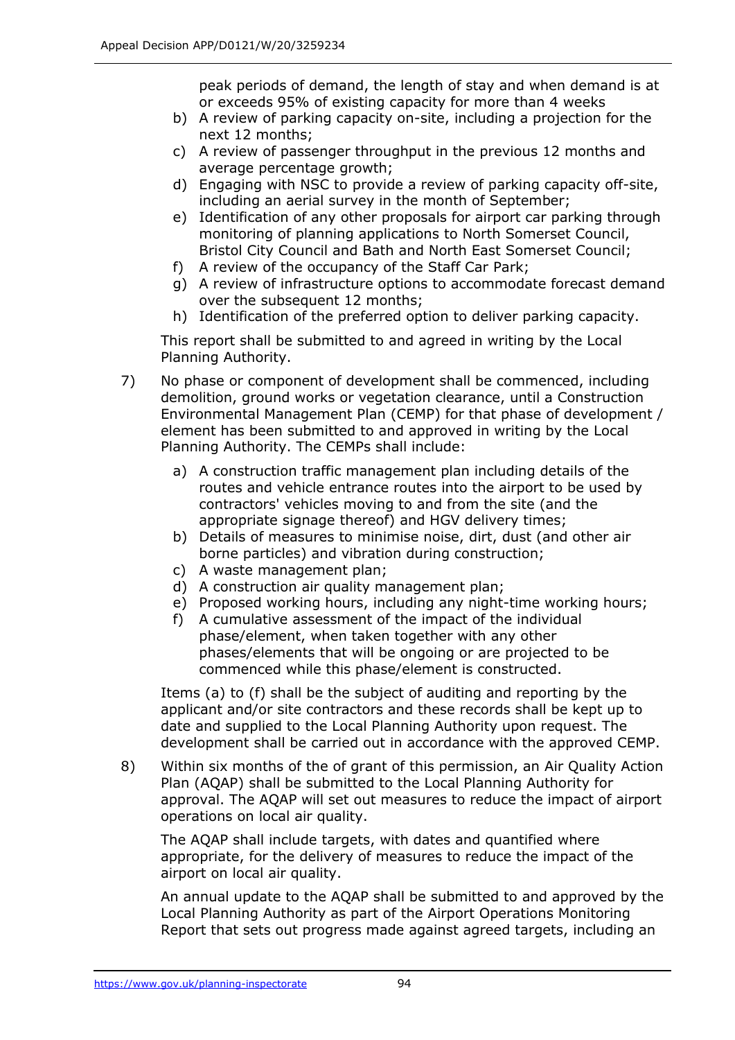peak periods of demand, the length of stay and when demand is at or exceeds 95% of existing capacity for more than 4 weeks

b) A review of parking capacity on-site, including a projection for the next 12 months;
c) A review of passenger throughput in the previous 12 months and average percentage growth;
d) Engaging with NSC to provide a review of parking capacity off-site, including an aerial survey in the month of September;
e) Identification of any other proposals for airport car parking through monitoring of planning applications to North Somerset Council, Bristol City Council and Bath and North East Somerset Council;
f) A review of the occupancy of the Staff Car Park;
g) A review of infrastructure options to accommodate forecast demand over the subsequent 12 months;
h) Identification of the preferred option to deliver parking capacity.

This report shall be submitted to and agreed in writing by the Local Planning Authority.

7) No phase or component of development shall be commenced, including demolition, ground works or vegetation clearance, until a Construction Environmental Management Plan (CEMP) for that phase of development / element has been submitted to and approved in writing by the Local Planning Authority. The CEMPs shall include:

   a) A construction traffic management plan including details of the routes and vehicle entrance routes into the airport to be used by contractors' vehicles moving to and from the site (and the appropriate signage thereof) and HGV delivery times;
   b) Details of measures to minimise noise, dirt, dust (and other air borne particles) and vibration during construction;
   c) A waste management plan;
   d) A construction air quality management plan;
   e) Proposed working hours, including any night-time working hours;
   f) A cumulative assessment of the impact of the individual phase/element, when taken together with any other phases/elements that will be ongoing or are projected to be commenced while this phase/element is constructed.

   Items (a) to (f) shall be the subject of auditing and reporting by the applicant and/or site contractors and these records shall be kept up to date and supplied to the Local Planning Authority upon request. The development shall be carried out in accordance with the approved CEMP.

8) Within six months of the of grant of this permission, an Air Quality Action Plan (AQAP) shall be submitted to the Local Planning Authority for approval. The AQAP will set out measures to reduce the impact of airport operations on local air quality.

   The AQAP shall include targets, with dates and quantified where appropriate, for the delivery of measures to reduce the impact of the airport on local air quality.

   An annual update to the AQAP shall be submitted to and approved by the Local Planning Authority as part of the Airport Operations Monitoring Report that sets out progress made against agreed targets, including an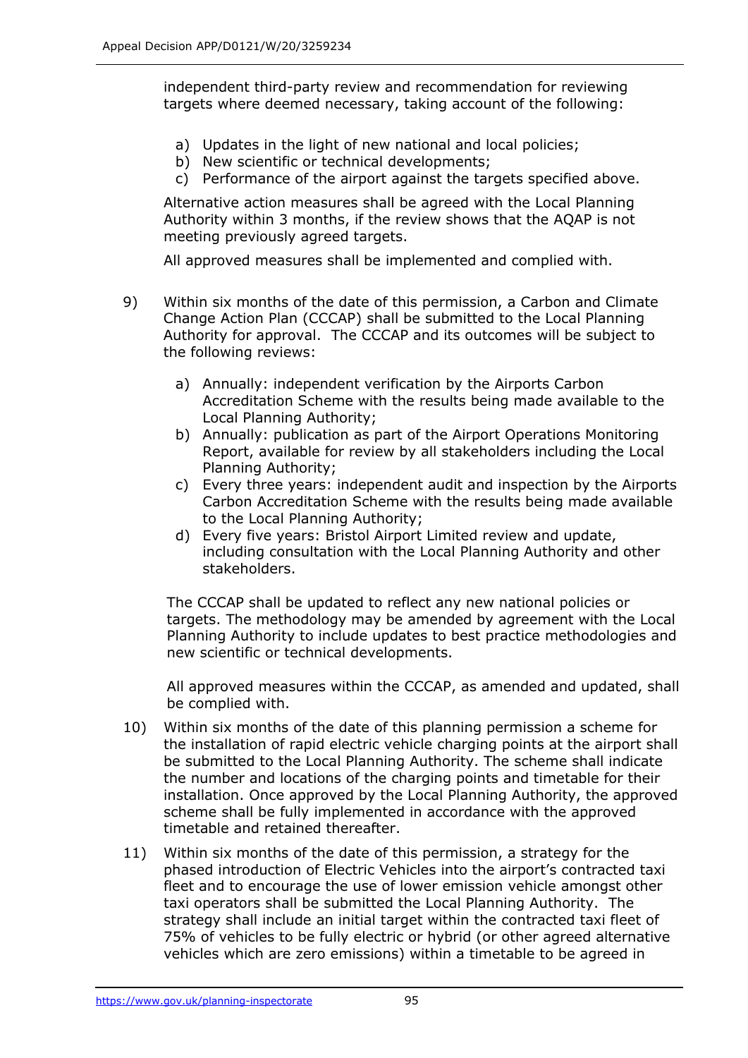independent third-party review and recommendation for reviewing targets where deemed necessary, taking account of the following:

a) Updates in the light of new national and local policies;
b) New scientific or technical developments;
c) Performance of the airport against the targets specified above.

Alternative action measures shall be agreed with the Local Planning Authority within 3 months, if the review shows that the AQAP is not meeting previously agreed targets.

All approved measures shall be implemented and complied with.

9) Within six months of the date of this permission, a Carbon and Climate Change Action Plan (CCCAP) shall be submitted to the Local Planning Authority for approval. The CCCAP and its outcomes will be subject to the following reviews:

   a) Annually: independent verification by the Airports Carbon Accreditation Scheme with the results being made available to the Local Planning Authority;
   b) Annually: publication as part of the Airport Operations Monitoring Report, available for review by all stakeholders including the Local Planning Authority;
   c) Every three years: independent audit and inspection by the Airports Carbon Accreditation Scheme with the results being made available to the Local Planning Authority;
   d) Every five years: Bristol Airport Limited review and update, including consultation with the Local Planning Authority and other stakeholders.

   The CCCAP shall be updated to reflect any new national policies or targets. The methodology may be amended by agreement with the Local Planning Authority to include updates to best practice methodologies and new scientific or technical developments.

   All approved measures within the CCCAP, as amended and updated, shall be complied with.

10) Within six months of the date of this planning permission a scheme for the installation of rapid electric vehicle charging points at the airport shall be submitted to the Local Planning Authority. The scheme shall indicate the number and locations of the charging points and timetable for their installation. Once approved by the Local Planning Authority, the approved scheme shall be fully implemented in accordance with the approved timetable and retained thereafter.

11) Within six months of the date of this permission, a strategy for the phased introduction of Electric Vehicles into the airport's contracted taxi fleet and to encourage the use of lower emission vehicle amongst other taxi operators shall be submitted the Local Planning Authority. The strategy shall include an initial target within the contracted taxi fleet of 75% of vehicles to be fully electric or hybrid (or other agreed alternative vehicles which are zero emissions) within a timetable to be agreed in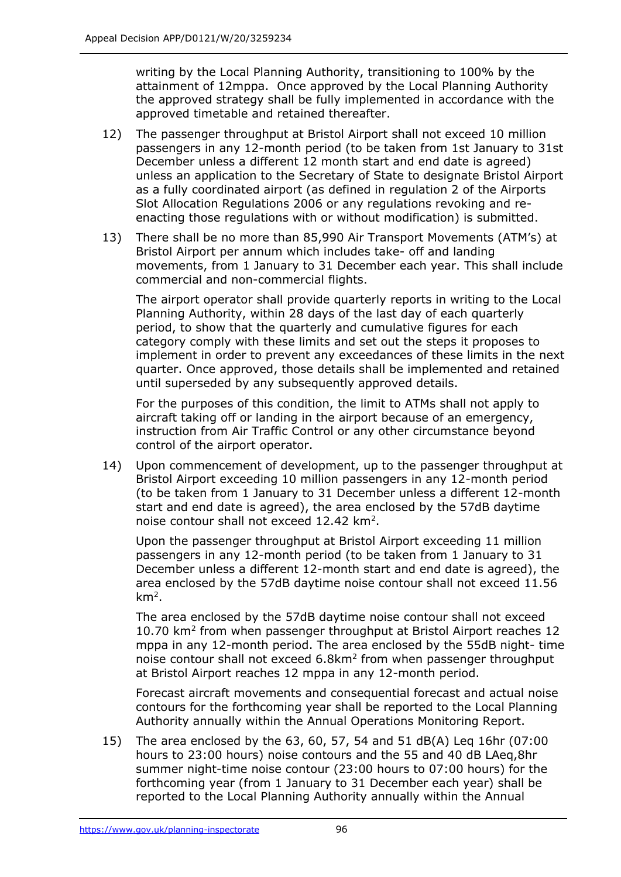writing by the Local Planning Authority, transitioning to 100% by the attainment of 12mppa. Once approved by the Local Planning Authority the approved strategy shall be fully implemented in accordance with the approved timetable and retained thereafter.

12) The passenger throughput at Bristol Airport shall not exceed 10 million passengers in any 12-month period (to be taken from 1st January to 31st December unless a different 12 month start and end date is agreed) unless an application to the Secretary of State to designate Bristol Airport as a fully coordinated airport (as defined in regulation 2 of the Airports Slot Allocation Regulations 2006 or any regulations revoking and re-enacting those regulations with or without modification) is submitted.

13) There shall be no more than 85,990 Air Transport Movements (ATM's) at Bristol Airport per annum which includes take- off and landing movements, from 1 January to 31 December each year. This shall include commercial and non-commercial flights.

    The airport operator shall provide quarterly reports in writing to the Local Planning Authority, within 28 days of the last day of each quarterly period, to show that the quarterly and cumulative figures for each category comply with these limits and set out the steps it proposes to implement in order to prevent any exceedances of these limits in the next quarter. Once approved, those details shall be implemented and retained until superseded by any subsequently approved details.

    For the purposes of this condition, the limit to ATMs shall not apply to aircraft taking off or landing in the airport because of an emergency, instruction from Air Traffic Control or any other circumstance beyond control of the airport operator.

14) Upon commencement of development, up to the passenger throughput at Bristol Airport exceeding 10 million passengers in any 12-month period (to be taken from 1 January to 31 December unless a different 12-month start and end date is agreed), the area enclosed by the 57dB daytime noise contour shall not exceed 12.42 $km^2$.

    Upon the passenger throughput at Bristol Airport exceeding 11 million passengers in any 12-month period (to be taken from 1 January to 31 December unless a different 12-month start and end date is agreed), the area enclosed by the 57dB daytime noise contour shall not exceed 11.56 $km^2$.

    The area enclosed by the 57dB daytime noise contour shall not exceed 10.70 $km^2$ from when passenger throughput at Bristol Airport reaches 12 mppa in any 12-month period. The area enclosed by the 55dB night- time noise contour shall not exceed 6.8$km^2$ from when passenger throughput at Bristol Airport reaches 12 mppa in any 12-month period.

    Forecast aircraft movements and consequential forecast and actual noise contours for the forthcoming year shall be reported to the Local Planning Authority annually within the Annual Operations Monitoring Report.

15) The area enclosed by the 63, 60, 57, 54 and 51 dB(A) Leq 16hr (07:00 hours to 23:00 hours) noise contours and the 55 and 40 dB LAeq,8hr summer night-time noise contour (23:00 hours to 07:00 hours) for the forthcoming year (from 1 January to 31 December each year) shall be reported to the Local Planning Authority annually within the Annual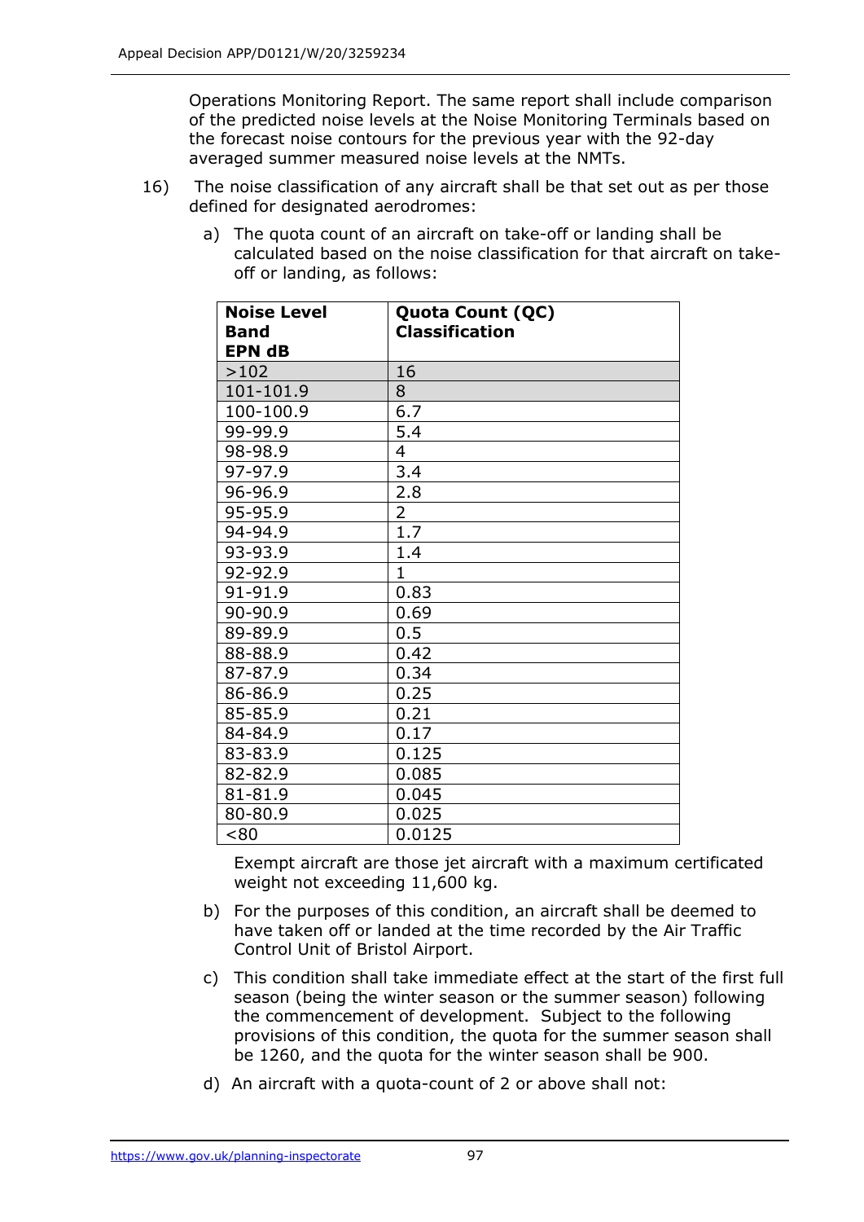Operations Monitoring Report. The same report shall include comparison of the predicted noise levels at the Noise Monitoring Terminals based on the forecast noise contours for the previous year with the 92-day averaged summer measured noise levels at the NMTs.

16) The noise classification of any aircraft shall be that set out as per those defined for designated aerodromes:

   a) The quota count of an aircraft on take-off or landing shall be calculated based on the noise classification for that aircraft on take-off or landing, as follows:

| **Noise Level Band EPN dB** | **Quota Count (QC) Classification** |
|---|---|
| >102 | 16 |
| 101-101.9 | 8 |
| 100-100.9 | 6.7 |
| 99-99.9 | 5.4 |
| 98-98.9 | 4 |
| 97-97.9 | 3.4 |
| 96-96.9 | 2.8 |
| 95-95.9 | 2 |
| 94-94.9 | 1.7 |
| 93-93.9 | 1.4 |
| 92-92.9 | 1 |
| 91-91.9 | 0.83 |
| 90-90.9 | 0.69 |
| 89-89.9 | 0.5 |
| 88-88.9 | 0.42 |
| 87-87.9 | 0.34 |
| 86-86.9 | 0.25 |
| 85-85.9 | 0.21 |
| 84-84.9 | 0.17 |
| 83-83.9 | 0.125 |
| 82-82.9 | 0.085 |
| 81-81.9 | 0.045 |
| 80-80.9 | 0.025 |
| <80 | 0.0125 |

   Exempt aircraft are those jet aircraft with a maximum certificated weight not exceeding 11,600 kg.

   b) For the purposes of this condition, an aircraft shall be deemed to have taken off or landed at the time recorded by the Air Traffic Control Unit of Bristol Airport.

   c) This condition shall take immediate effect at the start of the first full season (being the winter season or the summer season) following the commencement of development. Subject to the following provisions of this condition, the quota for the summer season shall be 1260, and the quota for the winter season shall be 900.

   d) An aircraft with a quota-count of 2 or above shall not: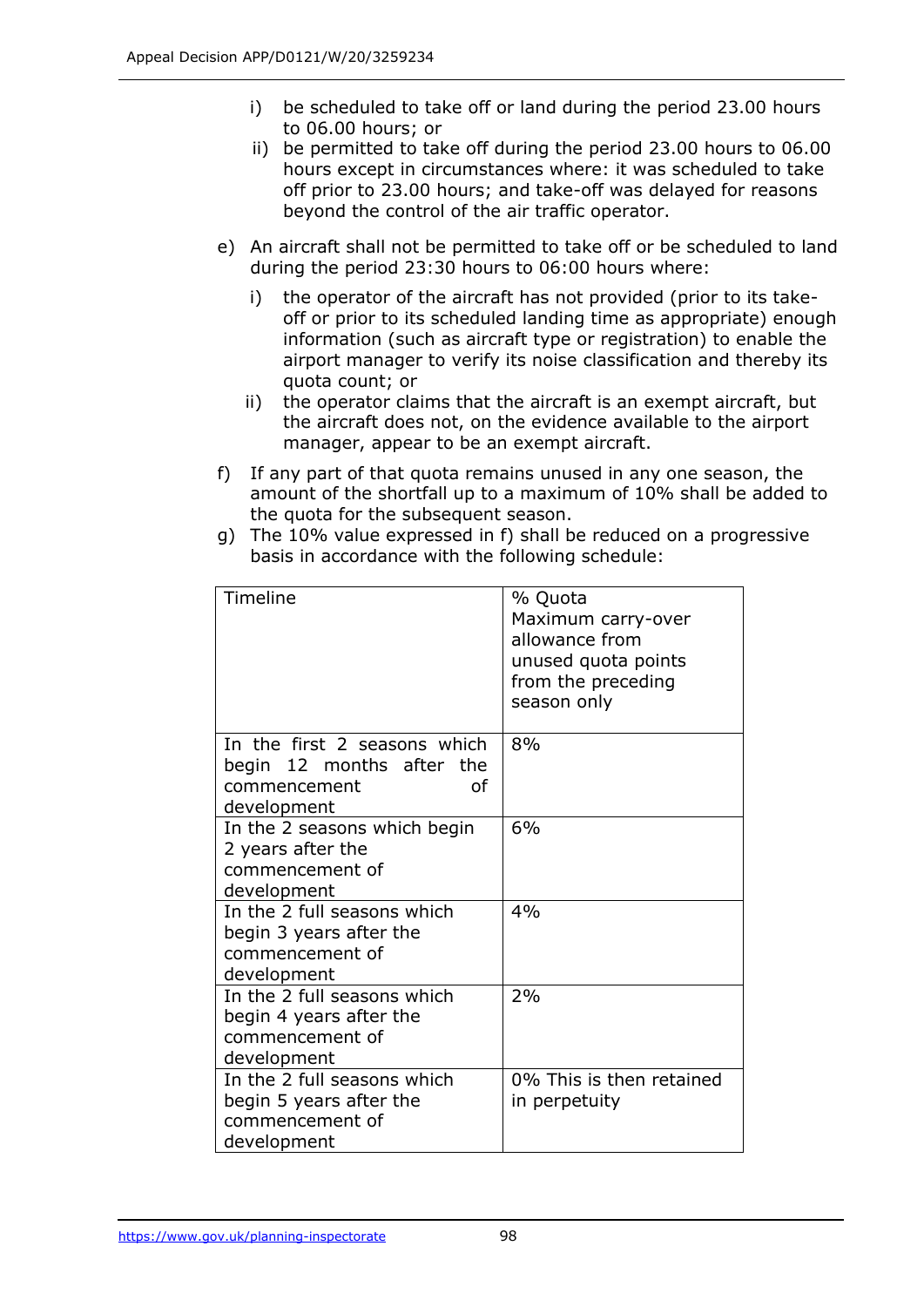i) be scheduled to take off or land during the period 23.00 hours to 06.00 hours; or
   ii) be permitted to take off during the period 23.00 hours to 06.00 hours except in circumstances where: it was scheduled to take off prior to 23.00 hours; and take-off was delayed for reasons beyond the control of the air traffic operator.

e) An aircraft shall not be permitted to take off or be scheduled to land during the period 23:30 hours to 06:00 hours where:

   i) the operator of the aircraft has not provided (prior to its take-off or prior to its scheduled landing time as appropriate) enough information (such as aircraft type or registration) to enable the airport manager to verify its noise classification and thereby its quota count; or
   ii) the operator claims that the aircraft is an exempt aircraft, but the aircraft does not, on the evidence available to the airport manager, appear to be an exempt aircraft.

f) If any part of that quota remains unused in any one season, the amount of the shortfall up to a maximum of 10% shall be added to the quota for the subsequent season.

g) The 10% value expressed in f) shall be reduced on a progressive basis in accordance with the following schedule:

| Timeline | % Quota Maximum carry-over allowance from unused quota points from the preceding season only |
|---|---|
| In the first 2 seasons which begin 12 months after the commencement of development | 8% |
| In the 2 seasons which begin 2 years after the commencement of development | 6% |
| In the 2 full seasons which begin 3 years after the commencement of development | 4% |
| In the 2 full seasons which begin 4 years after the commencement of development | 2% |
| In the 2 full seasons which begin 5 years after the commencement of development | 0% This is then retained in perpetuity |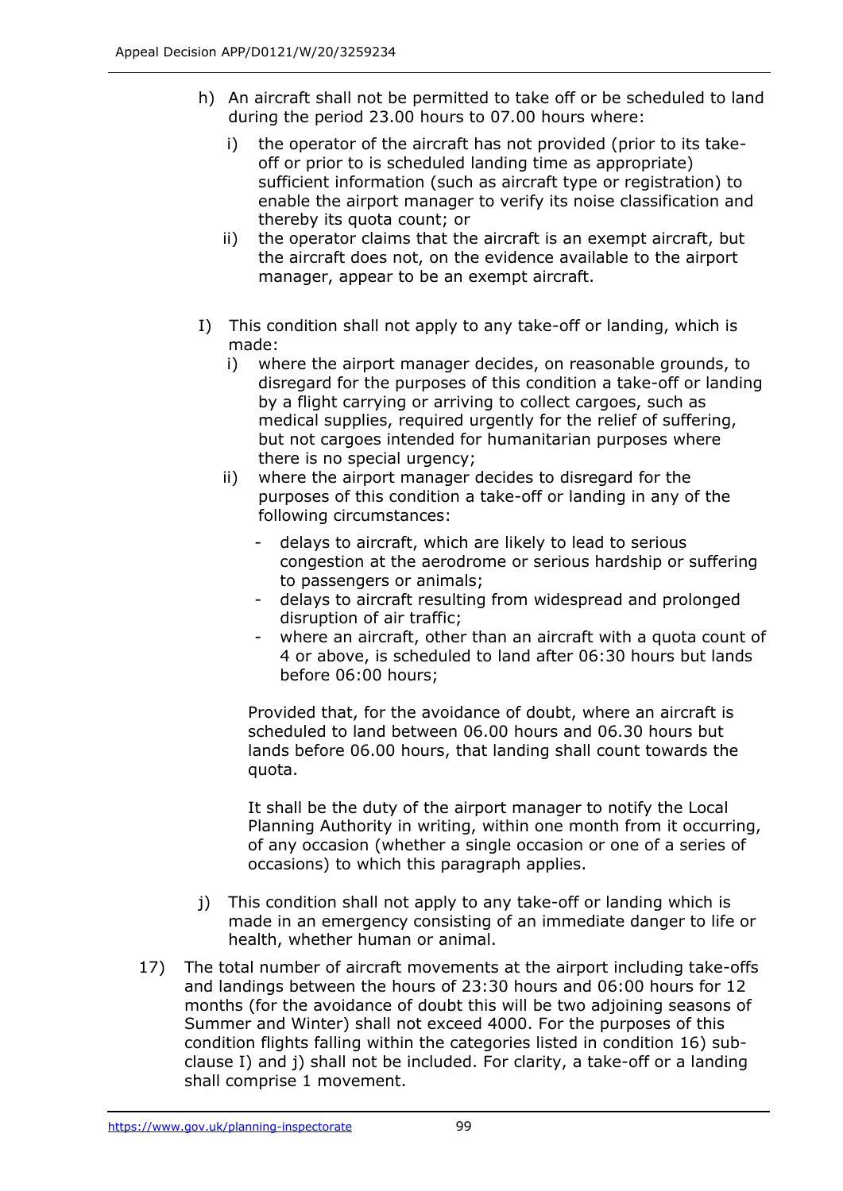h) An aircraft shall not be permitted to take off or be scheduled to land during the period 23.00 hours to 07.00 hours where:

   i) the operator of the aircraft has not provided (prior to its take-off or prior to is scheduled landing time as appropriate) sufficient information (such as aircraft type or registration) to enable the airport manager to verify its noise classification and thereby its quota count; or

   ii) the operator claims that the aircraft is an exempt aircraft, but the aircraft does not, on the evidence available to the airport manager, appear to be an exempt aircraft.

I) This condition shall not apply to any take-off or landing, which is made:

   i) where the airport manager decides, on reasonable grounds, to disregard for the purposes of this condition a take-off or landing by a flight carrying or arriving to collect cargoes, such as medical supplies, required urgently for the relief of suffering, but not cargoes intended for humanitarian purposes where there is no special urgency;

   ii) where the airport manager decides to disregard for the purposes of this condition a take-off or landing in any of the following circumstances:

      - delays to aircraft, which are likely to lead to serious congestion at the aerodrome or serious hardship or suffering to passengers or animals;
      - delays to aircraft resulting from widespread and prolonged disruption of air traffic;
      - where an aircraft, other than an aircraft with a quota count of 4 or above, is scheduled to land after 06:30 hours but lands before 06:00 hours;

   Provided that, for the avoidance of doubt, where an aircraft is scheduled to land between 06.00 hours and 06.30 hours but lands before 06.00 hours, that landing shall count towards the quota.

   It shall be the duty of the airport manager to notify the Local Planning Authority in writing, within one month from it occurring, of any occasion (whether a single occasion or one of a series of occasions) to which this paragraph applies.

j) This condition shall not apply to any take-off or landing which is made in an emergency consisting of an immediate danger to life or health, whether human or animal.

17) The total number of aircraft movements at the airport including take-offs and landings between the hours of 23:30 hours and 06:00 hours for 12 months (for the avoidance of doubt this will be two adjoining seasons of Summer and Winter) shall not exceed 4000. For the purposes of this condition flights falling within the categories listed in condition 16) sub-clause I) and j) shall not be included. For clarity, a take-off or a landing shall comprise 1 movement.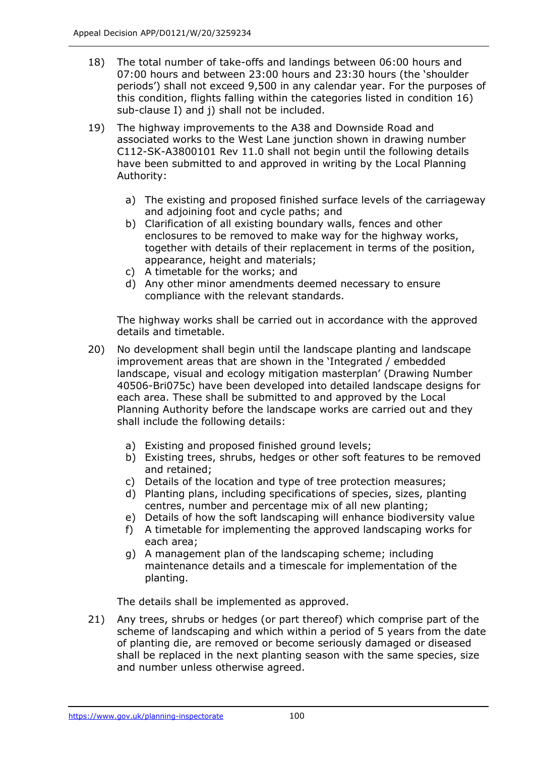18) The total number of take-offs and landings between 06:00 hours and 07:00 hours and between 23:00 hours and 23:30 hours (the 'shoulder periods') shall not exceed 9,500 in any calendar year. For the purposes of this condition, flights falling within the categories listed in condition 16) sub-clause I) and j) shall not be included.

19) The highway improvements to the A38 and Downside Road and associated works to the West Lane junction shown in drawing number C112-SK-A3800101 Rev 11.0 shall not begin until the following details have been submitted to and approved in writing by the Local Planning Authority:

    a) The existing and proposed finished surface levels of the carriageway and adjoining foot and cycle paths; and
    b) Clarification of all existing boundary walls, fences and other enclosures to be removed to make way for the highway works, together with details of their replacement in terms of the position, appearance, height and materials;
    c) A timetable for the works; and
    d) Any other minor amendments deemed necessary to ensure compliance with the relevant standards.

    The highway works shall be carried out in accordance with the approved details and timetable.

20) No development shall begin until the landscape planting and landscape improvement areas that are shown in the 'Integrated / embedded landscape, visual and ecology mitigation masterplan' (Drawing Number 40506-Bri075c) have been developed into detailed landscape designs for each area. These shall be submitted to and approved by the Local Planning Authority before the landscape works are carried out and they shall include the following details:

    a) Existing and proposed finished ground levels;
    b) Existing trees, shrubs, hedges or other soft features to be removed and retained;
    c) Details of the location and type of tree protection measures;
    d) Planting plans, including specifications of species, sizes, planting centres, number and percentage mix of all new planting;
    e) Details of how the soft landscaping will enhance biodiversity value
    f) A timetable for implementing the approved landscaping works for each area;
    g) A management plan of the landscaping scheme; including maintenance details and a timescale for implementation of the planting.

    The details shall be implemented as approved.

21) Any trees, shrubs or hedges (or part thereof) which comprise part of the scheme of landscaping and which within a period of 5 years from the date of planting die, are removed or become seriously damaged or diseased shall be replaced in the next planting season with the same species, size and number unless otherwise agreed.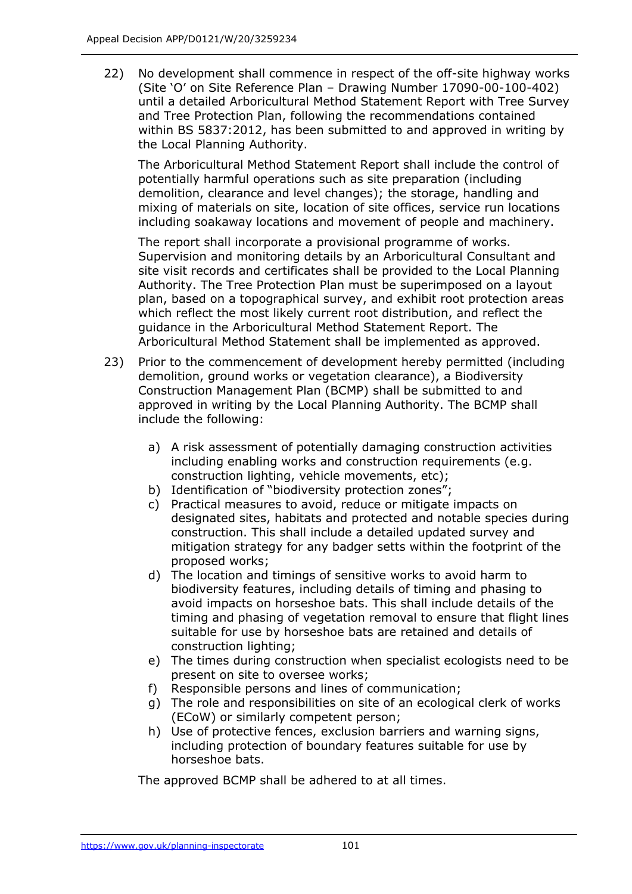22) No development shall commence in respect of the off-site highway works (Site 'O' on Site Reference Plan – Drawing Number 17090-00-100-402) until a detailed Arboricultural Method Statement Report with Tree Survey and Tree Protection Plan, following the recommendations contained within BS 5837:2012, has been submitted to and approved in writing by the Local Planning Authority.

    The Arboricultural Method Statement Report shall include the control of potentially harmful operations such as site preparation (including demolition, clearance and level changes); the storage, handling and mixing of materials on site, location of site offices, service run locations including soakaway locations and movement of people and machinery.

    The report shall incorporate a provisional programme of works. Supervision and monitoring details by an Arboricultural Consultant and site visit records and certificates shall be provided to the Local Planning Authority. The Tree Protection Plan must be superimposed on a layout plan, based on a topographical survey, and exhibit root protection areas which reflect the most likely current root distribution, and reflect the guidance in the Arboricultural Method Statement Report. The Arboricultural Method Statement shall be implemented as approved.

23) Prior to the commencement of development hereby permitted (including demolition, ground works or vegetation clearance), a Biodiversity Construction Management Plan (BCMP) shall be submitted to and approved in writing by the Local Planning Authority. The BCMP shall include the following:

    a) A risk assessment of potentially damaging construction activities including enabling works and construction requirements (e.g. construction lighting, vehicle movements, etc);
    b) Identification of "biodiversity protection zones";
    c) Practical measures to avoid, reduce or mitigate impacts on designated sites, habitats and protected and notable species during construction. This shall include a detailed updated survey and mitigation strategy for any badger setts within the footprint of the proposed works;
    d) The location and timings of sensitive works to avoid harm to biodiversity features, including details of timing and phasing to avoid impacts on horseshoe bats. This shall include details of the timing and phasing of vegetation removal to ensure that flight lines suitable for use by horseshoe bats are retained and details of construction lighting;
    e) The times during construction when specialist ecologists need to be present on site to oversee works;
    f) Responsible persons and lines of communication;
    g) The role and responsibilities on site of an ecological clerk of works (ECoW) or similarly competent person;
    h) Use of protective fences, exclusion barriers and warning signs, including protection of boundary features suitable for use by horseshoe bats.

    The approved BCMP shall be adhered to at all times.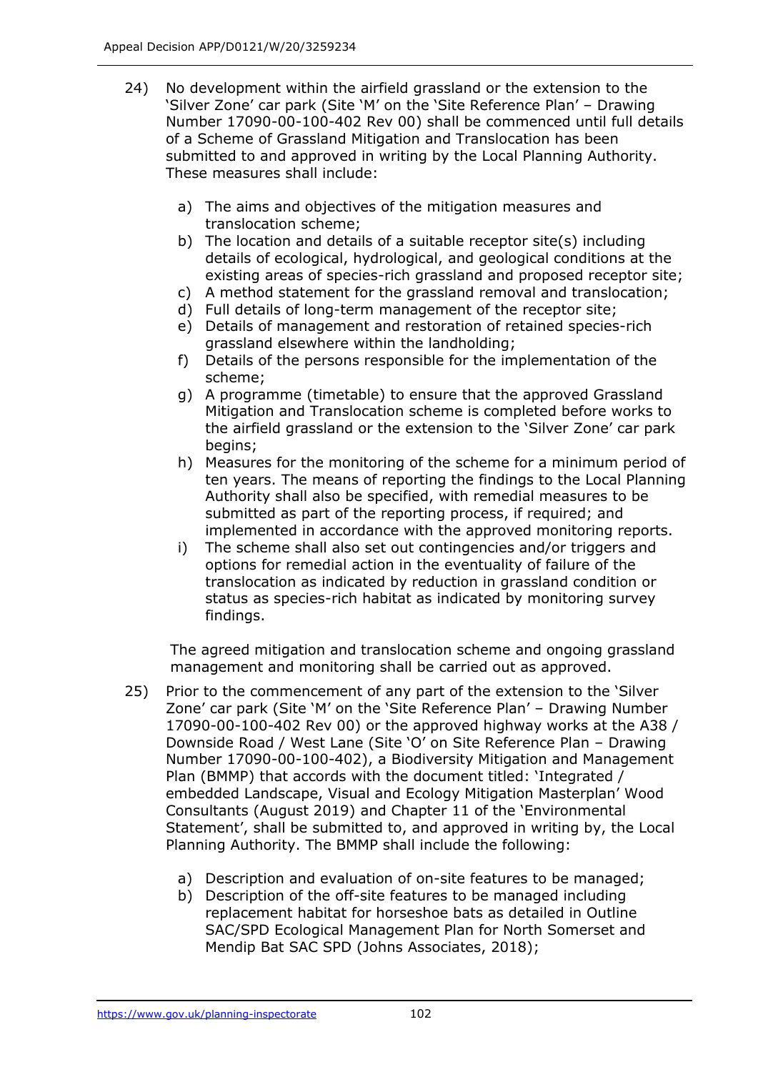24) No development within the airfield grassland or the extension to the 'Silver Zone' car park (Site 'M' on the 'Site Reference Plan' – Drawing Number 17090-00-100-402 Rev 00) shall be commenced until full details of a Scheme of Grassland Mitigation and Translocation has been submitted to and approved in writing by the Local Planning Authority. These measures shall include:

    a) The aims and objectives of the mitigation measures and translocation scheme;
    b) The location and details of a suitable receptor site(s) including details of ecological, hydrological, and geological conditions at the existing areas of species-rich grassland and proposed receptor site;
    c) A method statement for the grassland removal and translocation;
    d) Full details of long-term management of the receptor site;
    e) Details of management and restoration of retained species-rich grassland elsewhere within the landholding;
    f) Details of the persons responsible for the implementation of the scheme;
    g) A programme (timetable) to ensure that the approved Grassland Mitigation and Translocation scheme is completed before works to the airfield grassland or the extension to the 'Silver Zone' car park begins;
    h) Measures for the monitoring of the scheme for a minimum period of ten years. The means of reporting the findings to the Local Planning Authority shall also be specified, with remedial measures to be submitted as part of the reporting process, if required; and implemented in accordance with the approved monitoring reports.
    i) The scheme shall also set out contingencies and/or triggers and options for remedial action in the eventuality of failure of the translocation as indicated by reduction in grassland condition or status as species-rich habitat as indicated by monitoring survey findings.

    The agreed mitigation and translocation scheme and ongoing grassland management and monitoring shall be carried out as approved.

25) Prior to the commencement of any part of the extension to the 'Silver Zone' car park (Site 'M' on the 'Site Reference Plan' – Drawing Number 17090-00-100-402 Rev 00) or the approved highway works at the A38 / Downside Road / West Lane (Site 'O' on Site Reference Plan – Drawing Number 17090-00-100-402), a Biodiversity Mitigation and Management Plan (BMMP) that accords with the document titled: 'Integrated / embedded Landscape, Visual and Ecology Mitigation Masterplan' Wood Consultants (August 2019) and Chapter 11 of the 'Environmental Statement', shall be submitted to, and approved in writing by, the Local Planning Authority. The BMMP shall include the following:

    a) Description and evaluation of on-site features to be managed;
    b) Description of the off-site features to be managed including replacement habitat for horseshoe bats as detailed in Outline SAC/SPD Ecological Management Plan for North Somerset and Mendip Bat SAC SPD (Johns Associates, 2018);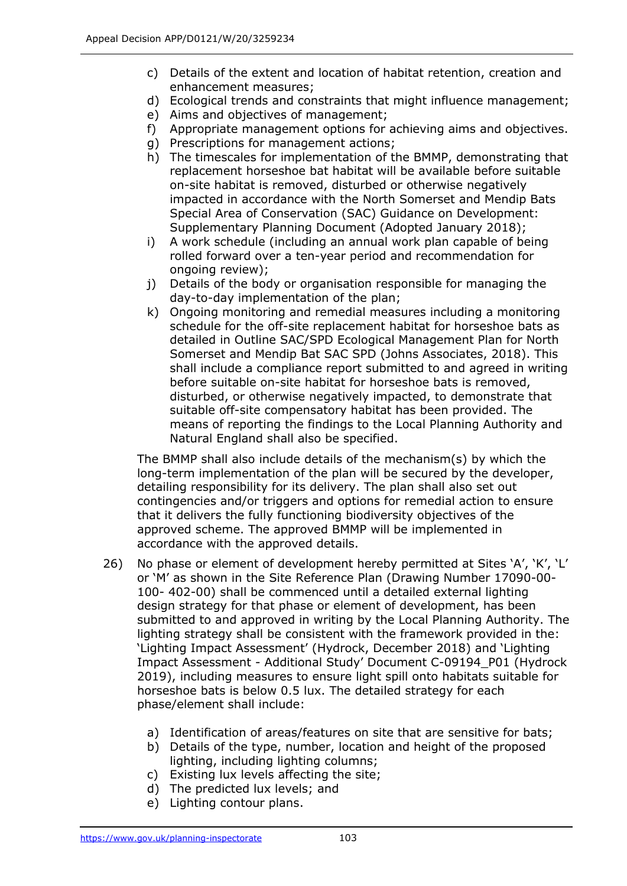c) Details of the extent and location of habitat retention, creation and enhancement measures;
d) Ecological trends and constraints that might influence management;
e) Aims and objectives of management;
f) Appropriate management options for achieving aims and objectives.
g) Prescriptions for management actions;
h) The timescales for implementation of the BMMP, demonstrating that replacement horseshoe bat habitat will be available before suitable on-site habitat is removed, disturbed or otherwise negatively impacted in accordance with the North Somerset and Mendip Bats Special Area of Conservation (SAC) Guidance on Development: Supplementary Planning Document (Adopted January 2018);
i) A work schedule (including an annual work plan capable of being rolled forward over a ten-year period and recommendation for ongoing review);
j) Details of the body or organisation responsible for managing the day-to-day implementation of the plan;
k) Ongoing monitoring and remedial measures including a monitoring schedule for the off-site replacement habitat for horseshoe bats as detailed in Outline SAC/SPD Ecological Management Plan for North Somerset and Mendip Bat SAC SPD (Johns Associates, 2018). This shall include a compliance report submitted to and agreed in writing before suitable on-site habitat for horseshoe bats is removed, disturbed, or otherwise negatively impacted, to demonstrate that suitable off-site compensatory habitat has been provided. The means of reporting the findings to the Local Planning Authority and Natural England shall also be specified.

The BMMP shall also include details of the mechanism(s) by which the long-term implementation of the plan will be secured by the developer, detailing responsibility for its delivery. The plan shall also set out contingencies and/or triggers and options for remedial action to ensure that it delivers the fully functioning biodiversity objectives of the approved scheme. The approved BMMP will be implemented in accordance with the approved details.

26) No phase or element of development hereby permitted at Sites 'A', 'K', 'L' or 'M' as shown in the Site Reference Plan (Drawing Number 17090-00-100- 402-00) shall be commenced until a detailed external lighting design strategy for that phase or element of development, has been submitted to and approved in writing by the Local Planning Authority. The lighting strategy shall be consistent with the framework provided in the: 'Lighting Impact Assessment' (Hydrock, December 2018) and 'Lighting Impact Assessment - Additional Study' Document C-09194_P01 (Hydrock 2019), including measures to ensure light spill onto habitats suitable for horseshoe bats is below 0.5 lux. The detailed strategy for each phase/element shall include:

a) Identification of areas/features on site that are sensitive for bats;
b) Details of the type, number, location and height of the proposed lighting, including lighting columns;
c) Existing lux levels affecting the site;
d) The predicted lux levels; and
e) Lighting contour plans.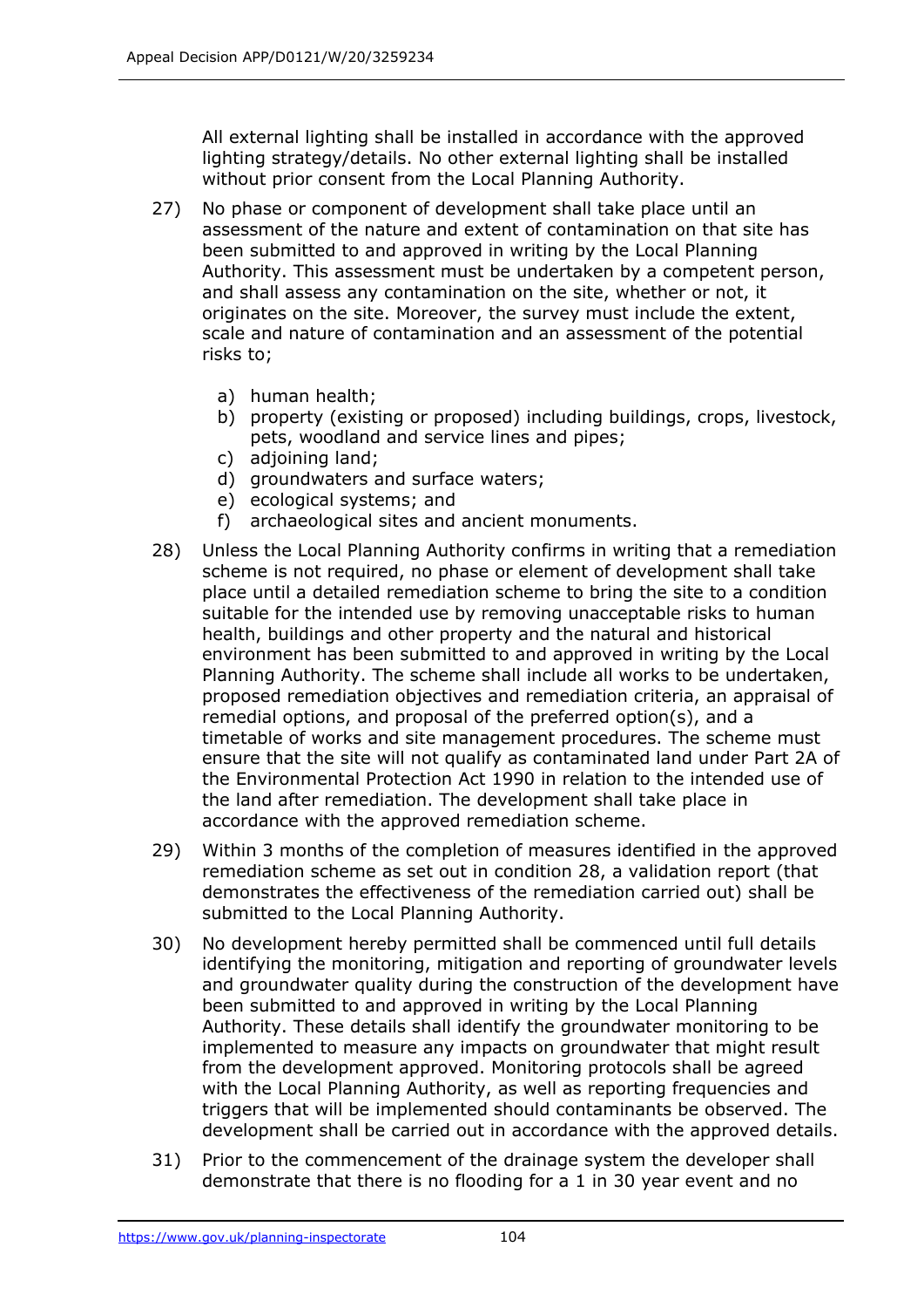All external lighting shall be installed in accordance with the approved lighting strategy/details. No other external lighting shall be installed without prior consent from the Local Planning Authority.

27) No phase or component of development shall take place until an assessment of the nature and extent of contamination on that site has been submitted to and approved in writing by the Local Planning Authority. This assessment must be undertaken by a competent person, and shall assess any contamination on the site, whether or not, it originates on the site. Moreover, the survey must include the extent, scale and nature of contamination and an assessment of the potential risks to;

    a) human health;
    b) property (existing or proposed) including buildings, crops, livestock, pets, woodland and service lines and pipes;
    c) adjoining land;
    d) groundwaters and surface waters;
    e) ecological systems; and
    f) archaeological sites and ancient monuments.

28) Unless the Local Planning Authority confirms in writing that a remediation scheme is not required, no phase or element of development shall take place until a detailed remediation scheme to bring the site to a condition suitable for the intended use by removing unacceptable risks to human health, buildings and other property and the natural and historical environment has been submitted to and approved in writing by the Local Planning Authority. The scheme shall include all works to be undertaken, proposed remediation objectives and remediation criteria, an appraisal of remedial options, and proposal of the preferred option(s), and a timetable of works and site management procedures. The scheme must ensure that the site will not qualify as contaminated land under Part 2A of the Environmental Protection Act 1990 in relation to the intended use of the land after remediation. The development shall take place in accordance with the approved remediation scheme.

29) Within 3 months of the completion of measures identified in the approved remediation scheme as set out in condition 28, a validation report (that demonstrates the effectiveness of the remediation carried out) shall be submitted to the Local Planning Authority.

30) No development hereby permitted shall be commenced until full details identifying the monitoring, mitigation and reporting of groundwater levels and groundwater quality during the construction of the development have been submitted to and approved in writing by the Local Planning Authority. These details shall identify the groundwater monitoring to be implemented to measure any impacts on groundwater that might result from the development approved. Monitoring protocols shall be agreed with the Local Planning Authority, as well as reporting frequencies and triggers that will be implemented should contaminants be observed. The development shall be carried out in accordance with the approved details.

31) Prior to the commencement of the drainage system the developer shall demonstrate that there is no flooding for a 1 in 30 year event and no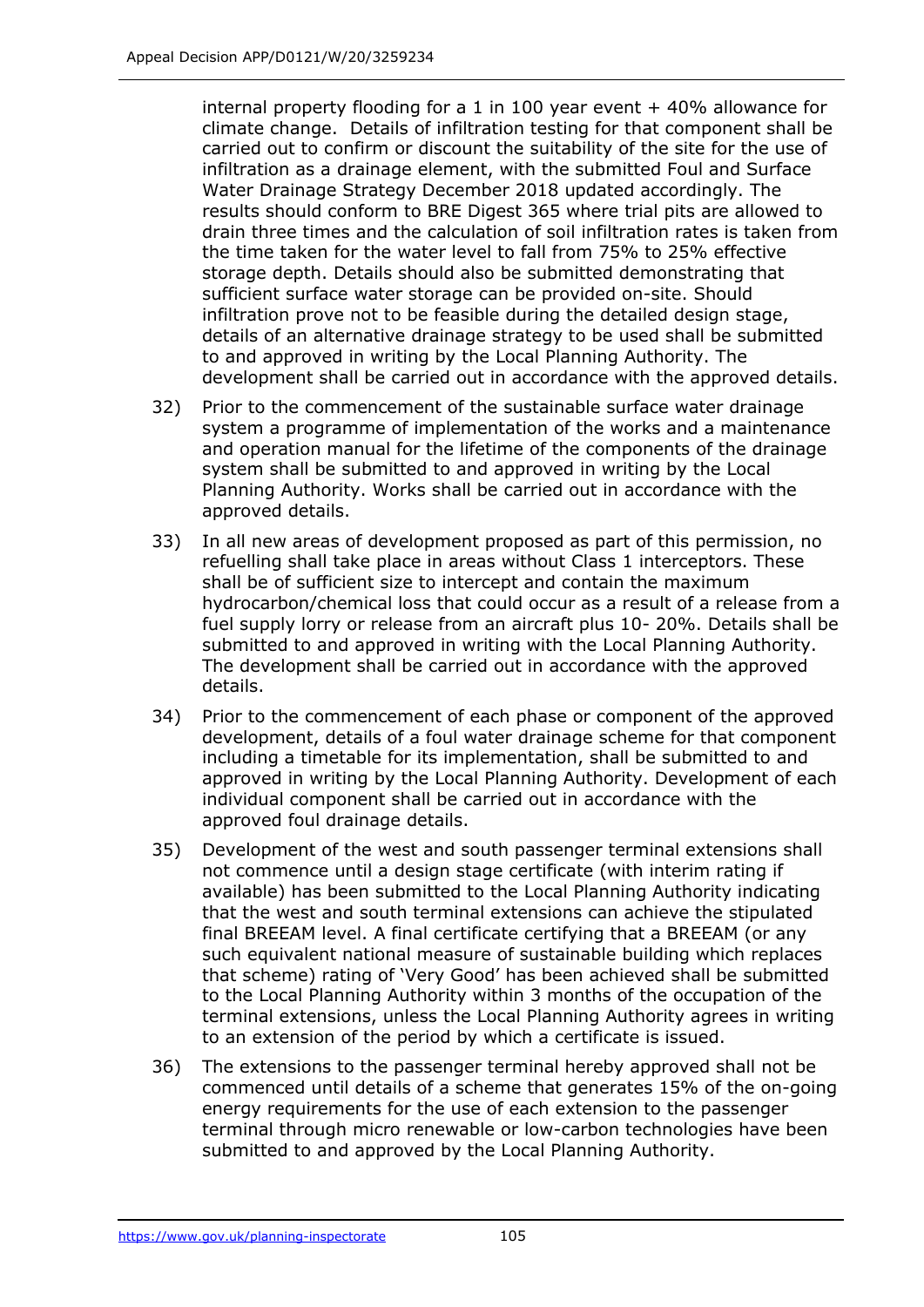internal property flooding for a 1 in 100 year event + 40% allowance for climate change. Details of infiltration testing for that component shall be carried out to confirm or discount the suitability of the site for the use of infiltration as a drainage element, with the submitted Foul and Surface Water Drainage Strategy December 2018 updated accordingly. The results should conform to BRE Digest 365 where trial pits are allowed to drain three times and the calculation of soil infiltration rates is taken from the time taken for the water level to fall from 75% to 25% effective storage depth. Details should also be submitted demonstrating that sufficient surface water storage can be provided on-site. Should infiltration prove not to be feasible during the detailed design stage, details of an alternative drainage strategy to be used shall be submitted to and approved in writing by the Local Planning Authority. The development shall be carried out in accordance with the approved details.

32) Prior to the commencement of the sustainable surface water drainage system a programme of implementation of the works and a maintenance and operation manual for the lifetime of the components of the drainage system shall be submitted to and approved in writing by the Local Planning Authority. Works shall be carried out in accordance with the approved details.

33) In all new areas of development proposed as part of this permission, no refuelling shall take place in areas without Class 1 interceptors. These shall be of sufficient size to intercept and contain the maximum hydrocarbon/chemical loss that could occur as a result of a release from a fuel supply lorry or release from an aircraft plus 10- 20%. Details shall be submitted to and approved in writing with the Local Planning Authority. The development shall be carried out in accordance with the approved details.

34) Prior to the commencement of each phase or component of the approved development, details of a foul water drainage scheme for that component including a timetable for its implementation, shall be submitted to and approved in writing by the Local Planning Authority. Development of each individual component shall be carried out in accordance with the approved foul drainage details.

35) Development of the west and south passenger terminal extensions shall not commence until a design stage certificate (with interim rating if available) has been submitted to the Local Planning Authority indicating that the west and south terminal extensions can achieve the stipulated final BREEAM level. A final certificate certifying that a BREEAM (or any such equivalent national measure of sustainable building which replaces that scheme) rating of 'Very Good' has been achieved shall be submitted to the Local Planning Authority within 3 months of the occupation of the terminal extensions, unless the Local Planning Authority agrees in writing to an extension of the period by which a certificate is issued.

36) The extensions to the passenger terminal hereby approved shall not be commenced until details of a scheme that generates 15% of the on-going energy requirements for the use of each extension to the passenger terminal through micro renewable or low-carbon technologies have been submitted to and approved by the Local Planning Authority.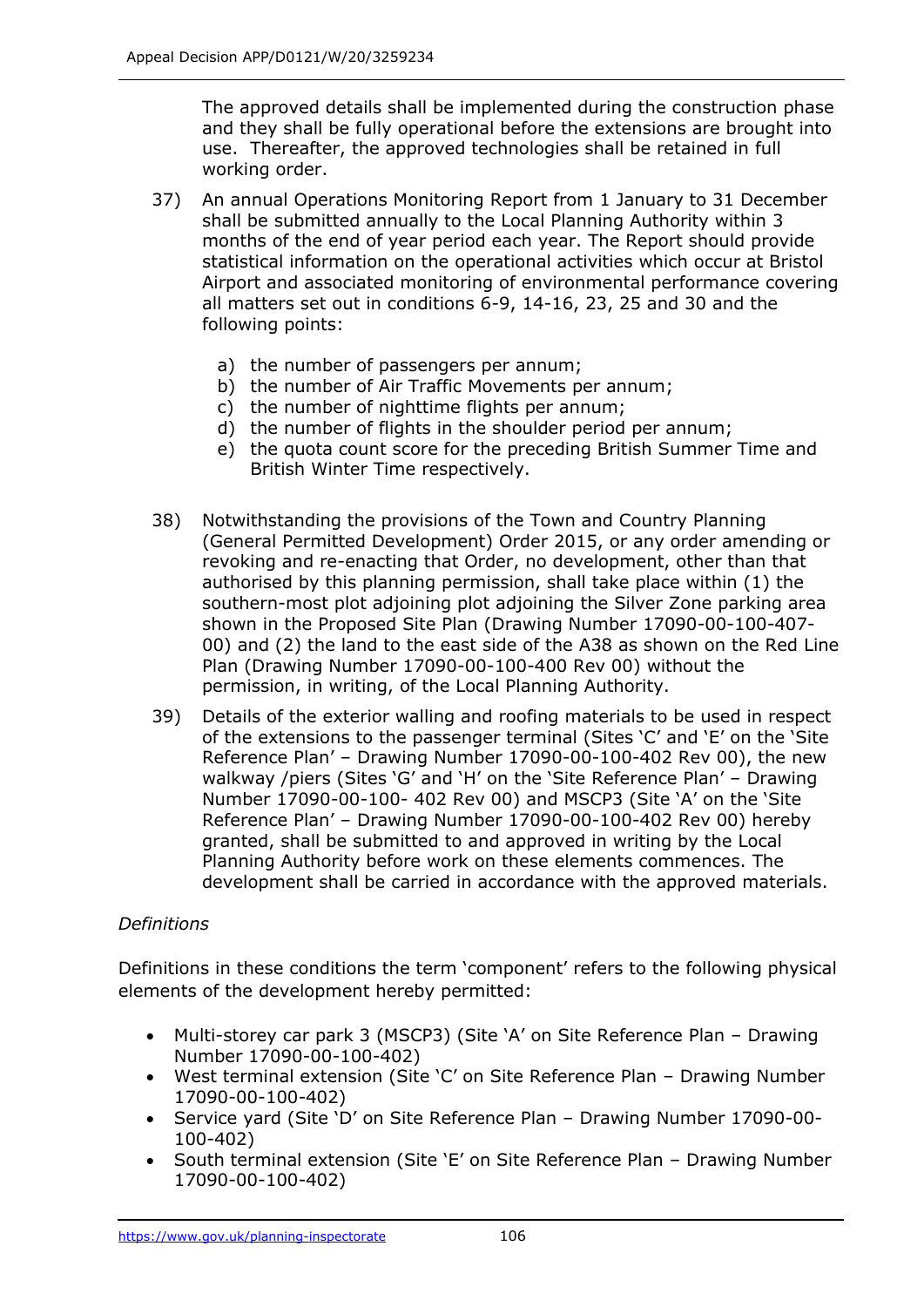The approved details shall be implemented during the construction phase and they shall be fully operational before the extensions are brought into use. Thereafter, the approved technologies shall be retained in full working order.

37) An annual Operations Monitoring Report from 1 January to 31 December shall be submitted annually to the Local Planning Authority within 3 months of the end of year period each year. The Report should provide statistical information on the operational activities which occur at Bristol Airport and associated monitoring of environmental performance covering all matters set out in conditions 6-9, 14-16, 23, 25 and 30 and the following points:

    a) the number of passengers per annum;
    b) the number of Air Traffic Movements per annum;
    c) the number of nighttime flights per annum;
    d) the number of flights in the shoulder period per annum;
    e) the quota count score for the preceding British Summer Time and British Winter Time respectively.

38) Notwithstanding the provisions of the Town and Country Planning (General Permitted Development) Order 2015, or any order amending or revoking and re-enacting that Order, no development, other than that authorised by this planning permission, shall take place within (1) the southern-most plot adjoining plot adjoining the Silver Zone parking area shown in the Proposed Site Plan (Drawing Number 17090-00-100-407-00) and (2) the land to the east side of the A38 as shown on the Red Line Plan (Drawing Number 17090-00-100-400 Rev 00) without the permission, in writing, of the Local Planning Authority.

39) Details of the exterior walling and roofing materials to be used in respect of the extensions to the passenger terminal (Sites 'C' and 'E' on the 'Site Reference Plan' – Drawing Number 17090-00-100-402 Rev 00), the new walkway /piers (Sites 'G' and 'H' on the 'Site Reference Plan' – Drawing Number 17090-00-100- 402 Rev 00) and MSCP3 (Site 'A' on the 'Site Reference Plan' – Drawing Number 17090-00-100-402 Rev 00) hereby granted, shall be submitted to and approved in writing by the Local Planning Authority before work on these elements commences. The development shall be carried in accordance with the approved materials.

*Definitions*

Definitions in these conditions the term 'component' refers to the following physical elements of the development hereby permitted:

- Multi-storey car park 3 (MSCP3) (Site 'A' on Site Reference Plan – Drawing Number 17090-00-100-402)
- West terminal extension (Site 'C' on Site Reference Plan – Drawing Number 17090-00-100-402)
- Service yard (Site 'D' on Site Reference Plan – Drawing Number 17090-00-100-402)
- South terminal extension (Site 'E' on Site Reference Plan – Drawing Number 17090-00-100-402)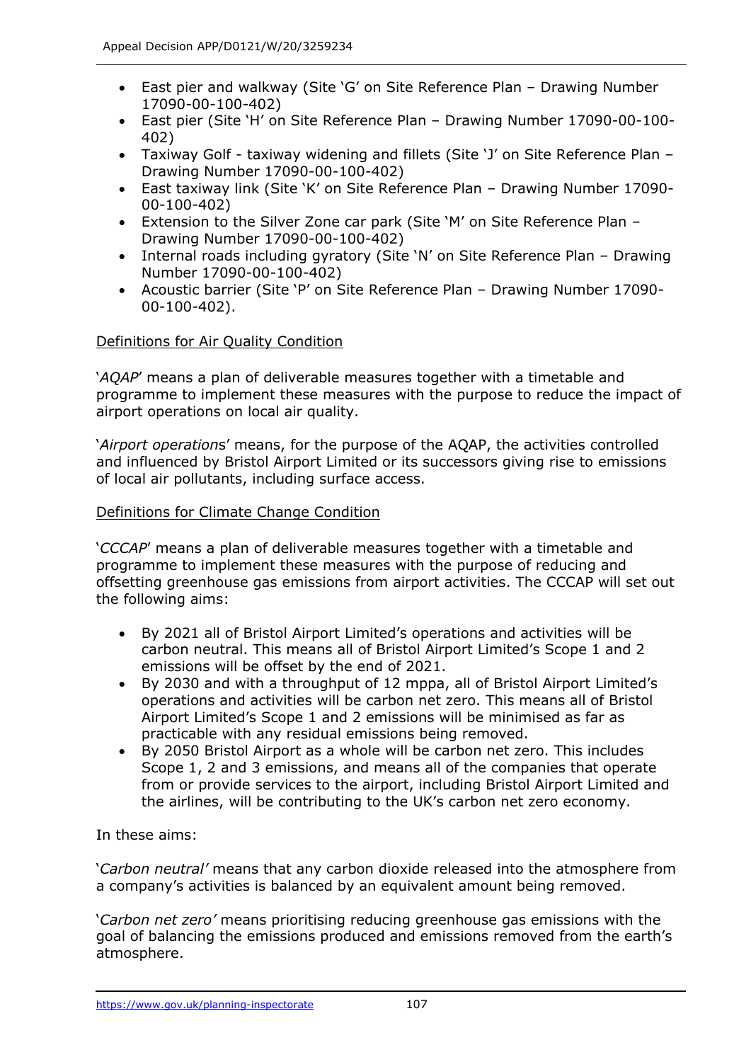- East pier and walkway (Site 'G' on Site Reference Plan – Drawing Number 17090-00-100-402)
- East pier (Site 'H' on Site Reference Plan – Drawing Number 17090-00-100-402)
- Taxiway Golf - taxiway widening and fillets (Site 'J' on Site Reference Plan – Drawing Number 17090-00-100-402)
- East taxiway link (Site 'K' on Site Reference Plan – Drawing Number 17090-00-100-402)
- Extension to the Silver Zone car park (Site 'M' on Site Reference Plan – Drawing Number 17090-00-100-402)
- Internal roads including gyratory (Site 'N' on Site Reference Plan – Drawing Number 17090-00-100-402)
- Acoustic barrier (Site 'P' on Site Reference Plan – Drawing Number 17090-00-100-402).

<u>Definitions for Air Quality Condition</u>

'*AQAP*' means a plan of deliverable measures together with a timetable and programme to implement these measures with the purpose to reduce the impact of airport operations on local air quality.

'*Airport operations*' means, for the purpose of the AQAP, the activities controlled and influenced by Bristol Airport Limited or its successors giving rise to emissions of local air pollutants, including surface access.

<u>Definitions for Climate Change Condition</u>

'*CCCAP*' means a plan of deliverable measures together with a timetable and programme to implement these measures with the purpose of reducing and offsetting greenhouse gas emissions from airport activities. The CCCAP will set out the following aims:

- By 2021 all of Bristol Airport Limited's operations and activities will be carbon neutral. This means all of Bristol Airport Limited's Scope 1 and 2 emissions will be offset by the end of 2021.
- By 2030 and with a throughput of 12 mppa, all of Bristol Airport Limited's operations and activities will be carbon net zero. This means all of Bristol Airport Limited's Scope 1 and 2 emissions will be minimised as far as practicable with any residual emissions being removed.
- By 2050 Bristol Airport as a whole will be carbon net zero. This includes Scope 1, 2 and 3 emissions, and means all of the companies that operate from or provide services to the airport, including Bristol Airport Limited and the airlines, will be contributing to the UK's carbon net zero economy.

In these aims:

'*Carbon neutral'* means that any carbon dioxide released into the atmosphere from a company's activities is balanced by an equivalent amount being removed.

'*Carbon net zero'* means prioritising reducing greenhouse gas emissions with the goal of balancing the emissions produced and emissions removed from the earth's atmosphere.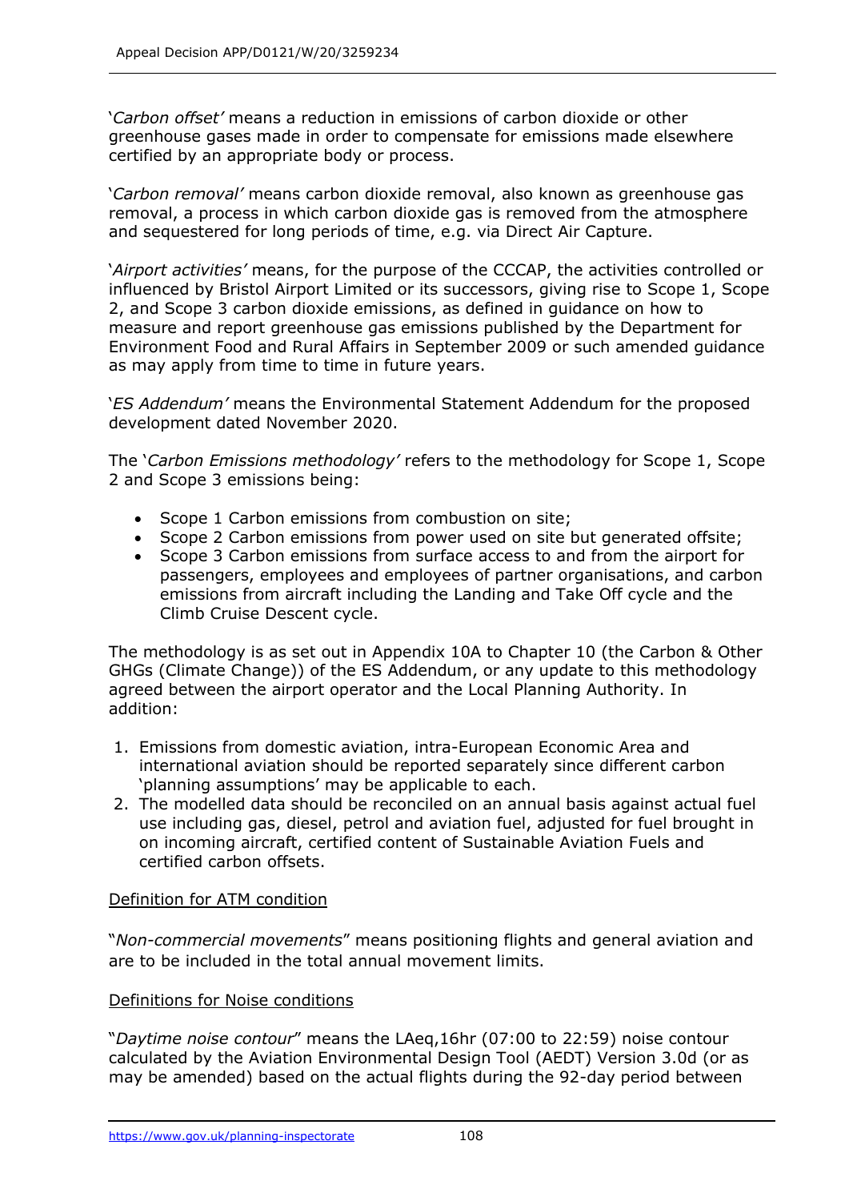'*Carbon offset'* means a reduction in emissions of carbon dioxide or other greenhouse gases made in order to compensate for emissions made elsewhere certified by an appropriate body or process.

'*Carbon removal'* means carbon dioxide removal, also known as greenhouse gas removal, a process in which carbon dioxide gas is removed from the atmosphere and sequestered for long periods of time, e.g. via Direct Air Capture.

'*Airport activities'* means, for the purpose of the CCCAP, the activities controlled or influenced by Bristol Airport Limited or its successors, giving rise to Scope 1, Scope 2, and Scope 3 carbon dioxide emissions, as defined in guidance on how to measure and report greenhouse gas emissions published by the Department for Environment Food and Rural Affairs in September 2009 or such amended guidance as may apply from time to time in future years.

'*ES Addendum'* means the Environmental Statement Addendum for the proposed development dated November 2020.

The '*Carbon Emissions methodology'* refers to the methodology for Scope 1, Scope 2 and Scope 3 emissions being:

- Scope 1 Carbon emissions from combustion on site;
- Scope 2 Carbon emissions from power used on site but generated offsite;
- Scope 3 Carbon emissions from surface access to and from the airport for passengers, employees and employees of partner organisations, and carbon emissions from aircraft including the Landing and Take Off cycle and the Climb Cruise Descent cycle.

The methodology is as set out in Appendix 10A to Chapter 10 (the Carbon & Other GHGs (Climate Change)) of the ES Addendum, or any update to this methodology agreed between the airport operator and the Local Planning Authority. In addition:

1. Emissions from domestic aviation, intra-European Economic Area and international aviation should be reported separately since different carbon 'planning assumptions' may be applicable to each.
2. The modelled data should be reconciled on an annual basis against actual fuel use including gas, diesel, petrol and aviation fuel, adjusted for fuel brought in on incoming aircraft, certified content of Sustainable Aviation Fuels and certified carbon offsets.

<u>Definition for ATM condition</u>

"*Non-commercial movements*" means positioning flights and general aviation and are to be included in the total annual movement limits.

<u>Definitions for Noise conditions</u>

"*Daytime noise contour*" means the LAeq,16hr (07:00 to 22:59) noise contour calculated by the Aviation Environmental Design Tool (AEDT) Version 3.0d (or as may be amended) based on the actual flights during the 92-day period between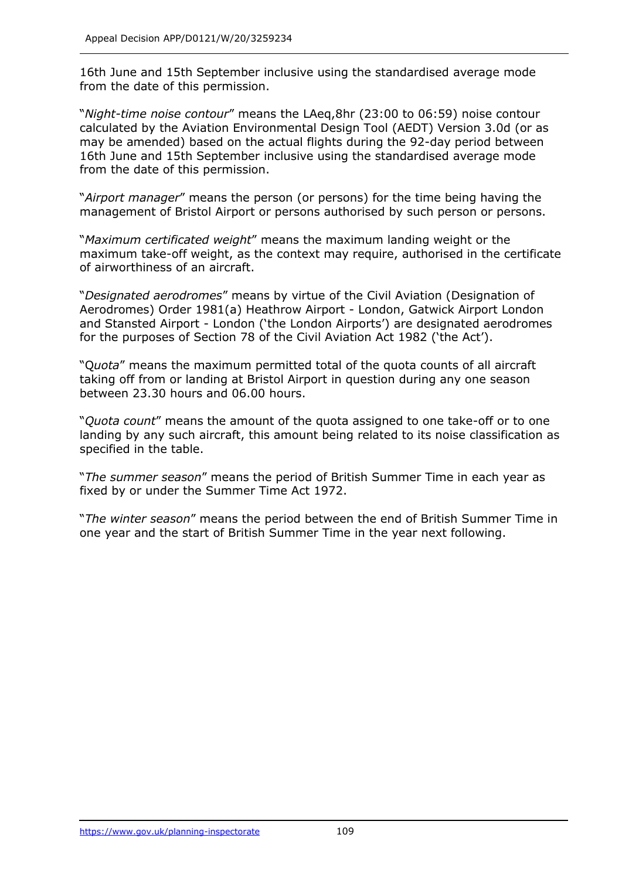16th June and 15th September inclusive using the standardised average mode from the date of this permission.

"*Night-time noise contour*" means the LAeq,8hr (23:00 to 06:59) noise contour calculated by the Aviation Environmental Design Tool (AEDT) Version 3.0d (or as may be amended) based on the actual flights during the 92-day period between 16th June and 15th September inclusive using the standardised average mode from the date of this permission.

"*Airport manager*" means the person (or persons) for the time being having the management of Bristol Airport or persons authorised by such person or persons.

"*Maximum certificated weight*" means the maximum landing weight or the maximum take-off weight, as the context may require, authorised in the certificate of airworthiness of an aircraft.

"*Designated aerodromes*" means by virtue of the Civil Aviation (Designation of Aerodromes) Order 1981(a) Heathrow Airport - London, Gatwick Airport London and Stansted Airport - London ('the London Airports') are designated aerodromes for the purposes of Section 78 of the Civil Aviation Act 1982 ('the Act').

"Q*uota*" means the maximum permitted total of the quota counts of all aircraft taking off from or landing at Bristol Airport in question during any one season between 23.30 hours and 06.00 hours.

"*Quota count*" means the amount of the quota assigned to one take-off or to one landing by any such aircraft, this amount being related to its noise classification as specified in the table.

"*The summer season*" means the period of British Summer Time in each year as fixed by or under the Summer Time Act 1972.

"*The winter season*" means the period between the end of British Summer Time in one year and the start of British Summer Time in the year next following.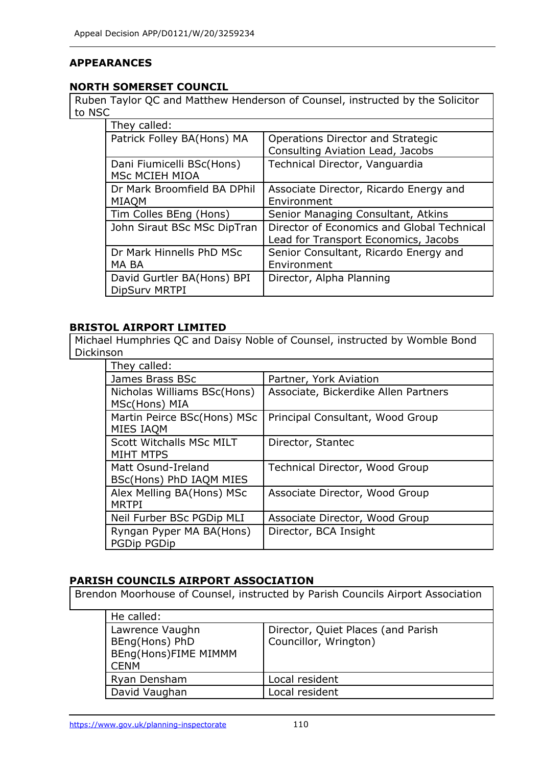## APPEARANCES

### NORTH SOMERSET COUNCIL

Ruben Taylor QC and Matthew Henderson of Counsel, instructed by the Solicitor to NSC

| They called: | |
|---|---|
| Patrick Folley BA(Hons) MA | Operations Director and Strategic Consulting Aviation Lead, Jacobs |
| Dani Fiumicelli BSc(Hons) MSc MCIEH MIOA | Technical Director, Vanguardia |
| Dr Mark Broomfield BA DPhil MIAQM | Associate Director, Ricardo Energy and Environment |
| Tim Colles BEng (Hons) | Senior Managing Consultant, Atkins |
| John Siraut BSc MSc DipTran | Director of Economics and Global Technical Lead for Transport Economics, Jacobs |
| Dr Mark Hinnells PhD MSc MA BA | Senior Consultant, Ricardo Energy and Environment |
| David Gurtler BA(Hons) BPI DipSurv MRTPI | Director, Alpha Planning |

### BRISTOL AIRPORT LIMITED

Michael Humphries QC and Daisy Noble of Counsel, instructed by Womble Bond Dickinson

| They called: | |
|---|---|
| James Brass BSc | Partner, York Aviation |
| Nicholas Williams BSc(Hons) MSc(Hons) MIA | Associate, Bickerdike Allen Partners |
| Martin Peirce BSc(Hons) MSc MIES IAQM | Principal Consultant, Wood Group |
| Scott Witchalls MSc MILT MIHT MTPS | Director, Stantec |
| Matt Osund-Ireland BSc(Hons) PhD IAQM MIES | Technical Director, Wood Group |
| Alex Melling BA(Hons) MSc MRTPI | Associate Director, Wood Group |
| Neil Furber BSc PGDip MLI | Associate Director, Wood Group |
| Ryngan Pyper MA BA(Hons) PGDip PGDip | Director, BCA Insight |

### PARISH COUNCILS AIRPORT ASSOCIATION

Brendon Moorhouse of Counsel, instructed by Parish Councils Airport Association

| He called: | |
|---|---|
| Lawrence Vaughn BEng(Hons) PhD BEng(Hons)FIME MIMMM CENM | Director, Quiet Places (and Parish Councillor, Wrington) |
| Ryan Densham | Local resident |
| David Vaughan | Local resident |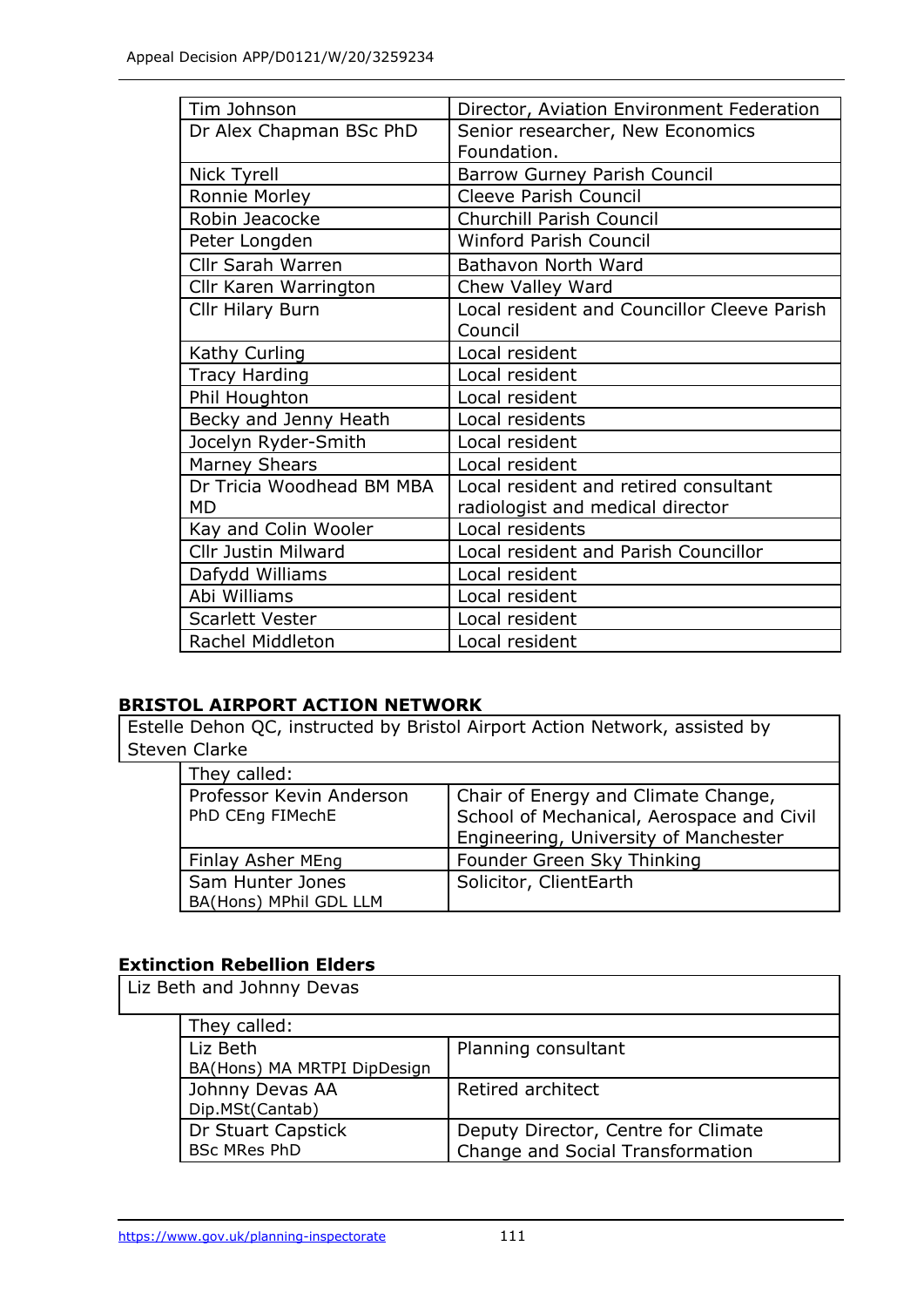| | |
|---|---|
| Tim Johnson | Director, Aviation Environment Federation |
| Dr Alex Chapman BSc PhD | Senior researcher, New Economics Foundation. |
| Nick Tyrell | Barrow Gurney Parish Council |
| Ronnie Morley | Cleeve Parish Council |
| Robin Jeacocke | Churchill Parish Council |
| Peter Longden | Winford Parish Council |
| Cllr Sarah Warren | Bathavon North Ward |
| Cllr Karen Warrington | Chew Valley Ward |
| Cllr Hilary Burn | Local resident and Councillor Cleeve Parish Council |
| Kathy Curling | Local resident |
| Tracy Harding | Local resident |
| Phil Houghton | Local resident |
| Becky and Jenny Heath | Local residents |
| Jocelyn Ryder-Smith | Local resident |
| Marney Shears | Local resident |
| Dr Tricia Woodhead BM MBA MD | Local resident and retired consultant radiologist and medical director |
| Kay and Colin Wooler | Local residents |
| Cllr Justin Milward | Local resident and Parish Councillor |
| Dafydd Williams | Local resident |
| Abi Williams | Local resident |
| Scarlett Vester | Local resident |
| Rachel Middleton | Local resident |

**BRISTOL AIRPORT ACTION NETWORK**

Estelle Dehon QC, instructed by Bristol Airport Action Network, assisted by Steven Clarke

| They called: | |
|---|---|
| Professor Kevin Anderson PhD CEng FIMechE | Chair of Energy and Climate Change, School of Mechanical, Aerospace and Civil Engineering, University of Manchester |
| Finlay Asher MEng | Founder Green Sky Thinking |
| Sam Hunter Jones BA(Hons) MPhil GDL LLM | Solicitor, ClientEarth |

**Extinction Rebellion Elders**

Liz Beth and Johnny Devas

| They called: | |
|---|---|
| Liz Beth BA(Hons) MA MRTPI DipDesign | Planning consultant |
| Johnny Devas AA Dip.MSt(Cantab) | Retired architect |
| Dr Stuart Capstick BSc MRes PhD | Deputy Director, Centre for Climate Change and Social Transformation |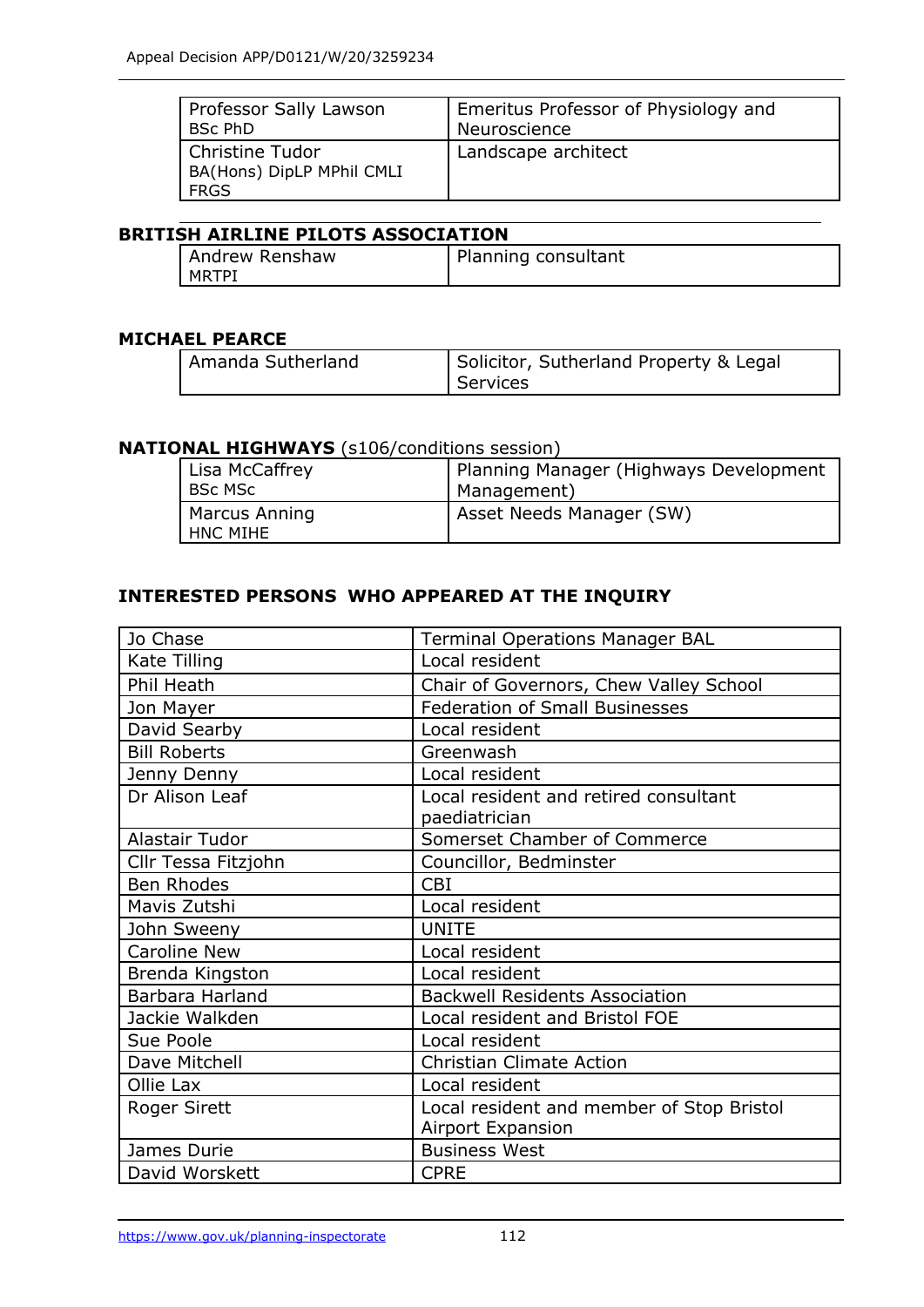| | |
|---|---|
| Professor Sally Lawson BSc PhD | Emeritus Professor of Physiology and Neuroscience |
| Christine Tudor BA(Hons) DipLP MPhil CMLI FRGS | Landscape architect |

**BRITISH AIRLINE PILOTS ASSOCIATION**

| | |
|---|---|
| Andrew Renshaw MRTPI | Planning consultant |

**MICHAEL PEARCE**

| | |
|---|---|
| Amanda Sutherland | Solicitor, Sutherland Property & Legal Services |

**NATIONAL HIGHWAYS** (s106/conditions session)

| | |
|---|---|
| Lisa McCaffrey BSc MSc | Planning Manager (Highways Development Management) |
| Marcus Anning HNC MIHE | Asset Needs Manager (SW) |

**INTERESTED PERSONS WHO APPEARED AT THE INQUIRY**

| | |
|---|---|
| Jo Chase | Terminal Operations Manager BAL |
| Kate Tilling | Local resident |
| Phil Heath | Chair of Governors, Chew Valley School |
| Jon Mayer | Federation of Small Businesses |
| David Searby | Local resident |
| Bill Roberts | Greenwash |
| Jenny Denny | Local resident |
| Dr Alison Leaf | Local resident and retired consultant paediatrician |
| Alastair Tudor | Somerset Chamber of Commerce |
| Cllr Tessa Fitzjohn | Councillor, Bedminster |
| Ben Rhodes | CBI |
| Mavis Zutshi | Local resident |
| John Sweeny | UNITE |
| Caroline New | Local resident |
| Brenda Kingston | Local resident |
| Barbara Harland | Backwell Residents Association |
| Jackie Walkden | Local resident and Bristol FOE |
| Sue Poole | Local resident |
| Dave Mitchell | Christian Climate Action |
| Ollie Lax | Local resident |
| Roger Sirett | Local resident and member of Stop Bristol Airport Expansion |
| James Durie | Business West |
| David Worskett | CPRE |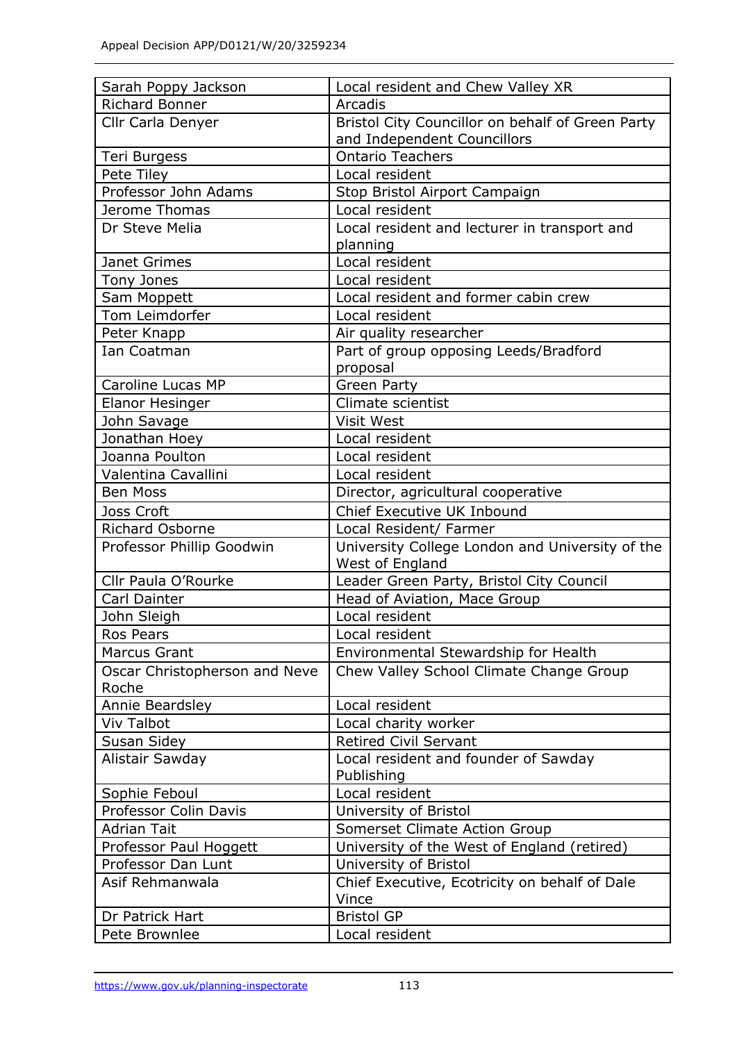| | |
|---|---|
| Sarah Poppy Jackson | Local resident and Chew Valley XR |
| Richard Bonner | Arcadis |
| Cllr Carla Denyer | Bristol City Councillor on behalf of Green Party and Independent Councillors |
| Teri Burgess | Ontario Teachers |
| Pete Tiley | Local resident |
| Professor John Adams | Stop Bristol Airport Campaign |
| Jerome Thomas | Local resident |
| Dr Steve Melia | Local resident and lecturer in transport and planning |
| Janet Grimes | Local resident |
| Tony Jones | Local resident |
| Sam Moppett | Local resident and former cabin crew |
| Tom Leimdorfer | Local resident |
| Peter Knapp | Air quality researcher |
| Ian Coatman | Part of group opposing Leeds/Bradford proposal |
| Caroline Lucas MP | Green Party |
| Elanor Hesinger | Climate scientist |
| John Savage | Visit West |
| Jonathan Hoey | Local resident |
| Joanna Poulton | Local resident |
| Valentina Cavallini | Local resident |
| Ben Moss | Director, agricultural cooperative |
| Joss Croft | Chief Executive UK Inbound |
| Richard Osborne | Local Resident/ Farmer |
| Professor Phillip Goodwin | University College London and University of the West of England |
| Cllr Paula O'Rourke | Leader Green Party, Bristol City Council |
| Carl Dainter | Head of Aviation, Mace Group |
| John Sleigh | Local resident |
| Ros Pears | Local resident |
| Marcus Grant | Environmental Stewardship for Health |
| Oscar Christopherson and Neve Roche | Chew Valley School Climate Change Group |
| Annie Beardsley | Local resident |
| Viv Talbot | Local charity worker |
| Susan Sidey | Retired Civil Servant |
| Alistair Sawday | Local resident and founder of Sawday Publishing |
| Sophie Feboul | Local resident |
| Professor Colin Davis | University of Bristol |
| Adrian Tait | Somerset Climate Action Group |
| Professor Paul Hoggett | University of the West of England (retired) |
| Professor Dan Lunt | University of Bristol |
| Asif Rehmanwala | Chief Executive, Ecotricity on behalf of Dale Vince |
| Dr Patrick Hart | Bristol GP |
| Pete Brownlee | Local resident |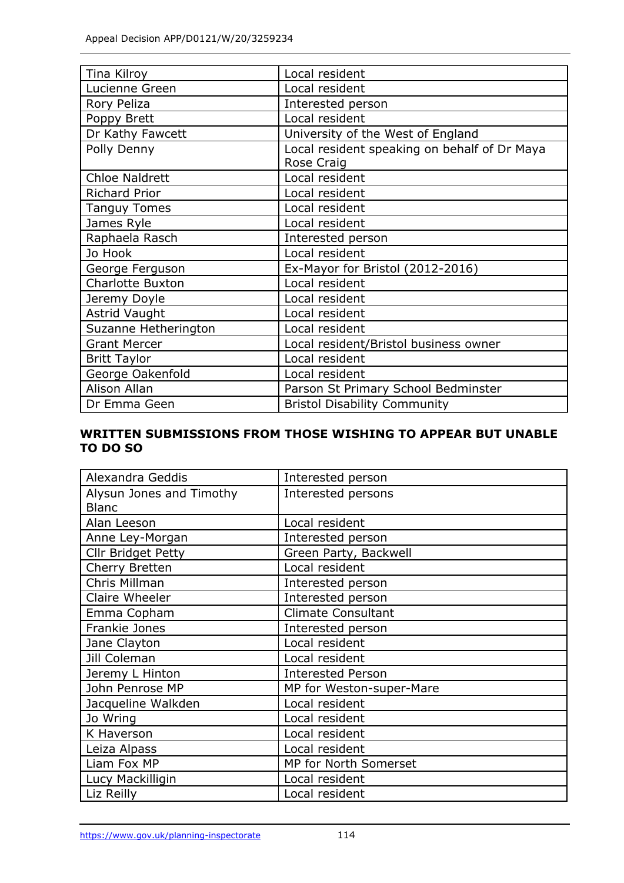| | |
|---|---|
| Tina Kilroy | Local resident |
| Lucienne Green | Local resident |
| Rory Peliza | Interested person |
| Poppy Brett | Local resident |
| Dr Kathy Fawcett | University of the West of England |
| Polly Denny | Local resident speaking on behalf of Dr Maya Rose Craig |
| Chloe Naldrett | Local resident |
| Richard Prior | Local resident |
| Tanguy Tomes | Local resident |
| James Ryle | Local resident |
| Raphaela Rasch | Interested person |
| Jo Hook | Local resident |
| George Ferguson | Ex-Mayor for Bristol (2012-2016) |
| Charlotte Buxton | Local resident |
| Jeremy Doyle | Local resident |
| Astrid Vaught | Local resident |
| Suzanne Hetherington | Local resident |
| Grant Mercer | Local resident/Bristol business owner |
| Britt Taylor | Local resident |
| George Oakenfold | Local resident |
| Alison Allan | Parson St Primary School Bedminster |
| Dr Emma Geen | Bristol Disability Community |

**WRITTEN SUBMISSIONS FROM THOSE WISHING TO APPEAR BUT UNABLE TO DO SO**

| | |
|---|---|
| Alexandra Geddis | Interested person |
| Alysun Jones and Timothy Blanc | Interested persons |
| Alan Leeson | Local resident |
| Anne Ley-Morgan | Interested person |
| Cllr Bridget Petty | Green Party, Backwell |
| Cherry Bretten | Local resident |
| Chris Millman | Interested person |
| Claire Wheeler | Interested person |
| Emma Copham | Climate Consultant |
| Frankie Jones | Interested person |
| Jane Clayton | Local resident |
| Jill Coleman | Local resident |
| Jeremy L Hinton | Interested Person |
| John Penrose MP | MP for Weston-super-Mare |
| Jacqueline Walkden | Local resident |
| Jo Wring | Local resident |
| K Haverson | Local resident |
| Leiza Alpass | Local resident |
| Liam Fox MP | MP for North Somerset |
| Lucy Mackilligin | Local resident |
| Liz Reilly | Local resident |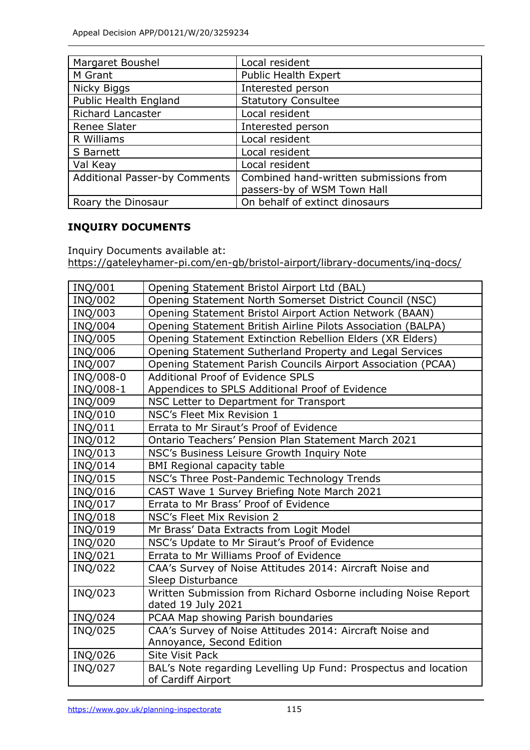| | |
|---|---|
| Margaret Boushel | Local resident |
| M Grant | Public Health Expert |
| Nicky Biggs | Interested person |
| Public Health England | Statutory Consultee |
| Richard Lancaster | Local resident |
| Renee Slater | Interested person |
| R Williams | Local resident |
| S Barnett | Local resident |
| Val Keay | Local resident |
| Additional Passer-by Comments | Combined hand-written submissions from passers-by of WSM Town Hall |
| Roary the Dinosaur | On behalf of extinct dinosaurs |

## INQUIRY DOCUMENTS

Inquiry Documents available at:
https://gateleyhamer-pi.com/en-gb/bristol-airport/library-documents/inq-docs/

| | |
|---|---|
| INQ/001 | Opening Statement Bristol Airport Ltd (BAL) |
| INQ/002 | Opening Statement North Somerset District Council (NSC) |
| INQ/003 | Opening Statement Bristol Airport Action Network (BAAN) |
| INQ/004 | Opening Statement British Airline Pilots Association (BALPA) |
| INQ/005 | Opening Statement Extinction Rebellion Elders (XR Elders) |
| INQ/006 | Opening Statement Sutherland Property and Legal Services |
| INQ/007 | Opening Statement Parish Councils Airport Association (PCAA) |
| INQ/008-0 | Additional Proof of Evidence SPLS |
| INQ/008-1 | Appendices to SPLS Additional Proof of Evidence |
| INQ/009 | NSC Letter to Department for Transport |
| INQ/010 | NSC's Fleet Mix Revision 1 |
| INQ/011 | Errata to Mr Siraut's Proof of Evidence |
| INQ/012 | Ontario Teachers' Pension Plan Statement March 2021 |
| INQ/013 | NSC's Business Leisure Growth Inquiry Note |
| INQ/014 | BMI Regional capacity table |
| INQ/015 | NSC's Three Post-Pandemic Technology Trends |
| INQ/016 | CAST Wave 1 Survey Briefing Note March 2021 |
| INQ/017 | Errata to Mr Brass' Proof of Evidence |
| INQ/018 | NSC's Fleet Mix Revision 2 |
| INQ/019 | Mr Brass' Data Extracts from Logit Model |
| INQ/020 | NSC's Update to Mr Siraut's Proof of Evidence |
| INQ/021 | Errata to Mr Williams Proof of Evidence |
| INQ/022 | CAA's Survey of Noise Attitudes 2014: Aircraft Noise and Sleep Disturbance |
| INQ/023 | Written Submission from Richard Osborne including Noise Report dated 19 July 2021 |
| INQ/024 | PCAA Map showing Parish boundaries |
| INQ/025 | CAA's Survey of Noise Attitudes 2014: Aircraft Noise and Annoyance, Second Edition |
| INQ/026 | Site Visit Pack |
| INQ/027 | BAL's Note regarding Levelling Up Fund: Prospectus and location of Cardiff Airport |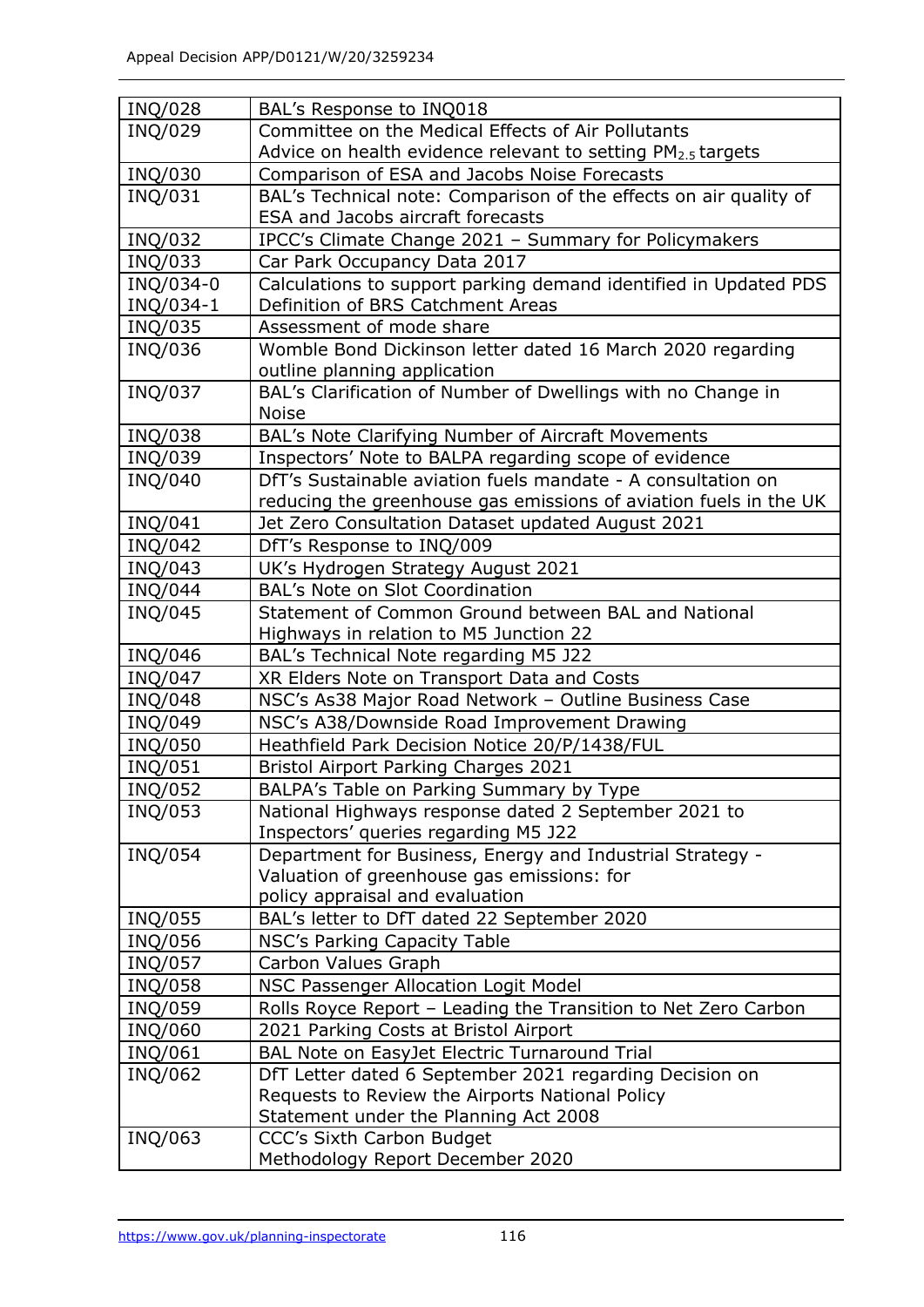| | |
|---|---|
| INQ/028 | BAL's Response to INQ018 |
| INQ/029 | Committee on the Medical Effects of Air Pollutants Advice on health evidence relevant to setting $PM_{2.5}$ targets |
| INQ/030 | Comparison of ESA and Jacobs Noise Forecasts |
| INQ/031 | BAL's Technical note: Comparison of the effects on air quality of ESA and Jacobs aircraft forecasts |
| INQ/032 | IPCC's Climate Change 2021 – Summary for Policymakers |
| INQ/033 | Car Park Occupancy Data 2017 |
| INQ/034-0 | Calculations to support parking demand identified in Updated PDS |
| INQ/034-1 | Definition of BRS Catchment Areas |
| INQ/035 | Assessment of mode share |
| INQ/036 | Womble Bond Dickinson letter dated 16 March 2020 regarding outline planning application |
| INQ/037 | BAL's Clarification of Number of Dwellings with no Change in Noise |
| INQ/038 | BAL's Note Clarifying Number of Aircraft Movements |
| INQ/039 | Inspectors' Note to BALPA regarding scope of evidence |
| INQ/040 | DfT's Sustainable aviation fuels mandate - A consultation on reducing the greenhouse gas emissions of aviation fuels in the UK |
| INQ/041 | Jet Zero Consultation Dataset updated August 2021 |
| INQ/042 | DfT's Response to INQ/009 |
| INQ/043 | UK's Hydrogen Strategy August 2021 |
| INQ/044 | BAL's Note on Slot Coordination |
| INQ/045 | Statement of Common Ground between BAL and National Highways in relation to M5 Junction 22 |
| INQ/046 | BAL's Technical Note regarding M5 J22 |
| INQ/047 | XR Elders Note on Transport Data and Costs |
| INQ/048 | NSC's As38 Major Road Network – Outline Business Case |
| INQ/049 | NSC's A38/Downside Road Improvement Drawing |
| INQ/050 | Heathfield Park Decision Notice 20/P/1438/FUL |
| INQ/051 | Bristol Airport Parking Charges 2021 |
| INQ/052 | BALPA's Table on Parking Summary by Type |
| INQ/053 | National Highways response dated 2 September 2021 to Inspectors' queries regarding M5 J22 |
| INQ/054 | Department for Business, Energy and Industrial Strategy - Valuation of greenhouse gas emissions: for policy appraisal and evaluation |
| INQ/055 | BAL's letter to DfT dated 22 September 2020 |
| INQ/056 | NSC's Parking Capacity Table |
| INQ/057 | Carbon Values Graph |
| INQ/058 | NSC Passenger Allocation Logit Model |
| INQ/059 | Rolls Royce Report – Leading the Transition to Net Zero Carbon |
| INQ/060 | 2021 Parking Costs at Bristol Airport |
| INQ/061 | BAL Note on EasyJet Electric Turnaround Trial |
| INQ/062 | DfT Letter dated 6 September 2021 regarding Decision on Requests to Review the Airports National Policy Statement under the Planning Act 2008 |
| INQ/063 | CCC's Sixth Carbon Budget Methodology Report December 2020 |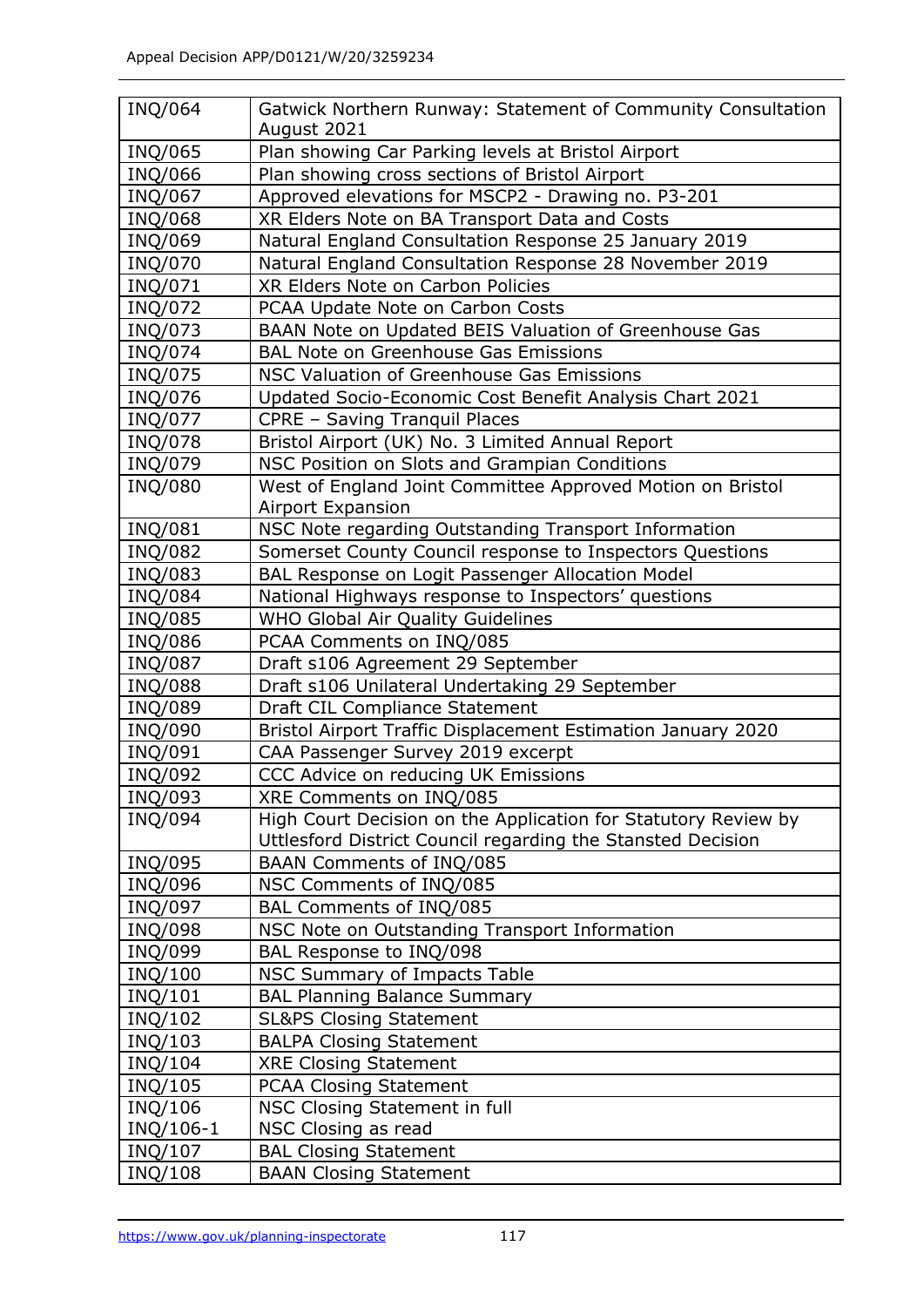| INQ/064 | Gatwick Northern Runway: Statement of Community Consultation August 2021 |
|---|---|
| INQ/065 | Plan showing Car Parking levels at Bristol Airport |
| INQ/066 | Plan showing cross sections of Bristol Airport |
| INQ/067 | Approved elevations for MSCP2 - Drawing no. P3-201 |
| INQ/068 | XR Elders Note on BA Transport Data and Costs |
| INQ/069 | Natural England Consultation Response 25 January 2019 |
| INQ/070 | Natural England Consultation Response 28 November 2019 |
| INQ/071 | XR Elders Note on Carbon Policies |
| INQ/072 | PCAA Update Note on Carbon Costs |
| INQ/073 | BAAN Note on Updated BEIS Valuation of Greenhouse Gas |
| INQ/074 | BAL Note on Greenhouse Gas Emissions |
| INQ/075 | NSC Valuation of Greenhouse Gas Emissions |
| INQ/076 | Updated Socio-Economic Cost Benefit Analysis Chart 2021 |
| INQ/077 | CPRE – Saving Tranquil Places |
| INQ/078 | Bristol Airport (UK) No. 3 Limited Annual Report |
| INQ/079 | NSC Position on Slots and Grampian Conditions |
| INQ/080 | West of England Joint Committee Approved Motion on Bristol Airport Expansion |
| INQ/081 | NSC Note regarding Outstanding Transport Information |
| INQ/082 | Somerset County Council response to Inspectors Questions |
| INQ/083 | BAL Response on Logit Passenger Allocation Model |
| INQ/084 | National Highways response to Inspectors' questions |
| INQ/085 | WHO Global Air Quality Guidelines |
| INQ/086 | PCAA Comments on INQ/085 |
| INQ/087 | Draft s106 Agreement 29 September |
| INQ/088 | Draft s106 Unilateral Undertaking 29 September |
| INQ/089 | Draft CIL Compliance Statement |
| INQ/090 | Bristol Airport Traffic Displacement Estimation January 2020 |
| INQ/091 | CAA Passenger Survey 2019 excerpt |
| INQ/092 | CCC Advice on reducing UK Emissions |
| INQ/093 | XRE Comments on INQ/085 |
| INQ/094 | High Court Decision on the Application for Statutory Review by Uttlesford District Council regarding the Stansted Decision |
| INQ/095 | BAAN Comments of INQ/085 |
| INQ/096 | NSC Comments of INQ/085 |
| INQ/097 | BAL Comments of INQ/085 |
| INQ/098 | NSC Note on Outstanding Transport Information |
| INQ/099 | BAL Response to INQ/098 |
| INQ/100 | NSC Summary of Impacts Table |
| INQ/101 | BAL Planning Balance Summary |
| INQ/102 | SL&PS Closing Statement |
| INQ/103 | BALPA Closing Statement |
| INQ/104 | XRE Closing Statement |
| INQ/105 | PCAA Closing Statement |
| INQ/106 | NSC Closing Statement in full |
| INQ/106-1 | NSC Closing as read |
| INQ/107 | BAL Closing Statement |
| INQ/108 | BAAN Closing Statement |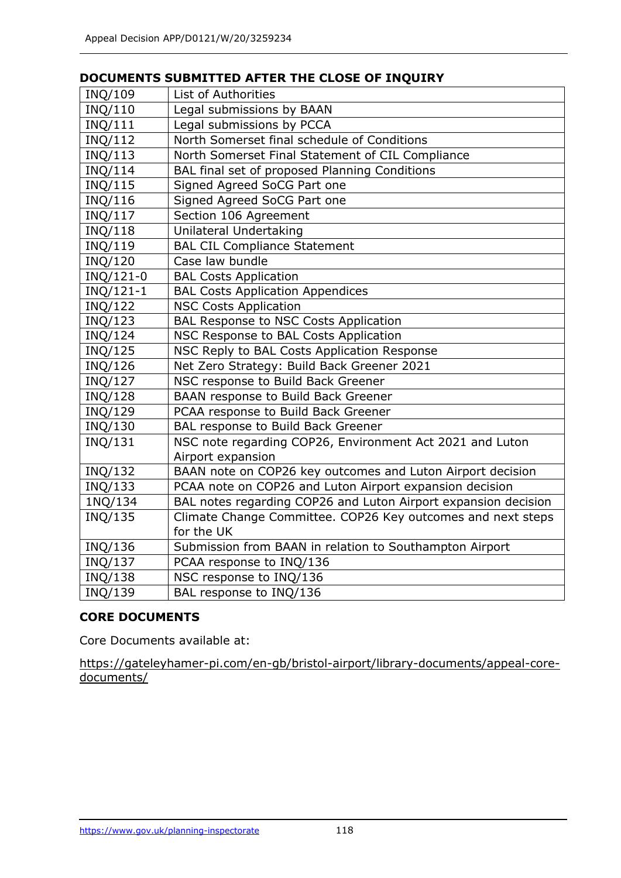## DOCUMENTS SUBMITTED AFTER THE CLOSE OF INQUIRY

| | |
|---|---|
| INQ/109 | List of Authorities |
| INQ/110 | Legal submissions by BAAN |
| INQ/111 | Legal submissions by PCCA |
| INQ/112 | North Somerset final schedule of Conditions |
| INQ/113 | North Somerset Final Statement of CIL Compliance |
| INQ/114 | BAL final set of proposed Planning Conditions |
| INQ/115 | Signed Agreed SoCG Part one |
| INQ/116 | Signed Agreed SoCG Part one |
| INQ/117 | Section 106 Agreement |
| INQ/118 | Unilateral Undertaking |
| INQ/119 | BAL CIL Compliance Statement |
| INQ/120 | Case law bundle |
| INQ/121-0 | BAL Costs Application |
| INQ/121-1 | BAL Costs Application Appendices |
| INQ/122 | NSC Costs Application |
| INQ/123 | BAL Response to NSC Costs Application |
| INQ/124 | NSC Response to BAL Costs Application |
| INQ/125 | NSC Reply to BAL Costs Application Response |
| INQ/126 | Net Zero Strategy: Build Back Greener 2021 |
| INQ/127 | NSC response to Build Back Greener |
| INQ/128 | BAAN response to Build Back Greener |
| INQ/129 | PCAA response to Build Back Greener |
| INQ/130 | BAL response to Build Back Greener |
| INQ/131 | NSC note regarding COP26, Environment Act 2021 and Luton Airport expansion |
| INQ/132 | BAAN note on COP26 key outcomes and Luton Airport decision |
| INQ/133 | PCAA note on COP26 and Luton Airport expansion decision |
| 1NQ/134 | BAL notes regarding COP26 and Luton Airport expansion decision |
| INQ/135 | Climate Change Committee. COP26 Key outcomes and next steps for the UK |
| INQ/136 | Submission from BAAN in relation to Southampton Airport |
| INQ/137 | PCAA response to INQ/136 |
| INQ/138 | NSC response to INQ/136 |
| INQ/139 | BAL response to INQ/136 |

## CORE DOCUMENTS

Core Documents available at:

https://gateleyhamer-pi.com/en-gb/bristol-airport/library-documents/appeal-core-documents/